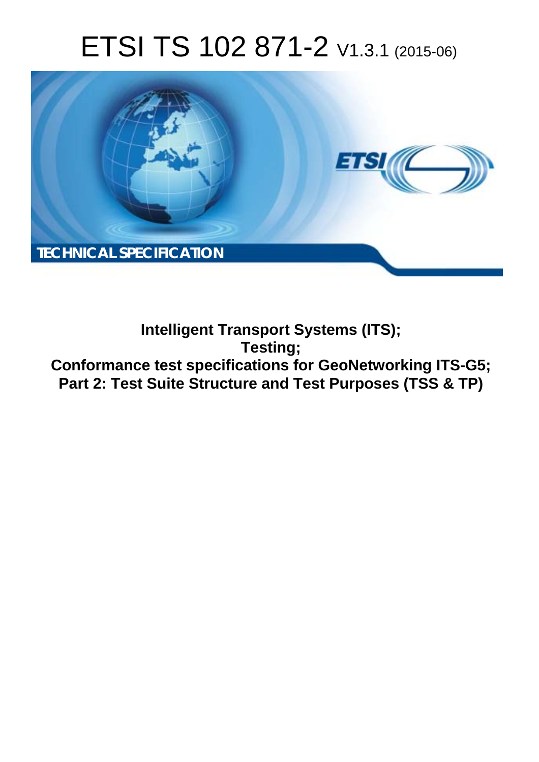# ETSI TS 102 871-2 V1.3.1 (2015-06)

TECHNICAL SPECIFICATION

**Intelligent Transport Systems (ITS);**
**Testing;**
**Conformance test specifications for GeoNetworking ITS-G5;**
**Part 2: Test Suite Structure and Test Purposes (TSS & TP)**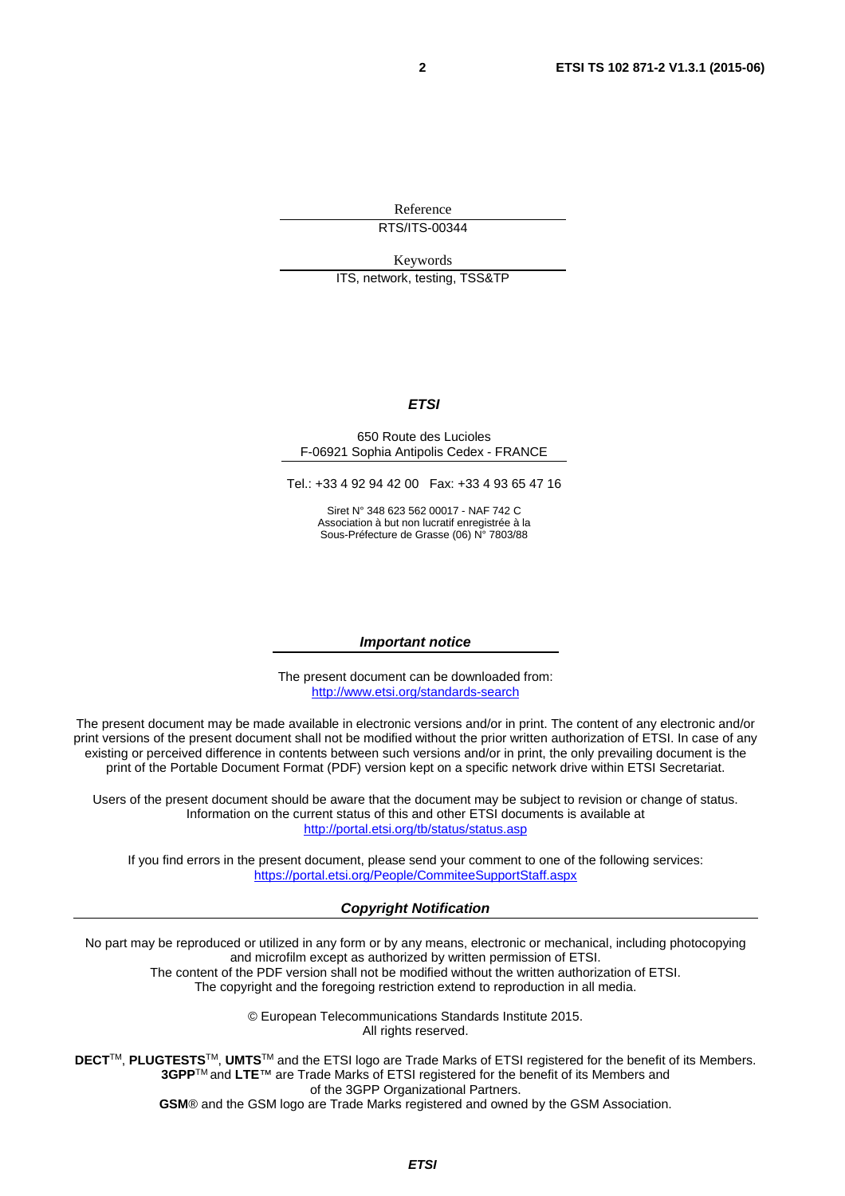Reference

RTS/ITS-00344

Keywords

ITS, network, testing, TSS&TP

***ETSI***

650 Route des Lucioles
F-06921 Sophia Antipolis Cedex - FRANCE

Tel.: +33 4 92 94 42 00 Fax: +33 4 93 65 47 16

Siret N° 348 623 562 00017 - NAF 742 C
Association à but non lucratif enregistrée à la
Sous-Préfecture de Grasse (06) N° 7803/88

***Important notice***

The present document can be downloaded from:
http://www.etsi.org/standards-search

The present document may be made available in electronic versions and/or in print. The content of any electronic and/or print versions of the present document shall not be modified without the prior written authorization of ETSI. In case of any existing or perceived difference in contents between such versions and/or in print, the only prevailing document is the print of the Portable Document Format (PDF) version kept on a specific network drive within ETSI Secretariat.

Users of the present document should be aware that the document may be subject to revision or change of status. Information on the current status of this and other ETSI documents is available at
http://portal.etsi.org/tb/status/status.asp

If you find errors in the present document, please send your comment to one of the following services:
https://portal.etsi.org/People/CommiteeSupportStaff.aspx

***Copyright Notification***

No part may be reproduced or utilized in any form or by any means, electronic or mechanical, including photocopying and microfilm except as authorized by written permission of ETSI.
The content of the PDF version shall not be modified without the written authorization of ETSI.
The copyright and the foregoing restriction extend to reproduction in all media.

© European Telecommunications Standards Institute 2015.
All rights reserved.

**DECT**™, **PLUGTESTS**™, **UMTS**™ and the ETSI logo are Trade Marks of ETSI registered for the benefit of its Members.
**3GPP**™ and **LTE**™ are Trade Marks of ETSI registered for the benefit of its Members and of the 3GPP Organizational Partners.
**GSM**® and the GSM logo are Trade Marks registered and owned by the GSM Association.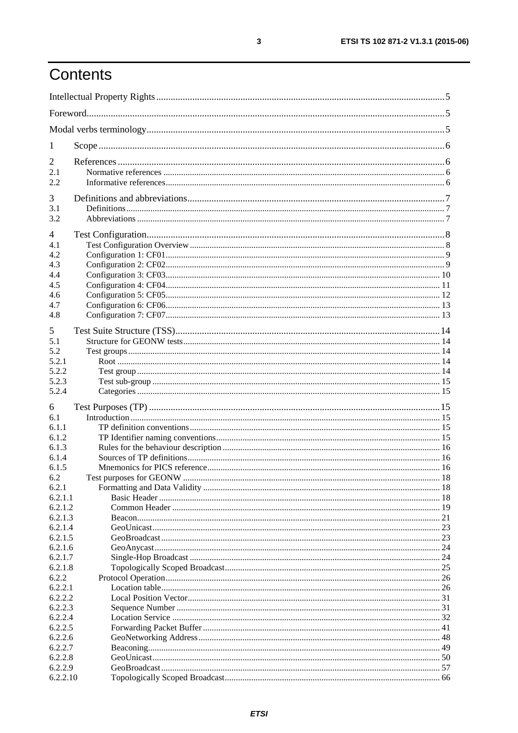# Contents

Intellectual Property Rights ........................................................................................................................ 5

Foreword ..................................................................................................................................................... 5

Modal verbs terminology ............................................................................................................................ 5

1 Scope ...................................................................................................................................................... 6

2 References .............................................................................................................................................. 6
- 2.1 Normative references ....................................................................................................................... 6
- 2.2 Informative references ..................................................................................................................... 6

3 Definitions and abbreviations .................................................................................................................. 7
- 3.1 Definitions ....................................................................................................................................... 7
- 3.2 Abbreviations ................................................................................................................................... 7

4 Test Configuration ................................................................................................................................... 8
- 4.1 Test Configuration Overview ........................................................................................................... 8
- 4.2 Configuration 1: CF01 ..................................................................................................................... 9
- 4.3 Configuration 2: CF02 ..................................................................................................................... 9
- 4.4 Configuration 3: CF03 ..................................................................................................................... 10
- 4.5 Configuration 4: CF04 ..................................................................................................................... 11
- 4.6 Configuration 5: CF05 ..................................................................................................................... 12
- 4.7 Configuration 6: CF06 ..................................................................................................................... 13
- 4.8 Configuration 7: CF07 ..................................................................................................................... 13

5 Test Suite Structure (TSS) ...................................................................................................................... 14
- 5.1 Structure for GEONW tests .............................................................................................................. 14
- 5.2 Test groups ...................................................................................................................................... 14
  - 5.2.1 Root ........................................................................................................................................... 14
  - 5.2.2 Test group .................................................................................................................................. 14
  - 5.2.3 Test sub-group ........................................................................................................................... 15
  - 5.2.4 Categories .................................................................................................................................. 15

6 Test Purposes (TP) .................................................................................................................................. 15
- 6.1 Introduction ..................................................................................................................................... 15
  - 6.1.1 TP definition conventions ........................................................................................................... 15
  - 6.1.2 TP Identifier naming conventions ............................................................................................... 15
  - 6.1.3 Rules for the behaviour description ............................................................................................ 16
  - 6.1.4 Sources of TP definitions ............................................................................................................ 16
  - 6.1.5 Mnemonics for PICS reference ................................................................................................... 16
- 6.2 Test purposes for GEONW .............................................................................................................. 18
  - 6.2.1 Formatting and Data Validity ...................................................................................................... 18
    - 6.2.1.1 Basic Header ......................................................................................................................... 18
    - 6.2.1.2 Common Header ................................................................................................................... 19
    - 6.2.1.3 Beacon ................................................................................................................................... 21
    - 6.2.1.4 GeoUnicast ............................................................................................................................ 23
    - 6.2.1.5 GeoBroadcast ........................................................................................................................ 23
    - 6.2.1.6 GeoAnycast ........................................................................................................................... 24
    - 6.2.1.7 Single-Hop Broadcast ............................................................................................................ 24
    - 6.2.1.8 Topologically Scoped Broadcast ............................................................................................ 25
  - 6.2.2 Protocol Operation ...................................................................................................................... 26
    - 6.2.2.1 Location table ........................................................................................................................ 26
    - 6.2.2.2 Local Position Vector ............................................................................................................. 31
    - 6.2.2.3 Sequence Number .................................................................................................................. 31
    - 6.2.2.4 Location Service .................................................................................................................... 32
    - 6.2.2.5 Forwarding Packet Buffer ...................................................................................................... 41
    - 6.2.2.6 GeoNetworking Address ........................................................................................................ 48
    - 6.2.2.7 Beaconing .............................................................................................................................. 49
    - 6.2.2.8 GeoUnicast ............................................................................................................................ 50
    - 6.2.2.9 GeoBroadcast ........................................................................................................................ 57
    - 6.2.2.10 Topologically Scoped Broadcast .......................................................................................... 66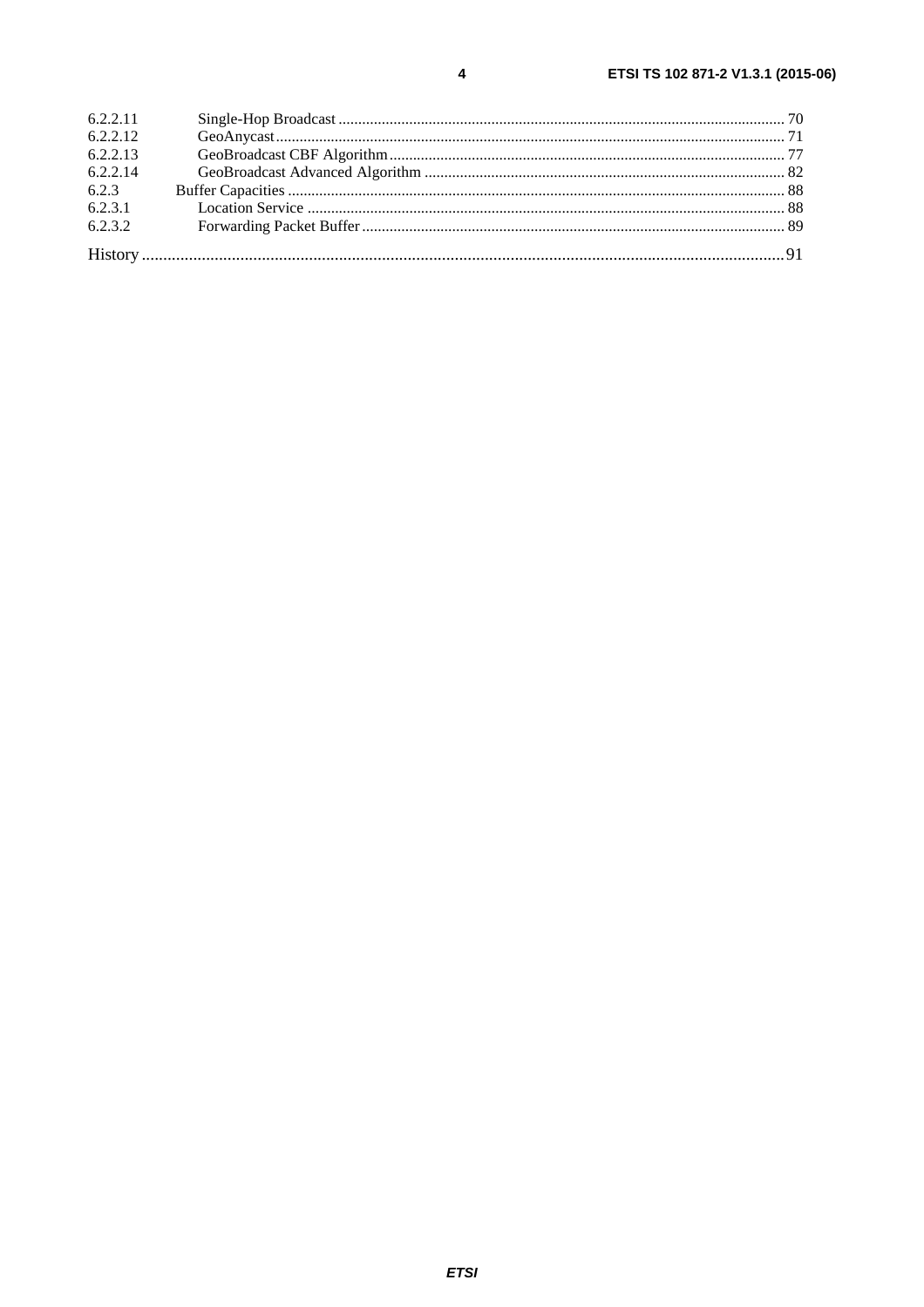6.2.2.11 Single-Hop Broadcast ............................................................................................................................ 70
6.2.2.12 GeoAnycast ................................................................................................................................................. 71
6.2.2.13 GeoBroadcast CBF Algorithm .................................................................................................................... 77
6.2.2.14 GeoBroadcast Advanced Algorithm ........................................................................................................... 82
6.2.3 Buffer Capacities ............................................................................................................................................. 88
6.2.3.1 Location Service ......................................................................................................................................... 88
6.2.3.2 Forwarding Packet Buffer ........................................................................................................................... 89

History ....................................................................................................................................................................... 91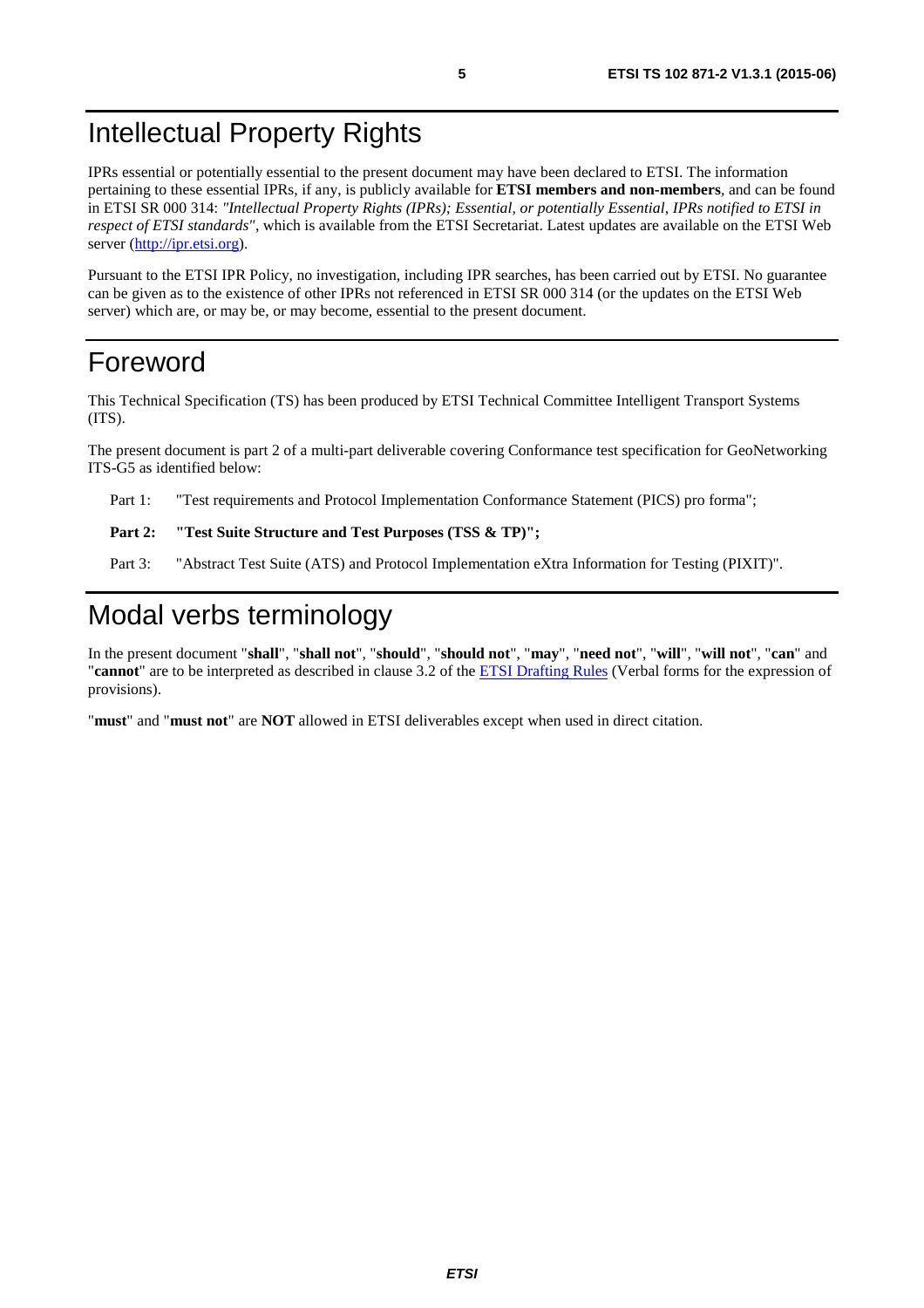# Intellectual Property Rights

IPRs essential or potentially essential to the present document may have been declared to ETSI. The information pertaining to these essential IPRs, if any, is publicly available for **ETSI members and non-members**, and can be found in ETSI SR 000 314: *"Intellectual Property Rights (IPRs); Essential, or potentially Essential, IPRs notified to ETSI in respect of ETSI standards"*, which is available from the ETSI Secretariat. Latest updates are available on the ETSI Web server (http://ipr.etsi.org).

Pursuant to the ETSI IPR Policy, no investigation, including IPR searches, has been carried out by ETSI. No guarantee can be given as to the existence of other IPRs not referenced in ETSI SR 000 314 (or the updates on the ETSI Web server) which are, or may be, or may become, essential to the present document.

# Foreword

This Technical Specification (TS) has been produced by ETSI Technical Committee Intelligent Transport Systems (ITS).

The present document is part 2 of a multi-part deliverable covering Conformance test specification for GeoNetworking ITS-G5 as identified below:

Part 1: "Test requirements and Protocol Implementation Conformance Statement (PICS) pro forma";

**Part 2: "Test Suite Structure and Test Purposes (TSS & TP)";**

Part 3: "Abstract Test Suite (ATS) and Protocol Implementation eXtra Information for Testing (PIXIT)".

# Modal verbs terminology

In the present document "**shall**", "**shall not**", "**should**", "**should not**", "**may**", "**need not**", "**will**", "**will not**", "**can**" and "**cannot**" are to be interpreted as described in clause 3.2 of the ETSI Drafting Rules (Verbal forms for the expression of provisions).

"**must**" and "**must not**" are **NOT** allowed in ETSI deliverables except when used in direct citation.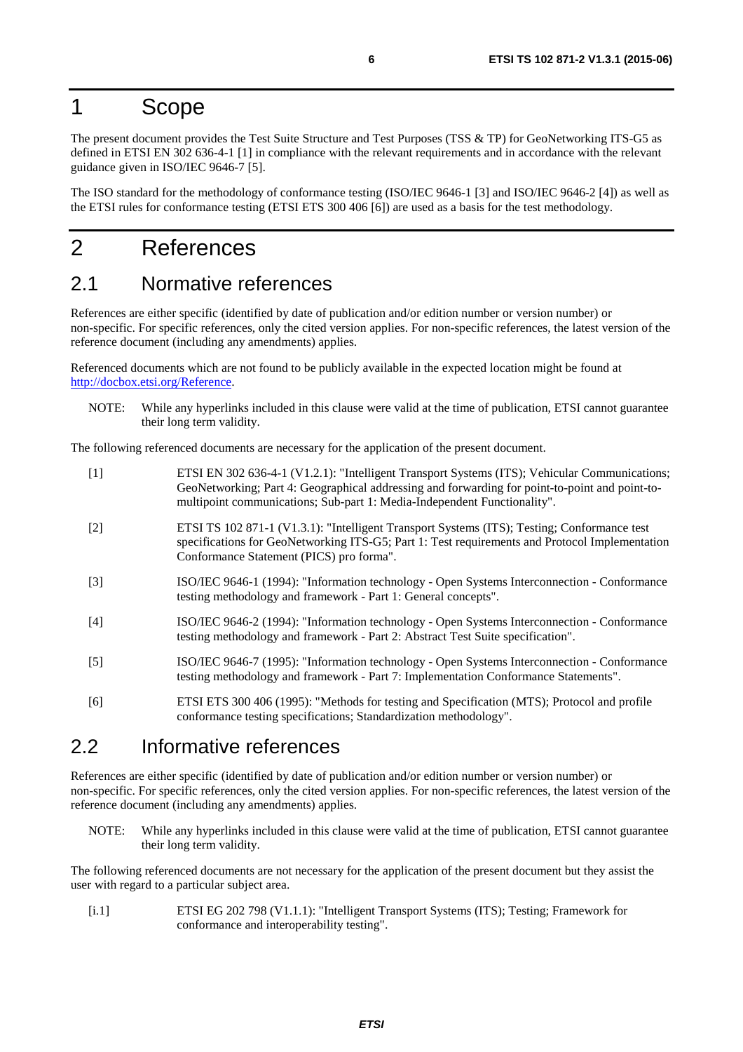# 1 Scope

The present document provides the Test Suite Structure and Test Purposes (TSS & TP) for GeoNetworking ITS-G5 as defined in ETSI EN 302 636-4-1 [1] in compliance with the relevant requirements and in accordance with the relevant guidance given in ISO/IEC 9646-7 [5].

The ISO standard for the methodology of conformance testing (ISO/IEC 9646-1 [3] and ISO/IEC 9646-2 [4]) as well as the ETSI rules for conformance testing (ETSI ETS 300 406 [6]) are used as a basis for the test methodology.

# 2 References

## 2.1 Normative references

References are either specific (identified by date of publication and/or edition number or version number) or non-specific. For specific references, only the cited version applies. For non-specific references, the latest version of the reference document (including any amendments) applies.

Referenced documents which are not found to be publicly available in the expected location might be found at http://docbox.etsi.org/Reference.

NOTE: While any hyperlinks included in this clause were valid at the time of publication, ETSI cannot guarantee their long term validity.

The following referenced documents are necessary for the application of the present document.

[1] ETSI EN 302 636-4-1 (V1.2.1): "Intelligent Transport Systems (ITS); Vehicular Communications; GeoNetworking; Part 4: Geographical addressing and forwarding for point-to-point and point-to-multipoint communications; Sub-part 1: Media-Independent Functionality".

[2] ETSI TS 102 871-1 (V1.3.1): "Intelligent Transport Systems (ITS); Testing; Conformance test specifications for GeoNetworking ITS-G5; Part 1: Test requirements and Protocol Implementation Conformance Statement (PICS) pro forma".

[3] ISO/IEC 9646-1 (1994): "Information technology - Open Systems Interconnection - Conformance testing methodology and framework - Part 1: General concepts".

[4] ISO/IEC 9646-2 (1994): "Information technology - Open Systems Interconnection - Conformance testing methodology and framework - Part 2: Abstract Test Suite specification".

[5] ISO/IEC 9646-7 (1995): "Information technology - Open Systems Interconnection - Conformance testing methodology and framework - Part 7: Implementation Conformance Statements".

[6] ETSI ETS 300 406 (1995): "Methods for testing and Specification (MTS); Protocol and profile conformance testing specifications; Standardization methodology".

## 2.2 Informative references

References are either specific (identified by date of publication and/or edition number or version number) or non-specific. For specific references, only the cited version applies. For non-specific references, the latest version of the reference document (including any amendments) applies.

NOTE: While any hyperlinks included in this clause were valid at the time of publication, ETSI cannot guarantee their long term validity.

The following referenced documents are not necessary for the application of the present document but they assist the user with regard to a particular subject area.

[i.1] ETSI EG 202 798 (V1.1.1): "Intelligent Transport Systems (ITS); Testing; Framework for conformance and interoperability testing".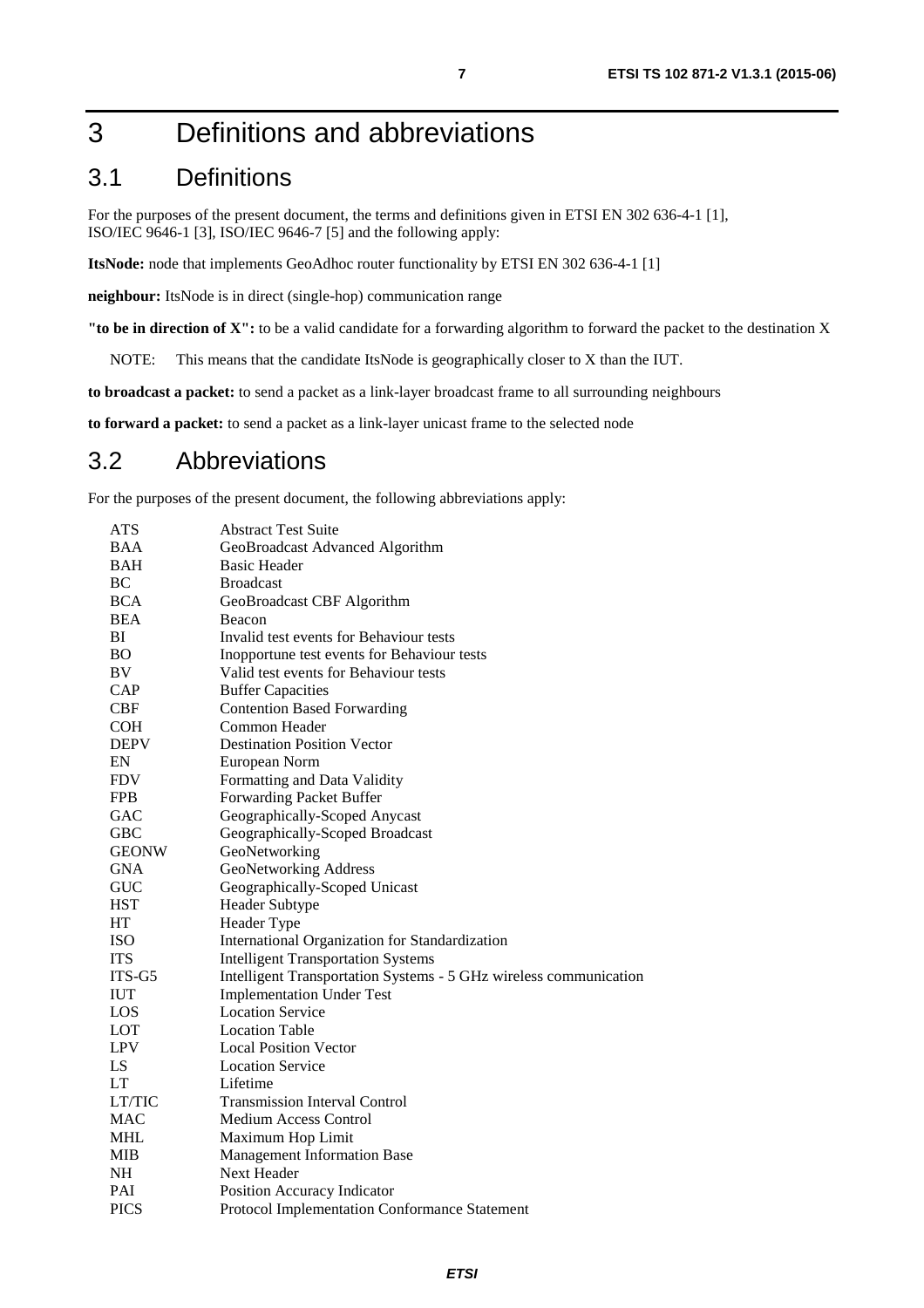# 3 Definitions and abbreviations

## 3.1 Definitions

For the purposes of the present document, the terms and definitions given in ETSI EN 302 636-4-1 [1], ISO/IEC 9646-1 [3], ISO/IEC 9646-7 [5] and the following apply:

**ItsNode:** node that implements GeoAdhoc router functionality by ETSI EN 302 636-4-1 [1]

**neighbour:** ItsNode is in direct (single-hop) communication range

**"to be in direction of X":** to be a valid candidate for a forwarding algorithm to forward the packet to the destination X

NOTE: This means that the candidate ItsNode is geographically closer to X than the IUT.

**to broadcast a packet:** to send a packet as a link-layer broadcast frame to all surrounding neighbours

**to forward a packet:** to send a packet as a link-layer unicast frame to the selected node

## 3.2 Abbreviations

For the purposes of the present document, the following abbreviations apply:

| | |
|---|---|
| ATS | Abstract Test Suite |
| BAA | GeoBroadcast Advanced Algorithm |
| BAH | Basic Header |
| BC | Broadcast |
| BCA | GeoBroadcast CBF Algorithm |
| BEA | Beacon |
| BI | Invalid test events for Behaviour tests |
| BO | Inopportune test events for Behaviour tests |
| BV | Valid test events for Behaviour tests |
| CAP | Buffer Capacities |
| CBF | Contention Based Forwarding |
| COH | Common Header |
| DEPV | Destination Position Vector |
| EN | European Norm |
| FDV | Formatting and Data Validity |
| FPB | Forwarding Packet Buffer |
| GAC | Geographically-Scoped Anycast |
| GBC | Geographically-Scoped Broadcast |
| GEONW | GeoNetworking |
| GNA | GeoNetworking Address |
| GUC | Geographically-Scoped Unicast |
| HST | Header Subtype |
| HT | Header Type |
| ISO | International Organization for Standardization |
| ITS | Intelligent Transportation Systems |
| ITS-G5 | Intelligent Transportation Systems - 5 GHz wireless communication |
| IUT | Implementation Under Test |
| LOS | Location Service |
| LOT | Location Table |
| LPV | Local Position Vector |
| LS | Location Service |
| LT | Lifetime |
| LT/TIC | Transmission Interval Control |
| MAC | Medium Access Control |
| MHL | Maximum Hop Limit |
| MIB | Management Information Base |
| NH | Next Header |
| PAI | Position Accuracy Indicator |
| PICS | Protocol Implementation Conformance Statement |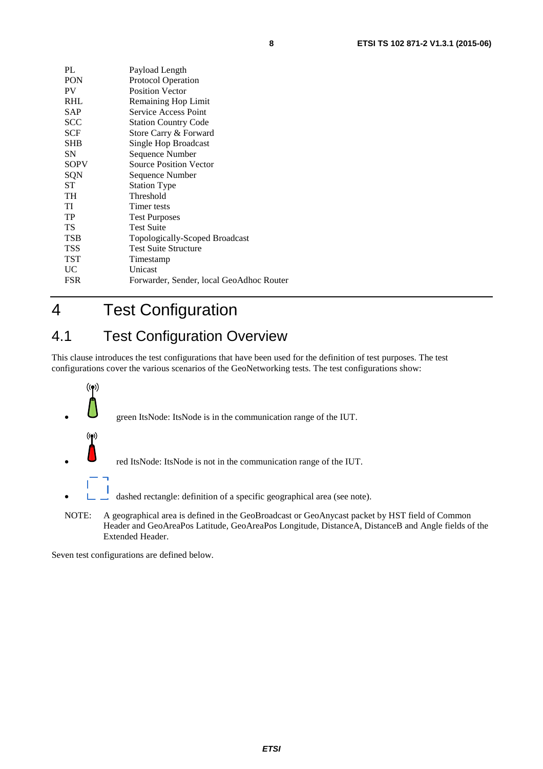| | |
|---|---|
| PL | Payload Length |
| PON | Protocol Operation |
| PV | Position Vector |
| RHL | Remaining Hop Limit |
| SAP | Service Access Point |
| SCC | Station Country Code |
| SCF | Store Carry & Forward |
| SHB | Single Hop Broadcast |
| SN | Sequence Number |
| SOPV | Source Position Vector |
| SQN | Sequence Number |
| ST | Station Type |
| TH | Threshold |
| TI | Timer tests |
| TP | Test Purposes |
| TS | Test Suite |
| TSB | Topologically-Scoped Broadcast |
| TSS | Test Suite Structure |
| TST | Timestamp |
| UC | Unicast |
| FSR | Forwarder, Sender, local GeoAdhoc Router |

# 4 Test Configuration

## 4.1 Test Configuration Overview

This clause introduces the test configurations that have been used for the definition of test purposes. The test configurations cover the various scenarios of the GeoNetworking tests. The test configurations show:

- green ItsNode: ItsNode is in the communication range of the IUT.
- red ItsNode: ItsNode is not in the communication range of the IUT.
- dashed rectangle: definition of a specific geographical area (see note).

NOTE: A geographical area is defined in the GeoBroadcast or GeoAnycast packet by HST field of Common Header and GeoAreaPos Latitude, GeoAreaPos Longitude, DistanceA, DistanceB and Angle fields of the Extended Header.

Seven test configurations are defined below.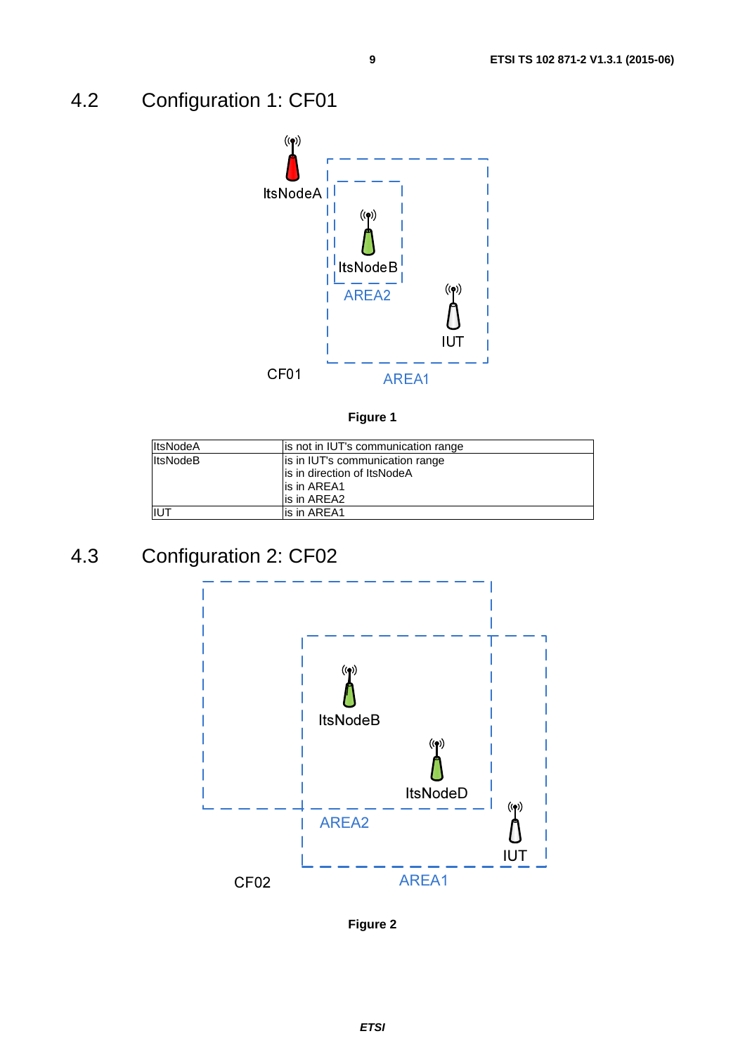## 4.2 Configuration 1: CF01

**Figure 1**

| | |
|---|---|
| ItsNodeA | is not in IUT's communication range |
| ItsNodeB | is in IUT's communication range<br>is in direction of ItsNodeA<br>is in AREA1<br>is in AREA2 |
| IUT | is in AREA1 |

## 4.3 Configuration 2: CF02

**Figure 2**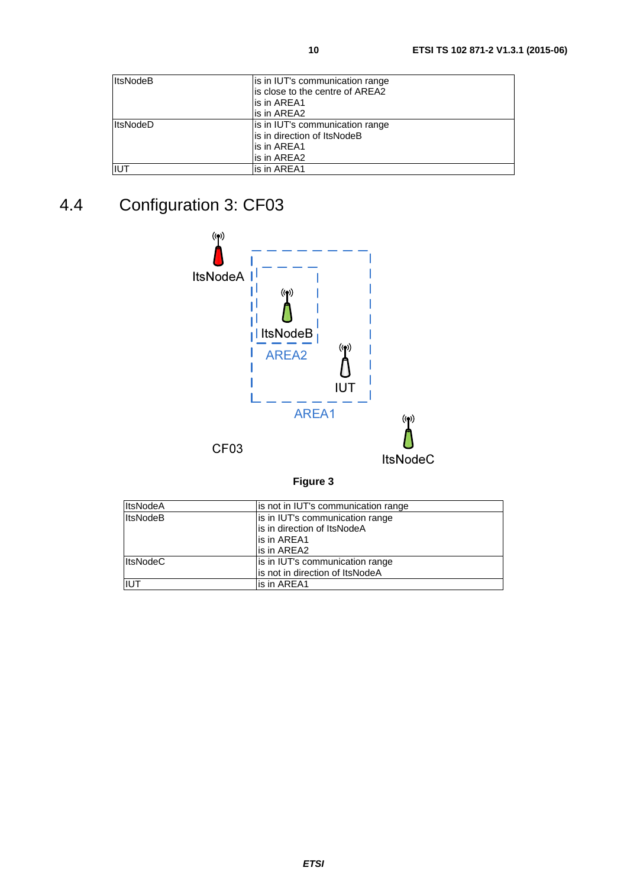| ItsNodeB | is in IUT's communication range<br>is close to the centre of AREA2<br>is in AREA1<br>is in AREA2 |
|---|---|
| ItsNodeD | is in IUT's communication range<br>is in direction of ItsNodeB<br>is in AREA1<br>is in AREA2 |
| IUT | is in AREA1 |

## 4.4 Configuration 3: CF03

ItsNodeA

ItsNodeB

AREA2

IUT

AREA1

CF03

ItsNodeC

**Figure 3**

| ItsNodeA | is not in IUT's communication range |
|---|---|
| ItsNodeB | is in IUT's communication range<br>is in direction of ItsNodeA<br>is in AREA1<br>is in AREA2 |
| ItsNodeC | is in IUT's communication range<br>is not in direction of ItsNodeA |
| IUT | is in AREA1 |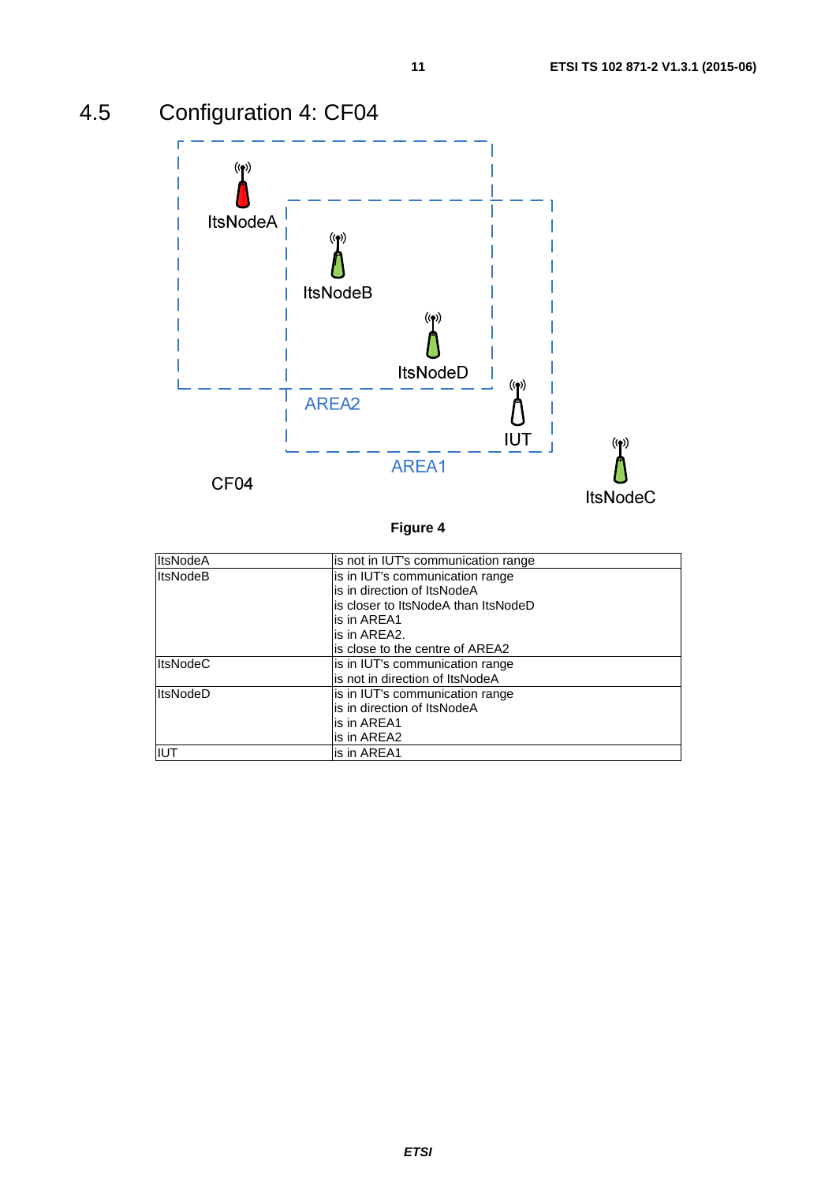## 4.5 Configuration 4: CF04

ItsNodeA

ItsNodeB

ItsNodeD

AREA2

IUT

AREA1

CF04

ItsNodeC

**Figure 4**

| | |
|---|---|
| ItsNodeA | is not in IUT's communication range |
| ItsNodeB | is in IUT's communication range<br>is in direction of ItsNodeA<br>is closer to ItsNodeA than ItsNodeD<br>is in AREA1<br>is in AREA2.<br>is close to the centre of AREA2 |
| ItsNodeC | is in IUT's communication range<br>is not in direction of ItsNodeA |
| ItsNodeD | is in IUT's communication range<br>is in direction of ItsNodeA<br>is in AREA1<br>is in AREA2 |
| IUT | is in AREA1 |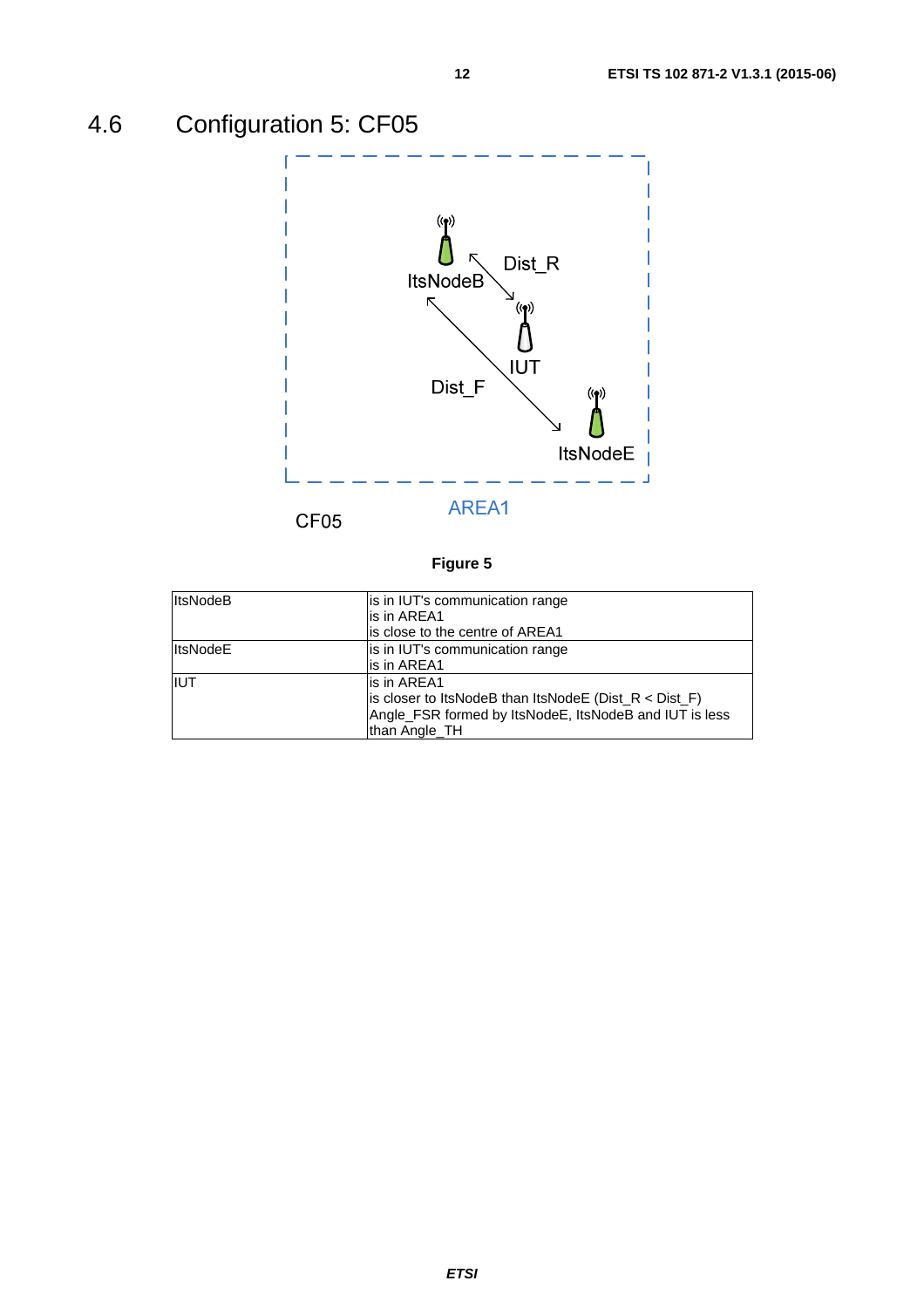## 4.6 Configuration 5: CF05

Figure 5

| ItsNodeB | is in IUT's communication range<br>is in AREA1<br>is close to the centre of AREA1 |
|---|---|
| ItsNodeE | is in IUT's communication range<br>is in AREA1 |
| IUT | is in AREA1<br>is closer to ItsNodeB than ItsNodeE (Dist_R < Dist_F)<br>Angle_FSR formed by ItsNodeE, ItsNodeB and IUT is less than Angle_TH |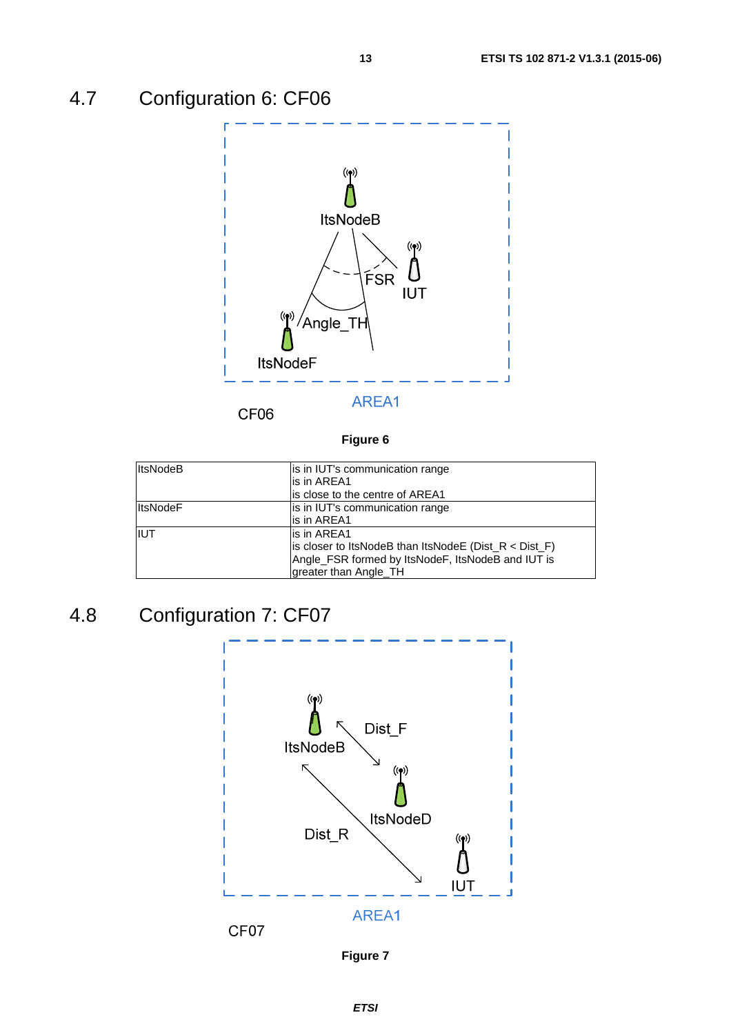## 4.7 Configuration 6: CF06

CF06

Figure 6

| ItsNodeB | is in IUT's communication range<br>is in AREA1<br>is close to the centre of AREA1 |
|---|---|
| ItsNodeF | is in IUT's communication range<br>is in AREA1 |
| IUT | is in AREA1<br>is closer to ItsNodeB than ItsNodeE (Dist_R < Dist_F)<br>Angle_FSR formed by ItsNodeF, ItsNodeB and IUT is greater than Angle_TH |

## 4.8 Configuration 7: CF07

CF07

Figure 7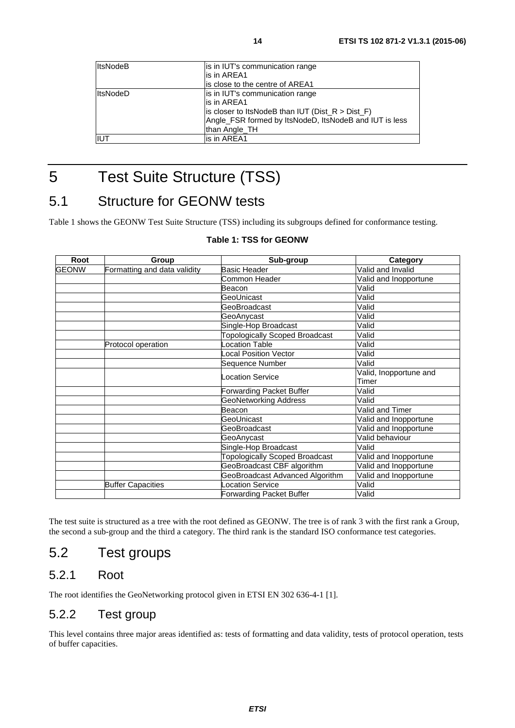| ItsNodeB | is in IUT's communication range<br>is in AREA1<br>is close to the centre of AREA1 |
|---|---|
| ItsNodeD | is in IUT's communication range<br>is in AREA1<br>is closer to ItsNodeB than IUT (Dist_R > Dist_F)<br>Angle_FSR formed by ItsNodeD, ItsNodeB and IUT is less than Angle_TH |
| IUT | is in AREA1 |

# 5 Test Suite Structure (TSS)

## 5.1 Structure for GEONW tests

Table 1 shows the GEONW Test Suite Structure (TSS) including its subgroups defined for conformance testing.

**Table 1: TSS for GEONW**

| Root | Group | Sub-group | Category |
|---|---|---|---|
| GEONW | Formatting and data validity | Basic Header | Valid and Invalid |
| | | Common Header | Valid and Inopportune |
| | | Beacon | Valid |
| | | GeoUnicast | Valid |
| | | GeoBroadcast | Valid |
| | | GeoAnycast | Valid |
| | | Single-Hop Broadcast | Valid |
| | | Topologically Scoped Broadcast | Valid |
| | Protocol operation | Location Table | Valid |
| | | Local Position Vector | Valid |
| | | Sequence Number | Valid |
| | | Location Service | Valid, Inopportune and Timer |
| | | Forwarding Packet Buffer | Valid |
| | | GeoNetworking Address | Valid |
| | | Beacon | Valid and Timer |
| | | GeoUnicast | Valid and Inopportune |
| | | GeoBroadcast | Valid and Inopportune |
| | | GeoAnycast | Valid behaviour |
| | | Single-Hop Broadcast | Valid |
| | | Topologically Scoped Broadcast | Valid and Inopportune |
| | | GeoBroadcast CBF algorithm | Valid and Inopportune |
| | | GeoBroadcast Advanced Algorithm | Valid and Inopportune |
| | Buffer Capacities | Location Service | Valid |
| | | Forwarding Packet Buffer | Valid |

The test suite is structured as a tree with the root defined as GEONW. The tree is of rank 3 with the first rank a Group, the second a sub-group and the third a category. The third rank is the standard ISO conformance test categories.

## 5.2 Test groups

### 5.2.1 Root

The root identifies the GeoNetworking protocol given in ETSI EN 302 636-4-1 [1].

### 5.2.2 Test group

This level contains three major areas identified as: tests of formatting and data validity, tests of protocol operation, tests of buffer capacities.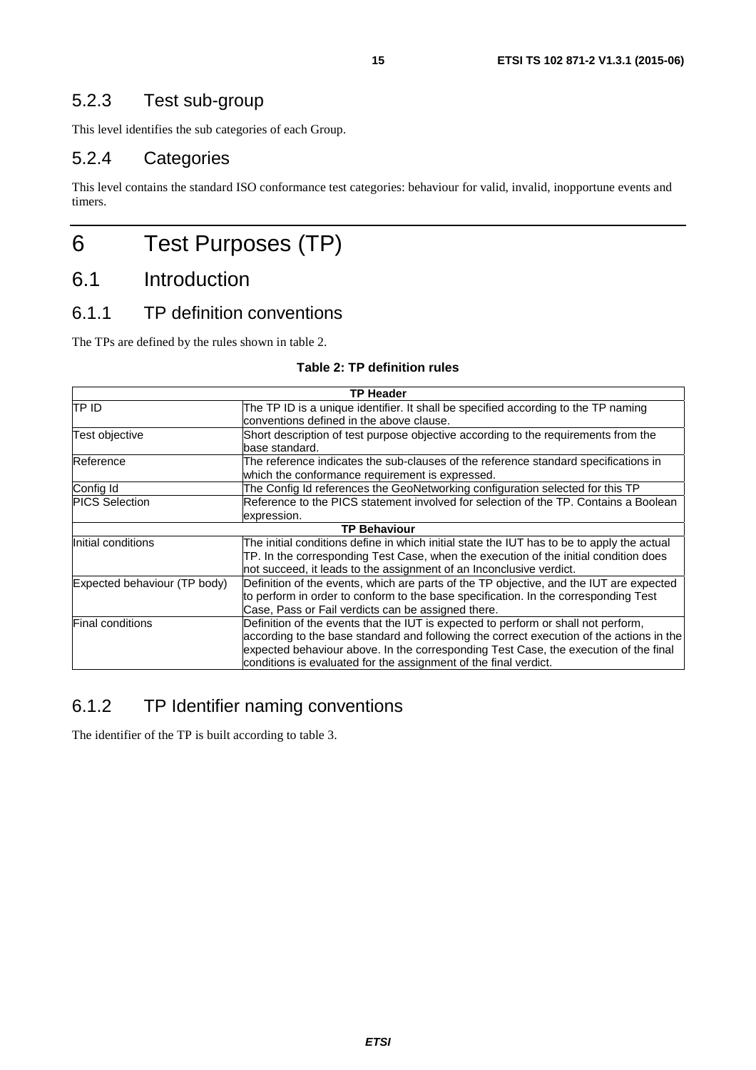### 5.2.3 Test sub-group

This level identifies the sub categories of each Group.

### 5.2.4 Categories

This level contains the standard ISO conformance test categories: behaviour for valid, invalid, inopportune events and timers.

# 6 Test Purposes (TP)

## 6.1 Introduction

### 6.1.1 TP definition conventions

The TPs are defined by the rules shown in table 2.

**Table 2: TP definition rules**

| **TP Header** | |
|---|---|
| TP ID | The TP ID is a unique identifier. It shall be specified according to the TP naming conventions defined in the above clause. |
| Test objective | Short description of test purpose objective according to the requirements from the base standard. |
| Reference | The reference indicates the sub-clauses of the reference standard specifications in which the conformance requirement is expressed. |
| Config Id | The Config Id references the GeoNetworking configuration selected for this TP |
| PICS Selection | Reference to the PICS statement involved for selection of the TP. Contains a Boolean expression. |
| **TP Behaviour** | |
| Initial conditions | The initial conditions define in which initial state the IUT has to be to apply the actual TP. In the corresponding Test Case, when the execution of the initial condition does not succeed, it leads to the assignment of an Inconclusive verdict. |
| Expected behaviour (TP body) | Definition of the events, which are parts of the TP objective, and the IUT are expected to perform in order to conform to the base specification. In the corresponding Test Case, Pass or Fail verdicts can be assigned there. |
| Final conditions | Definition of the events that the IUT is expected to perform or shall not perform, according to the base standard and following the correct execution of the actions in the expected behaviour above. In the corresponding Test Case, the execution of the final conditions is evaluated for the assignment of the final verdict. |

### 6.1.2 TP Identifier naming conventions

The identifier of the TP is built according to table 3.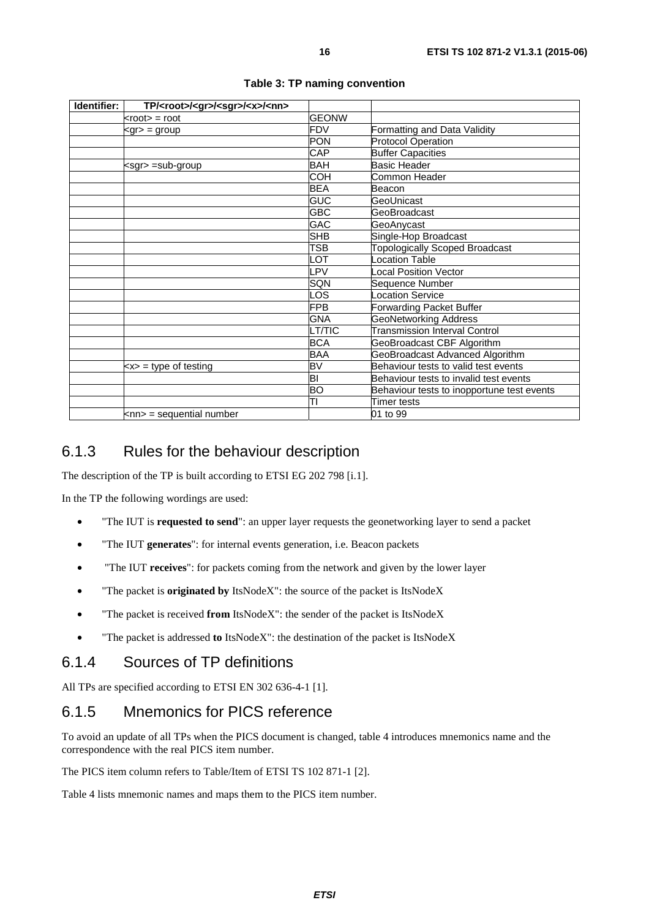**Table 3: TP naming convention**

| Identifier: | TP/<root>/<gr>/<sgr>/<x>/<nn> | | |
|---|---|---|---|
| | <root> = root | GEONW | |
| | <gr> = group | FDV | Formatting and Data Validity |
| | | PON | Protocol Operation |
| | | CAP | Buffer Capacities |
| | <sgr> =sub-group | BAH | Basic Header |
| | | COH | Common Header |
| | | BEA | Beacon |
| | | GUC | GeoUnicast |
| | | GBC | GeoBroadcast |
| | | GAC | GeoAnycast |
| | | SHB | Single-Hop Broadcast |
| | | TSB | Topologically Scoped Broadcast |
| | | LOT | Location Table |
| | | LPV | Local Position Vector |
| | | SQN | Sequence Number |
| | | LOS | Location Service |
| | | FPB | Forwarding Packet Buffer |
| | | GNA | GeoNetworking Address |
| | | LT/TIC | Transmission Interval Control |
| | | BCA | GeoBroadcast CBF Algorithm |
| | | BAA | GeoBroadcast Advanced Algorithm |
| | <x> = type of testing | BV | Behaviour tests to valid test events |
| | | BI | Behaviour tests to invalid test events |
| | | BO | Behaviour tests to inopportune test events |
| | | TI | Timer tests |
| | <nn> = sequential number | | 01 to 99 |

## 6.1.3 Rules for the behaviour description

The description of the TP is built according to ETSI EG 202 798 [i.1].

In the TP the following wordings are used:

- "The IUT is **requested to send**": an upper layer requests the geonetworking layer to send a packet
- "The IUT **generates**": for internal events generation, i.e. Beacon packets
- "The IUT **receives**": for packets coming from the network and given by the lower layer
- "The packet is **originated by** ItsNodeX": the source of the packet is ItsNodeX
- "The packet is received **from** ItsNodeX": the sender of the packet is ItsNodeX
- "The packet is addressed **to** ItsNodeX": the destination of the packet is ItsNodeX

## 6.1.4 Sources of TP definitions

All TPs are specified according to ETSI EN 302 636-4-1 [1].

## 6.1.5 Mnemonics for PICS reference

To avoid an update of all TPs when the PICS document is changed, table 4 introduces mnemonics name and the correspondence with the real PICS item number.

The PICS item column refers to Table/Item of ETSI TS 102 871-1 [2].

Table 4 lists mnemonic names and maps them to the PICS item number.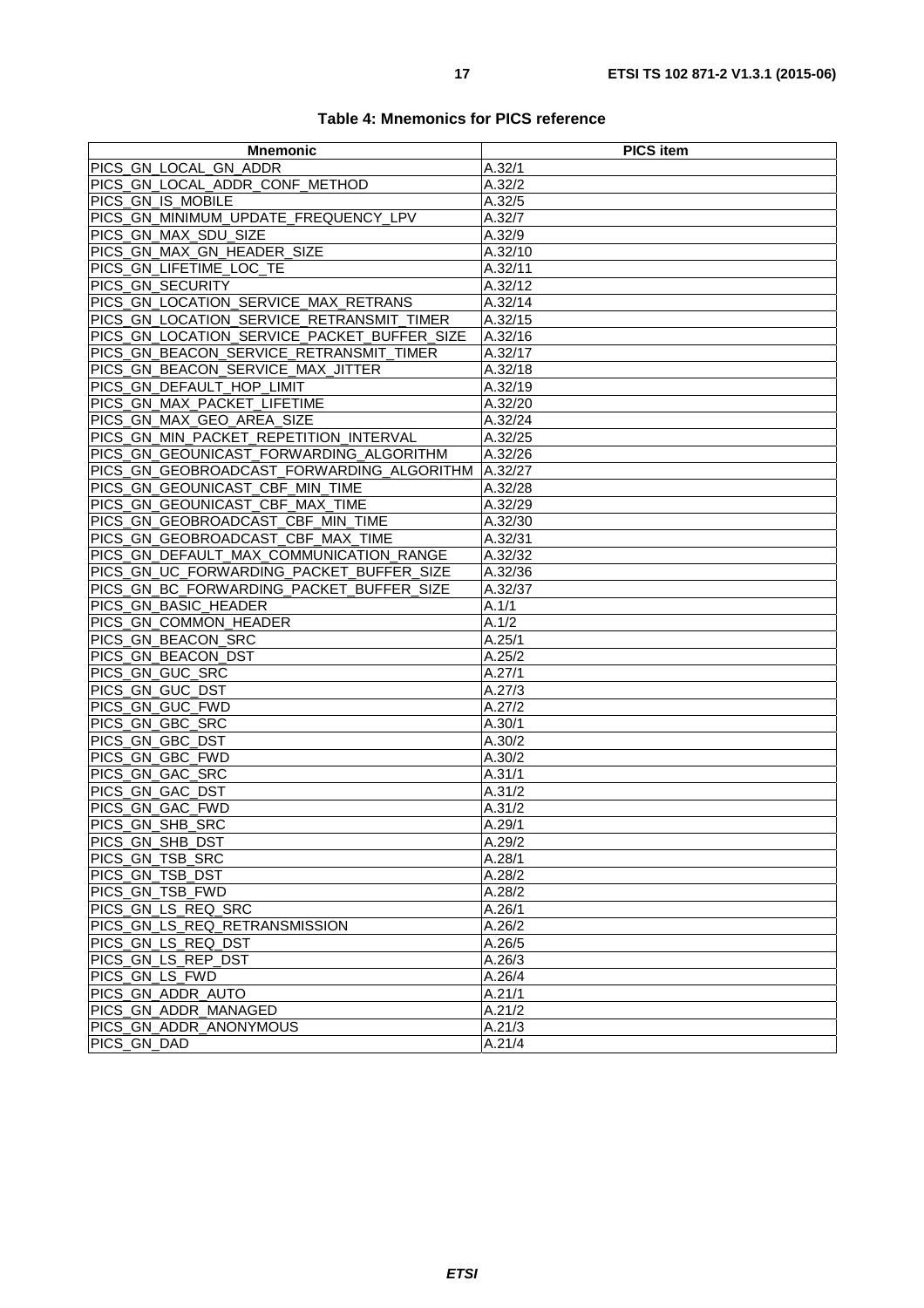**Table 4: Mnemonics for PICS reference**

| Mnemonic | PICS item |
| --- | --- |
| PICS_GN_LOCAL_GN_ADDR | A.32/1 |
| PICS_GN_LOCAL_ADDR_CONF_METHOD | A.32/2 |
| PICS_GN_IS_MOBILE | A.32/5 |
| PICS_GN_MINIMUM_UPDATE_FREQUENCY_LPV | A.32/7 |
| PICS_GN_MAX_SDU_SIZE | A.32/9 |
| PICS_GN_MAX_GN_HEADER_SIZE | A.32/10 |
| PICS_GN_LIFETIME_LOC_TE | A.32/11 |
| PICS_GN_SECURITY | A.32/12 |
| PICS_GN_LOCATION_SERVICE_MAX_RETRANS | A.32/14 |
| PICS_GN_LOCATION_SERVICE_RETRANSMIT_TIMER | A.32/15 |
| PICS_GN_LOCATION_SERVICE_PACKET_BUFFER_SIZE | A.32/16 |
| PICS_GN_BEACON_SERVICE_RETRANSMIT_TIMER | A.32/17 |
| PICS_GN_BEACON_SERVICE_MAX_JITTER | A.32/18 |
| PICS_GN_DEFAULT_HOP_LIMIT | A.32/19 |
| PICS_GN_MAX_PACKET_LIFETIME | A.32/20 |
| PICS_GN_MAX_GEO_AREA_SIZE | A.32/24 |
| PICS_GN_MIN_PACKET_REPETITION_INTERVAL | A.32/25 |
| PICS_GN_GEOUNICAST_FORWARDING_ALGORITHM | A.32/26 |
| PICS_GN_GEOBROADCAST_FORWARDING_ALGORITHM | A.32/27 |
| PICS_GN_GEOUNICAST_CBF_MIN_TIME | A.32/28 |
| PICS_GN_GEOUNICAST_CBF_MAX_TIME | A.32/29 |
| PICS_GN_GEOBROADCAST_CBF_MIN_TIME | A.32/30 |
| PICS_GN_GEOBROADCAST_CBF_MAX_TIME | A.32/31 |
| PICS_GN_DEFAULT_MAX_COMMUNICATION_RANGE | A.32/32 |
| PICS_GN_UC_FORWARDING_PACKET_BUFFER_SIZE | A.32/36 |
| PICS_GN_BC_FORWARDING_PACKET_BUFFER_SIZE | A.32/37 |
| PICS_GN_BASIC_HEADER | A.1/1 |
| PICS_GN_COMMON_HEADER | A.1/2 |
| PICS_GN_BEACON_SRC | A.25/1 |
| PICS_GN_BEACON_DST | A.25/2 |
| PICS_GN_GUC_SRC | A.27/1 |
| PICS_GN_GUC_DST | A.27/3 |
| PICS_GN_GUC_FWD | A.27/2 |
| PICS_GN_GBC_SRC | A.30/1 |
| PICS_GN_GBC_DST | A.30/2 |
| PICS_GN_GBC_FWD | A.30/2 |
| PICS_GN_GAC_SRC | A.31/1 |
| PICS_GN_GAC_DST | A.31/2 |
| PICS_GN_GAC_FWD | A.31/2 |
| PICS_GN_SHB_SRC | A.29/1 |
| PICS_GN_SHB_DST | A.29/2 |
| PICS_GN_TSB_SRC | A.28/1 |
| PICS_GN_TSB_DST | A.28/2 |
| PICS_GN_TSB_FWD | A.28/2 |
| PICS_GN_LS_REQ_SRC | A.26/1 |
| PICS_GN_LS_REQ_RETRANSMISSION | A.26/2 |
| PICS_GN_LS_REQ_DST | A.26/5 |
| PICS_GN_LS_REP_DST | A.26/3 |
| PICS_GN_LS_FWD | A.26/4 |
| PICS_GN_ADDR_AUTO | A.21/1 |
| PICS_GN_ADDR_MANAGED | A.21/2 |
| PICS_GN_ADDR_ANONYMOUS | A.21/3 |
| PICS_GN_DAD | A.21/4 |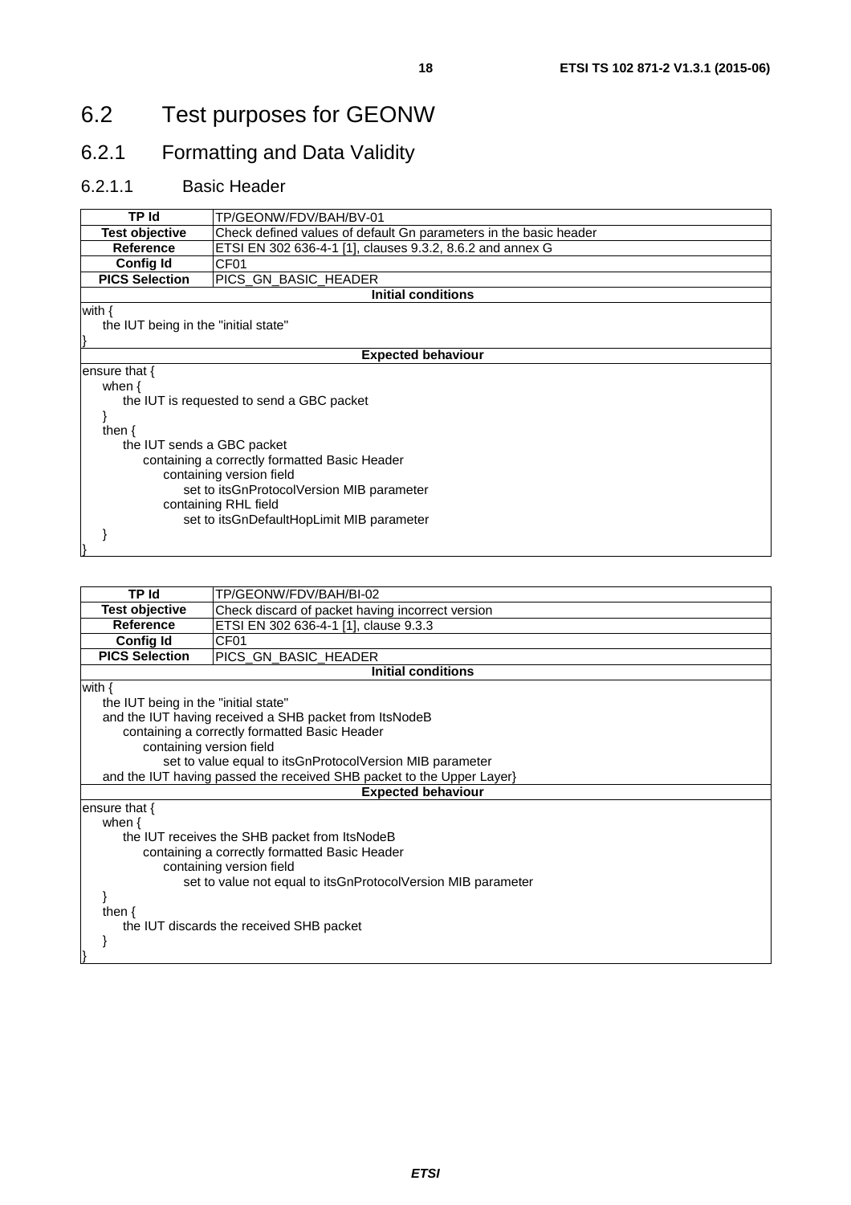## 6.2 Test purposes for GEONW

### 6.2.1 Formatting and Data Validity

#### 6.2.1.1 Basic Header

| **TP Id** | TP/GEONW/FDV/BAH/BV-01 |
|---|---|
| **Test objective** | Check defined values of default Gn parameters in the basic header |
| **Reference** | ETSI EN 302 636-4-1 [1], clauses 9.3.2, 8.6.2 and annex G |
| **Config Id** | CF01 |
| **PICS Selection** | PICS_GN_BASIC_HEADER |
| **Initial conditions** | |
| with {<br>the IUT being in the "initial state"<br>} | |
| **Expected behaviour** | |
| ensure that {<br>when {<br>the IUT is requested to send a GBC packet<br>}<br>then {<br>the IUT sends a GBC packet<br>containing a correctly formatted Basic Header<br>containing version field<br>set to itsGnProtocolVersion MIB parameter<br>containing RHL field<br>set to itsGnDefaultHopLimit MIB parameter<br>}<br>} | |

| **TP Id** | TP/GEONW/FDV/BAH/BI-02 |
|---|---|
| **Test objective** | Check discard of packet having incorrect version |
| **Reference** | ETSI EN 302 636-4-1 [1], clause 9.3.3 |
| **Config Id** | CF01 |
| **PICS Selection** | PICS_GN_BASIC_HEADER |
| **Initial conditions** | |
| with {<br>the IUT being in the "initial state"<br>and the IUT having received a SHB packet from ItsNodeB<br>containing a correctly formatted Basic Header<br>containing version field<br>set to value equal to itsGnProtocolVersion MIB parameter<br>and the IUT having passed the received SHB packet to the Upper Layer} | |
| **Expected behaviour** | |
| ensure that {<br>when {<br>the IUT receives the SHB packet from ItsNodeB<br>containing a correctly formatted Basic Header<br>containing version field<br>set to value not equal to itsGnProtocolVersion MIB parameter<br>}<br>then {<br>the IUT discards the received SHB packet<br>}<br>} | |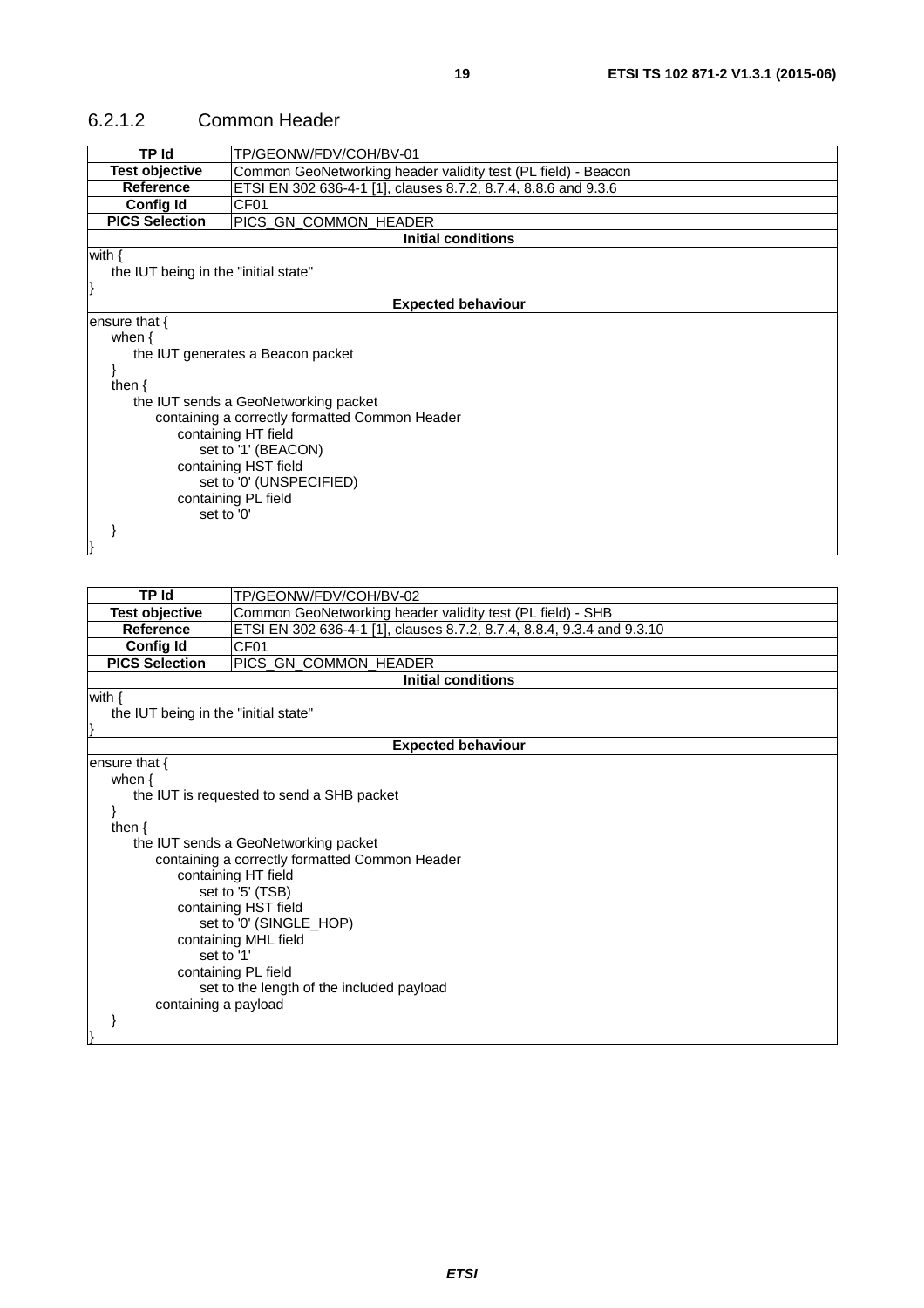### 6.2.1.2 Common Header

| TP Id | TP/GEONW/FDV/COH/BV-01 |
|---|---|
| **Test objective** | Common GeoNetworking header validity test (PL field) - Beacon |
| **Reference** | ETSI EN 302 636-4-1 [1], clauses 8.7.2, 8.7.4, 8.8.6 and 9.3.6 |
| **Config Id** | CF01 |
| **PICS Selection** | PICS_GN_COMMON_HEADER |
| **Initial conditions** | |

```
with {
    the IUT being in the "initial state"
}
```

**Expected behaviour**

```
ensure that {
    when {
        the IUT generates a Beacon packet
    }
    then {
        the IUT sends a GeoNetworking packet
            containing a correctly formatted Common Header
                containing HT field
                    set to '1' (BEACON)
                containing HST field
                    set to '0' (UNSPECIFIED)
                containing PL field
                    set to '0'
    }
}
```

| TP Id | TP/GEONW/FDV/COH/BV-02 |
|---|---|
| **Test objective** | Common GeoNetworking header validity test (PL field) - SHB |
| **Reference** | ETSI EN 302 636-4-1 [1], clauses 8.7.2, 8.7.4, 8.8.4, 9.3.4 and 9.3.10 |
| **Config Id** | CF01 |
| **PICS Selection** | PICS_GN_COMMON_HEADER |
| **Initial conditions** | |

```
with {
    the IUT being in the "initial state"
}
```

**Expected behaviour**

```
ensure that {
    when {
        the IUT is requested to send a SHB packet
    }
    then {
        the IUT sends a GeoNetworking packet
            containing a correctly formatted Common Header
                containing HT field
                    set to '5' (TSB)
                containing HST field
                    set to '0' (SINGLE_HOP)
                containing MHL field
                    set to '1'
                containing PL field
                    set to the length of the included payload
            containing a payload
    }
}
```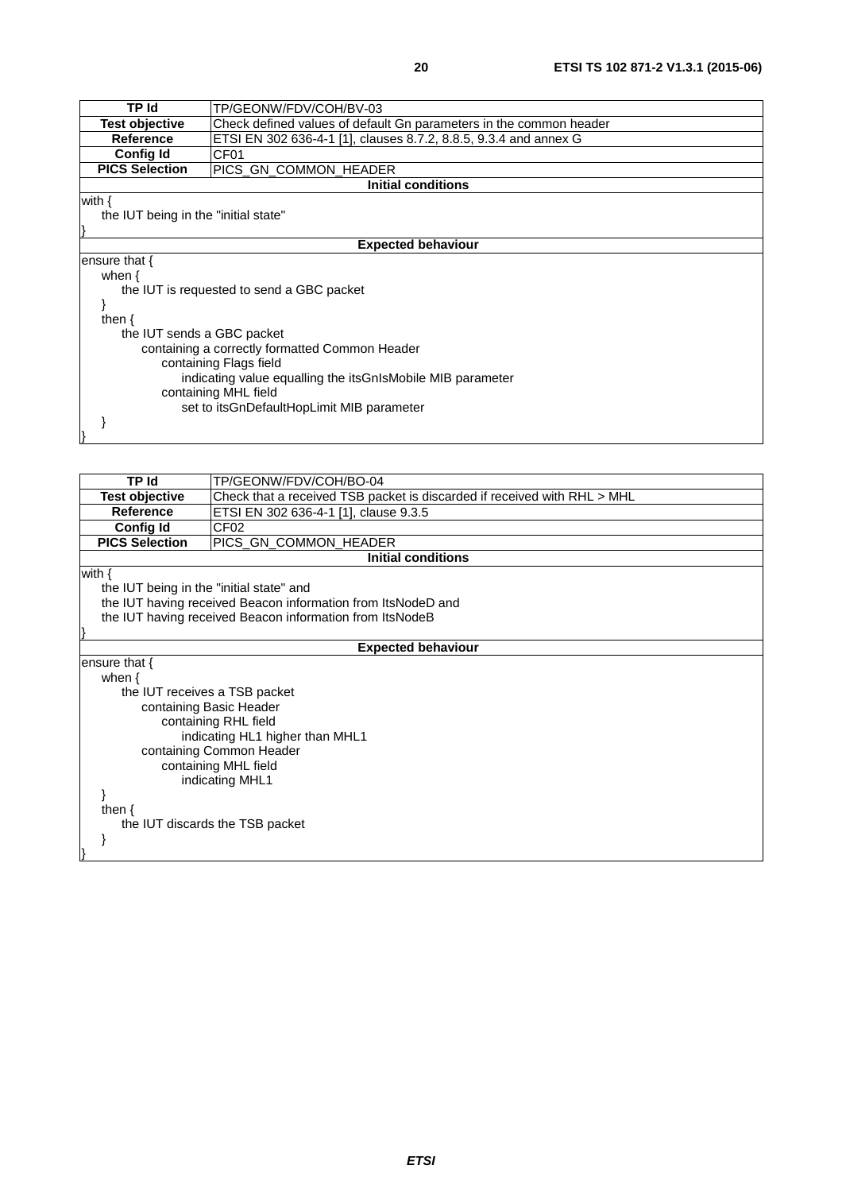| TP Id | TP/GEONW/FDV/COH/BV-03 |
|---|---|
| **Test objective** | Check defined values of default Gn parameters in the common header |
| **Reference** | ETSI EN 302 636-4-1 [1], clauses 8.7.2, 8.8.5, 9.3.4 and annex G |
| **Config Id** | CF01 |
| **PICS Selection** | PICS_GN_COMMON_HEADER |
| **Initial conditions** | |

```
with {
    the IUT being in the "initial state"
}
```

**Expected behaviour**

```
ensure that {
    when {
        the IUT is requested to send a GBC packet
    }
    then {
        the IUT sends a GBC packet
            containing a correctly formatted Common Header
                containing Flags field
                    indicating value equalling the itsGnIsMobile MIB parameter
                containing MHL field
                    set to itsGnDefaultHopLimit MIB parameter
    }
}
```

| TP Id | TP/GEONW/FDV/COH/BO-04 |
|---|---|
| **Test objective** | Check that a received TSB packet is discarded if received with RHL > MHL |
| **Reference** | ETSI EN 302 636-4-1 [1], clause 9.3.5 |
| **Config Id** | CF02 |
| **PICS Selection** | PICS_GN_COMMON_HEADER |
| **Initial conditions** | |

```
with {
    the IUT being in the "initial state" and
    the IUT having received Beacon information from ItsNodeD and
    the IUT having received Beacon information from ItsNodeB
}
```

**Expected behaviour**

```
ensure that {
    when {
        the IUT receives a TSB packet
            containing Basic Header
                containing RHL field
                    indicating HL1 higher than MHL1
            containing Common Header
                containing MHL field
                    indicating MHL1
    }
    then {
        the IUT discards the TSB packet
    }
}
```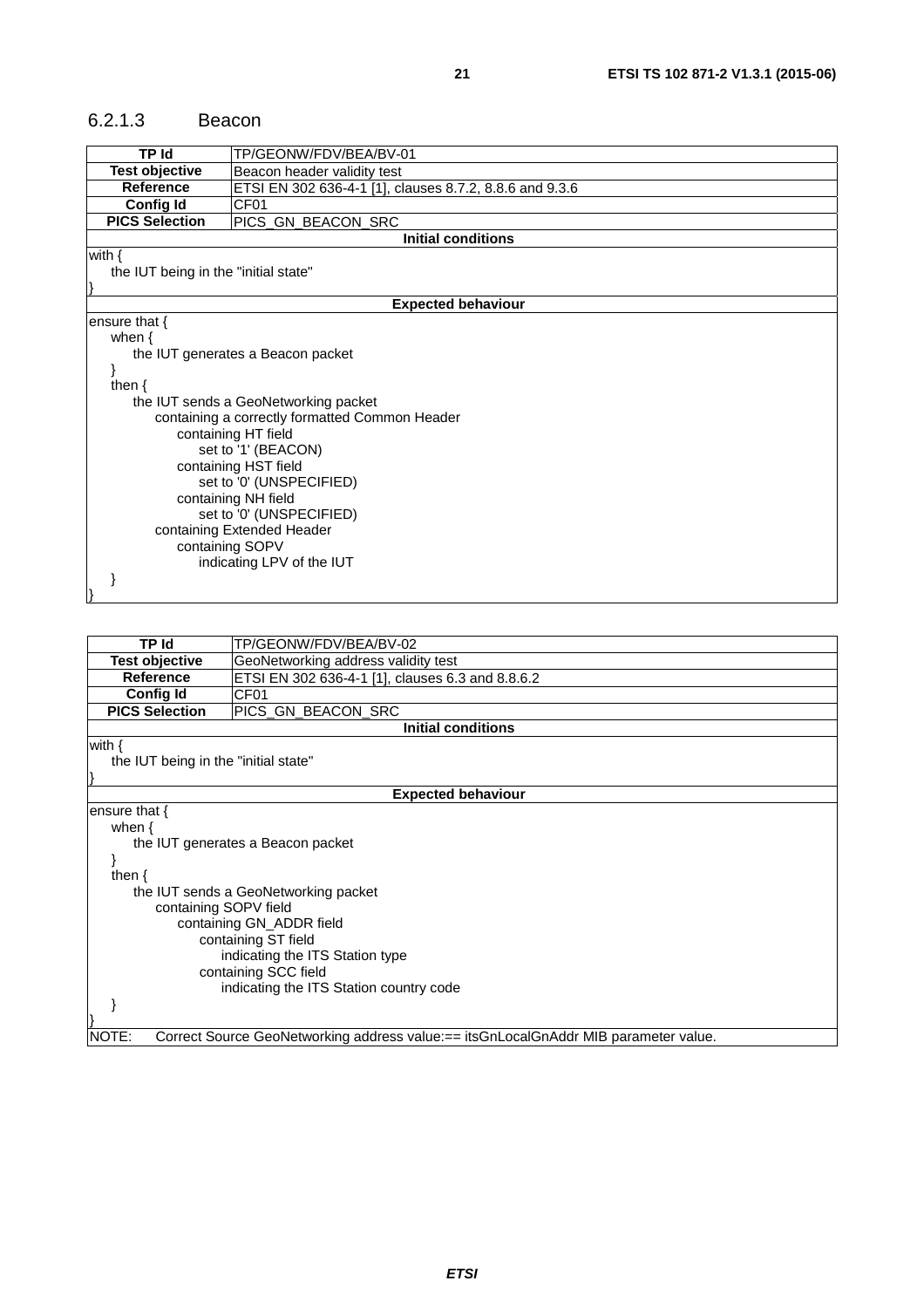### 6.2.1.3 Beacon

| TP Id | TP/GEONW/FDV/BEA/BV-01 |
|---|---|
| **Test objective** | Beacon header validity test |
| **Reference** | ETSI EN 302 636-4-1 [1], clauses 8.7.2, 8.8.6 and 9.3.6 |
| **Config Id** | CF01 |
| **PICS Selection** | PICS_GN_BEACON_SRC |
| **Initial conditions** | |

```
with {
    the IUT being in the "initial state"
}
```

**Expected behaviour**

```
ensure that {
    when {
        the IUT generates a Beacon packet
    }
    then {
        the IUT sends a GeoNetworking packet
            containing a correctly formatted Common Header
                containing HT field
                    set to '1' (BEACON)
                containing HST field
                    set to '0' (UNSPECIFIED)
                containing NH field
                    set to '0' (UNSPECIFIED)
            containing Extended Header
                containing SOPV
                    indicating LPV of the IUT
    }
}
```

| TP Id | TP/GEONW/FDV/BEA/BV-02 |
|---|---|
| **Test objective** | GeoNetworking address validity test |
| **Reference** | ETSI EN 302 636-4-1 [1], clauses 6.3 and 8.8.6.2 |
| **Config Id** | CF01 |
| **PICS Selection** | PICS_GN_BEACON_SRC |
| **Initial conditions** | |

```
with {
    the IUT being in the "initial state"
}
```

**Expected behaviour**

```
ensure that {
    when {
        the IUT generates a Beacon packet
    }
    then {
        the IUT sends a GeoNetworking packet
            containing SOPV field
                containing GN_ADDR field
                    containing ST field
                        indicating the ITS Station type
                    containing SCC field
                        indicating the ITS Station country code
    }
}
```

NOTE: Correct Source GeoNetworking address value:== itsGnLocalGnAddr MIB parameter value.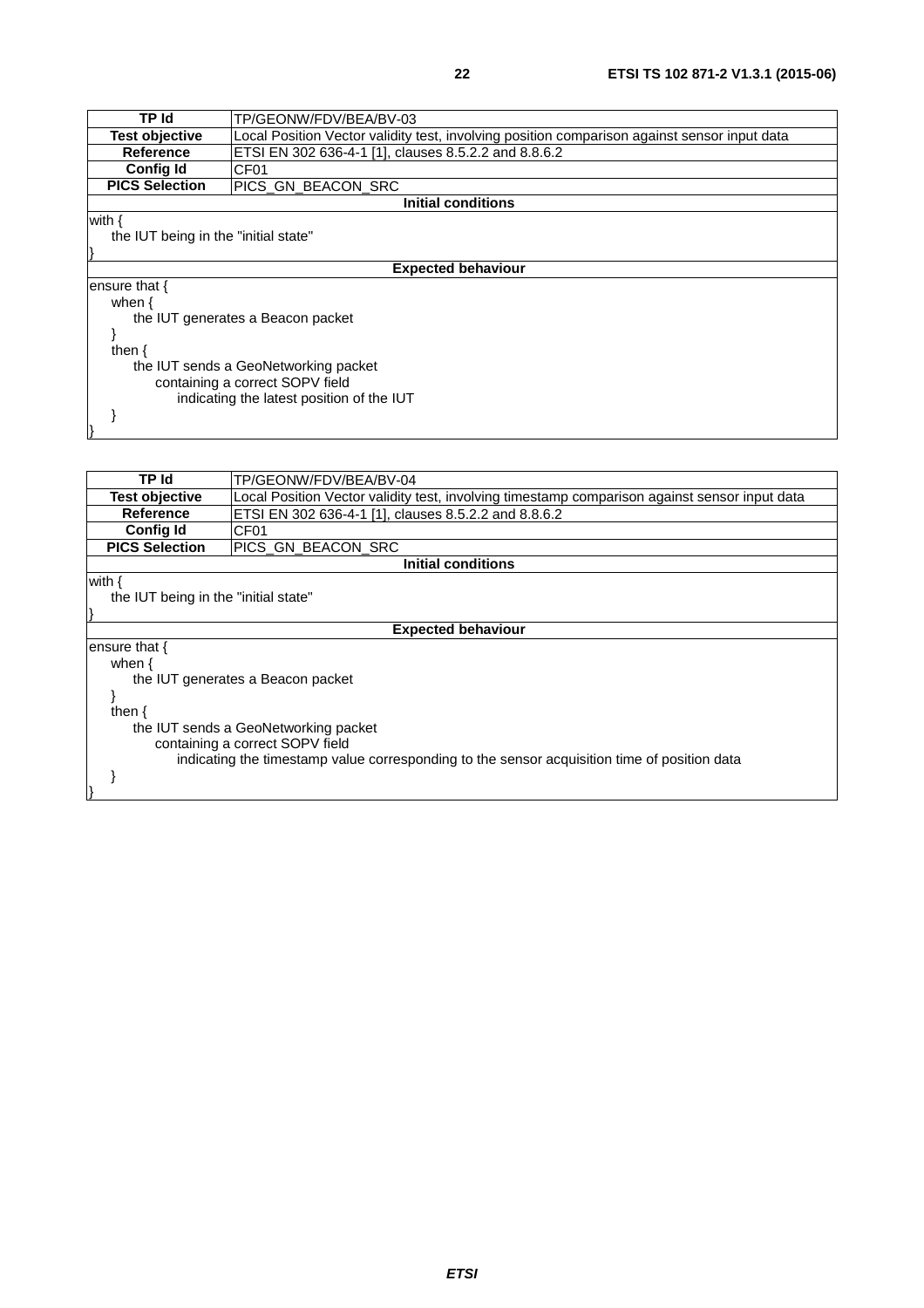| TP Id | TP/GEONW/FDV/BEA/BV-03 |
|---|---|
| **Test objective** | Local Position Vector validity test, involving position comparison against sensor input data |
| **Reference** | ETSI EN 302 636-4-1 [1], clauses 8.5.2.2 and 8.8.6.2 |
| **Config Id** | CF01 |
| **PICS Selection** | PICS_GN_BEACON_SRC |
| **Initial conditions** | |
| with {<br>    the IUT being in the "initial state"<br>} | |
| **Expected behaviour** | |
| ensure that {<br>    when {<br>        the IUT generates a Beacon packet<br>    }<br>    then {<br>        the IUT sends a GeoNetworking packet<br>            containing a correct SOPV field<br>                indicating the latest position of the IUT<br>    }<br>} | |

| TP Id | TP/GEONW/FDV/BEA/BV-04 |
|---|---|
| **Test objective** | Local Position Vector validity test, involving timestamp comparison against sensor input data |
| **Reference** | ETSI EN 302 636-4-1 [1], clauses 8.5.2.2 and 8.8.6.2 |
| **Config Id** | CF01 |
| **PICS Selection** | PICS_GN_BEACON_SRC |
| **Initial conditions** | |
| with {<br>    the IUT being in the "initial state"<br>} | |
| **Expected behaviour** | |
| ensure that {<br>    when {<br>        the IUT generates a Beacon packet<br>    }<br>    then {<br>        the IUT sends a GeoNetworking packet<br>            containing a correct SOPV field<br>                indicating the timestamp value corresponding to the sensor acquisition time of position data<br>    }<br>} | |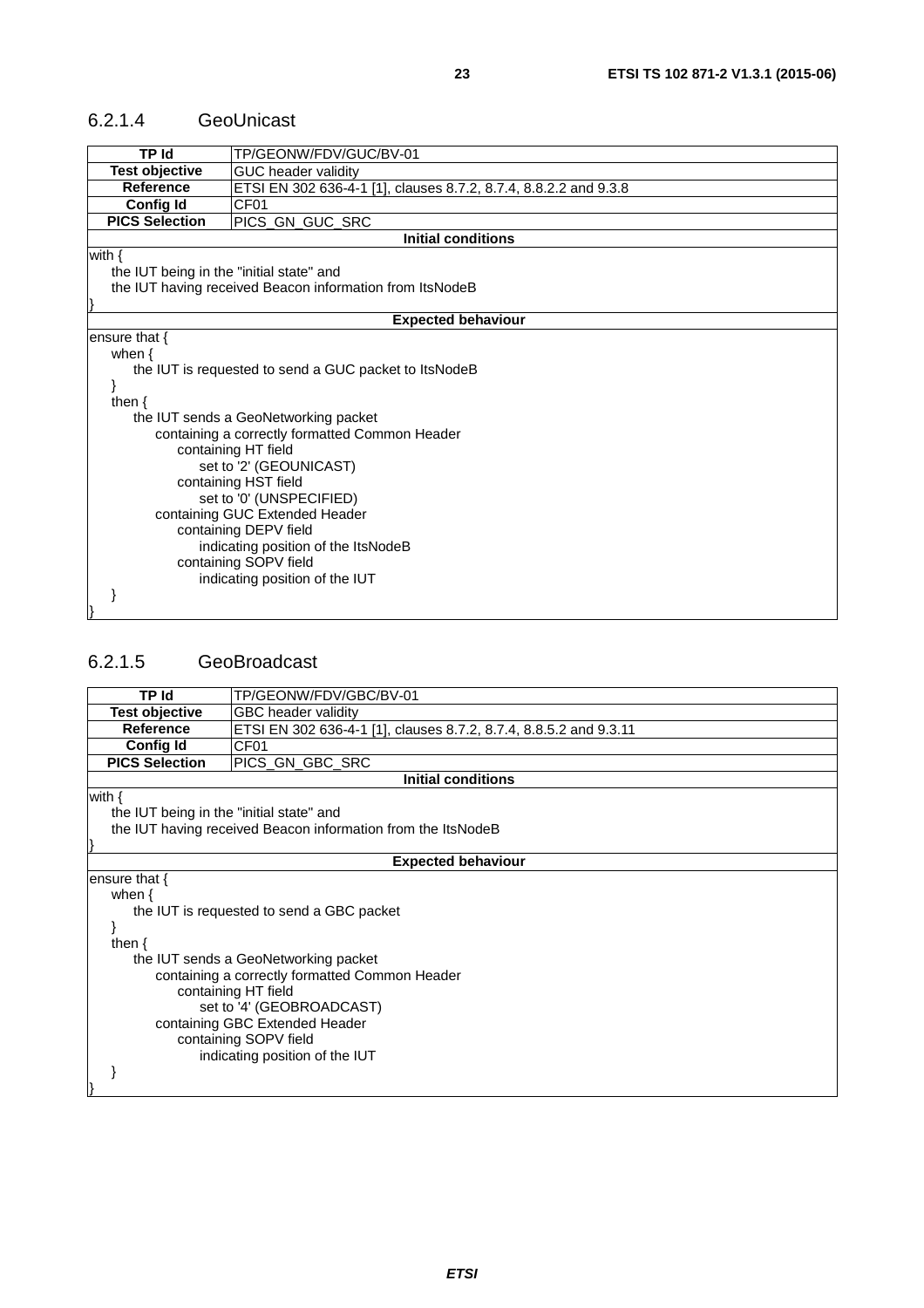### 6.2.1.4 GeoUnicast

| TP Id | TP/GEONW/FDV/GUC/BV-01 |
|---|---|
| **Test objective** | GUC header validity |
| **Reference** | ETSI EN 302 636-4-1 [1], clauses 8.7.2, 8.7.4, 8.8.2.2 and 9.3.8 |
| **Config Id** | CF01 |
| **PICS Selection** | PICS_GN_GUC_SRC |

**Initial conditions**

```
with {
    the IUT being in the "initial state" and
    the IUT having received Beacon information from ItsNodeB
}
```

**Expected behaviour**

```
ensure that {
    when {
        the IUT is requested to send a GUC packet to ItsNodeB
    }
    then {
        the IUT sends a GeoNetworking packet
            containing a correctly formatted Common Header
                containing HT field
                    set to '2' (GEOUNICAST)
                containing HST field
                    set to '0' (UNSPECIFIED)
            containing GUC Extended Header
                containing DEPV field
                    indicating position of the ItsNodeB
                containing SOPV field
                    indicating position of the IUT
    }
}
```

### 6.2.1.5 GeoBroadcast

| TP Id | TP/GEONW/FDV/GBC/BV-01 |
|---|---|
| **Test objective** | GBC header validity |
| **Reference** | ETSI EN 302 636-4-1 [1], clauses 8.7.2, 8.7.4, 8.8.5.2 and 9.3.11 |
| **Config Id** | CF01 |
| **PICS Selection** | PICS_GN_GBC_SRC |

**Initial conditions**

```
with {
    the IUT being in the "initial state" and
    the IUT having received Beacon information from the ItsNodeB
}
```

**Expected behaviour**

```
ensure that {
    when {
        the IUT is requested to send a GBC packet
    }
    then {
        the IUT sends a GeoNetworking packet
            containing a correctly formatted Common Header
                containing HT field
                    set to '4' (GEOBROADCAST)
            containing GBC Extended Header
                containing SOPV field
                    indicating position of the IUT
    }
}
```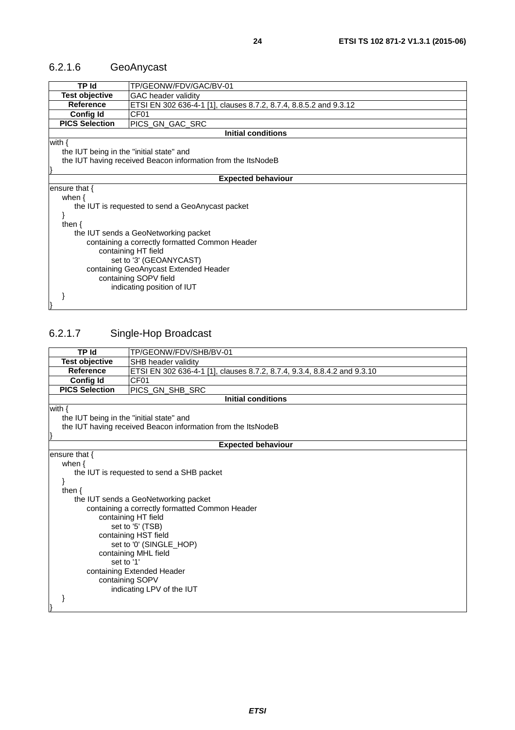### 6.2.1.6 GeoAnycast

| TP Id | TP/GEONW/FDV/GAC/BV-01 |
|---|---|
| **Test objective** | GAC header validity |
| **Reference** | ETSI EN 302 636-4-1 [1], clauses 8.7.2, 8.7.4, 8.8.5.2 and 9.3.12 |
| **Config Id** | CF01 |
| **PICS Selection** | PICS_GN_GAC_SRC |

**Initial conditions**

```
with {
    the IUT being in the "initial state" and
    the IUT having received Beacon information from the ItsNodeB
}
```

**Expected behaviour**

```
ensure that {
    when {
        the IUT is requested to send a GeoAnycast packet
    }
    then {
        the IUT sends a GeoNetworking packet
            containing a correctly formatted Common Header
                containing HT field
                    set to '3' (GEOANYCAST)
            containing GeoAnycast Extended Header
                containing SOPV field
                    indicating position of IUT
    }
}
```

### 6.2.1.7 Single-Hop Broadcast

| TP Id | TP/GEONW/FDV/SHB/BV-01 |
|---|---|
| **Test objective** | SHB header validity |
| **Reference** | ETSI EN 302 636-4-1 [1], clauses 8.7.2, 8.7.4, 9.3.4, 8.8.4.2 and 9.3.10 |
| **Config Id** | CF01 |
| **PICS Selection** | PICS_GN_SHB_SRC |

**Initial conditions**

```
with {
    the IUT being in the "initial state" and
    the IUT having received Beacon information from the ItsNodeB
}
```

**Expected behaviour**

```
ensure that {
    when {
        the IUT is requested to send a SHB packet
    }
    then {
        the IUT sends a GeoNetworking packet
            containing a correctly formatted Common Header
                containing HT field
                    set to '5' (TSB)
                containing HST field
                    set to '0' (SINGLE_HOP)
                containing MHL field
                    set to '1'
            containing Extended Header
                containing SOPV
                    indicating LPV of the IUT
    }
}
```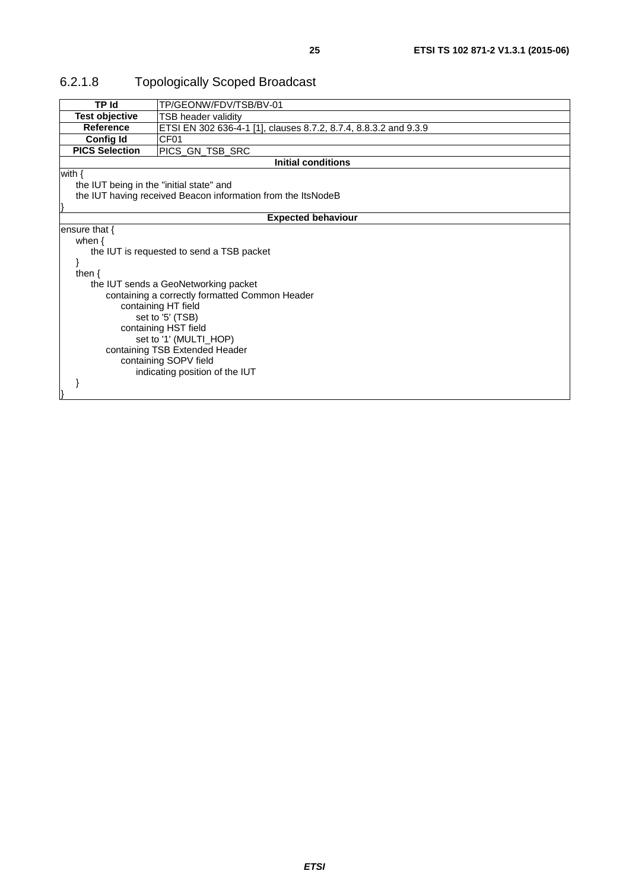### 6.2.1.8 Topologically Scoped Broadcast

| TP Id | TP/GEONW/FDV/TSB/BV-01 |
| --- | --- |
| **Test objective** | TSB header validity |
| **Reference** | ETSI EN 302 636-4-1 [1], clauses 8.7.2, 8.7.4, 8.8.3.2 and 9.3.9 |
| **Config Id** | CF01 |
| **PICS Selection** | PICS_GN_TSB_SRC |
| **Initial conditions** | |
| with {<br>&nbsp;&nbsp;&nbsp;&nbsp;the IUT being in the "initial state" and<br>&nbsp;&nbsp;&nbsp;&nbsp;the IUT having received Beacon information from the ItsNodeB<br>} | |
| **Expected behaviour** | |
| ensure that {<br>&nbsp;&nbsp;&nbsp;&nbsp;when {<br>&nbsp;&nbsp;&nbsp;&nbsp;&nbsp;&nbsp;&nbsp;&nbsp;the IUT is requested to send a TSB packet<br>&nbsp;&nbsp;&nbsp;&nbsp;}<br>&nbsp;&nbsp;&nbsp;&nbsp;then {<br>&nbsp;&nbsp;&nbsp;&nbsp;&nbsp;&nbsp;&nbsp;&nbsp;the IUT sends a GeoNetworking packet<br>&nbsp;&nbsp;&nbsp;&nbsp;&nbsp;&nbsp;&nbsp;&nbsp;&nbsp;&nbsp;&nbsp;&nbsp;containing a correctly formatted Common Header<br>&nbsp;&nbsp;&nbsp;&nbsp;&nbsp;&nbsp;&nbsp;&nbsp;&nbsp;&nbsp;&nbsp;&nbsp;&nbsp;&nbsp;&nbsp;&nbsp;containing HT field<br>&nbsp;&nbsp;&nbsp;&nbsp;&nbsp;&nbsp;&nbsp;&nbsp;&nbsp;&nbsp;&nbsp;&nbsp;&nbsp;&nbsp;&nbsp;&nbsp;&nbsp;&nbsp;&nbsp;&nbsp;set to '5' (TSB)<br>&nbsp;&nbsp;&nbsp;&nbsp;&nbsp;&nbsp;&nbsp;&nbsp;&nbsp;&nbsp;&nbsp;&nbsp;&nbsp;&nbsp;&nbsp;&nbsp;containing HST field<br>&nbsp;&nbsp;&nbsp;&nbsp;&nbsp;&nbsp;&nbsp;&nbsp;&nbsp;&nbsp;&nbsp;&nbsp;&nbsp;&nbsp;&nbsp;&nbsp;&nbsp;&nbsp;&nbsp;&nbsp;set to '1' (MULTI_HOP)<br>&nbsp;&nbsp;&nbsp;&nbsp;&nbsp;&nbsp;&nbsp;&nbsp;&nbsp;&nbsp;&nbsp;&nbsp;containing TSB Extended Header<br>&nbsp;&nbsp;&nbsp;&nbsp;&nbsp;&nbsp;&nbsp;&nbsp;&nbsp;&nbsp;&nbsp;&nbsp;&nbsp;&nbsp;&nbsp;&nbsp;containing SOPV field<br>&nbsp;&nbsp;&nbsp;&nbsp;&nbsp;&nbsp;&nbsp;&nbsp;&nbsp;&nbsp;&nbsp;&nbsp;&nbsp;&nbsp;&nbsp;&nbsp;&nbsp;&nbsp;&nbsp;&nbsp;indicating position of the IUT<br>&nbsp;&nbsp;&nbsp;&nbsp;}<br>} | |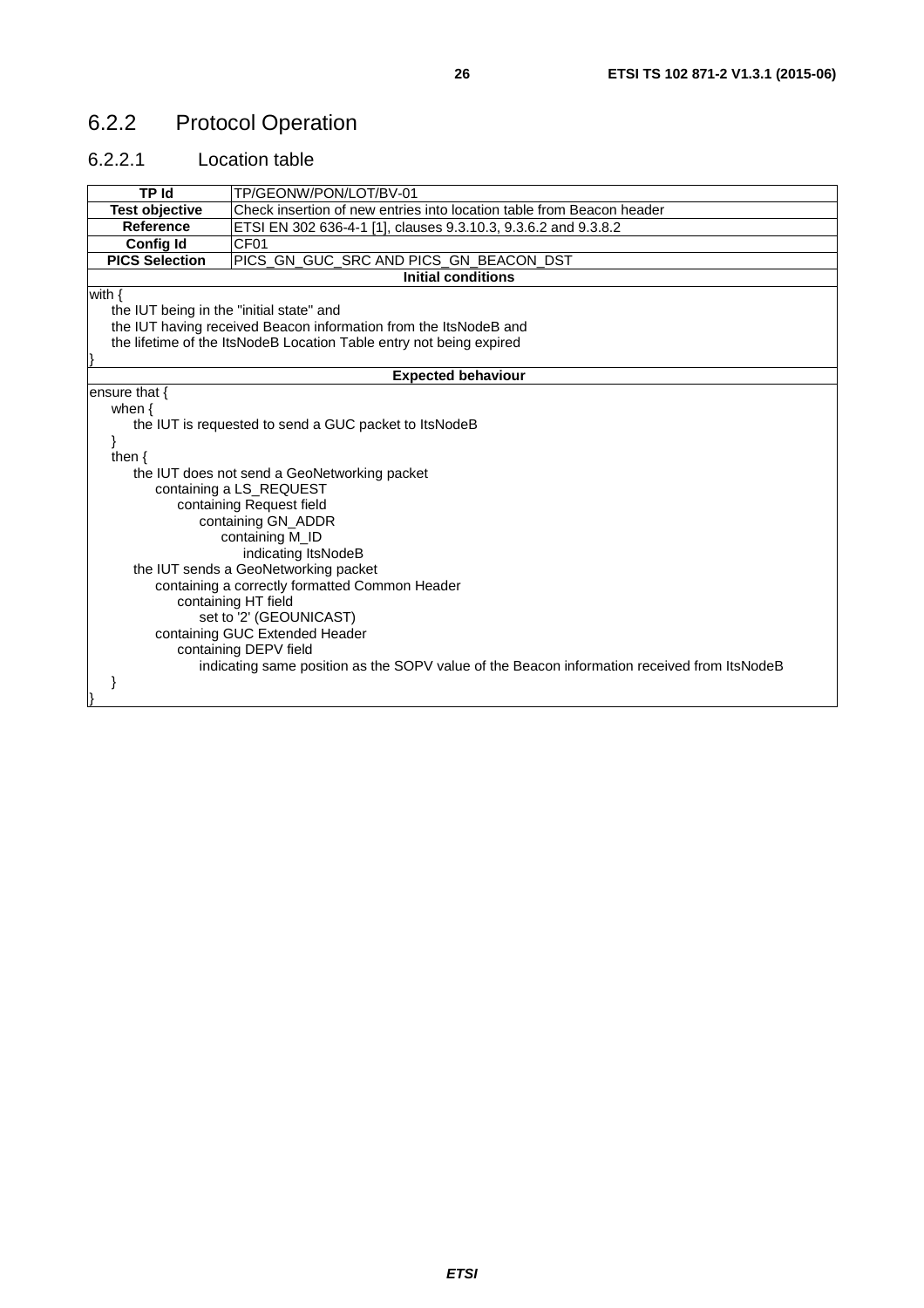## 6.2.2 Protocol Operation

### 6.2.2.1 Location table

| **TP Id** | TP/GEONW/PON/LOT/BV-01 |
|---|---|
| **Test objective** | Check insertion of new entries into location table from Beacon header |
| **Reference** | ETSI EN 302 636-4-1 [1], clauses 9.3.10.3, 9.3.6.2 and 9.3.8.2 |
| **Config Id** | CF01 |
| **PICS Selection** | PICS_GN_GUC_SRC AND PICS_GN_BEACON_DST |
| **Initial conditions** | |
| with {<br>&nbsp;&nbsp;&nbsp;&nbsp;the IUT being in the "initial state" and<br>&nbsp;&nbsp;&nbsp;&nbsp;the IUT having received Beacon information from the ItsNodeB and<br>&nbsp;&nbsp;&nbsp;&nbsp;the lifetime of the ItsNodeB Location Table entry not being expired<br>} | |
| **Expected behaviour** | |
| ensure that {<br>&nbsp;&nbsp;&nbsp;&nbsp;when {<br>&nbsp;&nbsp;&nbsp;&nbsp;&nbsp;&nbsp;&nbsp;&nbsp;the IUT is requested to send a GUC packet to ItsNodeB<br>&nbsp;&nbsp;&nbsp;&nbsp;}<br>&nbsp;&nbsp;&nbsp;&nbsp;then {<br>&nbsp;&nbsp;&nbsp;&nbsp;&nbsp;&nbsp;&nbsp;&nbsp;the IUT does not send a GeoNetworking packet<br>&nbsp;&nbsp;&nbsp;&nbsp;&nbsp;&nbsp;&nbsp;&nbsp;&nbsp;&nbsp;&nbsp;&nbsp;containing a LS_REQUEST<br>&nbsp;&nbsp;&nbsp;&nbsp;&nbsp;&nbsp;&nbsp;&nbsp;&nbsp;&nbsp;&nbsp;&nbsp;&nbsp;&nbsp;&nbsp;&nbsp;containing Request field<br>&nbsp;&nbsp;&nbsp;&nbsp;&nbsp;&nbsp;&nbsp;&nbsp;&nbsp;&nbsp;&nbsp;&nbsp;&nbsp;&nbsp;&nbsp;&nbsp;&nbsp;&nbsp;&nbsp;&nbsp;containing GN_ADDR<br>&nbsp;&nbsp;&nbsp;&nbsp;&nbsp;&nbsp;&nbsp;&nbsp;&nbsp;&nbsp;&nbsp;&nbsp;&nbsp;&nbsp;&nbsp;&nbsp;&nbsp;&nbsp;&nbsp;&nbsp;&nbsp;&nbsp;&nbsp;&nbsp;containing M_ID<br>&nbsp;&nbsp;&nbsp;&nbsp;&nbsp;&nbsp;&nbsp;&nbsp;&nbsp;&nbsp;&nbsp;&nbsp;&nbsp;&nbsp;&nbsp;&nbsp;&nbsp;&nbsp;&nbsp;&nbsp;&nbsp;&nbsp;&nbsp;&nbsp;&nbsp;&nbsp;&nbsp;&nbsp;indicating ItsNodeB<br>&nbsp;&nbsp;&nbsp;&nbsp;&nbsp;&nbsp;&nbsp;&nbsp;the IUT sends a GeoNetworking packet<br>&nbsp;&nbsp;&nbsp;&nbsp;&nbsp;&nbsp;&nbsp;&nbsp;&nbsp;&nbsp;&nbsp;&nbsp;containing a correctly formatted Common Header<br>&nbsp;&nbsp;&nbsp;&nbsp;&nbsp;&nbsp;&nbsp;&nbsp;&nbsp;&nbsp;&nbsp;&nbsp;&nbsp;&nbsp;&nbsp;&nbsp;containing HT field<br>&nbsp;&nbsp;&nbsp;&nbsp;&nbsp;&nbsp;&nbsp;&nbsp;&nbsp;&nbsp;&nbsp;&nbsp;&nbsp;&nbsp;&nbsp;&nbsp;&nbsp;&nbsp;&nbsp;&nbsp;set to '2' (GEOUNICAST)<br>&nbsp;&nbsp;&nbsp;&nbsp;&nbsp;&nbsp;&nbsp;&nbsp;&nbsp;&nbsp;&nbsp;&nbsp;containing GUC Extended Header<br>&nbsp;&nbsp;&nbsp;&nbsp;&nbsp;&nbsp;&nbsp;&nbsp;&nbsp;&nbsp;&nbsp;&nbsp;&nbsp;&nbsp;&nbsp;&nbsp;containing DEPV field<br>&nbsp;&nbsp;&nbsp;&nbsp;&nbsp;&nbsp;&nbsp;&nbsp;&nbsp;&nbsp;&nbsp;&nbsp;&nbsp;&nbsp;&nbsp;&nbsp;&nbsp;&nbsp;&nbsp;&nbsp;indicating same position as the SOPV value of the Beacon information received from ItsNodeB<br>&nbsp;&nbsp;&nbsp;&nbsp;}<br>} | |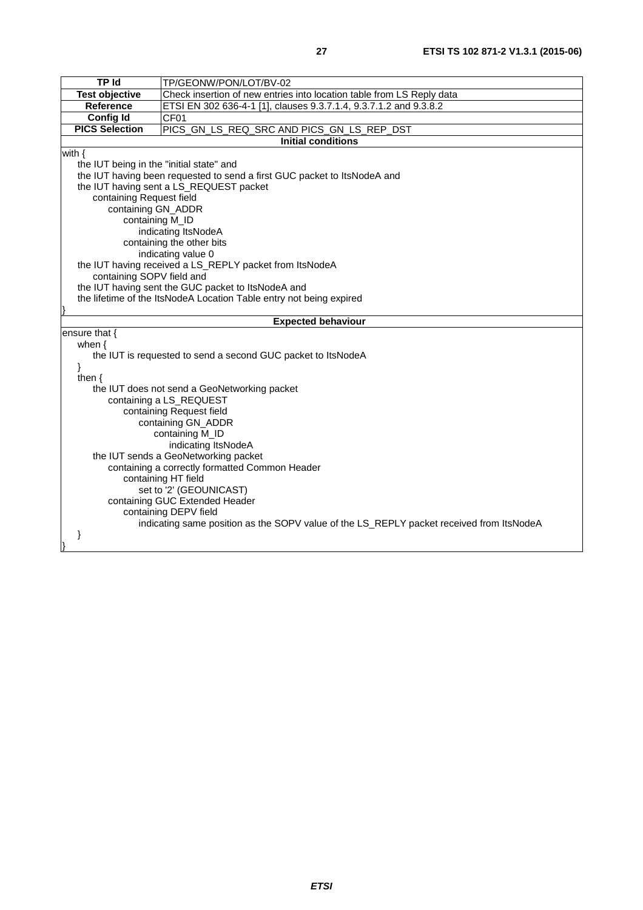| TP Id | TP/GEONW/PON/LOT/BV-02 |
|---|---|
| **Test objective** | Check insertion of new entries into location table from LS Reply data |
| **Reference** | ETSI EN 302 636-4-1 [1], clauses 9.3.7.1.4, 9.3.7.1.2 and 9.3.8.2 |
| **Config Id** | CF01 |
| **PICS Selection** | PICS_GN_LS_REQ_SRC AND PICS_GN_LS_REP_DST |

**Initial conditions**

```
with {
    the IUT being in the "initial state" and
    the IUT having been requested to send a first GUC packet to ItsNodeA and
    the IUT having sent a LS_REQUEST packet
        containing Request field
            containing GN_ADDR
                containing M_ID
                    indicating ItsNodeA
                containing the other bits
                    indicating value 0
    the IUT having received a LS_REPLY packet from ItsNodeA
        containing SOPV field and
    the IUT having sent the GUC packet to ItsNodeA and
    the lifetime of the ItsNodeA Location Table entry not being expired
}
```

**Expected behaviour**

```
ensure that {
    when {
        the IUT is requested to send a second GUC packet to ItsNodeA
    }
    then {
        the IUT does not send a GeoNetworking packet
            containing a LS_REQUEST
                containing Request field
                    containing GN_ADDR
                        containing M_ID
                            indicating ItsNodeA
        the IUT sends a GeoNetworking packet
            containing a correctly formatted Common Header
                containing HT field
                    set to '2' (GEOUNICAST)
            containing GUC Extended Header
                containing DEPV field
                    indicating same position as the SOPV value of the LS_REPLY packet received from ItsNodeA
    }
}
```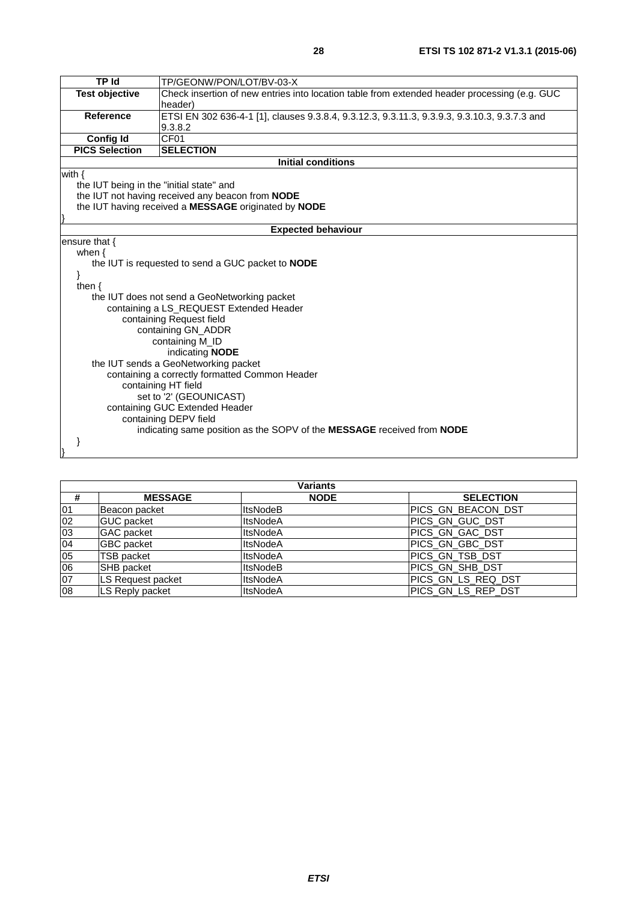| TP Id | TP/GEONW/PON/LOT/BV-03-X |
|---|---|
| **Test objective** | Check insertion of new entries into location table from extended header processing (e.g. GUC header) |
| **Reference** | ETSI EN 302 636-4-1 [1], clauses 9.3.8.4, 9.3.12.3, 9.3.11.3, 9.3.9.3, 9.3.10.3, 9.3.7.3 and 9.3.8.2 |
| **Config Id** | CF01 |
| **PICS Selection** | **SELECTION** |

**Initial conditions**

```
with {
    the IUT being in the "initial state" and
    the IUT not having received any beacon from NODE
    the IUT having received a MESSAGE originated by NODE
}
```

**Expected behaviour**

```
ensure that {
    when {
        the IUT is requested to send a GUC packet to NODE
    }
    then {
        the IUT does not send a GeoNetworking packet
            containing a LS_REQUEST Extended Header
                containing Request field
                    containing GN_ADDR
                        containing M_ID
                            indicating NODE
        the IUT sends a GeoNetworking packet
            containing a correctly formatted Common Header
                containing HT field
                    set to '2' (GEOUNICAST)
            containing GUC Extended Header
                containing DEPV field
                    indicating same position as the SOPV of the MESSAGE received from NODE
    }
}
```

| **Variants** | | | |
|---|---|---|---|
| **#** | **MESSAGE** | **NODE** | **SELECTION** |
| 01 | Beacon packet | ItsNodeB | PICS_GN_BEACON_DST |
| 02 | GUC packet | ItsNodeA | PICS_GN_GUC_DST |
| 03 | GAC packet | ItsNodeA | PICS_GN_GAC_DST |
| 04 | GBC packet | ItsNodeA | PICS_GN_GBC_DST |
| 05 | TSB packet | ItsNodeA | PICS_GN_TSB_DST |
| 06 | SHB packet | ItsNodeB | PICS_GN_SHB_DST |
| 07 | LS Request packet | ItsNodeA | PICS_GN_LS_REQ_DST |
| 08 | LS Reply packet | ItsNodeA | PICS_GN_LS_REP_DST |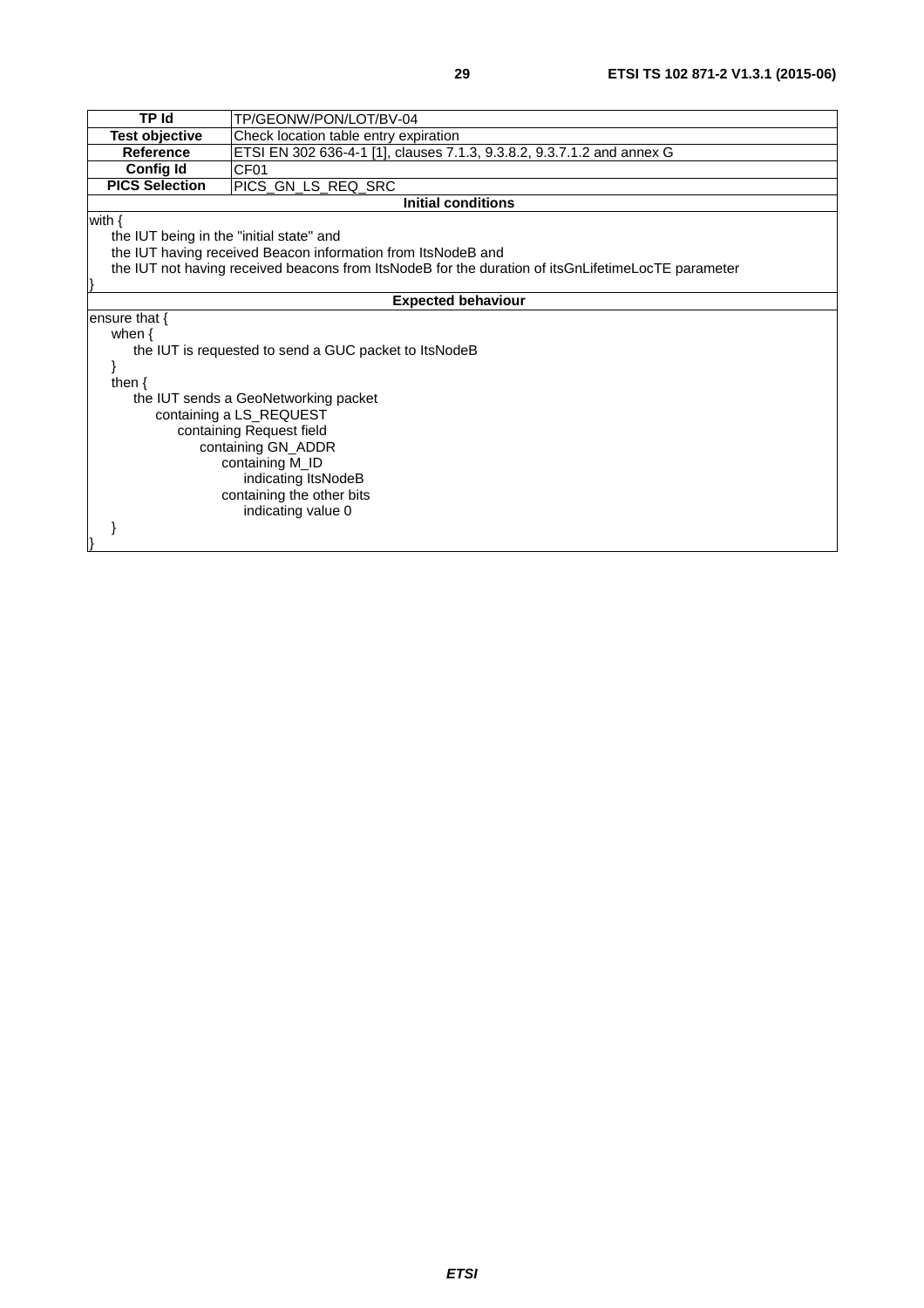| TP Id | TP/GEONW/PON/LOT/BV-04 |
|---|---|
| Test objective | Check location table entry expiration |
| Reference | ETSI EN 302 636-4-1 [1], clauses 7.1.3, 9.3.8.2, 9.3.7.1.2 and annex G |
| Config Id | CF01 |
| PICS Selection | PICS_GN_LS_REQ_SRC |
| **Initial conditions** | |
| with {<br>    the IUT being in the "initial state" and<br>    the IUT having received Beacon information from ItsNodeB and<br>    the IUT not having received beacons from ItsNodeB for the duration of itsGnLifetimeLocTE parameter<br>} | |
| **Expected behaviour** | |
| ensure that {<br>    when {<br>        the IUT is requested to send a GUC packet to ItsNodeB<br>    }<br>    then {<br>        the IUT sends a GeoNetworking packet<br>            containing a LS_REQUEST<br>                containing Request field<br>                    containing GN_ADDR<br>                        containing M_ID<br>                            indicating ItsNodeB<br>                        containing the other bits<br>                            indicating value 0<br>    }<br>} | |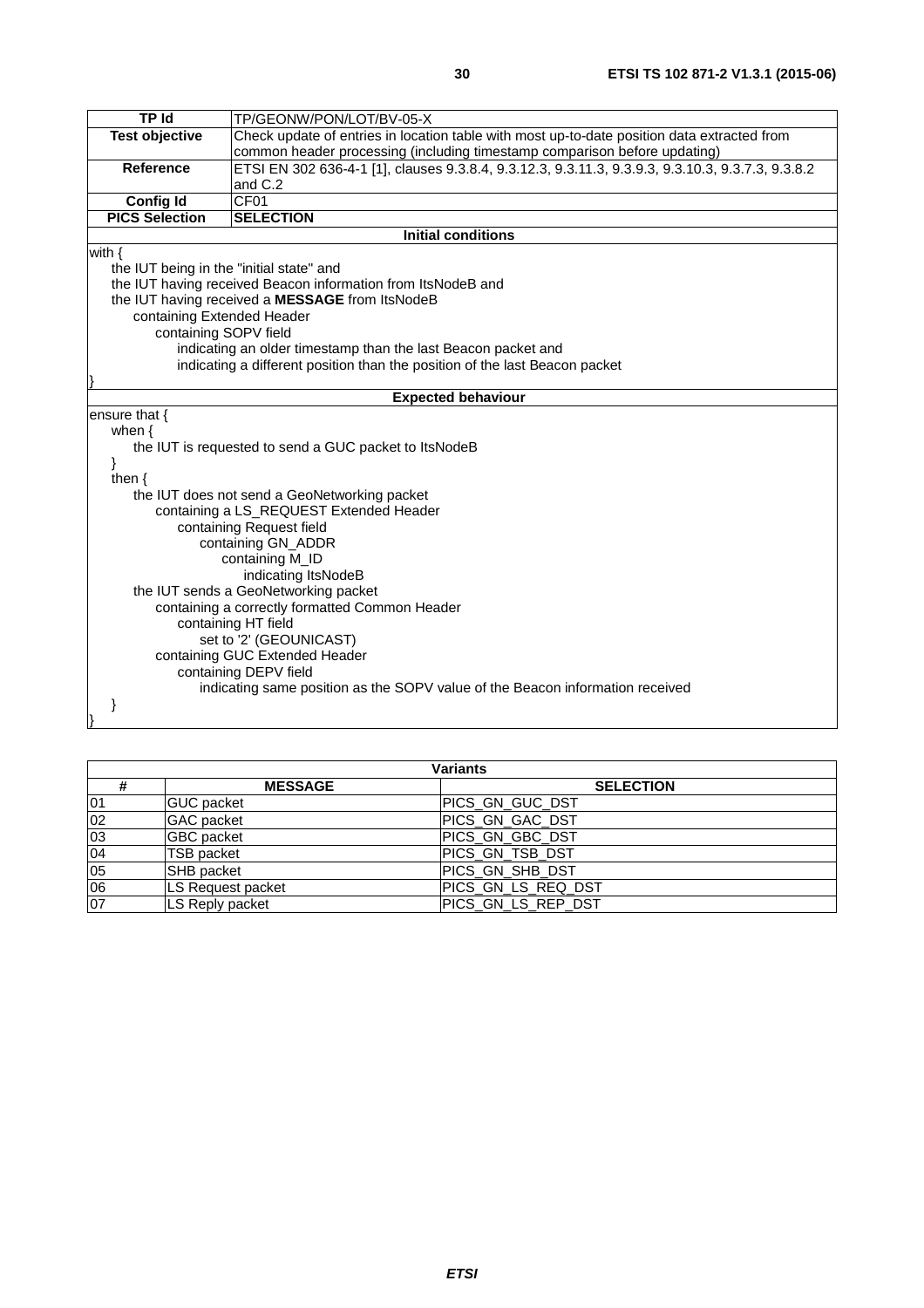| TP Id | TP/GEONW/PON/LOT/BV-05-X |
|---|---|
| **Test objective** | Check update of entries in location table with most up-to-date position data extracted from common header processing (including timestamp comparison before updating) |
| **Reference** | ETSI EN 302 636-4-1 [1], clauses 9.3.8.4, 9.3.12.3, 9.3.11.3, 9.3.9.3, 9.3.10.3, 9.3.7.3, 9.3.8.2 and C.2 |
| **Config Id** | CF01 |
| **PICS Selection** | **SELECTION** |

**Initial conditions**

```
with {
    the IUT being in the "initial state" and
    the IUT having received Beacon information from ItsNodeB and
    the IUT having received a MESSAGE from ItsNodeB
        containing Extended Header
            containing SOPV field
                indicating an older timestamp than the last Beacon packet and
                indicating a different position than the position of the last Beacon packet
}
```

**Expected behaviour**

```
ensure that {
    when {
        the IUT is requested to send a GUC packet to ItsNodeB
    }
    then {
        the IUT does not send a GeoNetworking packet
            containing a LS_REQUEST Extended Header
                containing Request field
                    containing GN_ADDR
                        containing M_ID
                            indicating ItsNodeB
        the IUT sends a GeoNetworking packet
            containing a correctly formatted Common Header
                containing HT field
                    set to '2' (GEOUNICAST)
            containing GUC Extended Header
                containing DEPV field
                    indicating same position as the SOPV value of the Beacon information received
    }
}
```

| Variants | | |
|---|---|---|
| **#** | **MESSAGE** | **SELECTION** |
| 01 | GUC packet | PICS_GN_GUC_DST |
| 02 | GAC packet | PICS_GN_GAC_DST |
| 03 | GBC packet | PICS_GN_GBC_DST |
| 04 | TSB packet | PICS_GN_TSB_DST |
| 05 | SHB packet | PICS_GN_SHB_DST |
| 06 | LS Request packet | PICS_GN_LS_REQ_DST |
| 07 | LS Reply packet | PICS_GN_LS_REP_DST |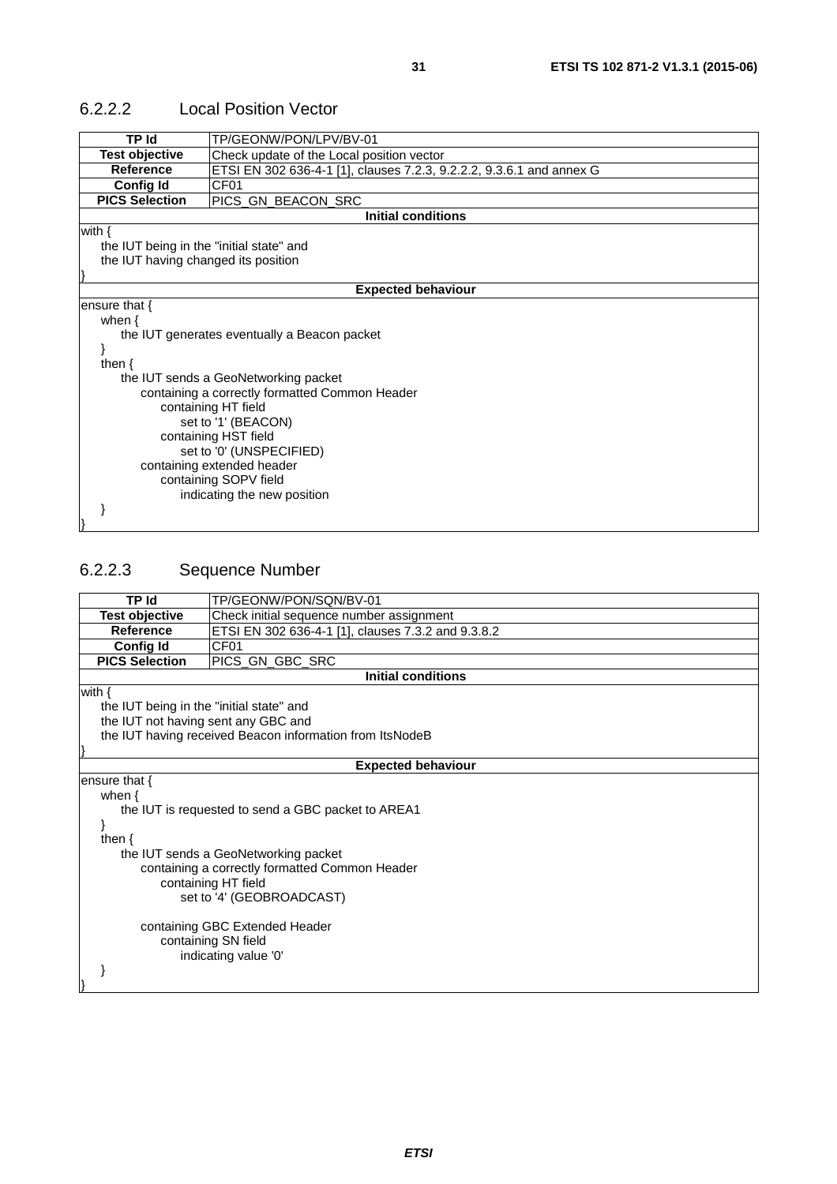### 6.2.2.2 Local Position Vector

| TP Id | TP/GEONW/PON/LPV/BV-01 |
|---|---|
| **Test objective** | Check update of the Local position vector |
| **Reference** | ETSI EN 302 636-4-1 [1], clauses 7.2.3, 9.2.2.2, 9.3.6.1 and annex G |
| **Config Id** | CF01 |
| **PICS Selection** | PICS_GN_BEACON_SRC |

**Initial conditions**

```
with {
    the IUT being in the "initial state" and
    the IUT having changed its position
}
```

**Expected behaviour**

```
ensure that {
    when {
        the IUT generates eventually a Beacon packet
    }
    then {
        the IUT sends a GeoNetworking packet
            containing a correctly formatted Common Header
                containing HT field
                    set to '1' (BEACON)
                containing HST field
                    set to '0' (UNSPECIFIED)
            containing extended header
                containing SOPV field
                    indicating the new position
    }
}
```

### 6.2.2.3 Sequence Number

| TP Id | TP/GEONW/PON/SQN/BV-01 |
|---|---|
| **Test objective** | Check initial sequence number assignment |
| **Reference** | ETSI EN 302 636-4-1 [1], clauses 7.3.2 and 9.3.8.2 |
| **Config Id** | CF01 |
| **PICS Selection** | PICS_GN_GBC_SRC |

**Initial conditions**

```
with {
    the IUT being in the "initial state" and
    the IUT not having sent any GBC and
    the IUT having received Beacon information from ItsNodeB
}
```

**Expected behaviour**

```
ensure that {
    when {
        the IUT is requested to send a GBC packet to AREA1
    }
    then {
        the IUT sends a GeoNetworking packet
            containing a correctly formatted Common Header
                containing HT field
                    set to '4' (GEOBROADCAST)

            containing GBC Extended Header
                containing SN field
                    indicating value '0'
    }
}
```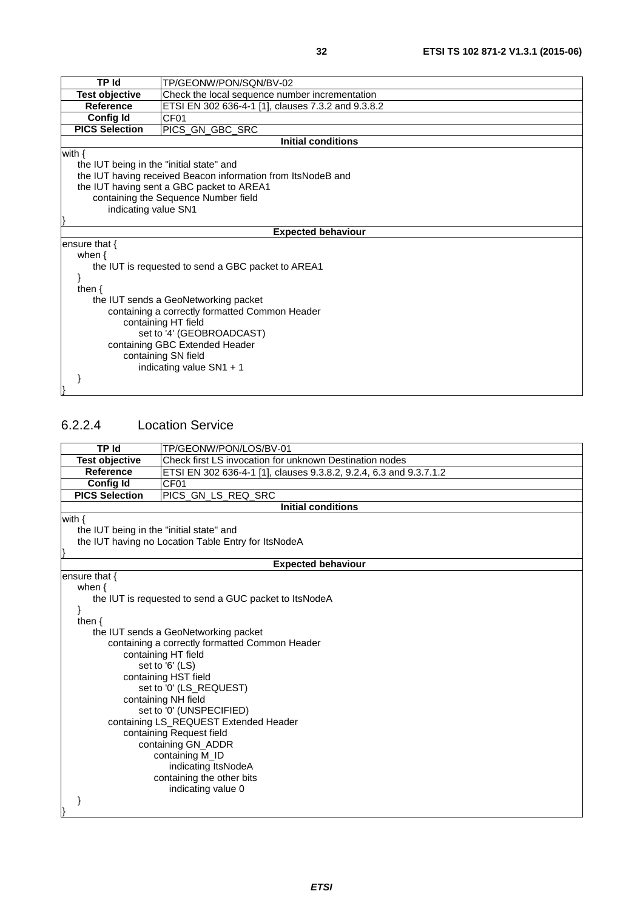| TP Id | TP/GEONW/PON/SQN/BV-02 |
|---|---|
| **Test objective** | Check the local sequence number incrementation |
| **Reference** | ETSI EN 302 636-4-1 [1], clauses 7.3.2 and 9.3.8.2 |
| **Config Id** | CF01 |
| **PICS Selection** | PICS_GN_GBC_SRC |
| **Initial conditions** | |
| with {<br>    the IUT being in the "initial state" and<br>    the IUT having received Beacon information from ItsNodeB and<br>    the IUT having sent a GBC packet to AREA1<br>        containing the Sequence Number field<br>            indicating value SN1<br>} | |
| **Expected behaviour** | |
| ensure that {<br>    when {<br>        the IUT is requested to send a GBC packet to AREA1<br>    }<br>    then {<br>        the IUT sends a GeoNetworking packet<br>            containing a correctly formatted Common Header<br>                containing HT field<br>                    set to '4' (GEOBROADCAST)<br>            containing GBC Extended Header<br>                containing SN field<br>                    indicating value SN1 + 1<br>    }<br>} | |

### 6.2.2.4 Location Service

| TP Id | TP/GEONW/PON/LOS/BV-01 |
|---|---|
| **Test objective** | Check first LS invocation for unknown Destination nodes |
| **Reference** | ETSI EN 302 636-4-1 [1], clauses 9.3.8.2, 9.2.4, 6.3 and 9.3.7.1.2 |
| **Config Id** | CF01 |
| **PICS Selection** | PICS_GN_LS_REQ_SRC |
| **Initial conditions** | |
| with {<br>    the IUT being in the "initial state" and<br>    the IUT having no Location Table Entry for ItsNodeA<br>} | |
| **Expected behaviour** | |
| ensure that {<br>    when {<br>        the IUT is requested to send a GUC packet to ItsNodeA<br>    }<br>    then {<br>        the IUT sends a GeoNetworking packet<br>            containing a correctly formatted Common Header<br>                containing HT field<br>                    set to '6' (LS)<br>                containing HST field<br>                    set to '0' (LS_REQUEST)<br>                containing NH field<br>                    set to '0' (UNSPECIFIED)<br>            containing LS_REQUEST Extended Header<br>                containing Request field<br>                    containing GN_ADDR<br>                        containing M_ID<br>                            indicating ItsNodeA<br>                        containing the other bits<br>                            indicating value 0<br>    }<br>} | |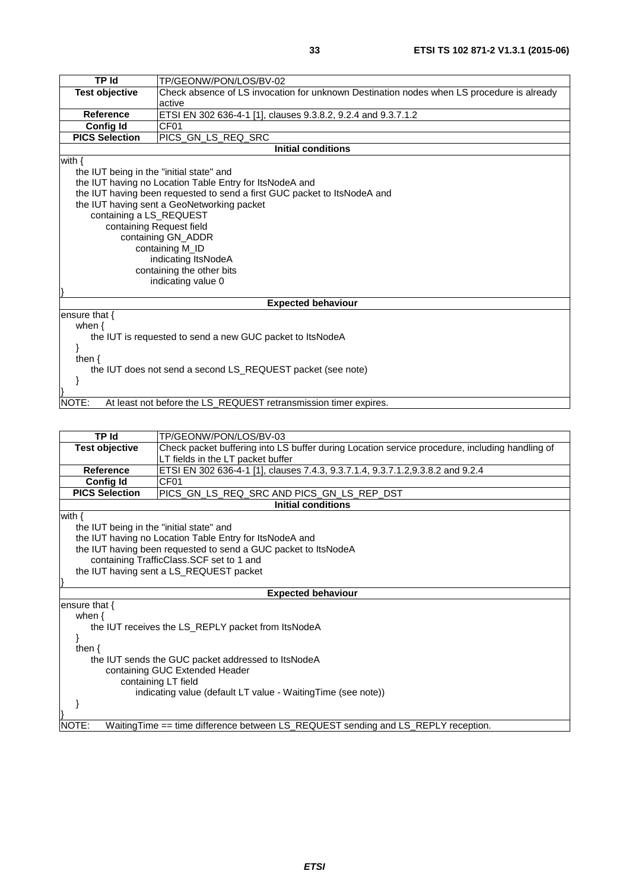| TP Id | TP/GEONW/PON/LOS/BV-02 |
|---|---|
| **Test objective** | Check absence of LS invocation for unknown Destination nodes when LS procedure is already active |
| **Reference** | ETSI EN 302 636-4-1 [1], clauses 9.3.8.2, 9.2.4 and 9.3.7.1.2 |
| **Config Id** | CF01 |
| **PICS Selection** | PICS_GN_LS_REQ_SRC |
| **Initial conditions** | |
| with {<br>    the IUT being in the "initial state" and<br>    the IUT having no Location Table Entry for ItsNodeA and<br>    the IUT having been requested to send a first GUC packet to ItsNodeA and<br>    the IUT having sent a GeoNetworking packet<br>        containing a LS_REQUEST<br>            containing Request field<br>                containing GN_ADDR<br>                    containing M_ID<br>                        indicating ItsNodeA<br>                    containing the other bits<br>                        indicating value 0<br>} | |
| **Expected behaviour** | |
| ensure that {<br>    when {<br>        the IUT is requested to send a new GUC packet to ItsNodeA<br>    }<br>    then {<br>        the IUT does not send a second LS_REQUEST packet (see note)<br>    }<br>} | |
| NOTE: At least not before the LS_REQUEST retransmission timer expires. | |

| TP Id | TP/GEONW/PON/LOS/BV-03 |
|---|---|
| **Test objective** | Check packet buffering into LS buffer during Location service procedure, including handling of LT fields in the LT packet buffer |
| **Reference** | ETSI EN 302 636-4-1 [1], clauses 7.4.3, 9.3.7.1.4, 9.3.7.1.2,9.3.8.2 and 9.2.4 |
| **Config Id** | CF01 |
| **PICS Selection** | PICS_GN_LS_REQ_SRC AND PICS_GN_LS_REP_DST |
| **Initial conditions** | |
| with {<br>    the IUT being in the "initial state" and<br>    the IUT having no Location Table Entry for ItsNodeA and<br>    the IUT having been requested to send a GUC packet to ItsNodeA<br>        containing TrafficClass.SCF set to 1 and<br>    the IUT having sent a LS_REQUEST packet<br>} | |
| **Expected behaviour** | |
| ensure that {<br>    when {<br>        the IUT receives the LS_REPLY packet from ItsNodeA<br>    }<br>    then {<br>        the IUT sends the GUC packet addressed to ItsNodeA<br>            containing GUC Extended Header<br>                containing LT field<br>                    indicating value (default LT value - WaitingTime (see note))<br>    }<br>} | |
| NOTE: WaitingTime == time difference between LS_REQUEST sending and LS_REPLY reception. | |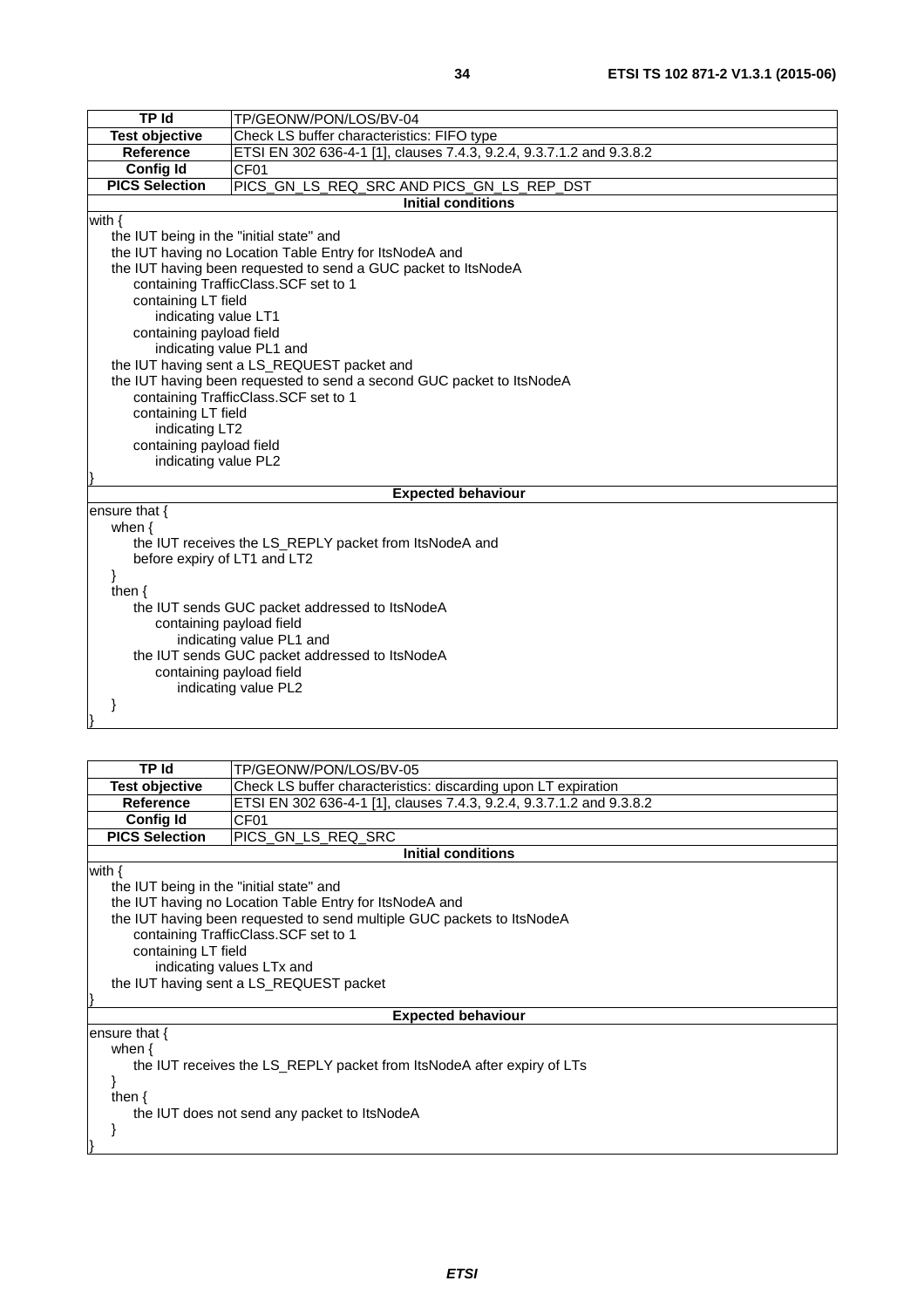| TP Id | TP/GEONW/PON/LOS/BV-04 |
| --- | --- |
| Test objective | Check LS buffer characteristics: FIFO type |
| Reference | ETSI EN 302 636-4-1 [1], clauses 7.4.3, 9.2.4, 9.3.7.1.2 and 9.3.8.2 |
| Config Id | CF01 |
| PICS Selection | PICS_GN_LS_REQ_SRC AND PICS_GN_LS_REP_DST |
| **Initial conditions** | |
| with {<br>the IUT being in the "initial state" and<br>the IUT having no Location Table Entry for ItsNodeA and<br>the IUT having been requested to send a GUC packet to ItsNodeA<br>containing TrafficClass.SCF set to 1<br>containing LT field<br>indicating value LT1<br>containing payload field<br>indicating value PL1 and<br>the IUT having sent a LS_REQUEST packet and<br>the IUT having been requested to send a second GUC packet to ItsNodeA<br>containing TrafficClass.SCF set to 1<br>containing LT field<br>indicating LT2<br>containing payload field<br>indicating value PL2<br>} | |
| **Expected behaviour** | |
| ensure that {<br>when {<br>the IUT receives the LS_REPLY packet from ItsNodeA and<br>before expiry of LT1 and LT2<br>}<br>then {<br>the IUT sends GUC packet addressed to ItsNodeA<br>containing payload field<br>indicating value PL1 and<br>the IUT sends GUC packet addressed to ItsNodeA<br>containing payload field<br>indicating value PL2<br>}<br>} | |

| TP Id | TP/GEONW/PON/LOS/BV-05 |
| --- | --- |
| Test objective | Check LS buffer characteristics: discarding upon LT expiration |
| Reference | ETSI EN 302 636-4-1 [1], clauses 7.4.3, 9.2.4, 9.3.7.1.2 and 9.3.8.2 |
| Config Id | CF01 |
| PICS Selection | PICS_GN_LS_REQ_SRC |
| **Initial conditions** | |
| with {<br>the IUT being in the "initial state" and<br>the IUT having no Location Table Entry for ItsNodeA and<br>the IUT having been requested to send multiple GUC packets to ItsNodeA<br>containing TrafficClass.SCF set to 1<br>containing LT field<br>indicating values LTx and<br>the IUT having sent a LS_REQUEST packet<br>} | |
| **Expected behaviour** | |
| ensure that {<br>when {<br>the IUT receives the LS_REPLY packet from ItsNodeA after expiry of LTs<br>}<br>then {<br>the IUT does not send any packet to ItsNodeA<br>}<br>} | |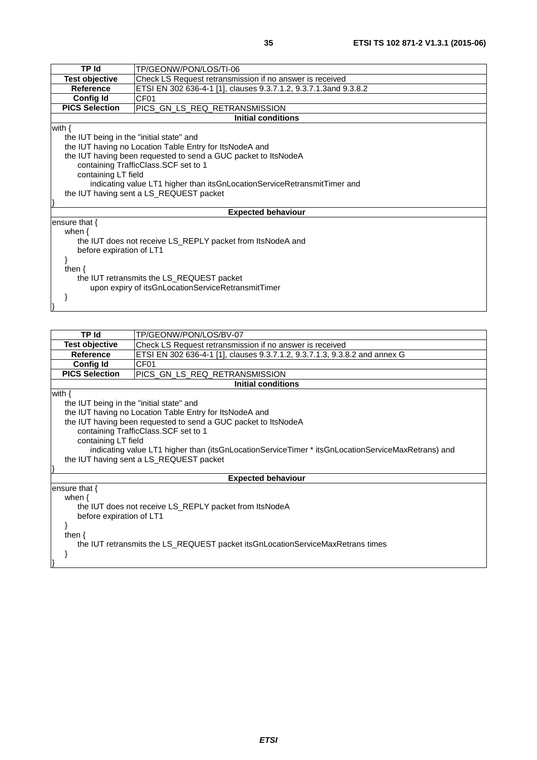| TP Id | TP/GEONW/PON/LOS/TI-06 |
|---|---|
| **Test objective** | Check LS Request retransmission if no answer is received |
| **Reference** | ETSI EN 302 636-4-1 [1], clauses 9.3.7.1.2, 9.3.7.1.3and 9.3.8.2 |
| **Config Id** | CF01 |
| **PICS Selection** | PICS_GN_LS_REQ_RETRANSMISSION |
| **Initial conditions** | |
| with {<br>    the IUT being in the "initial state" and<br>    the IUT having no Location Table Entry for ItsNodeA and<br>    the IUT having been requested to send a GUC packet to ItsNodeA<br>        containing TrafficClass.SCF set to 1<br>        containing LT field<br>            indicating value LT1 higher than itsGnLocationServiceRetransmitTimer and<br>    the IUT having sent a LS_REQUEST packet<br>} | |
| **Expected behaviour** | |
| ensure that {<br>    when {<br>        the IUT does not receive LS_REPLY packet from ItsNodeA and<br>        before expiration of LT1<br>    }<br>    then {<br>        the IUT retransmits the LS_REQUEST packet<br>            upon expiry of itsGnLocationServiceRetransmitTimer<br>    }<br>} | |

| TP Id | TP/GEONW/PON/LOS/BV-07 |
|---|---|
| **Test objective** | Check LS Request retransmission if no answer is received |
| **Reference** | ETSI EN 302 636-4-1 [1], clauses 9.3.7.1.2, 9.3.7.1.3, 9.3.8.2 and annex G |
| **Config Id** | CF01 |
| **PICS Selection** | PICS_GN_LS_REQ_RETRANSMISSION |
| **Initial conditions** | |
| with {<br>    the IUT being in the "initial state" and<br>    the IUT having no Location Table Entry for ItsNodeA and<br>    the IUT having been requested to send a GUC packet to ItsNodeA<br>        containing TrafficClass.SCF set to 1<br>        containing LT field<br>            indicating value LT1 higher than (itsGnLocationServiceTimer * itsGnLocationServiceMaxRetrans) and<br>    the IUT having sent a LS_REQUEST packet<br>} | |
| **Expected behaviour** | |
| ensure that {<br>    when {<br>        the IUT does not receive LS_REPLY packet from ItsNodeA<br>        before expiration of LT1<br>    }<br>    then {<br>        the IUT retransmits the LS_REQUEST packet itsGnLocationServiceMaxRetrans times<br>    }<br>} | |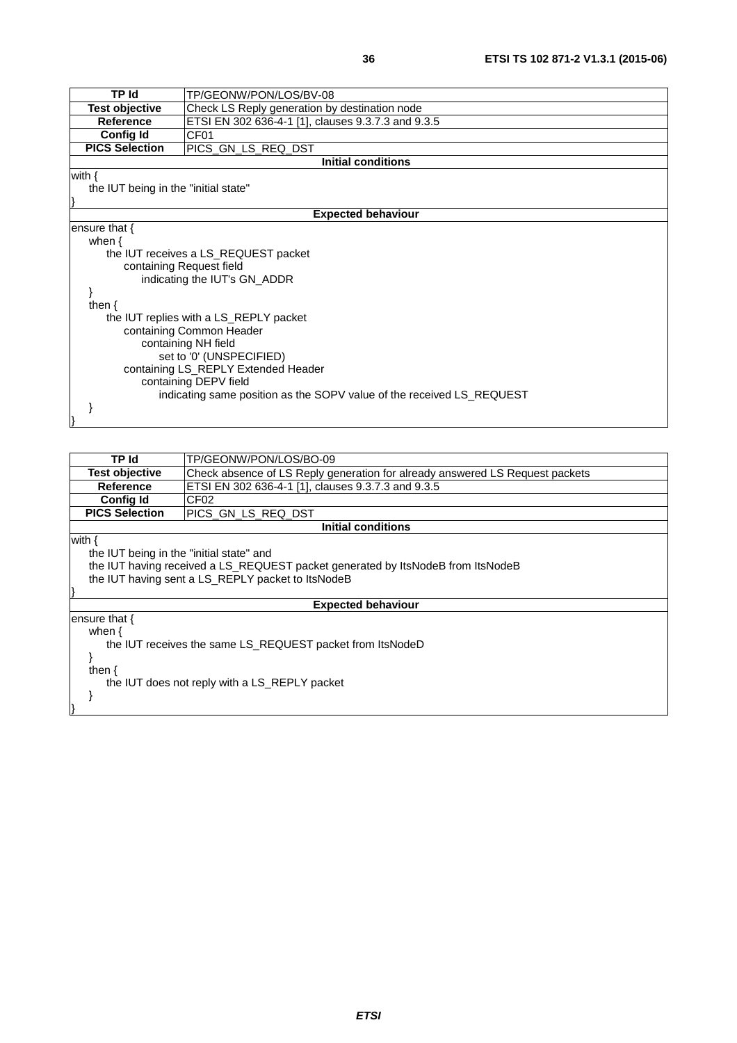| TP Id | TP/GEONW/PON/LOS/BV-08 |
| --- | --- |
| **Test objective** | Check LS Reply generation by destination node |
| **Reference** | ETSI EN 302 636-4-1 [1], clauses 9.3.7.3 and 9.3.5 |
| **Config Id** | CF01 |
| **PICS Selection** | PICS_GN_LS_REQ_DST |
| **Initial conditions** | |
| with {<br>    the IUT being in the "initial state"<br>} | |
| **Expected behaviour** | |
| ensure that {<br>    when {<br>        the IUT receives a LS_REQUEST packet<br>            containing Request field<br>                indicating the IUT's GN_ADDR<br>    }<br>    then {<br>        the IUT replies with a LS_REPLY packet<br>            containing Common Header<br>                containing NH field<br>                    set to '0' (UNSPECIFIED)<br>            containing LS_REPLY Extended Header<br>                containing DEPV field<br>                    indicating same position as the SOPV value of the received LS_REQUEST<br>    }<br>} | |

| TP Id | TP/GEONW/PON/LOS/BO-09 |
| --- | --- |
| **Test objective** | Check absence of LS Reply generation for already answered LS Request packets |
| **Reference** | ETSI EN 302 636-4-1 [1], clauses 9.3.7.3 and 9.3.5 |
| **Config Id** | CF02 |
| **PICS Selection** | PICS_GN_LS_REQ_DST |
| **Initial conditions** | |
| with {<br>    the IUT being in the "initial state" and<br>    the IUT having received a LS_REQUEST packet generated by ItsNodeB from ItsNodeB<br>    the IUT having sent a LS_REPLY packet to ItsNodeB<br>} | |
| **Expected behaviour** | |
| ensure that {<br>    when {<br>        the IUT receives the same LS_REQUEST packet from ItsNodeD<br>    }<br>    then {<br>        the IUT does not reply with a LS_REPLY packet<br>    }<br>} | |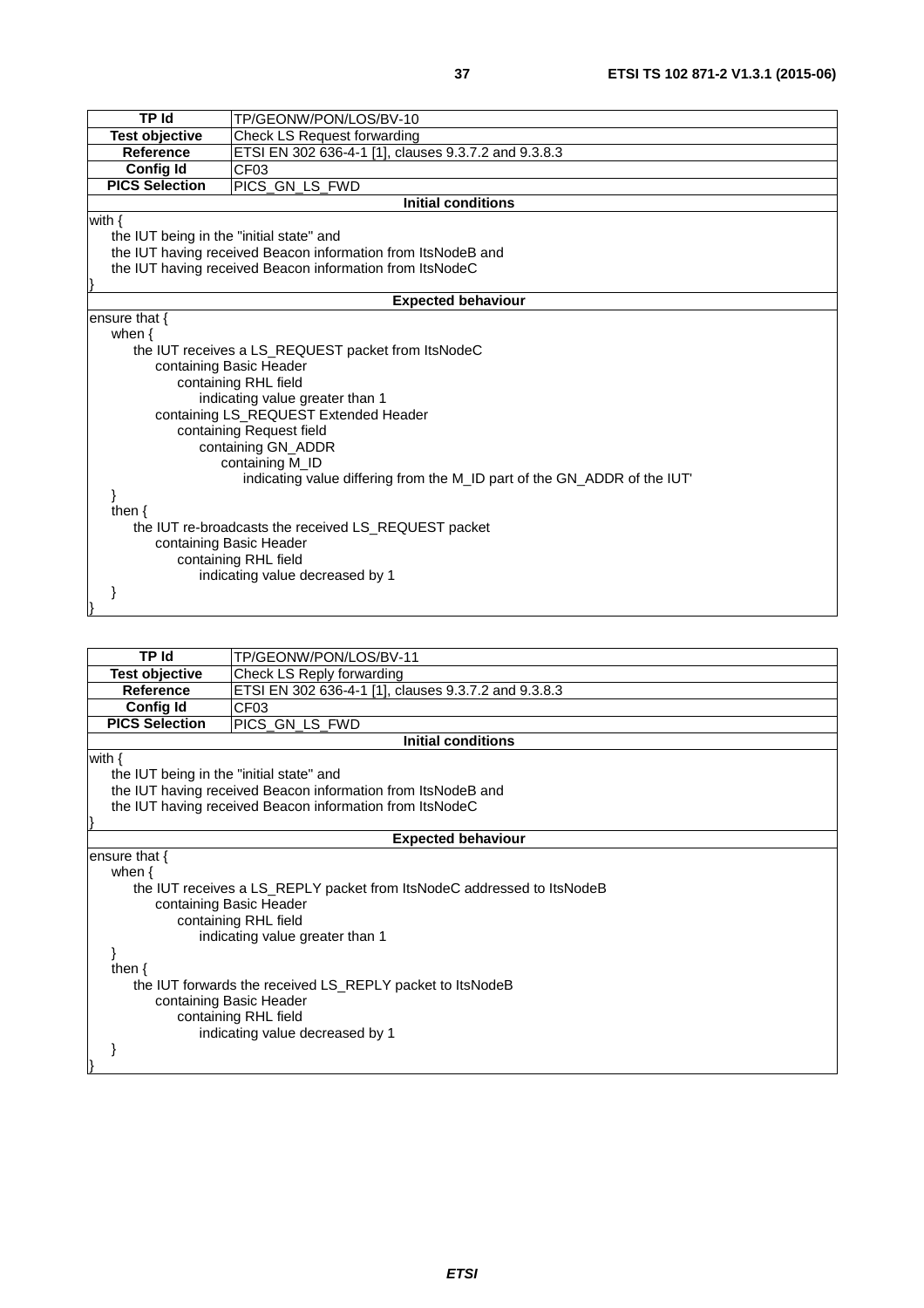| TP Id | TP/GEONW/PON/LOS/BV-10 |
|---|---|
| **Test objective** | Check LS Request forwarding |
| **Reference** | ETSI EN 302 636-4-1 [1], clauses 9.3.7.2 and 9.3.8.3 |
| **Config Id** | CF03 |
| **PICS Selection** | PICS_GN_LS_FWD |
| **Initial conditions** | |
| with {<br>    the IUT being in the "initial state" and<br>    the IUT having received Beacon information from ItsNodeB and<br>    the IUT having received Beacon information from ItsNodeC<br>} | |
| **Expected behaviour** | |
| ensure that {<br>    when {<br>        the IUT receives a LS_REQUEST packet from ItsNodeC<br>            containing Basic Header<br>                containing RHL field<br>                    indicating value greater than 1<br>            containing LS_REQUEST Extended Header<br>                containing Request field<br>                    containing GN_ADDR<br>                        containing M_ID<br>                            indicating value differing from the M_ID part of the GN_ADDR of the IUT'<br>    }<br>    then {<br>        the IUT re-broadcasts the received LS_REQUEST packet<br>            containing Basic Header<br>                containing RHL field<br>                    indicating value decreased by 1<br>    }<br>} | |

| TP Id | TP/GEONW/PON/LOS/BV-11 |
|---|---|
| **Test objective** | Check LS Reply forwarding |
| **Reference** | ETSI EN 302 636-4-1 [1], clauses 9.3.7.2 and 9.3.8.3 |
| **Config Id** | CF03 |
| **PICS Selection** | PICS_GN_LS_FWD |
| **Initial conditions** | |
| with {<br>    the IUT being in the "initial state" and<br>    the IUT having received Beacon information from ItsNodeB and<br>    the IUT having received Beacon information from ItsNodeC<br>} | |
| **Expected behaviour** | |
| ensure that {<br>    when {<br>        the IUT receives a LS_REPLY packet from ItsNodeC addressed to ItsNodeB<br>            containing Basic Header<br>                containing RHL field<br>                    indicating value greater than 1<br>    }<br>    then {<br>        the IUT forwards the received LS_REPLY packet to ItsNodeB<br>            containing Basic Header<br>                containing RHL field<br>                    indicating value decreased by 1<br>    }<br>} | |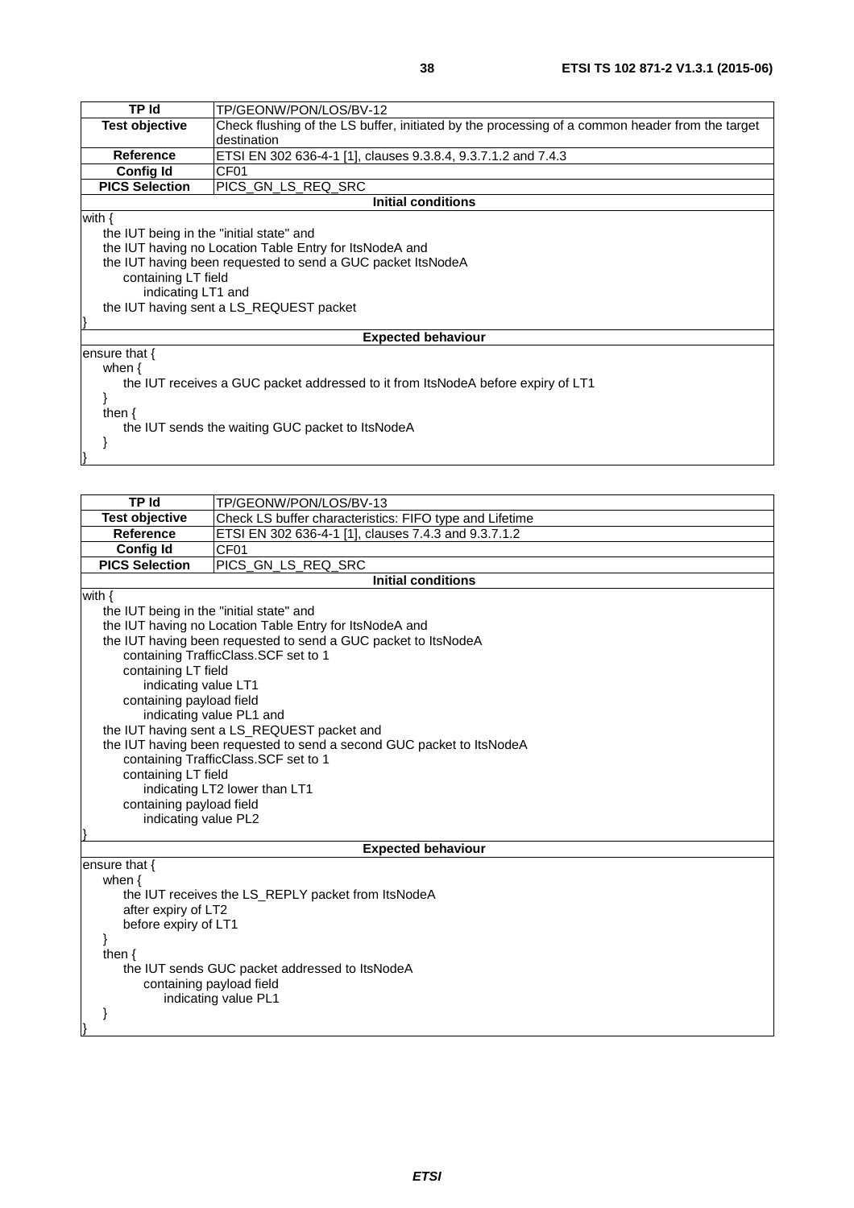| TP Id | TP/GEONW/PON/LOS/BV-12 |
|---|---|
| **Test objective** | Check flushing of the LS buffer, initiated by the processing of a common header from the target destination |
| **Reference** | ETSI EN 302 636-4-1 [1], clauses 9.3.8.4, 9.3.7.1.2 and 7.4.3 |
| **Config Id** | CF01 |
| **PICS Selection** | PICS_GN_LS_REQ_SRC |
| **Initial conditions** | |
| with {<br>&nbsp;&nbsp;&nbsp;&nbsp;the IUT being in the "initial state" and<br>&nbsp;&nbsp;&nbsp;&nbsp;the IUT having no Location Table Entry for ItsNodeA and<br>&nbsp;&nbsp;&nbsp;&nbsp;the IUT having been requested to send a GUC packet ItsNodeA<br>&nbsp;&nbsp;&nbsp;&nbsp;&nbsp;&nbsp;&nbsp;&nbsp;containing LT field<br>&nbsp;&nbsp;&nbsp;&nbsp;&nbsp;&nbsp;&nbsp;&nbsp;&nbsp;&nbsp;&nbsp;&nbsp;indicating LT1 and<br>&nbsp;&nbsp;&nbsp;&nbsp;the IUT having sent a LS_REQUEST packet<br>} | |
| **Expected behaviour** | |
| ensure that {<br>&nbsp;&nbsp;&nbsp;&nbsp;when {<br>&nbsp;&nbsp;&nbsp;&nbsp;&nbsp;&nbsp;&nbsp;&nbsp;the IUT receives a GUC packet addressed to it from ItsNodeA before expiry of LT1<br>&nbsp;&nbsp;&nbsp;&nbsp;}<br>&nbsp;&nbsp;&nbsp;&nbsp;then {<br>&nbsp;&nbsp;&nbsp;&nbsp;&nbsp;&nbsp;&nbsp;&nbsp;the IUT sends the waiting GUC packet to ItsNodeA<br>&nbsp;&nbsp;&nbsp;&nbsp;}<br>} | |

| TP Id | TP/GEONW/PON/LOS/BV-13 |
|---|---|
| **Test objective** | Check LS buffer characteristics: FIFO type and Lifetime |
| **Reference** | ETSI EN 302 636-4-1 [1], clauses 7.4.3 and 9.3.7.1.2 |
| **Config Id** | CF01 |
| **PICS Selection** | PICS_GN_LS_REQ_SRC |
| **Initial conditions** | |
| with {<br>&nbsp;&nbsp;&nbsp;&nbsp;the IUT being in the "initial state" and<br>&nbsp;&nbsp;&nbsp;&nbsp;the IUT having no Location Table Entry for ItsNodeA and<br>&nbsp;&nbsp;&nbsp;&nbsp;the IUT having been requested to send a GUC packet to ItsNodeA<br>&nbsp;&nbsp;&nbsp;&nbsp;&nbsp;&nbsp;&nbsp;&nbsp;containing TrafficClass.SCF set to 1<br>&nbsp;&nbsp;&nbsp;&nbsp;&nbsp;&nbsp;&nbsp;&nbsp;containing LT field<br>&nbsp;&nbsp;&nbsp;&nbsp;&nbsp;&nbsp;&nbsp;&nbsp;&nbsp;&nbsp;&nbsp;&nbsp;indicating value LT1<br>&nbsp;&nbsp;&nbsp;&nbsp;&nbsp;&nbsp;&nbsp;&nbsp;containing payload field<br>&nbsp;&nbsp;&nbsp;&nbsp;&nbsp;&nbsp;&nbsp;&nbsp;&nbsp;&nbsp;&nbsp;&nbsp;indicating value PL1 and<br>&nbsp;&nbsp;&nbsp;&nbsp;the IUT having sent a LS_REQUEST packet and<br>&nbsp;&nbsp;&nbsp;&nbsp;the IUT having been requested to send a second GUC packet to ItsNodeA<br>&nbsp;&nbsp;&nbsp;&nbsp;&nbsp;&nbsp;&nbsp;&nbsp;containing TrafficClass.SCF set to 1<br>&nbsp;&nbsp;&nbsp;&nbsp;&nbsp;&nbsp;&nbsp;&nbsp;containing LT field<br>&nbsp;&nbsp;&nbsp;&nbsp;&nbsp;&nbsp;&nbsp;&nbsp;&nbsp;&nbsp;&nbsp;&nbsp;indicating LT2 lower than LT1<br>&nbsp;&nbsp;&nbsp;&nbsp;&nbsp;&nbsp;&nbsp;&nbsp;containing payload field<br>&nbsp;&nbsp;&nbsp;&nbsp;&nbsp;&nbsp;&nbsp;&nbsp;&nbsp;&nbsp;&nbsp;&nbsp;indicating value PL2<br>} | |
| **Expected behaviour** | |
| ensure that {<br>&nbsp;&nbsp;&nbsp;&nbsp;when {<br>&nbsp;&nbsp;&nbsp;&nbsp;&nbsp;&nbsp;&nbsp;&nbsp;the IUT receives the LS_REPLY packet from ItsNodeA<br>&nbsp;&nbsp;&nbsp;&nbsp;&nbsp;&nbsp;&nbsp;&nbsp;after expiry of LT2<br>&nbsp;&nbsp;&nbsp;&nbsp;&nbsp;&nbsp;&nbsp;&nbsp;before expiry of LT1<br>&nbsp;&nbsp;&nbsp;&nbsp;}<br>&nbsp;&nbsp;&nbsp;&nbsp;then {<br>&nbsp;&nbsp;&nbsp;&nbsp;&nbsp;&nbsp;&nbsp;&nbsp;the IUT sends GUC packet addressed to ItsNodeA<br>&nbsp;&nbsp;&nbsp;&nbsp;&nbsp;&nbsp;&nbsp;&nbsp;&nbsp;&nbsp;&nbsp;&nbsp;containing payload field<br>&nbsp;&nbsp;&nbsp;&nbsp;&nbsp;&nbsp;&nbsp;&nbsp;&nbsp;&nbsp;&nbsp;&nbsp;&nbsp;&nbsp;&nbsp;&nbsp;indicating value PL1<br>&nbsp;&nbsp;&nbsp;&nbsp;}<br>} | |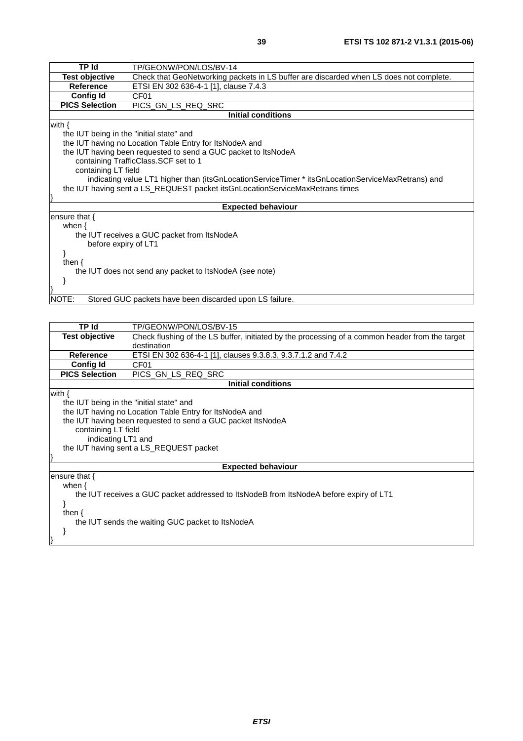| TP Id | TP/GEONW/PON/LOS/BV-14 |
|---|---|
| **Test objective** | Check that GeoNetworking packets in LS buffer are discarded when LS does not complete. |
| **Reference** | ETSI EN 302 636-4-1 [1], clause 7.4.3 |
| **Config Id** | CF01 |
| **PICS Selection** | PICS_GN_LS_REQ_SRC |
| **Initial conditions** | |
| with {<br>    the IUT being in the "initial state" and<br>    the IUT having no Location Table Entry for ItsNodeA and<br>    the IUT having been requested to send a GUC packet to ItsNodeA<br>        containing TrafficClass.SCF set to 1<br>        containing LT field<br>            indicating value LT1 higher than (itsGnLocationServiceTimer * itsGnLocationServiceMaxRetrans) and<br>    the IUT having sent a LS_REQUEST packet itsGnLocationServiceMaxRetrans times<br>} | |
| **Expected behaviour** | |
| ensure that {<br>    when {<br>        the IUT receives a GUC packet from ItsNodeA<br>            before expiry of LT1<br>    }<br>    then {<br>        the IUT does not send any packet to ItsNodeA (see note)<br>    }<br>} | |
| NOTE:    Stored GUC packets have been discarded upon LS failure. | |

| TP Id | TP/GEONW/PON/LOS/BV-15 |
|---|---|
| **Test objective** | Check flushing of the LS buffer, initiated by the processing of a common header from the target destination |
| **Reference** | ETSI EN 302 636-4-1 [1], clauses 9.3.8.3, 9.3.7.1.2 and 7.4.2 |
| **Config Id** | CF01 |
| **PICS Selection** | PICS_GN_LS_REQ_SRC |
| **Initial conditions** | |
| with {<br>    the IUT being in the "initial state" and<br>    the IUT having no Location Table Entry for ItsNodeA and<br>    the IUT having been requested to send a GUC packet ItsNodeA<br>        containing LT field<br>            indicating LT1 and<br>    the IUT having sent a LS_REQUEST packet<br>} | |
| **Expected behaviour** | |
| ensure that {<br>    when {<br>        the IUT receives a GUC packet addressed to ItsNodeB from ItsNodeA before expiry of LT1<br>    }<br>    then {<br>        the IUT sends the waiting GUC packet to ItsNodeA<br>    }<br>} | |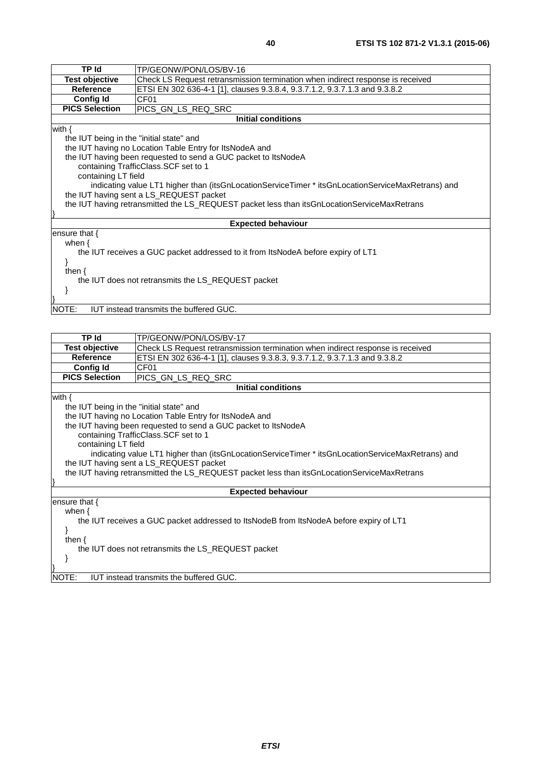| TP Id | TP/GEONW/PON/LOS/BV-16 |
| --- | --- |
| **Test objective** | Check LS Request retransmission termination when indirect response is received |
| **Reference** | ETSI EN 302 636-4-1 [1], clauses 9.3.8.4, 9.3.7.1.2, 9.3.7.1.3 and 9.3.8.2 |
| **Config Id** | CF01 |
| **PICS Selection** | PICS_GN_LS_REQ_SRC |
| **Initial conditions** | |
| with {<br>  the IUT being in the "initial state" and<br>  the IUT having no Location Table Entry for ItsNodeA and<br>  the IUT having been requested to send a GUC packet to ItsNodeA<br>    containing TrafficClass.SCF set to 1<br>    containing LT field<br>      indicating value LT1 higher than (itsGnLocationServiceTimer * itsGnLocationServiceMaxRetrans) and<br>  the IUT having sent a LS_REQUEST packet<br>  the IUT having retransmitted the LS_REQUEST packet less than itsGnLocationServiceMaxRetrans<br>} | |
| **Expected behaviour** | |
| ensure that {<br>  when {<br>    the IUT receives a GUC packet addressed to it from ItsNodeA before expiry of LT1<br>  }<br>  then {<br>    the IUT does not retransmits the LS_REQUEST packet<br>  }<br>} | |
| NOTE: IUT instead transmits the buffered GUC. | |

| TP Id | TP/GEONW/PON/LOS/BV-17 |
| --- | --- |
| **Test objective** | Check LS Request retransmission termination when indirect response is received |
| **Reference** | ETSI EN 302 636-4-1 [1], clauses 9.3.8.3, 9.3.7.1.2, 9.3.7.1.3 and 9.3.8.2 |
| **Config Id** | CF01 |
| **PICS Selection** | PICS_GN_LS_REQ_SRC |
| **Initial conditions** | |
| with {<br>  the IUT being in the "initial state" and<br>  the IUT having no Location Table Entry for ItsNodeA and<br>  the IUT having been requested to send a GUC packet to ItsNodeA<br>    containing TrafficClass.SCF set to 1<br>    containing LT field<br>      indicating value LT1 higher than (itsGnLocationServiceTimer * itsGnLocationServiceMaxRetrans) and<br>  the IUT having sent a LS_REQUEST packet<br>  the IUT having retransmitted the LS_REQUEST packet less than itsGnLocationServiceMaxRetrans<br>} | |
| **Expected behaviour** | |
| ensure that {<br>  when {<br>    the IUT receives a GUC packet addressed to ItsNodeB from ItsNodeA before expiry of LT1<br>  }<br>  then {<br>    the IUT does not retransmits the LS_REQUEST packet<br>  }<br>} | |
| NOTE: IUT instead transmits the buffered GUC. | |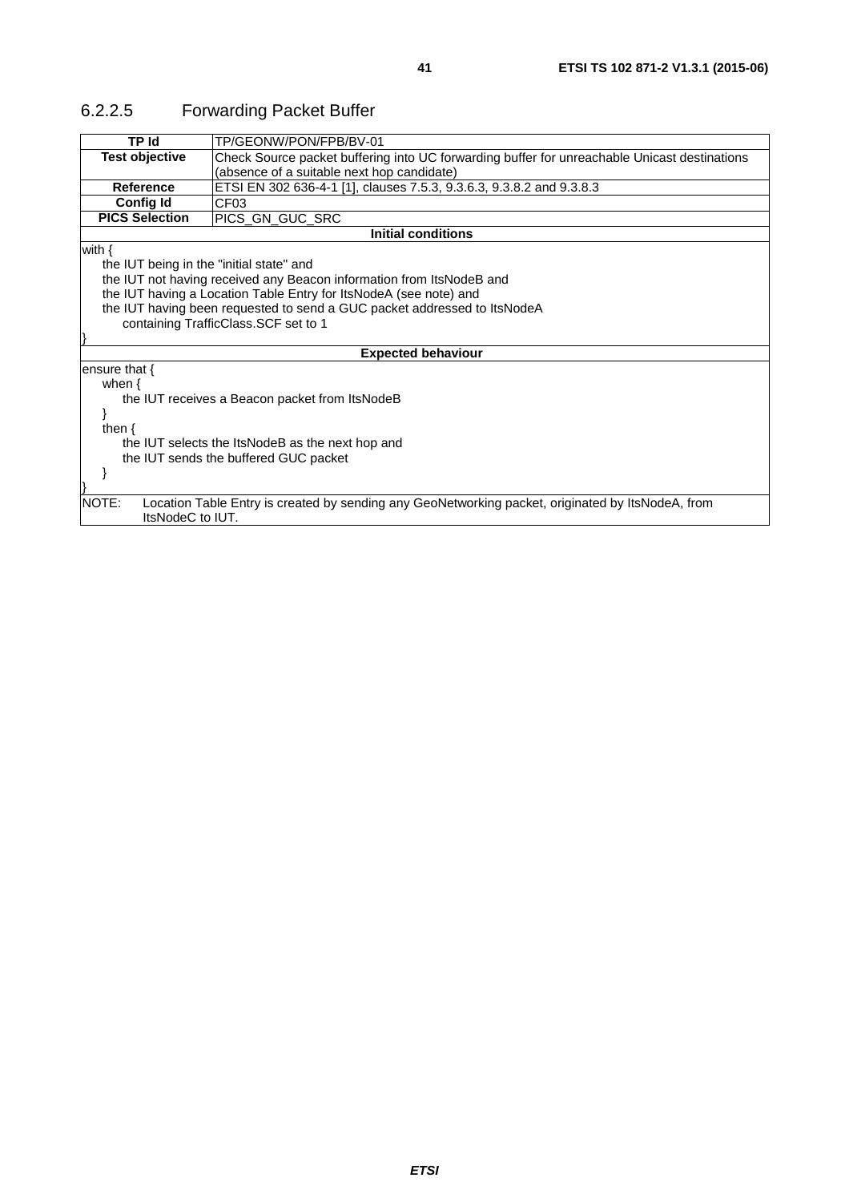### 6.2.2.5 Forwarding Packet Buffer

| TP Id | TP/GEONW/PON/FPB/BV-01 |
|---|---|
| **Test objective** | Check Source packet buffering into UC forwarding buffer for unreachable Unicast destinations (absence of a suitable next hop candidate) |
| **Reference** | ETSI EN 302 636-4-1 [1], clauses 7.5.3, 9.3.6.3, 9.3.8.2 and 9.3.8.3 |
| **Config Id** | CF03 |
| **PICS Selection** | PICS_GN_GUC_SRC |
| **Initial conditions** | |
| with {<br>    the IUT being in the "initial state" and<br>    the IUT not having received any Beacon information from ItsNodeB and<br>    the IUT having a Location Table Entry for ItsNodeA (see note) and<br>    the IUT having been requested to send a GUC packet addressed to ItsNodeA<br>        containing TrafficClass.SCF set to 1<br>} | |
| **Expected behaviour** | |
| ensure that {<br>    when {<br>        the IUT receives a Beacon packet from ItsNodeB<br>    }<br>    then {<br>        the IUT selects the ItsNodeB as the next hop and<br>        the IUT sends the buffered GUC packet<br>    }<br>} | |
| NOTE: Location Table Entry is created by sending any GeoNetworking packet, originated by ItsNodeA, from ItsNodeC to IUT. | |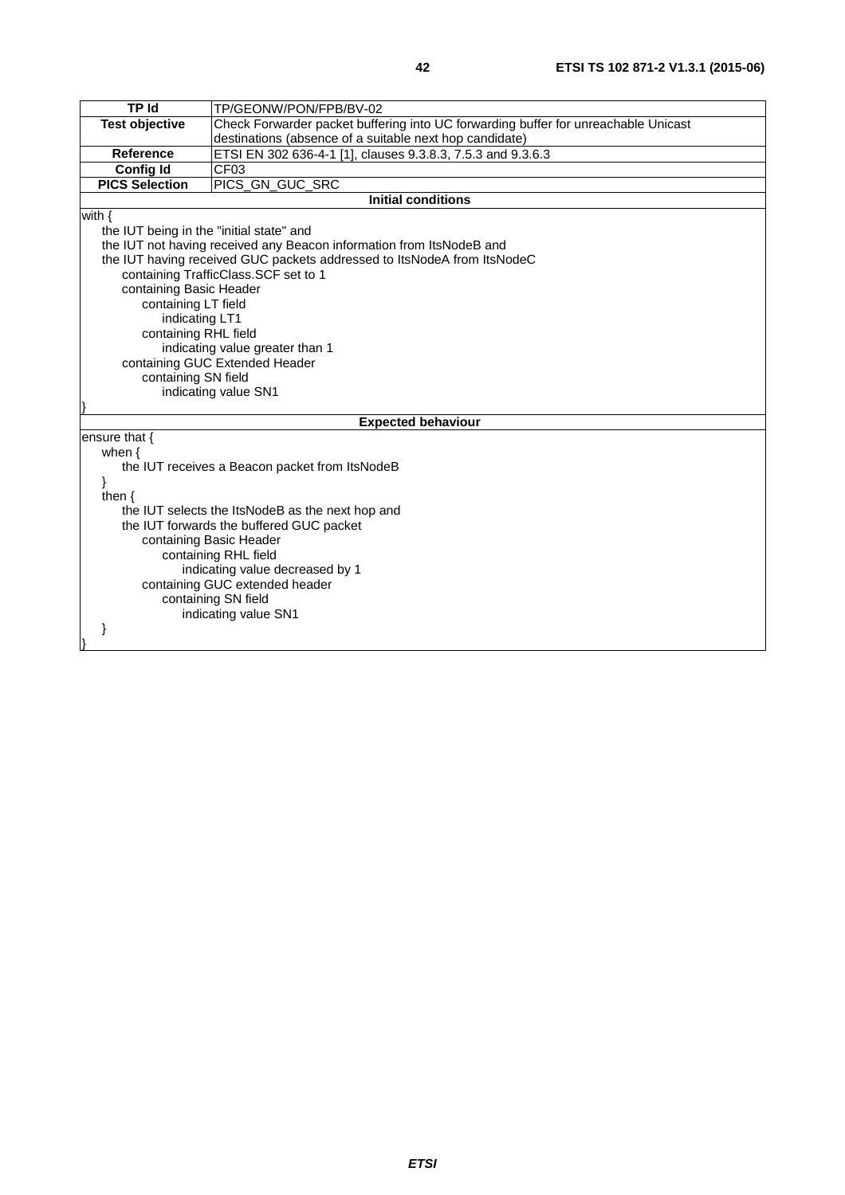| TP Id | TP/GEONW/PON/FPB/BV-02 |
|---|---|
| Test objective | Check Forwarder packet buffering into UC forwarding buffer for unreachable Unicast destinations (absence of a suitable next hop candidate) |
| Reference | ETSI EN 302 636-4-1 [1], clauses 9.3.8.3, 7.5.3 and 9.3.6.3 |
| Config Id | CF03 |
| PICS Selection | PICS_GN_GUC_SRC |
| **Initial conditions** | |
| with {<br>&nbsp;&nbsp;&nbsp;&nbsp;the IUT being in the "initial state" and<br>&nbsp;&nbsp;&nbsp;&nbsp;the IUT not having received any Beacon information from ItsNodeB and<br>&nbsp;&nbsp;&nbsp;&nbsp;the IUT having received GUC packets addressed to ItsNodeA from ItsNodeC<br>&nbsp;&nbsp;&nbsp;&nbsp;&nbsp;&nbsp;&nbsp;&nbsp;containing TrafficClass.SCF set to 1<br>&nbsp;&nbsp;&nbsp;&nbsp;&nbsp;&nbsp;&nbsp;&nbsp;containing Basic Header<br>&nbsp;&nbsp;&nbsp;&nbsp;&nbsp;&nbsp;&nbsp;&nbsp;&nbsp;&nbsp;&nbsp;&nbsp;containing LT field<br>&nbsp;&nbsp;&nbsp;&nbsp;&nbsp;&nbsp;&nbsp;&nbsp;&nbsp;&nbsp;&nbsp;&nbsp;&nbsp;&nbsp;&nbsp;&nbsp;indicating LT1<br>&nbsp;&nbsp;&nbsp;&nbsp;&nbsp;&nbsp;&nbsp;&nbsp;&nbsp;&nbsp;&nbsp;&nbsp;containing RHL field<br>&nbsp;&nbsp;&nbsp;&nbsp;&nbsp;&nbsp;&nbsp;&nbsp;&nbsp;&nbsp;&nbsp;&nbsp;&nbsp;&nbsp;&nbsp;&nbsp;indicating value greater than 1<br>&nbsp;&nbsp;&nbsp;&nbsp;&nbsp;&nbsp;&nbsp;&nbsp;containing GUC Extended Header<br>&nbsp;&nbsp;&nbsp;&nbsp;&nbsp;&nbsp;&nbsp;&nbsp;&nbsp;&nbsp;&nbsp;&nbsp;containing SN field<br>&nbsp;&nbsp;&nbsp;&nbsp;&nbsp;&nbsp;&nbsp;&nbsp;&nbsp;&nbsp;&nbsp;&nbsp;&nbsp;&nbsp;&nbsp;&nbsp;indicating value SN1<br>} | |
| **Expected behaviour** | |
| ensure that {<br>&nbsp;&nbsp;&nbsp;&nbsp;when {<br>&nbsp;&nbsp;&nbsp;&nbsp;&nbsp;&nbsp;&nbsp;&nbsp;the IUT receives a Beacon packet from ItsNodeB<br>&nbsp;&nbsp;&nbsp;&nbsp;}<br>&nbsp;&nbsp;&nbsp;&nbsp;then {<br>&nbsp;&nbsp;&nbsp;&nbsp;&nbsp;&nbsp;&nbsp;&nbsp;the IUT selects the ItsNodeB as the next hop and<br>&nbsp;&nbsp;&nbsp;&nbsp;&nbsp;&nbsp;&nbsp;&nbsp;the IUT forwards the buffered GUC packet<br>&nbsp;&nbsp;&nbsp;&nbsp;&nbsp;&nbsp;&nbsp;&nbsp;&nbsp;&nbsp;&nbsp;&nbsp;containing Basic Header<br>&nbsp;&nbsp;&nbsp;&nbsp;&nbsp;&nbsp;&nbsp;&nbsp;&nbsp;&nbsp;&nbsp;&nbsp;&nbsp;&nbsp;&nbsp;&nbsp;containing RHL field<br>&nbsp;&nbsp;&nbsp;&nbsp;&nbsp;&nbsp;&nbsp;&nbsp;&nbsp;&nbsp;&nbsp;&nbsp;&nbsp;&nbsp;&nbsp;&nbsp;&nbsp;&nbsp;&nbsp;&nbsp;indicating value decreased by 1<br>&nbsp;&nbsp;&nbsp;&nbsp;&nbsp;&nbsp;&nbsp;&nbsp;&nbsp;&nbsp;&nbsp;&nbsp;containing GUC extended header<br>&nbsp;&nbsp;&nbsp;&nbsp;&nbsp;&nbsp;&nbsp;&nbsp;&nbsp;&nbsp;&nbsp;&nbsp;&nbsp;&nbsp;&nbsp;&nbsp;containing SN field<br>&nbsp;&nbsp;&nbsp;&nbsp;&nbsp;&nbsp;&nbsp;&nbsp;&nbsp;&nbsp;&nbsp;&nbsp;&nbsp;&nbsp;&nbsp;&nbsp;&nbsp;&nbsp;&nbsp;&nbsp;indicating value SN1<br>&nbsp;&nbsp;&nbsp;&nbsp;}<br>} | |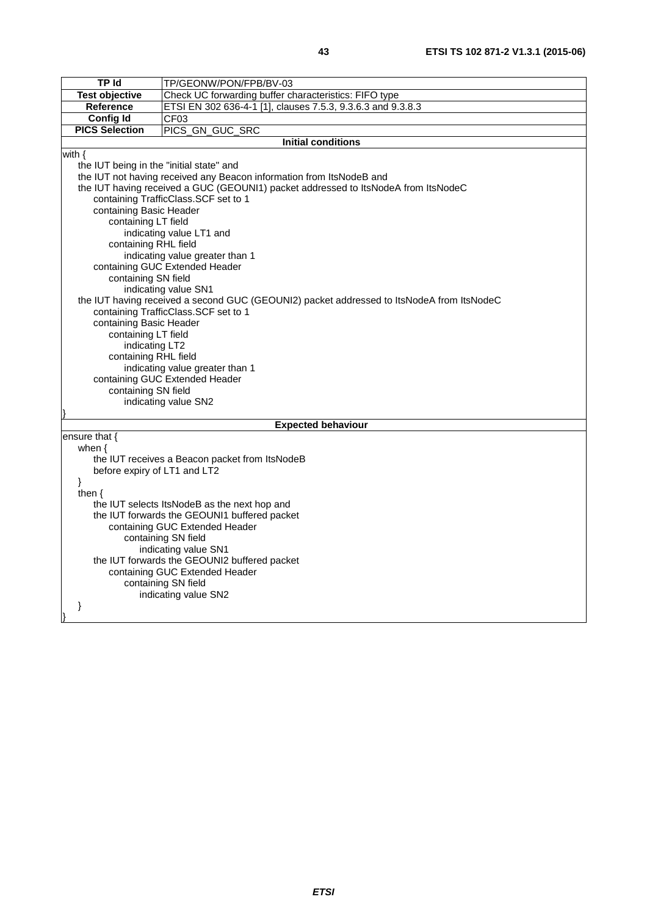| TP Id | TP/GEONW/PON/FPB/BV-03 |
|---|---|
| **Test objective** | Check UC forwarding buffer characteristics: FIFO type |
| **Reference** | ETSI EN 302 636-4-1 [1], clauses 7.5.3, 9.3.6.3 and 9.3.8.3 |
| **Config Id** | CF03 |
| **PICS Selection** | PICS_GN_GUC_SRC |

**Initial conditions**

```
with {
    the IUT being in the "initial state" and
    the IUT not having received any Beacon information from ItsNodeB and
    the IUT having received a GUC (GEOUNI1) packet addressed to ItsNodeA from ItsNodeC
        containing TrafficClass.SCF set to 1
        containing Basic Header
            containing LT field
                indicating value LT1 and
            containing RHL field
                indicating value greater than 1
        containing GUC Extended Header
            containing SN field
                indicating value SN1
    the IUT having received a second GUC (GEOUNI2) packet addressed to ItsNodeA from ItsNodeC
        containing TrafficClass.SCF set to 1
        containing Basic Header
            containing LT field
                indicating LT2
            containing RHL field
                indicating value greater than 1
        containing GUC Extended Header
            containing SN field
                indicating value SN2
}
```

**Expected behaviour**

```
ensure that {
    when {
        the IUT receives a Beacon packet from ItsNodeB
        before expiry of LT1 and LT2
    }
    then {
        the IUT selects ItsNodeB as the next hop and
        the IUT forwards the GEOUNI1 buffered packet
            containing GUC Extended Header
                containing SN field
                    indicating value SN1
        the IUT forwards the GEOUNI2 buffered packet
            containing GUC Extended Header
                containing SN field
                    indicating value SN2
    }
}
```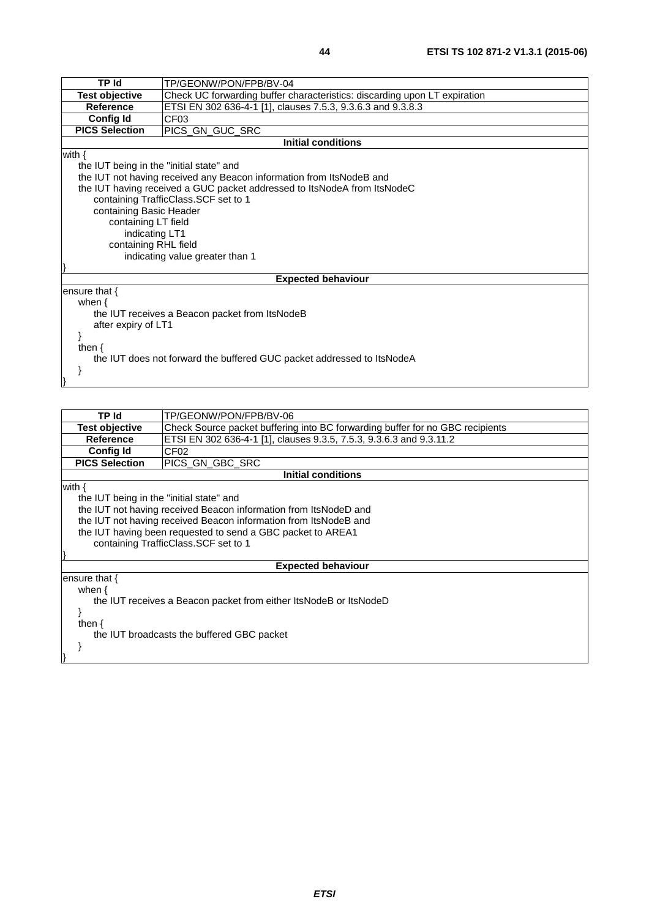| TP Id | TP/GEONW/PON/FPB/BV-04 |
| --- | --- |
| Test objective | Check UC forwarding buffer characteristics: discarding upon LT expiration |
| Reference | ETSI EN 302 636-4-1 [1], clauses 7.5.3, 9.3.6.3 and 9.3.8.3 |
| Config Id | CF03 |
| PICS Selection | PICS_GN_GUC_SRC |

**Initial conditions**

```
with {
    the IUT being in the "initial state" and
    the IUT not having received any Beacon information from ItsNodeB and
    the IUT having received a GUC packet addressed to ItsNodeA from ItsNodeC
        containing TrafficClass.SCF set to 1
        containing Basic Header
            containing LT field
                indicating LT1
            containing RHL field
                indicating value greater than 1
}
```

**Expected behaviour**

```
ensure that {
    when {
        the IUT receives a Beacon packet from ItsNodeB
        after expiry of LT1
    }
    then {
        the IUT does not forward the buffered GUC packet addressed to ItsNodeA
    }
}
```

| TP Id | TP/GEONW/PON/FPB/BV-06 |
| --- | --- |
| Test objective | Check Source packet buffering into BC forwarding buffer for no GBC recipients |
| Reference | ETSI EN 302 636-4-1 [1], clauses 9.3.5, 7.5.3, 9.3.6.3 and 9.3.11.2 |
| Config Id | CF02 |
| PICS Selection | PICS_GN_GBC_SRC |

**Initial conditions**

```
with {
    the IUT being in the "initial state" and
    the IUT not having received Beacon information from ItsNodeD and
    the IUT not having received Beacon information from ItsNodeB and
    the IUT having been requested to send a GBC packet to AREA1
        containing TrafficClass.SCF set to 1
}
```

**Expected behaviour**

```
ensure that {
    when {
        the IUT receives a Beacon packet from either ItsNodeB or ItsNodeD
    }
    then {
        the IUT broadcasts the buffered GBC packet
    }
}
```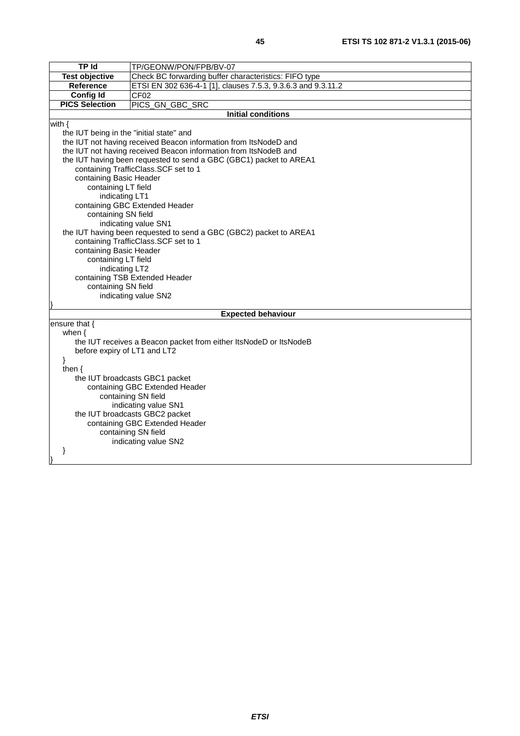| TP Id | TP/GEONW/PON/FPB/BV-07 |
|---|---|
| **Test objective** | Check BC forwarding buffer characteristics: FIFO type |
| **Reference** | ETSI EN 302 636-4-1 [1], clauses 7.5.3, 9.3.6.3 and 9.3.11.2 |
| **Config Id** | CF02 |
| **PICS Selection** | PICS_GN_GBC_SRC |

**Initial conditions**

```
with {
    the IUT being in the "initial state" and
    the IUT not having received Beacon information from ItsNodeD and
    the IUT not having received Beacon information from ItsNodeB and
    the IUT having been requested to send a GBC (GBC1) packet to AREA1
        containing TrafficClass.SCF set to 1
        containing Basic Header
            containing LT field
                indicating LT1
        containing GBC Extended Header
            containing SN field
                indicating value SN1
    the IUT having been requested to send a GBC (GBC2) packet to AREA1
        containing TrafficClass.SCF set to 1
        containing Basic Header
            containing LT field
                indicating LT2
        containing TSB Extended Header
            containing SN field
                indicating value SN2
}
```

**Expected behaviour**

```
ensure that {
    when {
        the IUT receives a Beacon packet from either ItsNodeD or ItsNodeB
        before expiry of LT1 and LT2
    }
    then {
        the IUT broadcasts GBC1 packet
            containing GBC Extended Header
                containing SN field
                    indicating value SN1
        the IUT broadcasts GBC2 packet
            containing GBC Extended Header
                containing SN field
                    indicating value SN2
    }
}
```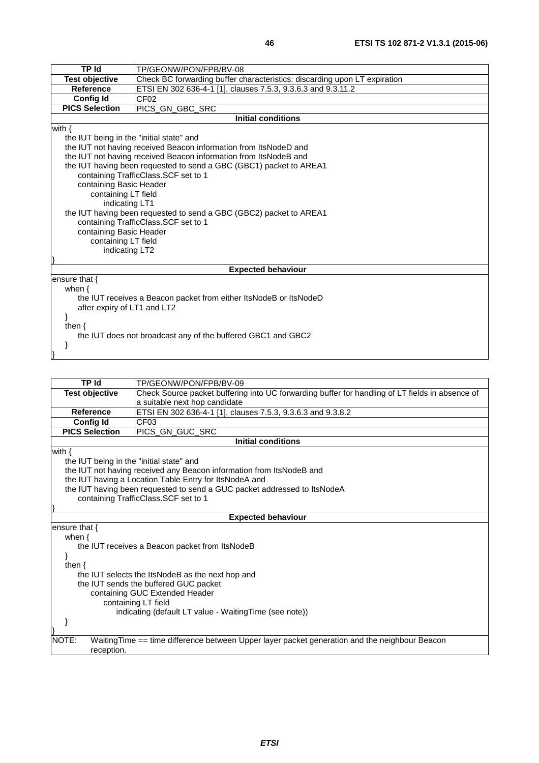| TP Id | TP/GEONW/PON/FPB/BV-08 |
|---|---|
| **Test objective** | Check BC forwarding buffer characteristics: discarding upon LT expiration |
| **Reference** | ETSI EN 302 636-4-1 [1], clauses 7.5.3, 9.3.6.3 and 9.3.11.2 |
| **Config Id** | CF02 |
| **PICS Selection** | PICS_GN_GBC_SRC |

**Initial conditions**

```
with {
    the IUT being in the "initial state" and
    the IUT not having received Beacon information from ItsNodeD and
    the IUT not having received Beacon information from ItsNodeB and
    the IUT having been requested to send a GBC (GBC1) packet to AREA1
        containing TrafficClass.SCF set to 1
        containing Basic Header
            containing LT field
                indicating LT1
    the IUT having been requested to send a GBC (GBC2) packet to AREA1
        containing TrafficClass.SCF set to 1
        containing Basic Header
            containing LT field
                indicating LT2
}
```

**Expected behaviour**

```
ensure that {
    when {
        the IUT receives a Beacon packet from either ItsNodeB or ItsNodeD
        after expiry of LT1 and LT2
    }
    then {
        the IUT does not broadcast any of the buffered GBC1 and GBC2
    }
}
```

| TP Id | TP/GEONW/PON/FPB/BV-09 |
|---|---|
| **Test objective** | Check Source packet buffering into UC forwarding buffer for handling of LT fields in absence of a suitable next hop candidate |
| **Reference** | ETSI EN 302 636-4-1 [1], clauses 7.5.3, 9.3.6.3 and 9.3.8.2 |
| **Config Id** | CF03 |
| **PICS Selection** | PICS_GN_GUC_SRC |

**Initial conditions**

```
with {
    the IUT being in the "initial state" and
    the IUT not having received any Beacon information from ItsNodeB and
    the IUT having a Location Table Entry for ItsNodeA and
    the IUT having been requested to send a GUC packet addressed to ItsNodeA
        containing TrafficClass.SCF set to 1
}
```

**Expected behaviour**

```
ensure that {
    when {
        the IUT receives a Beacon packet from ItsNodeB
    }
    then {
        the IUT selects the ItsNodeB as the next hop and
        the IUT sends the buffered GUC packet
            containing GUC Extended Header
                containing LT field
                    indicating (default LT value - WaitingTime (see note))
    }
}
```

NOTE: WaitingTime == time difference between Upper layer packet generation and the neighbour Beacon reception.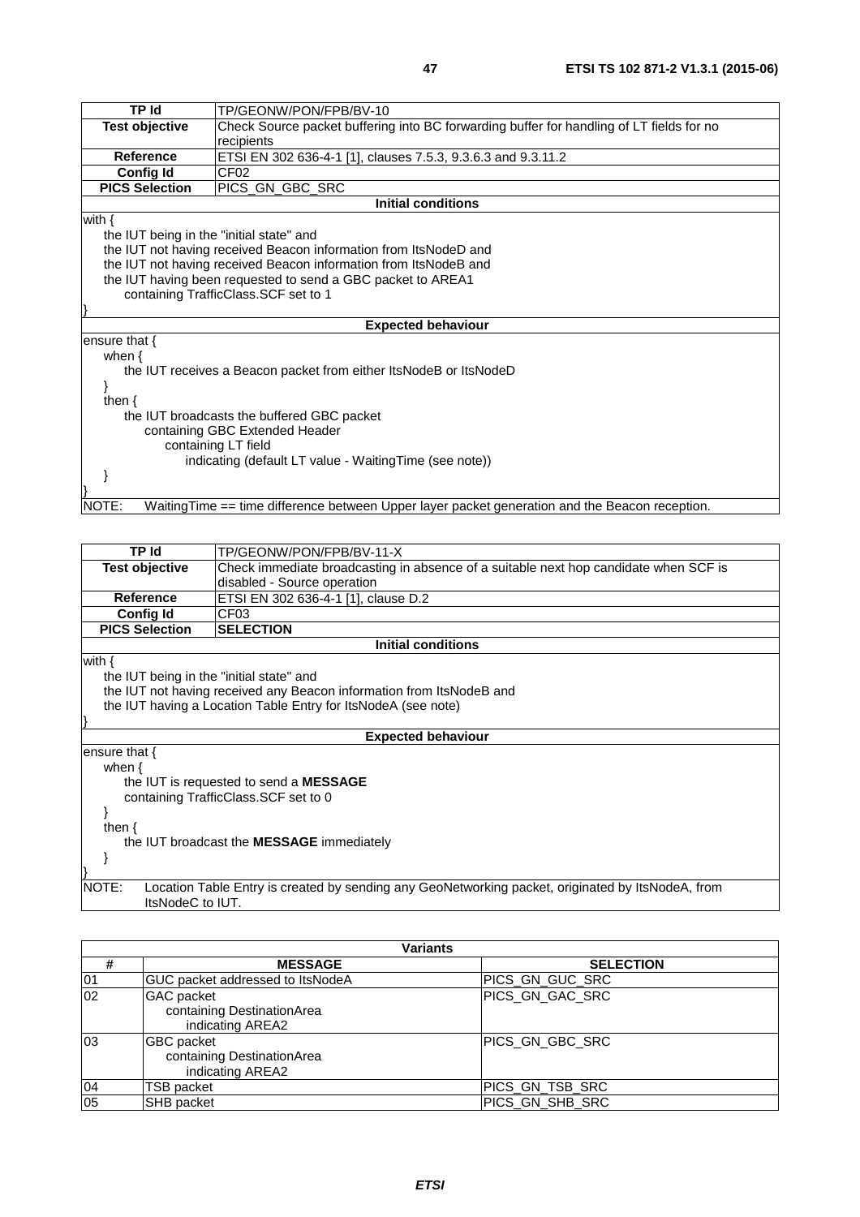| TP Id | TP/GEONW/PON/FPB/BV-10 |
|---|---|
| **Test objective** | Check Source packet buffering into BC forwarding buffer for handling of LT fields for no recipients |
| **Reference** | ETSI EN 302 636-4-1 [1], clauses 7.5.3, 9.3.6.3 and 9.3.11.2 |
| **Config Id** | CF02 |
| **PICS Selection** | PICS_GN_GBC_SRC |
| **Initial conditions** | |

```
with {
    the IUT being in the "initial state" and
    the IUT not having received Beacon information from ItsNodeD and
    the IUT not having received Beacon information from ItsNodeB and
    the IUT having been requested to send a GBC packet to AREA1
        containing TrafficClass.SCF set to 1
}
```

**Expected behaviour**

```
ensure that {
    when {
        the IUT receives a Beacon packet from either ItsNodeB or ItsNodeD
    }
    then {
        the IUT broadcasts the buffered GBC packet
            containing GBC Extended Header
                containing LT field
                    indicating (default LT value - WaitingTime (see note))
    }
}
```

NOTE: WaitingTime == time difference between Upper layer packet generation and the Beacon reception.

| TP Id | TP/GEONW/PON/FPB/BV-11-X |
|---|---|
| **Test objective** | Check immediate broadcasting in absence of a suitable next hop candidate when SCF is disabled - Source operation |
| **Reference** | ETSI EN 302 636-4-1 [1], clause D.2 |
| **Config Id** | CF03 |
| **PICS Selection** | **SELECTION** |
| **Initial conditions** | |

```
with {
    the IUT being in the "initial state" and
    the IUT not having received any Beacon information from ItsNodeB and
    the IUT having a Location Table Entry for ItsNodeA (see note)
}
```

**Expected behaviour**

```
ensure that {
    when {
        the IUT is requested to send a MESSAGE
        containing TrafficClass.SCF set to 0
    }
    then {
        the IUT broadcast the MESSAGE immediately
    }
}
```

NOTE: Location Table Entry is created by sending any GeoNetworking packet, originated by ItsNodeA, from ItsNodeC to IUT.

| Variants | | |
|---|---|---|
| **#** | **MESSAGE** | **SELECTION** |
| 01 | GUC packet addressed to ItsNodeA | PICS_GN_GUC_SRC |
| 02 | GAC packet containing DestinationArea indicating AREA2 | PICS_GN_GAC_SRC |
| 03 | GBC packet containing DestinationArea indicating AREA2 | PICS_GN_GBC_SRC |
| 04 | TSB packet | PICS_GN_TSB_SRC |
| 05 | SHB packet | PICS_GN_SHB_SRC |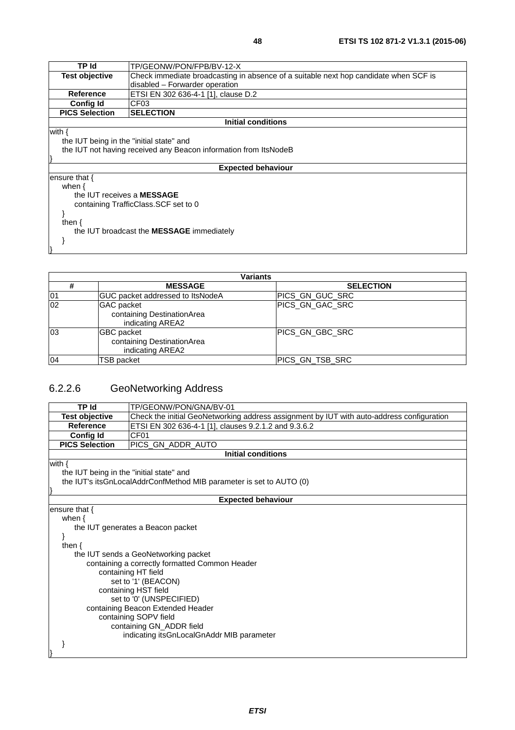| TP Id | TP/GEONW/PON/FPB/BV-12-X |
| --- | --- |
| **Test objective** | Check immediate broadcasting in absence of a suitable next hop candidate when SCF is disabled – Forwarder operation |
| **Reference** | ETSI EN 302 636-4-1 [1], clause D.2 |
| **Config Id** | CF03 |
| **PICS Selection** | **SELECTION** |
| **Initial conditions** | |
| with {<br>    the IUT being in the "initial state" and<br>    the IUT not having received any Beacon information from ItsNodeB<br>} | |
| **Expected behaviour** | |
| ensure that {<br>    when {<br>        the IUT receives a **MESSAGE**<br>        containing TrafficClass.SCF set to 0<br>    }<br>    then {<br>        the IUT broadcast the **MESSAGE** immediately<br>    }<br>} | |

| Variants | | |
| --- | --- | --- |
| **#** | **MESSAGE** | **SELECTION** |
| 01 | GUC packet addressed to ItsNodeA | PICS_GN_GUC_SRC |
| 02 | GAC packet<br>    containing DestinationArea<br>        indicating AREA2 | PICS_GN_GAC_SRC |
| 03 | GBC packet<br>    containing DestinationArea<br>        indicating AREA2 | PICS_GN_GBC_SRC |
| 04 | TSB packet | PICS_GN_TSB_SRC |

### 6.2.2.6 GeoNetworking Address

| TP Id | TP/GEONW/PON/GNA/BV-01 |
| --- | --- |
| **Test objective** | Check the initial GeoNetworking address assignment by IUT with auto-address configuration |
| **Reference** | ETSI EN 302 636-4-1 [1], clauses 9.2.1.2 and 9.3.6.2 |
| **Config Id** | CF01 |
| **PICS Selection** | PICS_GN_ADDR_AUTO |
| **Initial conditions** | |
| with {<br>    the IUT being in the "initial state" and<br>    the IUT's itsGnLocalAddrConfMethod MIB parameter is set to AUTO (0)<br>} | |
| **Expected behaviour** | |
| ensure that {<br>    when {<br>        the IUT generates a Beacon packet<br>    }<br>    then {<br>        the IUT sends a GeoNetworking packet<br>            containing a correctly formatted Common Header<br>                containing HT field<br>                    set to '1' (BEACON)<br>                containing HST field<br>                    set to '0' (UNSPECIFIED)<br>            containing Beacon Extended Header<br>                containing SOPV field<br>                    containing GN_ADDR field<br>                        indicating itsGnLocalGnAddr MIB parameter<br>    }<br>} | |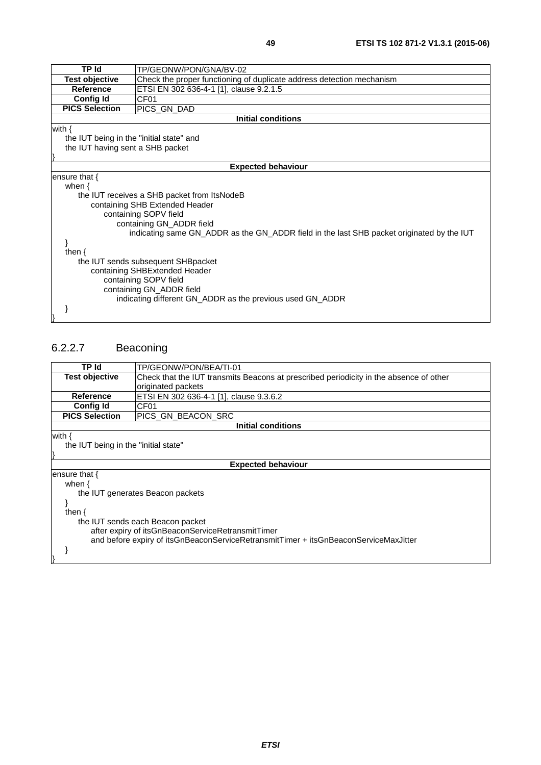| TP Id | TP/GEONW/PON/GNA/BV-02 |
|---|---|
| **Test objective** | Check the proper functioning of duplicate address detection mechanism |
| **Reference** | ETSI EN 302 636-4-1 [1], clause 9.2.1.5 |
| **Config Id** | CF01 |
| **PICS Selection** | PICS_GN_DAD |

**Initial conditions**

```
with {
    the IUT being in the "initial state" and
    the IUT having sent a SHB packet
}
```

**Expected behaviour**

```
ensure that {
    when {
        the IUT receives a SHB packet from ItsNodeB
            containing SHB Extended Header
                containing SOPV field
                    containing GN_ADDR field
                        indicating same GN_ADDR as the GN_ADDR field in the last SHB packet originated by the IUT
    }
    then {
        the IUT sends subsequent SHBpacket
            containing SHBExtended Header
                containing SOPV field
                containing GN_ADDR field
                    indicating different GN_ADDR as the previous used GN_ADDR
    }
}
```

### 6.2.2.7 Beaconing

| TP Id | TP/GEONW/PON/BEA/TI-01 |
|---|---|
| **Test objective** | Check that the IUT transmits Beacons at prescribed periodicity in the absence of other originated packets |
| **Reference** | ETSI EN 302 636-4-1 [1], clause 9.3.6.2 |
| **Config Id** | CF01 |
| **PICS Selection** | PICS_GN_BEACON_SRC |

**Initial conditions**

```
with {
    the IUT being in the "initial state"
}
```

**Expected behaviour**

```
ensure that {
    when {
        the IUT generates Beacon packets
    }
    then {
        the IUT sends each Beacon packet
            after expiry of itsGnBeaconServiceRetransmitTimer
            and before expiry of itsGnBeaconServiceRetransmitTimer + itsGnBeaconServiceMaxJitter
    }
}
```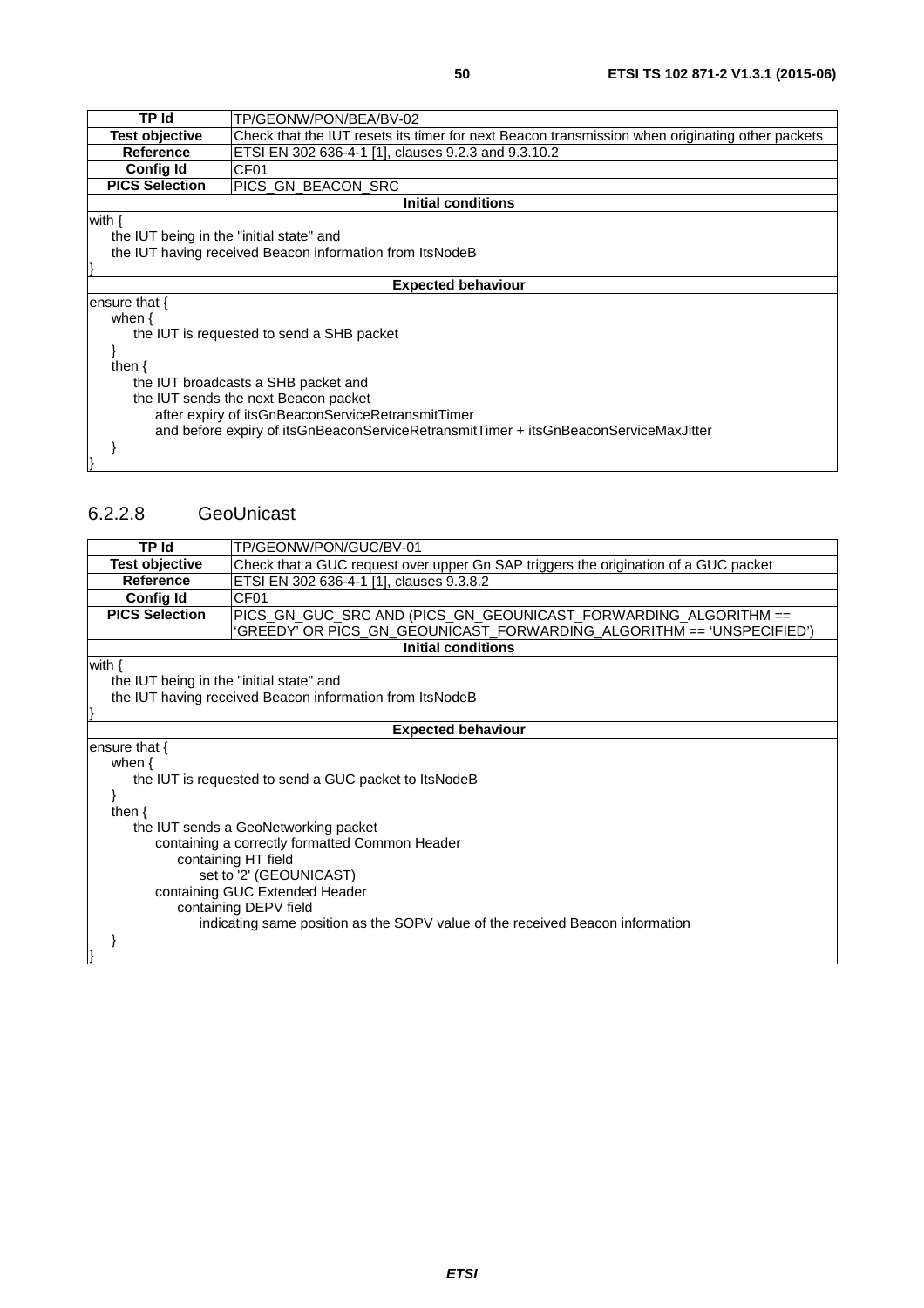| TP Id | TP/GEONW/PON/BEA/BV-02 |
| --- | --- |
| Test objective | Check that the IUT resets its timer for next Beacon transmission when originating other packets |
| Reference | ETSI EN 302 636-4-1 [1], clauses 9.2.3 and 9.3.10.2 |
| Config Id | CF01 |
| PICS Selection | PICS_GN_BEACON_SRC |

**Initial conditions**

```
with {
    the IUT being in the "initial state" and
    the IUT having received Beacon information from ItsNodeB
}
```

**Expected behaviour**

```
ensure that {
    when {
        the IUT is requested to send a SHB packet
    }
    then {
        the IUT broadcasts a SHB packet and
        the IUT sends the next Beacon packet
            after expiry of itsGnBeaconServiceRetransmitTimer
            and before expiry of itsGnBeaconServiceRetransmitTimer + itsGnBeaconServiceMaxJitter
    }
}
```

### 6.2.2.8 GeoUnicast

| TP Id | TP/GEONW/PON/GUC/BV-01 |
| --- | --- |
| Test objective | Check that a GUC request over upper Gn SAP triggers the origination of a GUC packet |
| Reference | ETSI EN 302 636-4-1 [1], clauses 9.3.8.2 |
| Config Id | CF01 |
| PICS Selection | PICS_GN_GUC_SRC AND (PICS_GN_GEOUNICAST_FORWARDING_ALGORITHM == 'GREEDY' OR PICS_GN_GEOUNICAST_FORWARDING_ALGORITHM == 'UNSPECIFIED') |

**Initial conditions**

```
with {
    the IUT being in the "initial state" and
    the IUT having received Beacon information from ItsNodeB
}
```

**Expected behaviour**

```
ensure that {
    when {
        the IUT is requested to send a GUC packet to ItsNodeB
    }
    then {
        the IUT sends a GeoNetworking packet
            containing a correctly formatted Common Header
                containing HT field
                    set to '2' (GEOUNICAST)
            containing GUC Extended Header
                containing DEPV field
                    indicating same position as the SOPV value of the received Beacon information
    }
}
```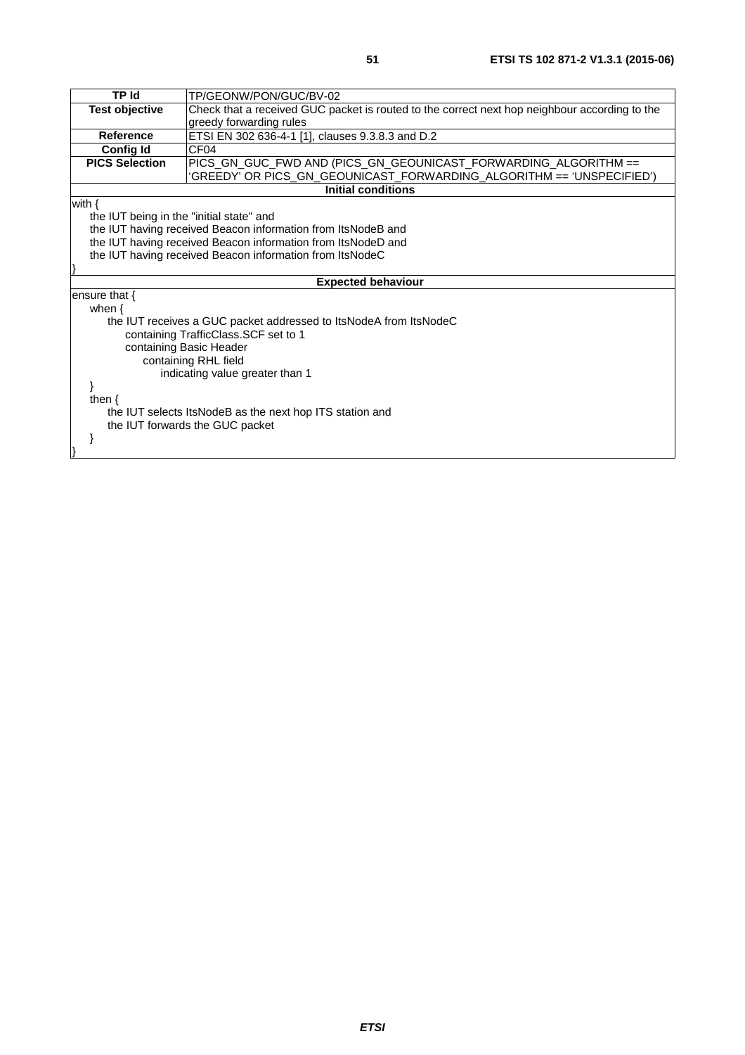| TP Id | TP/GEONW/PON/GUC/BV-02 |
|---|---|
| **Test objective** | Check that a received GUC packet is routed to the correct next hop neighbour according to the greedy forwarding rules |
| **Reference** | ETSI EN 302 636-4-1 [1], clauses 9.3.8.3 and D.2 |
| **Config Id** | CF04 |
| **PICS Selection** | PICS_GN_GUC_FWD AND (PICS_GN_GEOUNICAST_FORWARDING_ALGORITHM == 'GREEDY' OR PICS_GN_GEOUNICAST_FORWARDING_ALGORITHM == 'UNSPECIFIED') |
| **Initial conditions** | |
| with {<br>&nbsp;&nbsp;&nbsp;&nbsp;the IUT being in the "initial state" and<br>&nbsp;&nbsp;&nbsp;&nbsp;the IUT having received Beacon information from ItsNodeB and<br>&nbsp;&nbsp;&nbsp;&nbsp;the IUT having received Beacon information from ItsNodeD and<br>&nbsp;&nbsp;&nbsp;&nbsp;the IUT having received Beacon information from ItsNodeC<br>} | |
| **Expected behaviour** | |
| ensure that {<br>&nbsp;&nbsp;&nbsp;&nbsp;when {<br>&nbsp;&nbsp;&nbsp;&nbsp;&nbsp;&nbsp;&nbsp;&nbsp;the IUT receives a GUC packet addressed to ItsNodeA from ItsNodeC<br>&nbsp;&nbsp;&nbsp;&nbsp;&nbsp;&nbsp;&nbsp;&nbsp;&nbsp;&nbsp;&nbsp;&nbsp;containing TrafficClass.SCF set to 1<br>&nbsp;&nbsp;&nbsp;&nbsp;&nbsp;&nbsp;&nbsp;&nbsp;&nbsp;&nbsp;&nbsp;&nbsp;containing Basic Header<br>&nbsp;&nbsp;&nbsp;&nbsp;&nbsp;&nbsp;&nbsp;&nbsp;&nbsp;&nbsp;&nbsp;&nbsp;&nbsp;&nbsp;&nbsp;&nbsp;containing RHL field<br>&nbsp;&nbsp;&nbsp;&nbsp;&nbsp;&nbsp;&nbsp;&nbsp;&nbsp;&nbsp;&nbsp;&nbsp;&nbsp;&nbsp;&nbsp;&nbsp;&nbsp;&nbsp;&nbsp;&nbsp;indicating value greater than 1<br>&nbsp;&nbsp;&nbsp;&nbsp;}<br>&nbsp;&nbsp;&nbsp;&nbsp;then {<br>&nbsp;&nbsp;&nbsp;&nbsp;&nbsp;&nbsp;&nbsp;&nbsp;the IUT selects ItsNodeB as the next hop ITS station and<br>&nbsp;&nbsp;&nbsp;&nbsp;&nbsp;&nbsp;&nbsp;&nbsp;the IUT forwards the GUC packet<br>&nbsp;&nbsp;&nbsp;&nbsp;}<br>} | |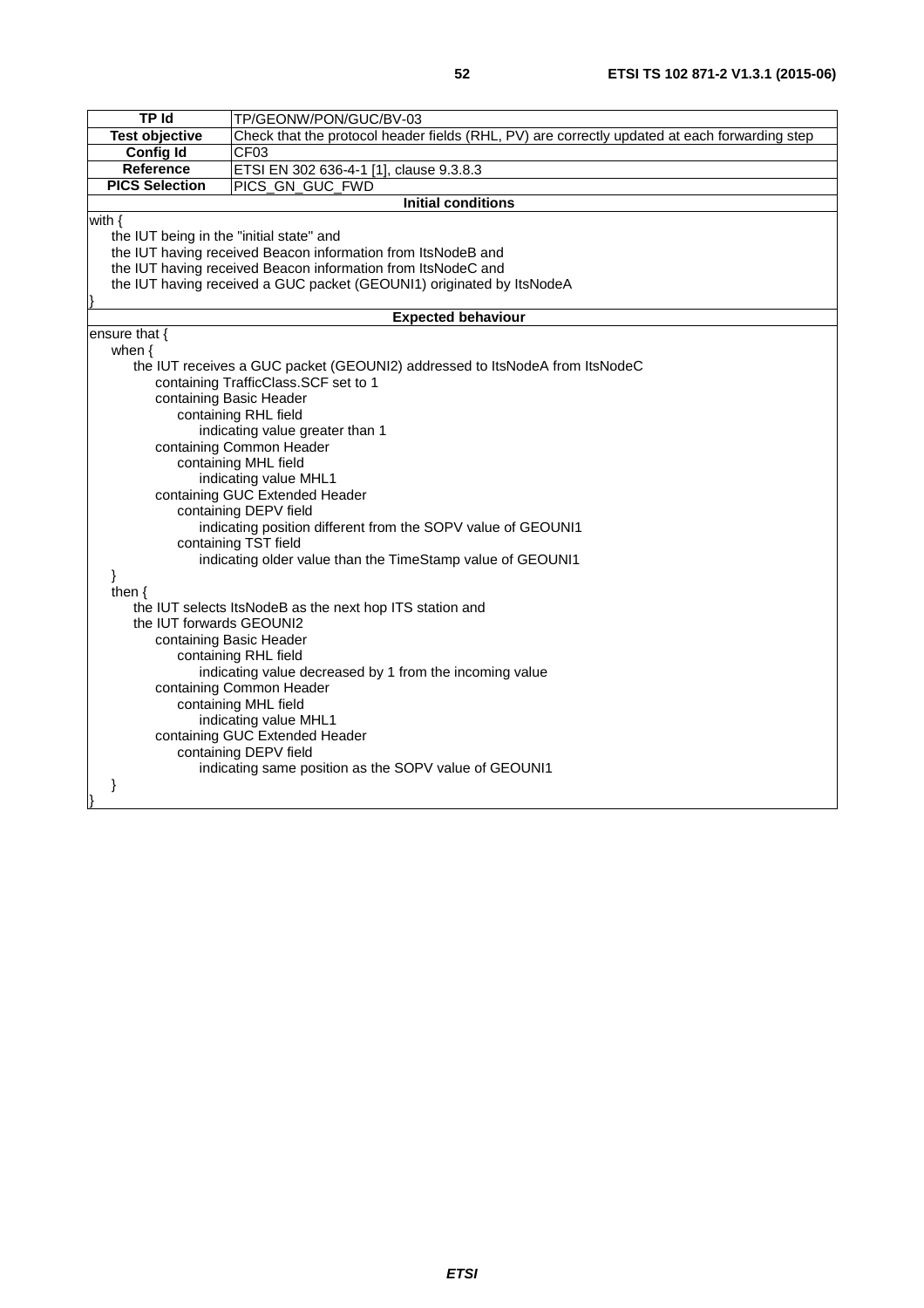| TP Id | TP/GEONW/PON/GUC/BV-03 |
|---|---|
| Test objective | Check that the protocol header fields (RHL, PV) are correctly updated at each forwarding step |
| Config Id | CF03 |
| Reference | ETSI EN 302 636-4-1 [1], clause 9.3.8.3 |
| PICS Selection | PICS_GN_GUC_FWD |
| **Initial conditions** | |
| with {<br>&nbsp;&nbsp;&nbsp;&nbsp;the IUT being in the "initial state" and<br>&nbsp;&nbsp;&nbsp;&nbsp;the IUT having received Beacon information from ItsNodeB and<br>&nbsp;&nbsp;&nbsp;&nbsp;the IUT having received Beacon information from ItsNodeC and<br>&nbsp;&nbsp;&nbsp;&nbsp;the IUT having received a GUC packet (GEOUNI1) originated by ItsNodeA<br>} | |
| **Expected behaviour** | |
| ensure that {<br>&nbsp;&nbsp;&nbsp;&nbsp;when {<br>&nbsp;&nbsp;&nbsp;&nbsp;&nbsp;&nbsp;&nbsp;&nbsp;the IUT receives a GUC packet (GEOUNI2) addressed to ItsNodeA from ItsNodeC<br>&nbsp;&nbsp;&nbsp;&nbsp;&nbsp;&nbsp;&nbsp;&nbsp;&nbsp;&nbsp;&nbsp;&nbsp;containing TrafficClass.SCF set to 1<br>&nbsp;&nbsp;&nbsp;&nbsp;&nbsp;&nbsp;&nbsp;&nbsp;&nbsp;&nbsp;&nbsp;&nbsp;containing Basic Header<br>&nbsp;&nbsp;&nbsp;&nbsp;&nbsp;&nbsp;&nbsp;&nbsp;&nbsp;&nbsp;&nbsp;&nbsp;&nbsp;&nbsp;&nbsp;&nbsp;containing RHL field<br>&nbsp;&nbsp;&nbsp;&nbsp;&nbsp;&nbsp;&nbsp;&nbsp;&nbsp;&nbsp;&nbsp;&nbsp;&nbsp;&nbsp;&nbsp;&nbsp;&nbsp;&nbsp;&nbsp;&nbsp;indicating value greater than 1<br>&nbsp;&nbsp;&nbsp;&nbsp;&nbsp;&nbsp;&nbsp;&nbsp;&nbsp;&nbsp;&nbsp;&nbsp;containing Common Header<br>&nbsp;&nbsp;&nbsp;&nbsp;&nbsp;&nbsp;&nbsp;&nbsp;&nbsp;&nbsp;&nbsp;&nbsp;&nbsp;&nbsp;&nbsp;&nbsp;containing MHL field<br>&nbsp;&nbsp;&nbsp;&nbsp;&nbsp;&nbsp;&nbsp;&nbsp;&nbsp;&nbsp;&nbsp;&nbsp;&nbsp;&nbsp;&nbsp;&nbsp;&nbsp;&nbsp;&nbsp;&nbsp;indicating value MHL1<br>&nbsp;&nbsp;&nbsp;&nbsp;&nbsp;&nbsp;&nbsp;&nbsp;&nbsp;&nbsp;&nbsp;&nbsp;containing GUC Extended Header<br>&nbsp;&nbsp;&nbsp;&nbsp;&nbsp;&nbsp;&nbsp;&nbsp;&nbsp;&nbsp;&nbsp;&nbsp;&nbsp;&nbsp;&nbsp;&nbsp;containing DEPV field<br>&nbsp;&nbsp;&nbsp;&nbsp;&nbsp;&nbsp;&nbsp;&nbsp;&nbsp;&nbsp;&nbsp;&nbsp;&nbsp;&nbsp;&nbsp;&nbsp;&nbsp;&nbsp;&nbsp;&nbsp;indicating position different from the SOPV value of GEOUNI1<br>&nbsp;&nbsp;&nbsp;&nbsp;&nbsp;&nbsp;&nbsp;&nbsp;&nbsp;&nbsp;&nbsp;&nbsp;&nbsp;&nbsp;&nbsp;&nbsp;containing TST field<br>&nbsp;&nbsp;&nbsp;&nbsp;&nbsp;&nbsp;&nbsp;&nbsp;&nbsp;&nbsp;&nbsp;&nbsp;&nbsp;&nbsp;&nbsp;&nbsp;&nbsp;&nbsp;&nbsp;&nbsp;indicating older value than the TimeStamp value of GEOUNI1<br>&nbsp;&nbsp;&nbsp;&nbsp;}<br>&nbsp;&nbsp;&nbsp;&nbsp;then {<br>&nbsp;&nbsp;&nbsp;&nbsp;&nbsp;&nbsp;&nbsp;&nbsp;the IUT selects ItsNodeB as the next hop ITS station and<br>&nbsp;&nbsp;&nbsp;&nbsp;&nbsp;&nbsp;&nbsp;&nbsp;the IUT forwards GEOUNI2<br>&nbsp;&nbsp;&nbsp;&nbsp;&nbsp;&nbsp;&nbsp;&nbsp;&nbsp;&nbsp;&nbsp;&nbsp;containing Basic Header<br>&nbsp;&nbsp;&nbsp;&nbsp;&nbsp;&nbsp;&nbsp;&nbsp;&nbsp;&nbsp;&nbsp;&nbsp;&nbsp;&nbsp;&nbsp;&nbsp;containing RHL field<br>&nbsp;&nbsp;&nbsp;&nbsp;&nbsp;&nbsp;&nbsp;&nbsp;&nbsp;&nbsp;&nbsp;&nbsp;&nbsp;&nbsp;&nbsp;&nbsp;&nbsp;&nbsp;&nbsp;&nbsp;indicating value decreased by 1 from the incoming value<br>&nbsp;&nbsp;&nbsp;&nbsp;&nbsp;&nbsp;&nbsp;&nbsp;&nbsp;&nbsp;&nbsp;&nbsp;containing Common Header<br>&nbsp;&nbsp;&nbsp;&nbsp;&nbsp;&nbsp;&nbsp;&nbsp;&nbsp;&nbsp;&nbsp;&nbsp;&nbsp;&nbsp;&nbsp;&nbsp;containing MHL field<br>&nbsp;&nbsp;&nbsp;&nbsp;&nbsp;&nbsp;&nbsp;&nbsp;&nbsp;&nbsp;&nbsp;&nbsp;&nbsp;&nbsp;&nbsp;&nbsp;&nbsp;&nbsp;&nbsp;&nbsp;indicating value MHL1<br>&nbsp;&nbsp;&nbsp;&nbsp;&nbsp;&nbsp;&nbsp;&nbsp;&nbsp;&nbsp;&nbsp;&nbsp;containing GUC Extended Header<br>&nbsp;&nbsp;&nbsp;&nbsp;&nbsp;&nbsp;&nbsp;&nbsp;&nbsp;&nbsp;&nbsp;&nbsp;&nbsp;&nbsp;&nbsp;&nbsp;containing DEPV field<br>&nbsp;&nbsp;&nbsp;&nbsp;&nbsp;&nbsp;&nbsp;&nbsp;&nbsp;&nbsp;&nbsp;&nbsp;&nbsp;&nbsp;&nbsp;&nbsp;&nbsp;&nbsp;&nbsp;&nbsp;indicating same position as the SOPV value of GEOUNI1<br>&nbsp;&nbsp;&nbsp;&nbsp;}<br>} | |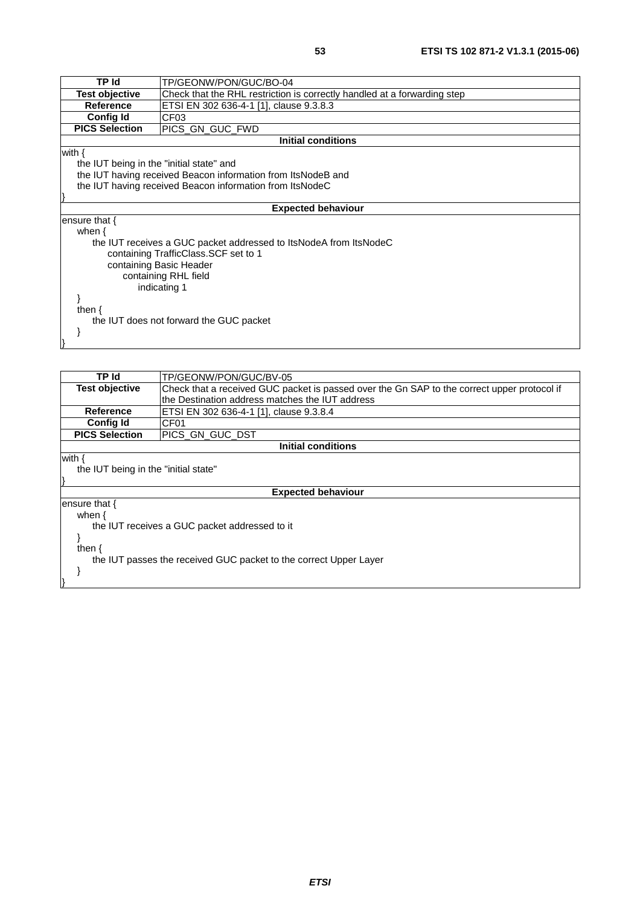| TP Id | TP/GEONW/PON/GUC/BO-04 |
|---|---|
| **Test objective** | Check that the RHL restriction is correctly handled at a forwarding step |
| **Reference** | ETSI EN 302 636-4-1 [1], clause 9.3.8.3 |
| **Config Id** | CF03 |
| **PICS Selection** | PICS_GN_GUC_FWD |
| **Initial conditions** | |
| with {<br>&nbsp;&nbsp;&nbsp;&nbsp;the IUT being in the "initial state" and<br>&nbsp;&nbsp;&nbsp;&nbsp;the IUT having received Beacon information from ItsNodeB and<br>&nbsp;&nbsp;&nbsp;&nbsp;the IUT having received Beacon information from ItsNodeC<br>} | |
| **Expected behaviour** | |
| ensure that {<br>&nbsp;&nbsp;&nbsp;&nbsp;when {<br>&nbsp;&nbsp;&nbsp;&nbsp;&nbsp;&nbsp;&nbsp;&nbsp;the IUT receives a GUC packet addressed to ItsNodeA from ItsNodeC<br>&nbsp;&nbsp;&nbsp;&nbsp;&nbsp;&nbsp;&nbsp;&nbsp;&nbsp;&nbsp;&nbsp;&nbsp;containing TrafficClass.SCF set to 1<br>&nbsp;&nbsp;&nbsp;&nbsp;&nbsp;&nbsp;&nbsp;&nbsp;&nbsp;&nbsp;&nbsp;&nbsp;containing Basic Header<br>&nbsp;&nbsp;&nbsp;&nbsp;&nbsp;&nbsp;&nbsp;&nbsp;&nbsp;&nbsp;&nbsp;&nbsp;&nbsp;&nbsp;&nbsp;&nbsp;containing RHL field<br>&nbsp;&nbsp;&nbsp;&nbsp;&nbsp;&nbsp;&nbsp;&nbsp;&nbsp;&nbsp;&nbsp;&nbsp;&nbsp;&nbsp;&nbsp;&nbsp;&nbsp;&nbsp;&nbsp;&nbsp;indicating 1<br>&nbsp;&nbsp;&nbsp;&nbsp;}<br>&nbsp;&nbsp;&nbsp;&nbsp;then {<br>&nbsp;&nbsp;&nbsp;&nbsp;&nbsp;&nbsp;&nbsp;&nbsp;the IUT does not forward the GUC packet<br>&nbsp;&nbsp;&nbsp;&nbsp;}<br>} | |

| TP Id | TP/GEONW/PON/GUC/BV-05 |
|---|---|
| **Test objective** | Check that a received GUC packet is passed over the Gn SAP to the correct upper protocol if the Destination address matches the IUT address |
| **Reference** | ETSI EN 302 636-4-1 [1], clause 9.3.8.4 |
| **Config Id** | CF01 |
| **PICS Selection** | PICS_GN_GUC_DST |
| **Initial conditions** | |
| with {<br>&nbsp;&nbsp;&nbsp;&nbsp;the IUT being in the "initial state"<br>} | |
| **Expected behaviour** | |
| ensure that {<br>&nbsp;&nbsp;&nbsp;&nbsp;when {<br>&nbsp;&nbsp;&nbsp;&nbsp;&nbsp;&nbsp;&nbsp;&nbsp;the IUT receives a GUC packet addressed to it<br>&nbsp;&nbsp;&nbsp;&nbsp;}<br>&nbsp;&nbsp;&nbsp;&nbsp;then {<br>&nbsp;&nbsp;&nbsp;&nbsp;&nbsp;&nbsp;&nbsp;&nbsp;the IUT passes the received GUC packet to the correct Upper Layer<br>&nbsp;&nbsp;&nbsp;&nbsp;}<br>} | |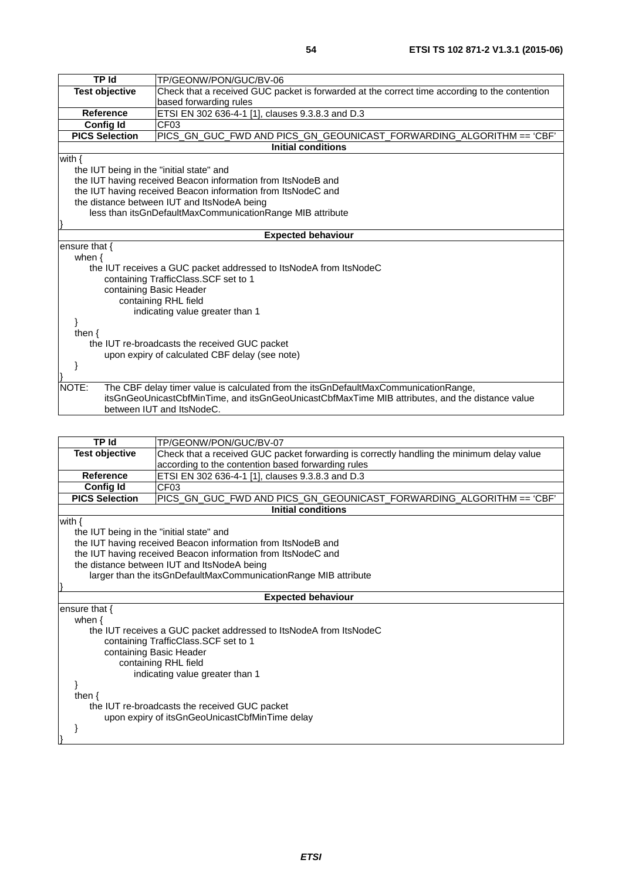| TP Id | TP/GEONW/PON/GUC/BV-06 |
|---|---|
| Test objective | Check that a received GUC packet is forwarded at the correct time according to the contention based forwarding rules |
| Reference | ETSI EN 302 636-4-1 [1], clauses 9.3.8.3 and D.3 |
| Config Id | CF03 |
| PICS Selection | PICS_GN_GUC_FWD AND PICS_GN_GEOUNICAST_FORWARDING_ALGORITHM == 'CBF' |

**Initial conditions**

```
with {
    the IUT being in the "initial state" and
    the IUT having received Beacon information from ItsNodeB and
    the IUT having received Beacon information from ItsNodeC and
    the distance between IUT and ItsNodeA being
        less than itsGnDefaultMaxCommunicationRange MIB attribute
}
```

**Expected behaviour**

```
ensure that {
    when {
        the IUT receives a GUC packet addressed to ItsNodeA from ItsNodeC
            containing TrafficClass.SCF set to 1
            containing Basic Header
                containing RHL field
                    indicating value greater than 1
    }
    then {
        the IUT re-broadcasts the received GUC packet
            upon expiry of calculated CBF delay (see note)
    }
}
```

NOTE: The CBF delay timer value is calculated from the itsGnDefaultMaxCommunicationRange, itsGnGeoUnicastCbfMinTime, and itsGnGeoUnicastCbfMaxTime MIB attributes, and the distance value between IUT and ItsNodeC.

| TP Id | TP/GEONW/PON/GUC/BV-07 |
|---|---|
| Test objective | Check that a received GUC packet forwarding is correctly handling the minimum delay value according to the contention based forwarding rules |
| Reference | ETSI EN 302 636-4-1 [1], clauses 9.3.8.3 and D.3 |
| Config Id | CF03 |
| PICS Selection | PICS_GN_GUC_FWD AND PICS_GN_GEOUNICAST_FORWARDING_ALGORITHM == 'CBF' |

**Initial conditions**

```
with {
    the IUT being in the "initial state" and
    the IUT having received Beacon information from ItsNodeB and
    the IUT having received Beacon information from ItsNodeC and
    the distance between IUT and ItsNodeA being
        larger than the itsGnDefaultMaxCommunicationRange MIB attribute
}
```

**Expected behaviour**

```
ensure that {
    when {
        the IUT receives a GUC packet addressed to ItsNodeA from ItsNodeC
            containing TrafficClass.SCF set to 1
            containing Basic Header
                containing RHL field
                    indicating value greater than 1
    }
    then {
        the IUT re-broadcasts the received GUC packet
            upon expiry of itsGnGeoUnicastCbfMinTime delay
    }
}
```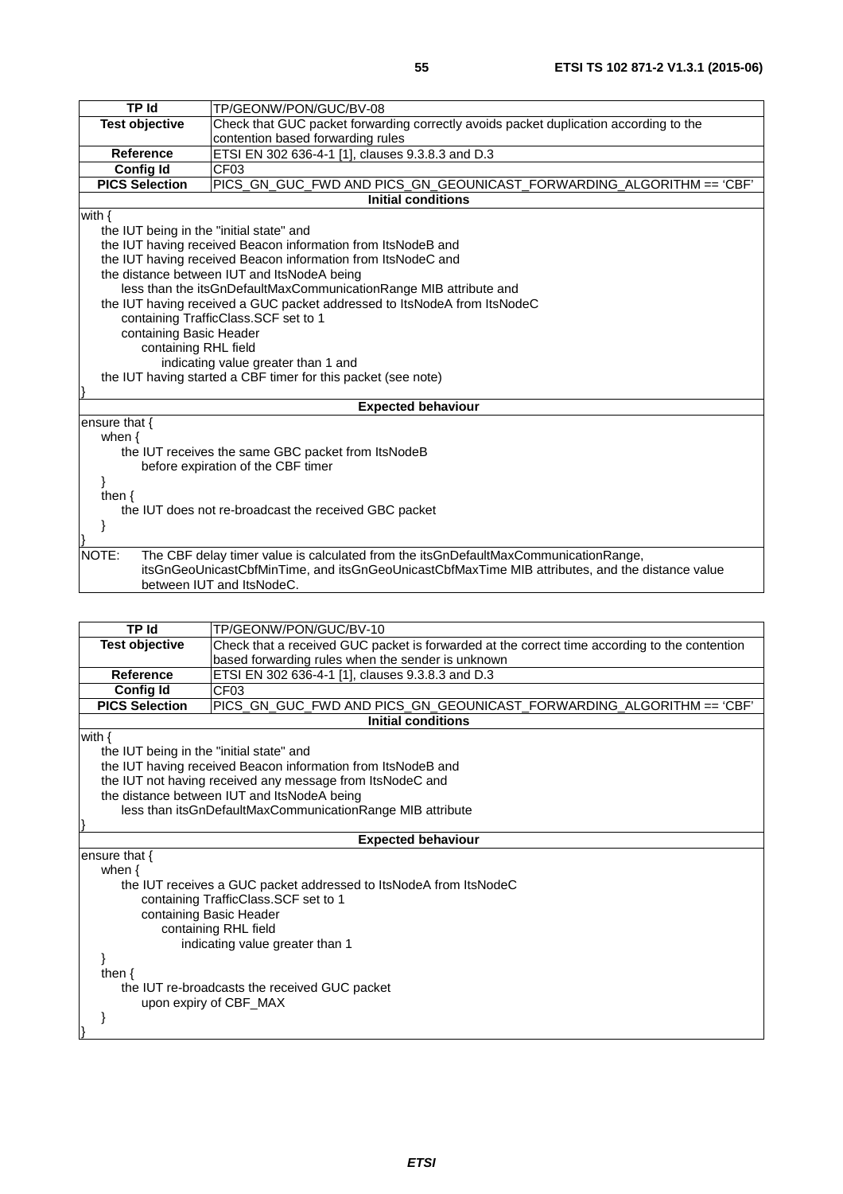| TP Id | TP/GEONW/PON/GUC/BV-08 |
|---|---|
| **Test objective** | Check that GUC packet forwarding correctly avoids packet duplication according to the contention based forwarding rules |
| **Reference** | ETSI EN 302 636-4-1 [1], clauses 9.3.8.3 and D.3 |
| **Config Id** | CF03 |
| **PICS Selection** | PICS_GN_GUC_FWD AND PICS_GN_GEOUNICAST_FORWARDING_ALGORITHM == 'CBF' |

**Initial conditions**

```
with {
    the IUT being in the "initial state" and
    the IUT having received Beacon information from ItsNodeB and
    the IUT having received Beacon information from ItsNodeC and
    the distance between IUT and ItsNodeA being
        less than the itsGnDefaultMaxCommunicationRange MIB attribute and
    the IUT having received a GUC packet addressed to ItsNodeA from ItsNodeC
        containing TrafficClass.SCF set to 1
        containing Basic Header
            containing RHL field
                indicating value greater than 1 and
    the IUT having started a CBF timer for this packet (see note)
}
```

**Expected behaviour**

```
ensure that {
    when {
        the IUT receives the same GBC packet from ItsNodeB
            before expiration of the CBF timer
    }
    then {
        the IUT does not re-broadcast the received GBC packet
    }
}
```

NOTE: The CBF delay timer value is calculated from the itsGnDefaultMaxCommunicationRange, itsGnGeoUnicastCbfMinTime, and itsGnGeoUnicastCbfMaxTime MIB attributes, and the distance value between IUT and ItsNodeC.

| TP Id | TP/GEONW/PON/GUC/BV-10 |
|---|---|
| **Test objective** | Check that a received GUC packet is forwarded at the correct time according to the contention based forwarding rules when the sender is unknown |
| **Reference** | ETSI EN 302 636-4-1 [1], clauses 9.3.8.3 and D.3 |
| **Config Id** | CF03 |
| **PICS Selection** | PICS_GN_GUC_FWD AND PICS_GN_GEOUNICAST_FORWARDING_ALGORITHM == 'CBF' |

**Initial conditions**

```
with {
    the IUT being in the "initial state" and
    the IUT having received Beacon information from ItsNodeB and
    the IUT not having received any message from ItsNodeC and
    the distance between IUT and ItsNodeA being
        less than itsGnDefaultMaxCommunicationRange MIB attribute
}
```

**Expected behaviour**

```
ensure that {
    when {
        the IUT receives a GUC packet addressed to ItsNodeA from ItsNodeC
            containing TrafficClass.SCF set to 1
            containing Basic Header
                containing RHL field
                    indicating value greater than 1
    }
    then {
        the IUT re-broadcasts the received GUC packet
            upon expiry of CBF_MAX
    }
}
```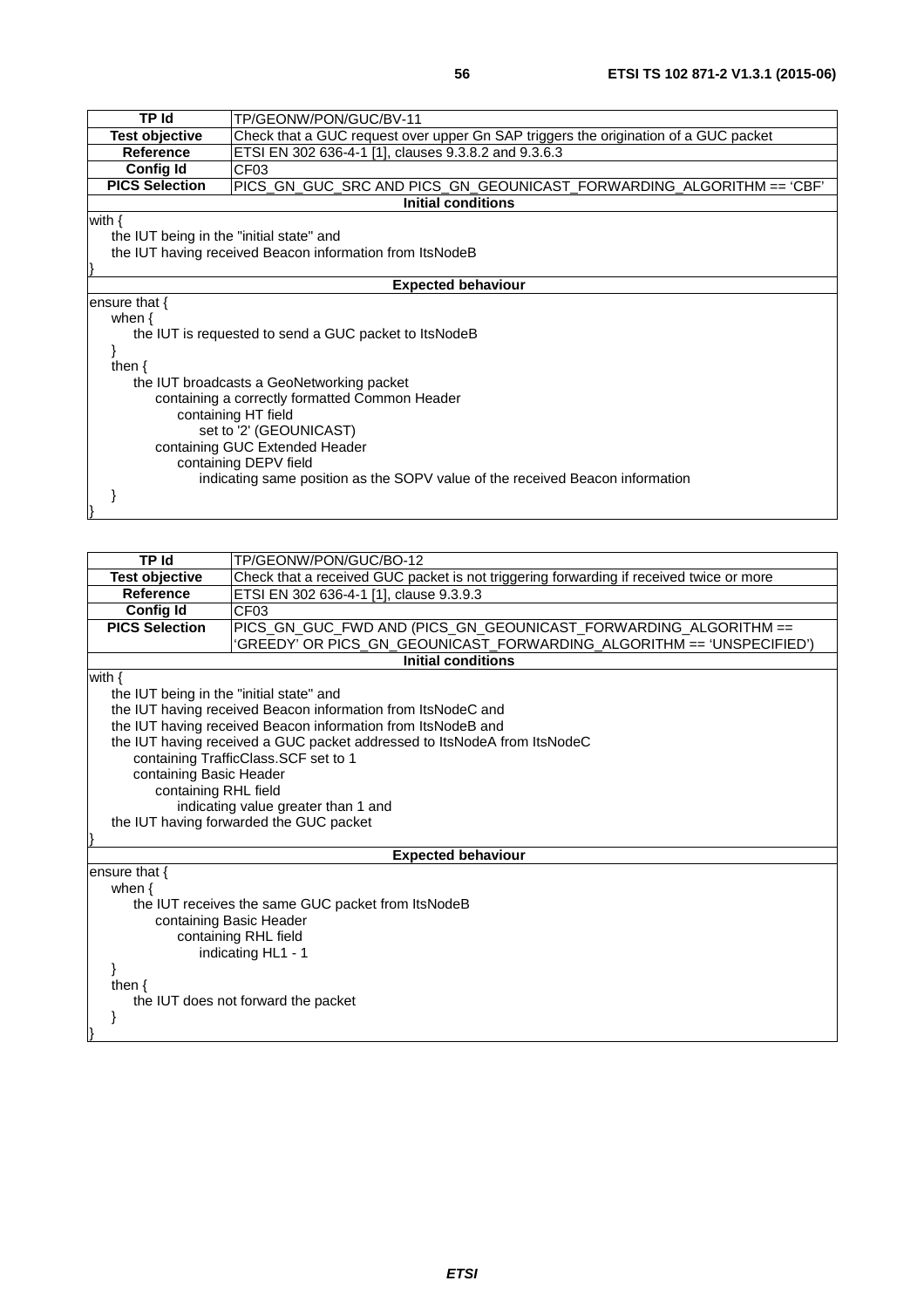| TP Id | TP/GEONW/PON/GUC/BV-11 |
|---|---|
| **Test objective** | Check that a GUC request over upper Gn SAP triggers the origination of a GUC packet |
| **Reference** | ETSI EN 302 636-4-1 [1], clauses 9.3.8.2 and 9.3.6.3 |
| **Config Id** | CF03 |
| **PICS Selection** | PICS_GN_GUC_SRC AND PICS_GN_GEOUNICAST_FORWARDING_ALGORITHM == 'CBF' |
| **Initial conditions** | |
| with {<br>    the IUT being in the "initial state" and<br>    the IUT having received Beacon information from ItsNodeB<br>} | |
| **Expected behaviour** | |
| ensure that {<br>    when {<br>        the IUT is requested to send a GUC packet to ItsNodeB<br>    }<br>    then {<br>        the IUT broadcasts a GeoNetworking packet<br>            containing a correctly formatted Common Header<br>                containing HT field<br>                    set to '2' (GEOUNICAST)<br>            containing GUC Extended Header<br>                containing DEPV field<br>                    indicating same position as the SOPV value of the received Beacon information<br>    }<br>} | |

| TP Id | TP/GEONW/PON/GUC/BO-12 |
|---|---|
| **Test objective** | Check that a received GUC packet is not triggering forwarding if received twice or more |
| **Reference** | ETSI EN 302 636-4-1 [1], clause 9.3.9.3 |
| **Config Id** | CF03 |
| **PICS Selection** | PICS_GN_GUC_FWD AND (PICS_GN_GEOUNICAST_FORWARDING_ALGORITHM == 'GREEDY' OR PICS_GN_GEOUNICAST_FORWARDING_ALGORITHM == 'UNSPECIFIED') |
| **Initial conditions** | |
| with {<br>    the IUT being in the "initial state" and<br>    the IUT having received Beacon information from ItsNodeC and<br>    the IUT having received Beacon information from ItsNodeB and<br>    the IUT having received a GUC packet addressed to ItsNodeA from ItsNodeC<br>        containing TrafficClass.SCF set to 1<br>        containing Basic Header<br>            containing RHL field<br>                indicating value greater than 1 and<br>    the IUT having forwarded the GUC packet<br>} | |
| **Expected behaviour** | |
| ensure that {<br>    when {<br>        the IUT receives the same GUC packet from ItsNodeB<br>            containing Basic Header<br>                containing RHL field<br>                    indicating HL1 - 1<br>    }<br>    then {<br>        the IUT does not forward the packet<br>    }<br>} | |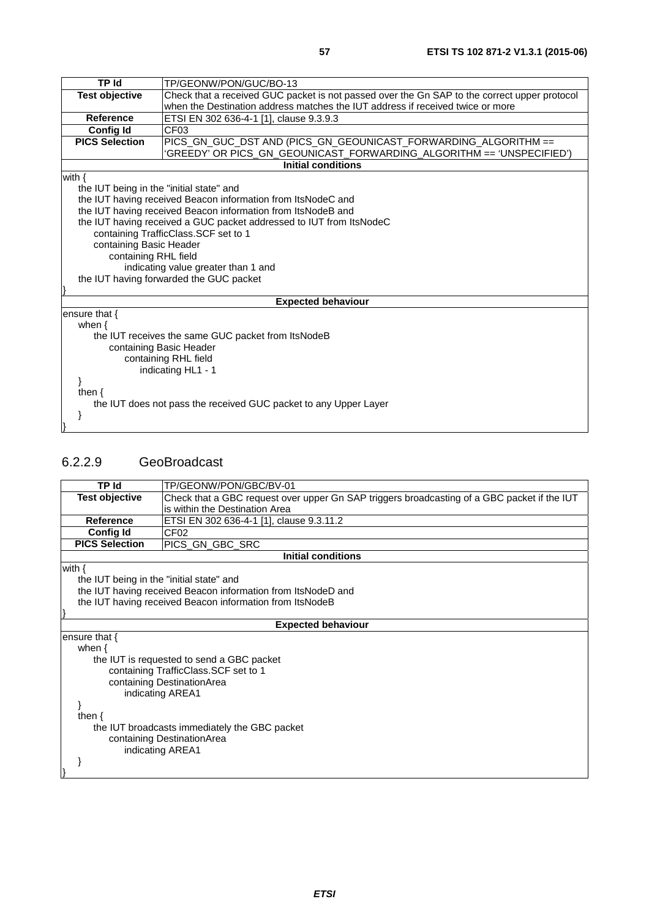| TP Id | TP/GEONW/PON/GUC/BO-13 |
|---|---|
| **Test objective** | Check that a received GUC packet is not passed over the Gn SAP to the correct upper protocol when the Destination address matches the IUT address if received twice or more |
| **Reference** | ETSI EN 302 636-4-1 [1], clause 9.3.9.3 |
| **Config Id** | CF03 |
| **PICS Selection** | PICS_GN_GUC_DST AND (PICS_GN_GEOUNICAST_FORWARDING_ALGORITHM == 'GREEDY' OR PICS_GN_GEOUNICAST_FORWARDING_ALGORITHM == 'UNSPECIFIED') |
| **Initial conditions** | |

```
with {
    the IUT being in the "initial state" and
    the IUT having received Beacon information from ItsNodeC and
    the IUT having received Beacon information from ItsNodeB and
    the IUT having received a GUC packet addressed to IUT from ItsNodeC
        containing TrafficClass.SCF set to 1
        containing Basic Header
            containing RHL field
                indicating value greater than 1 and
    the IUT having forwarded the GUC packet
}
```

**Expected behaviour**

```
ensure that {
    when {
        the IUT receives the same GUC packet from ItsNodeB
            containing Basic Header
                containing RHL field
                    indicating HL1 - 1
    }
    then {
        the IUT does not pass the received GUC packet to any Upper Layer
    }
}
```

### 6.2.2.9 GeoBroadcast

| TP Id | TP/GEONW/PON/GBC/BV-01 |
|---|---|
| **Test objective** | Check that a GBC request over upper Gn SAP triggers broadcasting of a GBC packet if the IUT is within the Destination Area |
| **Reference** | ETSI EN 302 636-4-1 [1], clause 9.3.11.2 |
| **Config Id** | CF02 |
| **PICS Selection** | PICS_GN_GBC_SRC |
| **Initial conditions** | |

```
with {
    the IUT being in the "initial state" and
    the IUT having received Beacon information from ItsNodeD and
    the IUT having received Beacon information from ItsNodeB
}
```

**Expected behaviour**

```
ensure that {
    when {
        the IUT is requested to send a GBC packet
            containing TrafficClass.SCF set to 1
            containing DestinationArea
                indicating AREA1
    }
    then {
        the IUT broadcasts immediately the GBC packet
            containing DestinationArea
                indicating AREA1
    }
}
```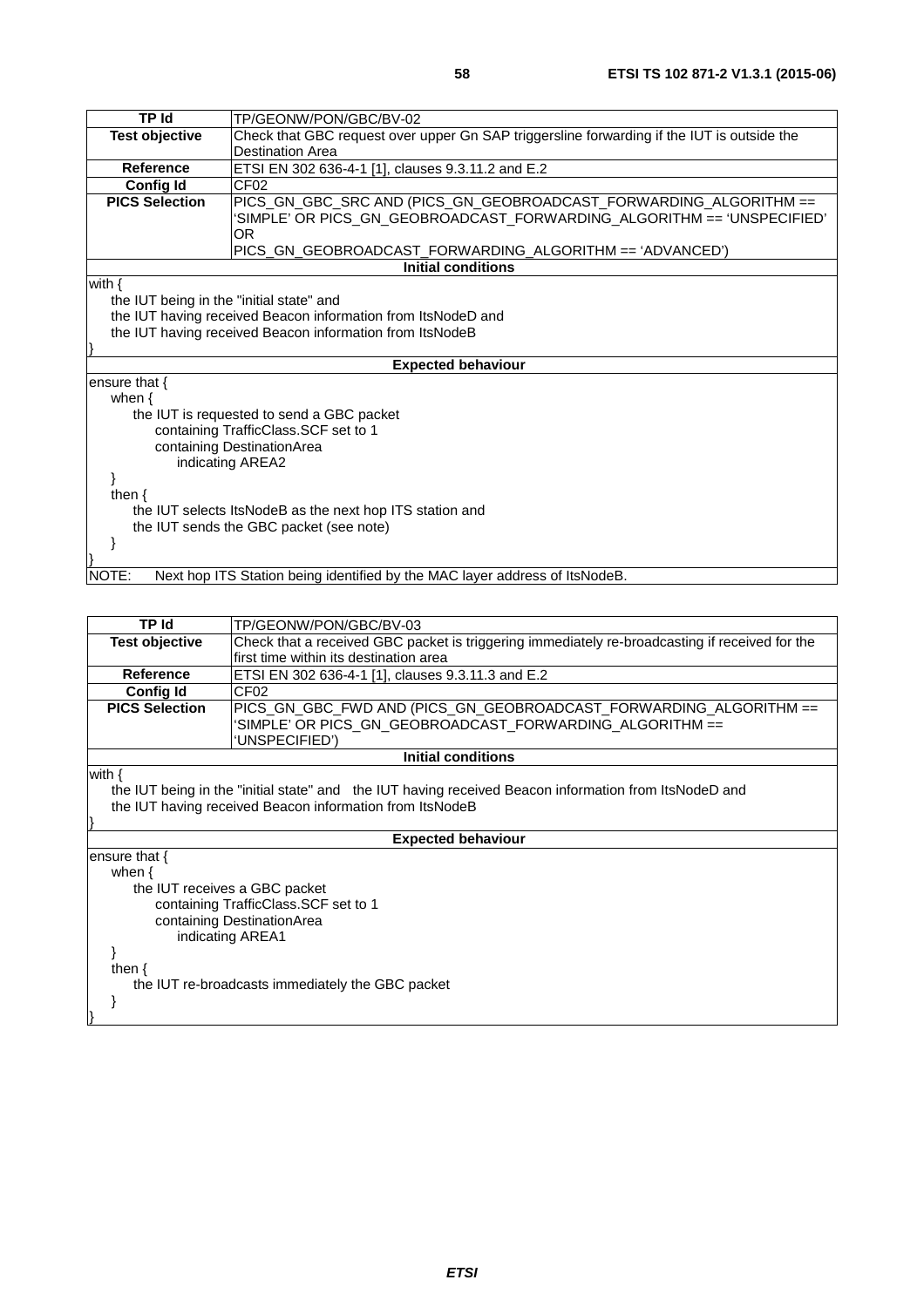| TP Id | TP/GEONW/PON/GBC/BV-02 |
|---|---|
| **Test objective** | Check that GBC request over upper Gn SAP triggersline forwarding if the IUT is outside the Destination Area |
| **Reference** | ETSI EN 302 636-4-1 [1], clauses 9.3.11.2 and E.2 |
| **Config Id** | CF02 |
| **PICS Selection** | PICS_GN_GBC_SRC AND (PICS_GN_GEOBROADCAST_FORWARDING_ALGORITHM == 'SIMPLE' OR PICS_GN_GEOBROADCAST_FORWARDING_ALGORITHM == 'UNSPECIFIED' OR PICS_GN_GEOBROADCAST_FORWARDING_ALGORITHM == 'ADVANCED') |
| **Initial conditions** | |
| with {<br>&nbsp;&nbsp;&nbsp;&nbsp;the IUT being in the "initial state" and<br>&nbsp;&nbsp;&nbsp;&nbsp;the IUT having received Beacon information from ItsNodeD and<br>&nbsp;&nbsp;&nbsp;&nbsp;the IUT having received Beacon information from ItsNodeB<br>} | |
| **Expected behaviour** | |
| ensure that {<br>&nbsp;&nbsp;&nbsp;&nbsp;when {<br>&nbsp;&nbsp;&nbsp;&nbsp;&nbsp;&nbsp;&nbsp;&nbsp;the IUT is requested to send a GBC packet<br>&nbsp;&nbsp;&nbsp;&nbsp;&nbsp;&nbsp;&nbsp;&nbsp;&nbsp;&nbsp;&nbsp;&nbsp;containing TrafficClass.SCF set to 1<br>&nbsp;&nbsp;&nbsp;&nbsp;&nbsp;&nbsp;&nbsp;&nbsp;&nbsp;&nbsp;&nbsp;&nbsp;containing DestinationArea<br>&nbsp;&nbsp;&nbsp;&nbsp;&nbsp;&nbsp;&nbsp;&nbsp;&nbsp;&nbsp;&nbsp;&nbsp;&nbsp;&nbsp;&nbsp;&nbsp;indicating AREA2<br>&nbsp;&nbsp;&nbsp;&nbsp;}<br>&nbsp;&nbsp;&nbsp;&nbsp;then {<br>&nbsp;&nbsp;&nbsp;&nbsp;&nbsp;&nbsp;&nbsp;&nbsp;the IUT selects ItsNodeB as the next hop ITS station and<br>&nbsp;&nbsp;&nbsp;&nbsp;&nbsp;&nbsp;&nbsp;&nbsp;the IUT sends the GBC packet (see note)<br>&nbsp;&nbsp;&nbsp;&nbsp;}<br>} | |
| NOTE: Next hop ITS Station being identified by the MAC layer address of ItsNodeB. | |

| TP Id | TP/GEONW/PON/GBC/BV-03 |
|---|---|
| **Test objective** | Check that a received GBC packet is triggering immediately re-broadcasting if received for the first time within its destination area |
| **Reference** | ETSI EN 302 636-4-1 [1], clauses 9.3.11.3 and E.2 |
| **Config Id** | CF02 |
| **PICS Selection** | PICS_GN_GBC_FWD AND (PICS_GN_GEOBROADCAST_FORWARDING_ALGORITHM == 'SIMPLE' OR PICS_GN_GEOBROADCAST_FORWARDING_ALGORITHM == 'UNSPECIFIED') |
| **Initial conditions** | |
| with {<br>&nbsp;&nbsp;&nbsp;&nbsp;the IUT being in the "initial state" and &nbsp;&nbsp;the IUT having received Beacon information from ItsNodeD and<br>&nbsp;&nbsp;&nbsp;&nbsp;the IUT having received Beacon information from ItsNodeB<br>} | |
| **Expected behaviour** | |
| ensure that {<br>&nbsp;&nbsp;&nbsp;&nbsp;when {<br>&nbsp;&nbsp;&nbsp;&nbsp;&nbsp;&nbsp;&nbsp;&nbsp;the IUT receives a GBC packet<br>&nbsp;&nbsp;&nbsp;&nbsp;&nbsp;&nbsp;&nbsp;&nbsp;&nbsp;&nbsp;&nbsp;&nbsp;containing TrafficClass.SCF set to 1<br>&nbsp;&nbsp;&nbsp;&nbsp;&nbsp;&nbsp;&nbsp;&nbsp;&nbsp;&nbsp;&nbsp;&nbsp;containing DestinationArea<br>&nbsp;&nbsp;&nbsp;&nbsp;&nbsp;&nbsp;&nbsp;&nbsp;&nbsp;&nbsp;&nbsp;&nbsp;&nbsp;&nbsp;&nbsp;&nbsp;indicating AREA1<br>&nbsp;&nbsp;&nbsp;&nbsp;}<br>&nbsp;&nbsp;&nbsp;&nbsp;then {<br>&nbsp;&nbsp;&nbsp;&nbsp;&nbsp;&nbsp;&nbsp;&nbsp;the IUT re-broadcasts immediately the GBC packet<br>&nbsp;&nbsp;&nbsp;&nbsp;}<br>} | |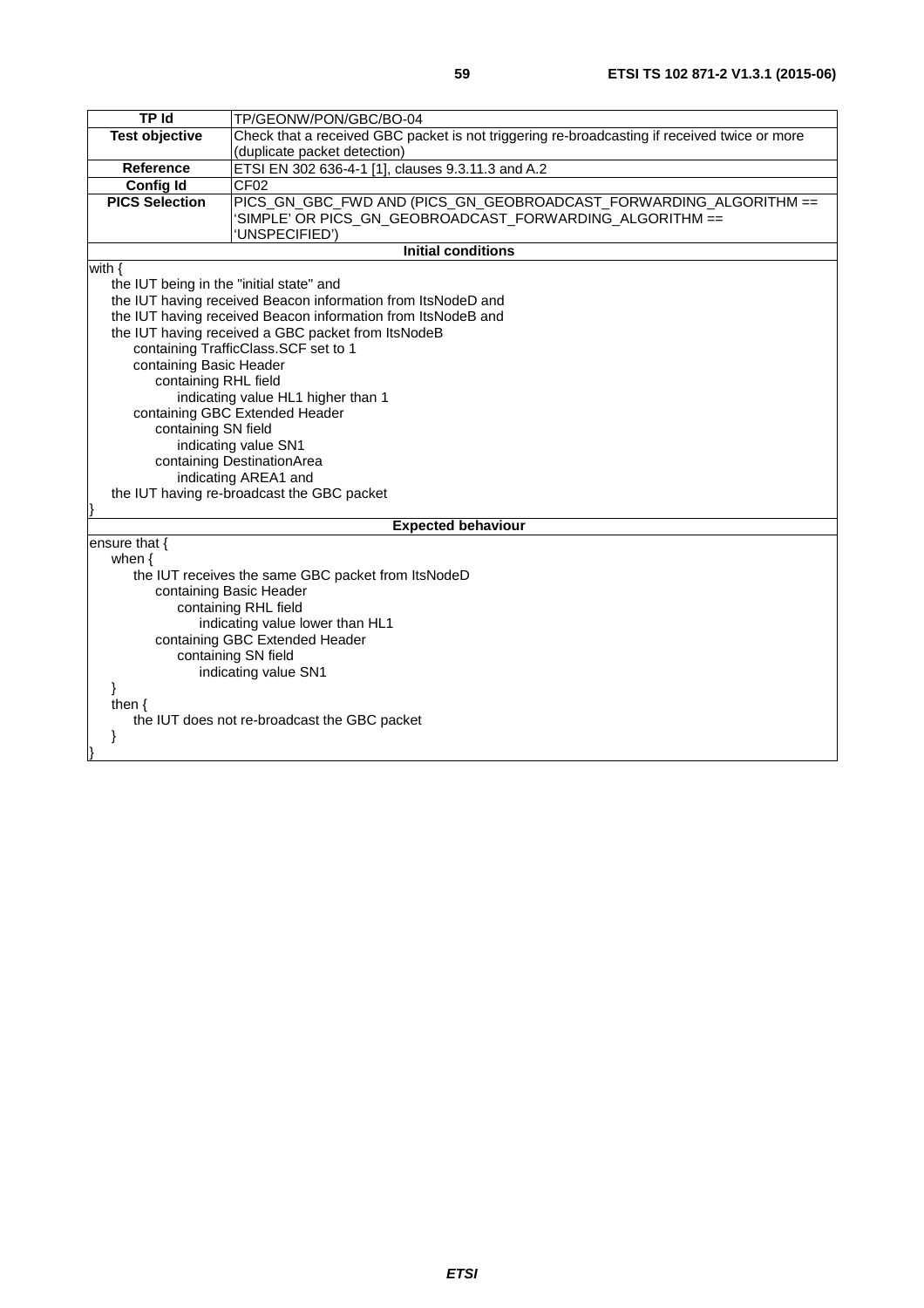| TP Id | TP/GEONW/PON/GBC/BO-04 |
| --- | --- |
| **Test objective** | Check that a received GBC packet is not triggering re-broadcasting if received twice or more (duplicate packet detection) |
| **Reference** | ETSI EN 302 636-4-1 [1], clauses 9.3.11.3 and A.2 |
| **Config Id** | CF02 |
| **PICS Selection** | PICS_GN_GBC_FWD AND (PICS_GN_GEOBROADCAST_FORWARDING_ALGORITHM == 'SIMPLE' OR PICS_GN_GEOBROADCAST_FORWARDING_ALGORITHM == 'UNSPECIFIED') |

**Initial conditions**

```
with {
    the IUT being in the "initial state" and
    the IUT having received Beacon information from ItsNodeD and
    the IUT having received Beacon information from ItsNodeB and
    the IUT having received a GBC packet from ItsNodeB
        containing TrafficClass.SCF set to 1
        containing Basic Header
            containing RHL field
                indicating value HL1 higher than 1
        containing GBC Extended Header
            containing SN field
                indicating value SN1
            containing DestinationArea
                indicating AREA1 and
    the IUT having re-broadcast the GBC packet
}
```

**Expected behaviour**

```
ensure that {
    when {
        the IUT receives the same GBC packet from ItsNodeD
            containing Basic Header
                containing RHL field
                    indicating value lower than HL1
            containing GBC Extended Header
                containing SN field
                    indicating value SN1
    }
    then {
        the IUT does not re-broadcast the GBC packet
    }
}
```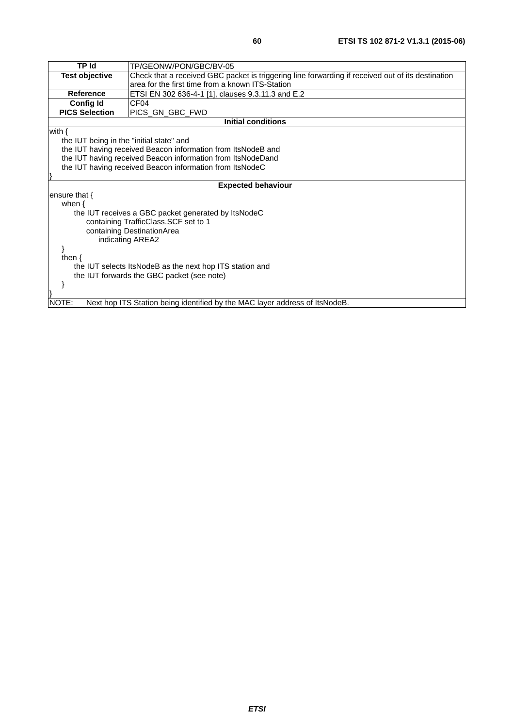| TP Id | TP/GEONW/PON/GBC/BV-05 |
|---|---|
| **Test objective** | Check that a received GBC packet is triggering line forwarding if received out of its destination area for the first time from a known ITS-Station |
| **Reference** | ETSI EN 302 636-4-1 [1], clauses 9.3.11.3 and E.2 |
| **Config Id** | CF04 |
| **PICS Selection** | PICS_GN_GBC_FWD |

**Initial conditions**

```
with {
    the IUT being in the "initial state" and
    the IUT having received Beacon information from ItsNodeB and
    the IUT having received Beacon information from ItsNodeDand
    the IUT having received Beacon information from ItsNodeC
}
```

**Expected behaviour**

```
ensure that {
    when {
        the IUT receives a GBC packet generated by ItsNodeC
            containing TrafficClass.SCF set to 1
            containing DestinationArea
                indicating AREA2
    }
    then {
        the IUT selects ItsNodeB as the next hop ITS station and
        the IUT forwards the GBC packet (see note)
    }
}
```

NOTE: Next hop ITS Station being identified by the MAC layer address of ItsNodeB.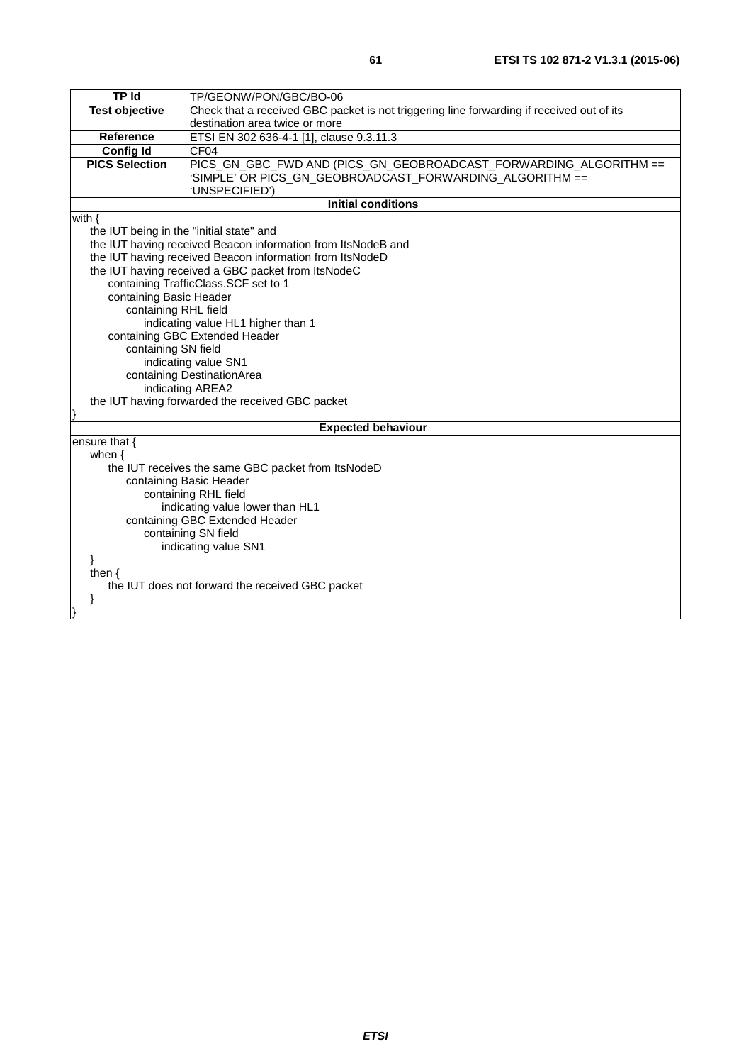| TP Id | TP/GEONW/PON/GBC/BO-06 |
|---|---|
| Test objective | Check that a received GBC packet is not triggering line forwarding if received out of its destination area twice or more |
| Reference | ETSI EN 302 636-4-1 [1], clause 9.3.11.3 |
| Config Id | CF04 |
| PICS Selection | PICS_GN_GBC_FWD AND (PICS_GN_GEOBROADCAST_FORWARDING_ALGORITHM == 'SIMPLE' OR PICS_GN_GEOBROADCAST_FORWARDING_ALGORITHM == 'UNSPECIFIED') |
| **Initial conditions** | |
| with {<br>&nbsp;&nbsp;&nbsp;&nbsp;the IUT being in the "initial state" and<br>&nbsp;&nbsp;&nbsp;&nbsp;the IUT having received Beacon information from ItsNodeB and<br>&nbsp;&nbsp;&nbsp;&nbsp;the IUT having received Beacon information from ItsNodeD<br>&nbsp;&nbsp;&nbsp;&nbsp;the IUT having received a GBC packet from ItsNodeC<br>&nbsp;&nbsp;&nbsp;&nbsp;&nbsp;&nbsp;&nbsp;&nbsp;containing TrafficClass.SCF set to 1<br>&nbsp;&nbsp;&nbsp;&nbsp;&nbsp;&nbsp;&nbsp;&nbsp;containing Basic Header<br>&nbsp;&nbsp;&nbsp;&nbsp;&nbsp;&nbsp;&nbsp;&nbsp;&nbsp;&nbsp;&nbsp;&nbsp;containing RHL field<br>&nbsp;&nbsp;&nbsp;&nbsp;&nbsp;&nbsp;&nbsp;&nbsp;&nbsp;&nbsp;&nbsp;&nbsp;&nbsp;&nbsp;&nbsp;&nbsp;indicating value HL1 higher than 1<br>&nbsp;&nbsp;&nbsp;&nbsp;&nbsp;&nbsp;&nbsp;&nbsp;containing GBC Extended Header<br>&nbsp;&nbsp;&nbsp;&nbsp;&nbsp;&nbsp;&nbsp;&nbsp;&nbsp;&nbsp;&nbsp;&nbsp;containing SN field<br>&nbsp;&nbsp;&nbsp;&nbsp;&nbsp;&nbsp;&nbsp;&nbsp;&nbsp;&nbsp;&nbsp;&nbsp;&nbsp;&nbsp;&nbsp;&nbsp;indicating value SN1<br>&nbsp;&nbsp;&nbsp;&nbsp;&nbsp;&nbsp;&nbsp;&nbsp;&nbsp;&nbsp;&nbsp;&nbsp;containing DestinationArea<br>&nbsp;&nbsp;&nbsp;&nbsp;&nbsp;&nbsp;&nbsp;&nbsp;&nbsp;&nbsp;&nbsp;&nbsp;&nbsp;&nbsp;&nbsp;&nbsp;indicating AREA2<br>&nbsp;&nbsp;&nbsp;&nbsp;the IUT having forwarded the received GBC packet<br>} | |
| **Expected behaviour** | |
| ensure that {<br>&nbsp;&nbsp;&nbsp;&nbsp;when {<br>&nbsp;&nbsp;&nbsp;&nbsp;&nbsp;&nbsp;&nbsp;&nbsp;the IUT receives the same GBC packet from ItsNodeD<br>&nbsp;&nbsp;&nbsp;&nbsp;&nbsp;&nbsp;&nbsp;&nbsp;&nbsp;&nbsp;&nbsp;&nbsp;containing Basic Header<br>&nbsp;&nbsp;&nbsp;&nbsp;&nbsp;&nbsp;&nbsp;&nbsp;&nbsp;&nbsp;&nbsp;&nbsp;&nbsp;&nbsp;&nbsp;&nbsp;containing RHL field<br>&nbsp;&nbsp;&nbsp;&nbsp;&nbsp;&nbsp;&nbsp;&nbsp;&nbsp;&nbsp;&nbsp;&nbsp;&nbsp;&nbsp;&nbsp;&nbsp;&nbsp;&nbsp;&nbsp;&nbsp;indicating value lower than HL1<br>&nbsp;&nbsp;&nbsp;&nbsp;&nbsp;&nbsp;&nbsp;&nbsp;&nbsp;&nbsp;&nbsp;&nbsp;containing GBC Extended Header<br>&nbsp;&nbsp;&nbsp;&nbsp;&nbsp;&nbsp;&nbsp;&nbsp;&nbsp;&nbsp;&nbsp;&nbsp;&nbsp;&nbsp;&nbsp;&nbsp;containing SN field<br>&nbsp;&nbsp;&nbsp;&nbsp;&nbsp;&nbsp;&nbsp;&nbsp;&nbsp;&nbsp;&nbsp;&nbsp;&nbsp;&nbsp;&nbsp;&nbsp;&nbsp;&nbsp;&nbsp;&nbsp;indicating value SN1<br>&nbsp;&nbsp;&nbsp;&nbsp;}<br>&nbsp;&nbsp;&nbsp;&nbsp;then {<br>&nbsp;&nbsp;&nbsp;&nbsp;&nbsp;&nbsp;&nbsp;&nbsp;the IUT does not forward the received GBC packet<br>&nbsp;&nbsp;&nbsp;&nbsp;}<br>} | |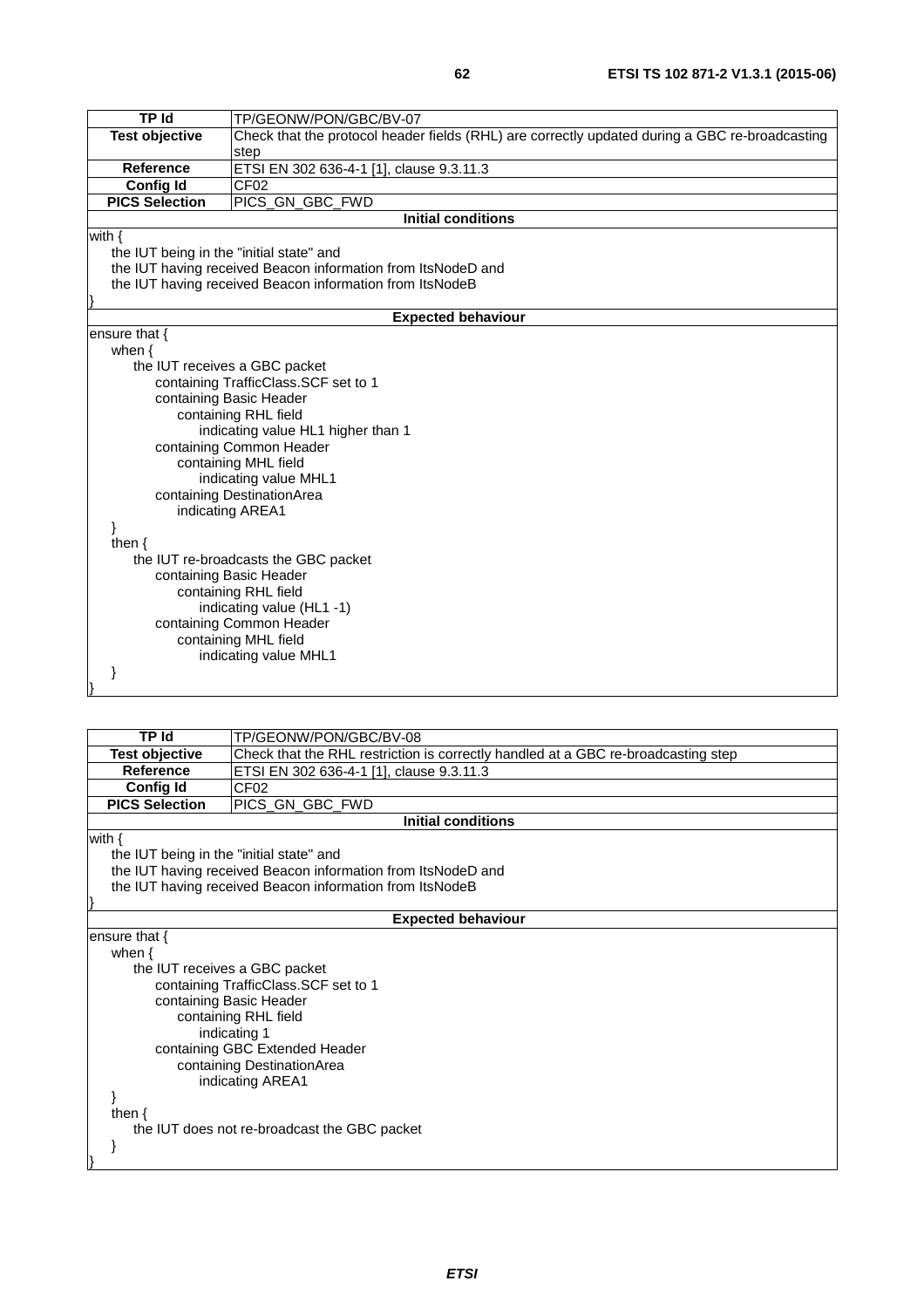| TP Id | TP/GEONW/PON/GBC/BV-07 |
|---|---|
| **Test objective** | Check that the protocol header fields (RHL) are correctly updated during a GBC re-broadcasting step |
| **Reference** | ETSI EN 302 636-4-1 [1], clause 9.3.11.3 |
| **Config Id** | CF02 |
| **PICS Selection** | PICS_GN_GBC_FWD |
| **Initial conditions** | |
| with {<br>    the IUT being in the "initial state" and<br>    the IUT having received Beacon information from ItsNodeD and<br>    the IUT having received Beacon information from ItsNodeB<br>} | |
| **Expected behaviour** | |
| ensure that {<br>    when {<br>        the IUT receives a GBC packet<br>            containing TrafficClass.SCF set to 1<br>            containing Basic Header<br>                containing RHL field<br>                    indicating value HL1 higher than 1<br>            containing Common Header<br>                containing MHL field<br>                    indicating value MHL1<br>            containing DestinationArea<br>                indicating AREA1<br>    }<br>    then {<br>        the IUT re-broadcasts the GBC packet<br>            containing Basic Header<br>                containing RHL field<br>                    indicating value (HL1 -1)<br>            containing Common Header<br>                containing MHL field<br>                    indicating value MHL1<br>    }<br>} | |

| TP Id | TP/GEONW/PON/GBC/BV-08 |
|---|---|
| **Test objective** | Check that the RHL restriction is correctly handled at a GBC re-broadcasting step |
| **Reference** | ETSI EN 302 636-4-1 [1], clause 9.3.11.3 |
| **Config Id** | CF02 |
| **PICS Selection** | PICS_GN_GBC_FWD |
| **Initial conditions** | |
| with {<br>    the IUT being in the "initial state" and<br>    the IUT having received Beacon information from ItsNodeD and<br>    the IUT having received Beacon information from ItsNodeB<br>} | |
| **Expected behaviour** | |
| ensure that {<br>    when {<br>        the IUT receives a GBC packet<br>            containing TrafficClass.SCF set to 1<br>            containing Basic Header<br>                containing RHL field<br>                    indicating 1<br>            containing GBC Extended Header<br>                containing DestinationArea<br>                    indicating AREA1<br>    }<br>    then {<br>        the IUT does not re-broadcast the GBC packet<br>    }<br>} | |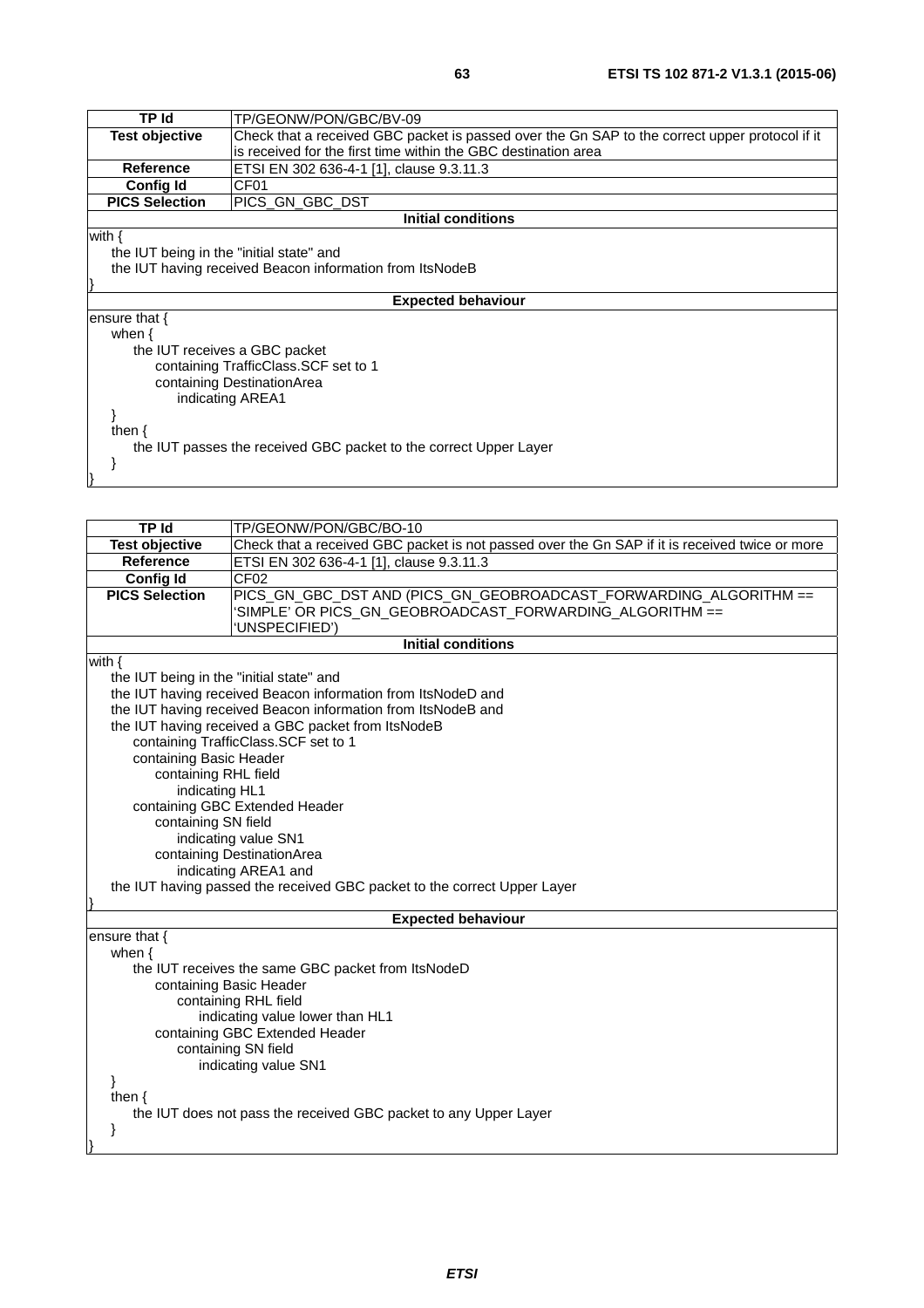| TP Id | TP/GEONW/PON/GBC/BV-09 |
|---|---|
| **Test objective** | Check that a received GBC packet is passed over the Gn SAP to the correct upper protocol if it is received for the first time within the GBC destination area |
| **Reference** | ETSI EN 302 636-4-1 [1], clause 9.3.11.3 |
| **Config Id** | CF01 |
| **PICS Selection** | PICS_GN_GBC_DST |
| **Initial conditions** | |

```
with {
    the IUT being in the "initial state" and
    the IUT having received Beacon information from ItsNodeB
}
```

**Expected behaviour**

```
ensure that {
    when {
        the IUT receives a GBC packet
            containing TrafficClass.SCF set to 1
            containing DestinationArea
                indicating AREA1
    }
    then {
        the IUT passes the received GBC packet to the correct Upper Layer
    }
}
```

| TP Id | TP/GEONW/PON/GBC/BO-10 |
|---|---|
| **Test objective** | Check that a received GBC packet is not passed over the Gn SAP if it is received twice or more |
| **Reference** | ETSI EN 302 636-4-1 [1], clause 9.3.11.3 |
| **Config Id** | CF02 |
| **PICS Selection** | PICS_GN_GBC_DST AND (PICS_GN_GEOBROADCAST_FORWARDING_ALGORITHM == 'SIMPLE' OR PICS_GN_GEOBROADCAST_FORWARDING_ALGORITHM == 'UNSPECIFIED') |
| **Initial conditions** | |

```
with {
    the IUT being in the "initial state" and
    the IUT having received Beacon information from ItsNodeD and
    the IUT having received Beacon information from ItsNodeB and
    the IUT having received a GBC packet from ItsNodeB
        containing TrafficClass.SCF set to 1
        containing Basic Header
            containing RHL field
                indicating HL1
        containing GBC Extended Header
            containing SN field
                indicating value SN1
            containing DestinationArea
                indicating AREA1 and
    the IUT having passed the received GBC packet to the correct Upper Layer
}
```

**Expected behaviour**

```
ensure that {
    when {
        the IUT receives the same GBC packet from ItsNodeD
            containing Basic Header
                containing RHL field
                    indicating value lower than HL1
            containing GBC Extended Header
                containing SN field
                    indicating value SN1
    }
    then {
        the IUT does not pass the received GBC packet to any Upper Layer
    }
}
```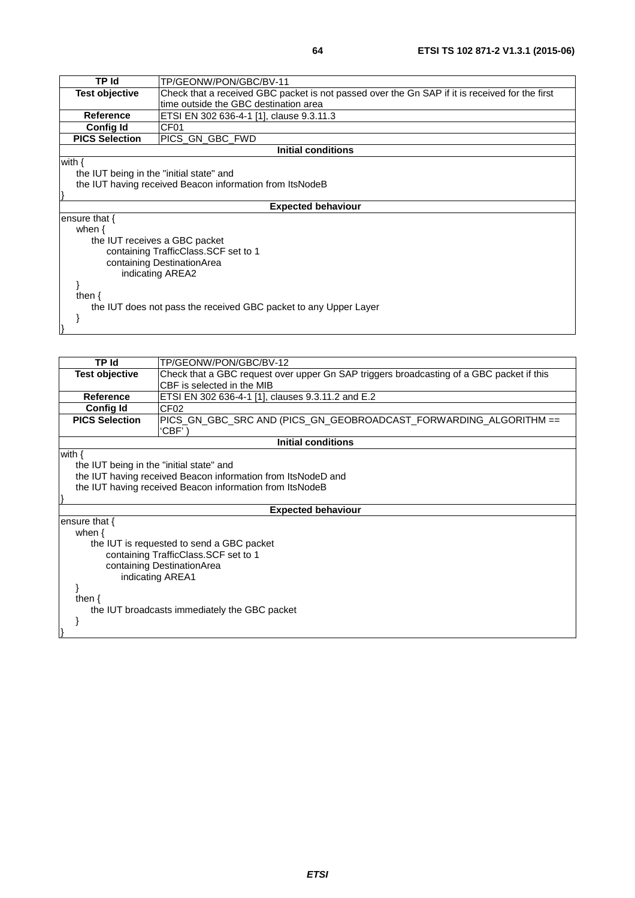| TP Id | TP/GEONW/PON/GBC/BV-11 |
|---|---|
| **Test objective** | Check that a received GBC packet is not passed over the Gn SAP if it is received for the first time outside the GBC destination area |
| **Reference** | ETSI EN 302 636-4-1 [1], clause 9.3.11.3 |
| **Config Id** | CF01 |
| **PICS Selection** | PICS_GN_GBC_FWD |
| **Initial conditions** | |
| with {<br>the IUT being in the "initial state" and<br>the IUT having received Beacon information from ItsNodeB<br>} | |
| **Expected behaviour** | |
| ensure that {<br>when {<br>the IUT receives a GBC packet<br>containing TrafficClass.SCF set to 1<br>containing DestinationArea<br>indicating AREA2<br>}<br>then {<br>the IUT does not pass the received GBC packet to any Upper Layer<br>}<br>} | |

| TP Id | TP/GEONW/PON/GBC/BV-12 |
|---|---|
| **Test objective** | Check that a GBC request over upper Gn SAP triggers broadcasting of a GBC packet if this CBF is selected in the MIB |
| **Reference** | ETSI EN 302 636-4-1 [1], clauses 9.3.11.2 and E.2 |
| **Config Id** | CF02 |
| **PICS Selection** | PICS_GN_GBC_SRC AND (PICS_GN_GEOBROADCAST_FORWARDING_ALGORITHM == 'CBF' ) |
| **Initial conditions** | |
| with {<br>the IUT being in the "initial state" and<br>the IUT having received Beacon information from ItsNodeD and<br>the IUT having received Beacon information from ItsNodeB<br>} | |
| **Expected behaviour** | |
| ensure that {<br>when {<br>the IUT is requested to send a GBC packet<br>containing TrafficClass.SCF set to 1<br>containing DestinationArea<br>indicating AREA1<br>}<br>then {<br>the IUT broadcasts immediately the GBC packet<br>}<br>} | |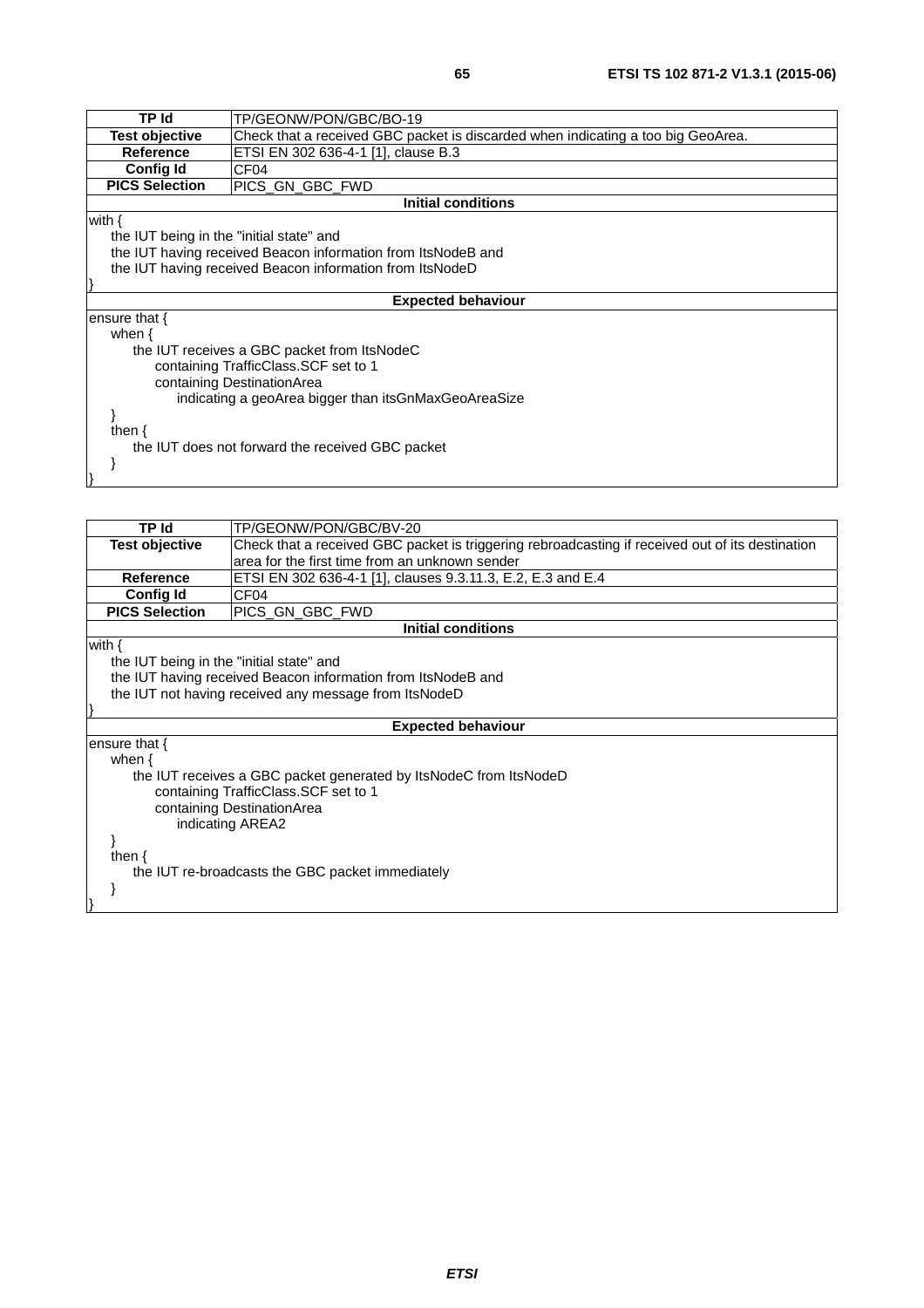| TP Id | TP/GEONW/PON/GBC/BO-19 |
|---|---|
| **Test objective** | Check that a received GBC packet is discarded when indicating a too big GeoArea. |
| **Reference** | ETSI EN 302 636-4-1 [1], clause B.3 |
| **Config Id** | CF04 |
| **PICS Selection** | PICS_GN_GBC_FWD |
| **Initial conditions** | |
| with {<br>&nbsp;&nbsp;&nbsp;&nbsp;the IUT being in the "initial state" and<br>&nbsp;&nbsp;&nbsp;&nbsp;the IUT having received Beacon information from ItsNodeB and<br>&nbsp;&nbsp;&nbsp;&nbsp;the IUT having received Beacon information from ItsNodeD<br>} | |
| **Expected behaviour** | |
| ensure that {<br>&nbsp;&nbsp;&nbsp;&nbsp;when {<br>&nbsp;&nbsp;&nbsp;&nbsp;&nbsp;&nbsp;&nbsp;&nbsp;the IUT receives a GBC packet from ItsNodeC<br>&nbsp;&nbsp;&nbsp;&nbsp;&nbsp;&nbsp;&nbsp;&nbsp;&nbsp;&nbsp;&nbsp;&nbsp;containing TrafficClass.SCF set to 1<br>&nbsp;&nbsp;&nbsp;&nbsp;&nbsp;&nbsp;&nbsp;&nbsp;&nbsp;&nbsp;&nbsp;&nbsp;containing DestinationArea<br>&nbsp;&nbsp;&nbsp;&nbsp;&nbsp;&nbsp;&nbsp;&nbsp;&nbsp;&nbsp;&nbsp;&nbsp;&nbsp;&nbsp;&nbsp;&nbsp;indicating a geoArea bigger than itsGnMaxGeoAreaSize<br>&nbsp;&nbsp;&nbsp;&nbsp;}<br>&nbsp;&nbsp;&nbsp;&nbsp;then {<br>&nbsp;&nbsp;&nbsp;&nbsp;&nbsp;&nbsp;&nbsp;&nbsp;the IUT does not forward the received GBC packet<br>&nbsp;&nbsp;&nbsp;&nbsp;}<br>} | |

| TP Id | TP/GEONW/PON/GBC/BV-20 |
|---|---|
| **Test objective** | Check that a received GBC packet is triggering rebroadcasting if received out of its destination area for the first time from an unknown sender |
| **Reference** | ETSI EN 302 636-4-1 [1], clauses 9.3.11.3, E.2, E.3 and E.4 |
| **Config Id** | CF04 |
| **PICS Selection** | PICS_GN_GBC_FWD |
| **Initial conditions** | |
| with {<br>&nbsp;&nbsp;&nbsp;&nbsp;the IUT being in the "initial state" and<br>&nbsp;&nbsp;&nbsp;&nbsp;the IUT having received Beacon information from ItsNodeB and<br>&nbsp;&nbsp;&nbsp;&nbsp;the IUT not having received any message from ItsNodeD<br>} | |
| **Expected behaviour** | |
| ensure that {<br>&nbsp;&nbsp;&nbsp;&nbsp;when {<br>&nbsp;&nbsp;&nbsp;&nbsp;&nbsp;&nbsp;&nbsp;&nbsp;the IUT receives a GBC packet generated by ItsNodeC from ItsNodeD<br>&nbsp;&nbsp;&nbsp;&nbsp;&nbsp;&nbsp;&nbsp;&nbsp;&nbsp;&nbsp;&nbsp;&nbsp;containing TrafficClass.SCF set to 1<br>&nbsp;&nbsp;&nbsp;&nbsp;&nbsp;&nbsp;&nbsp;&nbsp;&nbsp;&nbsp;&nbsp;&nbsp;containing DestinationArea<br>&nbsp;&nbsp;&nbsp;&nbsp;&nbsp;&nbsp;&nbsp;&nbsp;&nbsp;&nbsp;&nbsp;&nbsp;&nbsp;&nbsp;&nbsp;&nbsp;indicating AREA2<br>&nbsp;&nbsp;&nbsp;&nbsp;}<br>&nbsp;&nbsp;&nbsp;&nbsp;then {<br>&nbsp;&nbsp;&nbsp;&nbsp;&nbsp;&nbsp;&nbsp;&nbsp;the IUT re-broadcasts the GBC packet immediately<br>&nbsp;&nbsp;&nbsp;&nbsp;}<br>} | |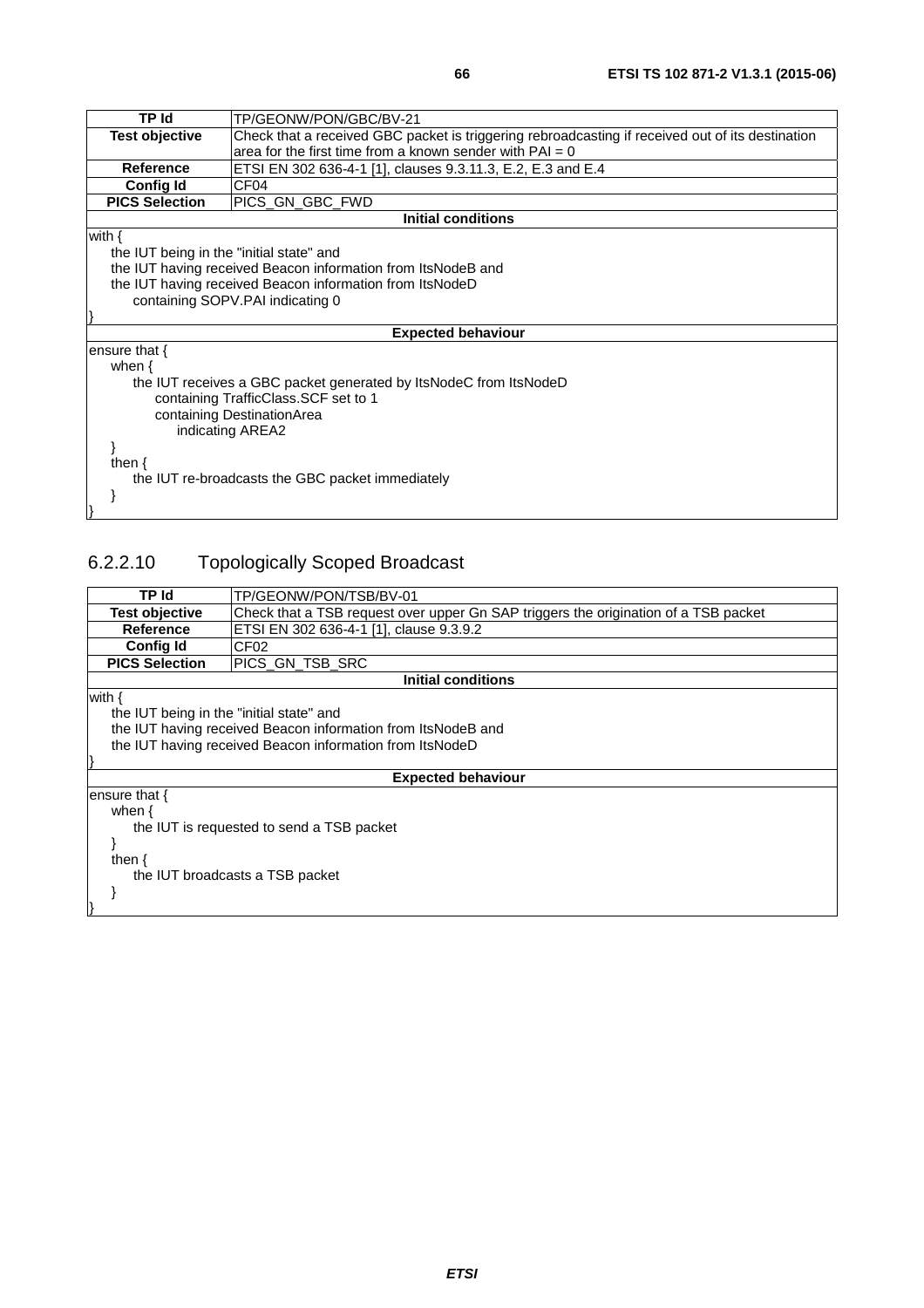| TP Id | TP/GEONW/PON/GBC/BV-21 |
|---|---|
| **Test objective** | Check that a received GBC packet is triggering rebroadcasting if received out of its destination area for the first time from a known sender with PAI = 0 |
| **Reference** | ETSI EN 302 636-4-1 [1], clauses 9.3.11.3, E.2, E.3 and E.4 |
| **Config Id** | CF04 |
| **PICS Selection** | PICS_GN_GBC_FWD |
| **Initial conditions** | |
| with {<br>    the IUT being in the "initial state" and<br>    the IUT having received Beacon information from ItsNodeB and<br>    the IUT having received Beacon information from ItsNodeD<br>        containing SOPV.PAI indicating 0<br>} | |
| **Expected behaviour** | |
| ensure that {<br>    when {<br>        the IUT receives a GBC packet generated by ItsNodeC from ItsNodeD<br>            containing TrafficClass.SCF set to 1<br>            containing DestinationArea<br>                indicating AREA2<br>    }<br>    then {<br>        the IUT re-broadcasts the GBC packet immediately<br>    }<br>} | |

### 6.2.2.10 Topologically Scoped Broadcast

| TP Id | TP/GEONW/PON/TSB/BV-01 |
|---|---|
| **Test objective** | Check that a TSB request over upper Gn SAP triggers the origination of a TSB packet |
| **Reference** | ETSI EN 302 636-4-1 [1], clause 9.3.9.2 |
| **Config Id** | CF02 |
| **PICS Selection** | PICS_GN_TSB_SRC |
| **Initial conditions** | |
| with {<br>    the IUT being in the "initial state" and<br>    the IUT having received Beacon information from ItsNodeB and<br>    the IUT having received Beacon information from ItsNodeD<br>} | |
| **Expected behaviour** | |
| ensure that {<br>    when {<br>        the IUT is requested to send a TSB packet<br>    }<br>    then {<br>        the IUT broadcasts a TSB packet<br>    }<br>} | |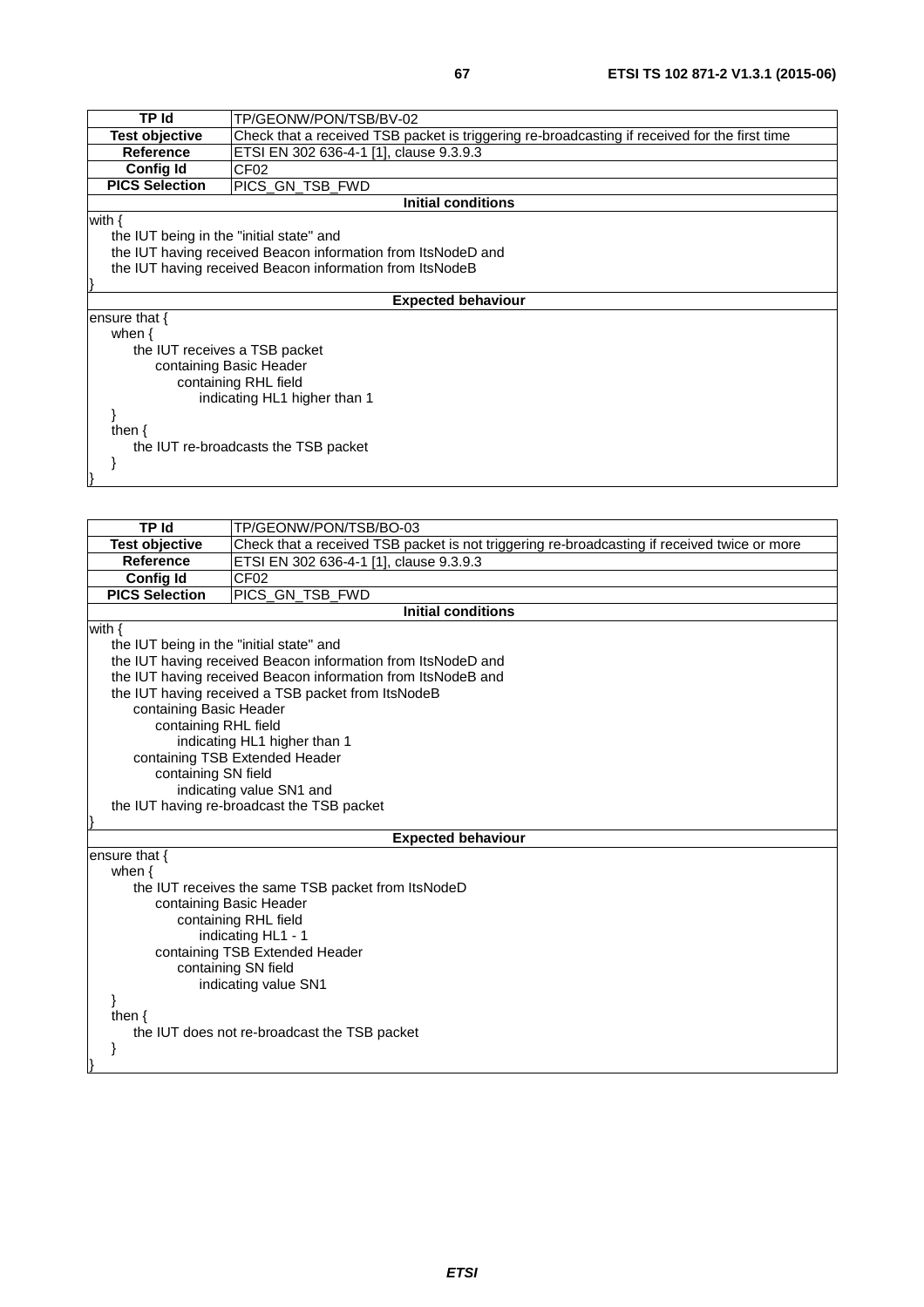| TP Id | TP/GEONW/PON/TSB/BV-02 |
|---|---|
| **Test objective** | Check that a received TSB packet is triggering re-broadcasting if received for the first time |
| **Reference** | ETSI EN 302 636-4-1 [1], clause 9.3.9.3 |
| **Config Id** | CF02 |
| **PICS Selection** | PICS_GN_TSB_FWD |
| **Initial conditions** | |
| with {<br>    the IUT being in the "initial state" and<br>    the IUT having received Beacon information from ItsNodeD and<br>    the IUT having received Beacon information from ItsNodeB<br>} | |
| **Expected behaviour** | |
| ensure that {<br>    when {<br>        the IUT receives a TSB packet<br>            containing Basic Header<br>                containing RHL field<br>                    indicating HL1 higher than 1<br>    }<br>    then {<br>        the IUT re-broadcasts the TSB packet<br>    }<br>} | |

| TP Id | TP/GEONW/PON/TSB/BO-03 |
|---|---|
| **Test objective** | Check that a received TSB packet is not triggering re-broadcasting if received twice or more |
| **Reference** | ETSI EN 302 636-4-1 [1], clause 9.3.9.3 |
| **Config Id** | CF02 |
| **PICS Selection** | PICS_GN_TSB_FWD |
| **Initial conditions** | |
| with {<br>    the IUT being in the "initial state" and<br>    the IUT having received Beacon information from ItsNodeD and<br>    the IUT having received Beacon information from ItsNodeB and<br>    the IUT having received a TSB packet from ItsNodeB<br>        containing Basic Header<br>            containing RHL field<br>                indicating HL1 higher than 1<br>        containing TSB Extended Header<br>            containing SN field<br>                indicating value SN1 and<br>    the IUT having re-broadcast the TSB packet<br>} | |
| **Expected behaviour** | |
| ensure that {<br>    when {<br>        the IUT receives the same TSB packet from ItsNodeD<br>            containing Basic Header<br>                containing RHL field<br>                    indicating HL1 - 1<br>            containing TSB Extended Header<br>                containing SN field<br>                    indicating value SN1<br>    }<br>    then {<br>        the IUT does not re-broadcast the TSB packet<br>    }<br>} | |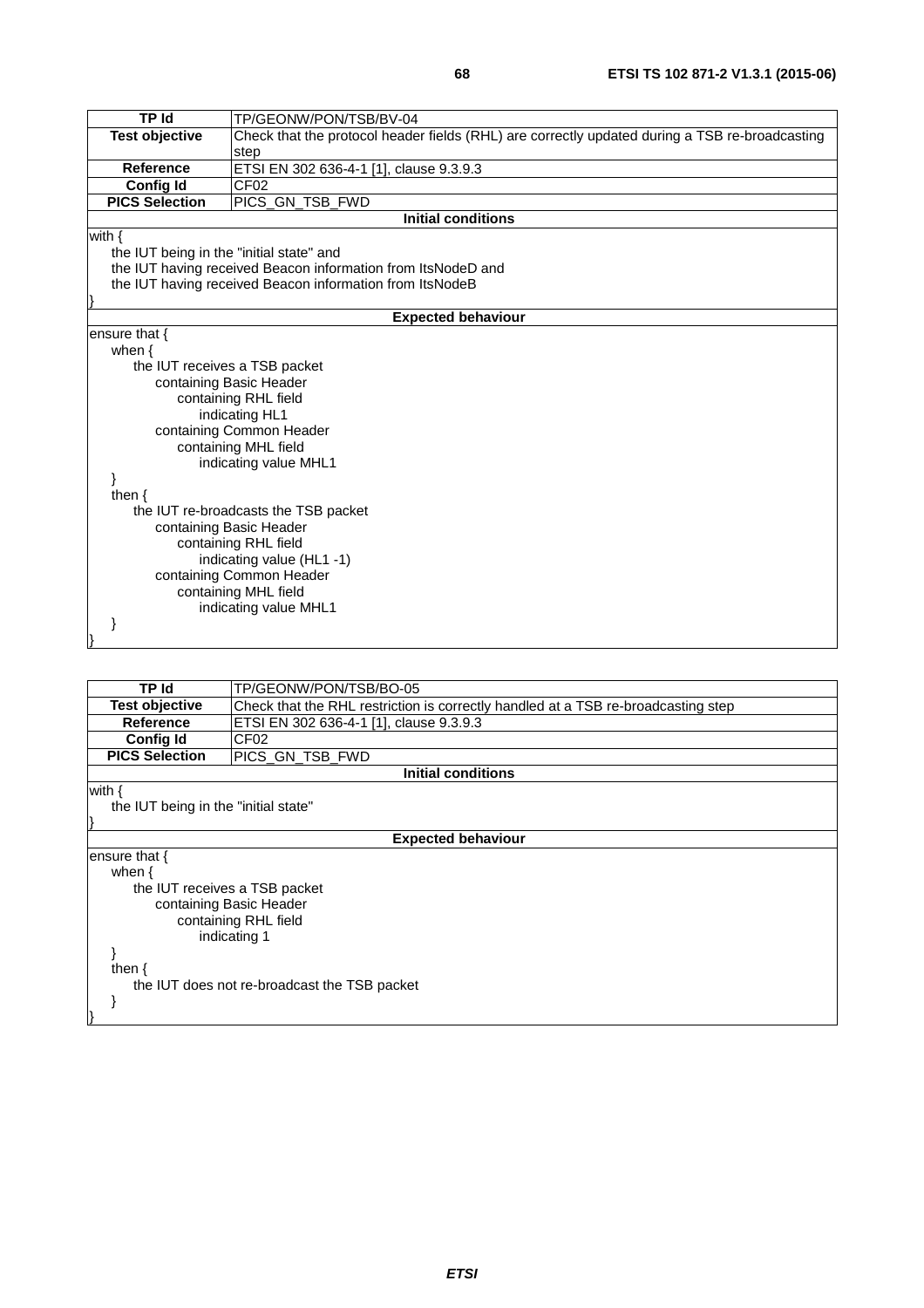| TP Id | TP/GEONW/PON/TSB/BV-04 |
|---|---|
| **Test objective** | Check that the protocol header fields (RHL) are correctly updated during a TSB re-broadcasting step |
| **Reference** | ETSI EN 302 636-4-1 [1], clause 9.3.9.3 |
| **Config Id** | CF02 |
| **PICS Selection** | PICS_GN_TSB_FWD |

**Initial conditions**

```
with {
    the IUT being in the "initial state" and
    the IUT having received Beacon information from ItsNodeD and
    the IUT having received Beacon information from ItsNodeB
}
```

**Expected behaviour**

```
ensure that {
    when {
        the IUT receives a TSB packet
            containing Basic Header
                containing RHL field
                    indicating HL1
            containing Common Header
                containing MHL field
                    indicating value MHL1
    }
    then {
        the IUT re-broadcasts the TSB packet
            containing Basic Header
                containing RHL field
                    indicating value (HL1 -1)
            containing Common Header
                containing MHL field
                    indicating value MHL1
    }
}
```

| TP Id | TP/GEONW/PON/TSB/BO-05 |
|---|---|
| **Test objective** | Check that the RHL restriction is correctly handled at a TSB re-broadcasting step |
| **Reference** | ETSI EN 302 636-4-1 [1], clause 9.3.9.3 |
| **Config Id** | CF02 |
| **PICS Selection** | PICS_GN_TSB_FWD |

**Initial conditions**

```
with {
    the IUT being in the "initial state"
}
```

**Expected behaviour**

```
ensure that {
    when {
        the IUT receives a TSB packet
            containing Basic Header
                containing RHL field
                    indicating 1
    }
    then {
        the IUT does not re-broadcast the TSB packet
    }
}
```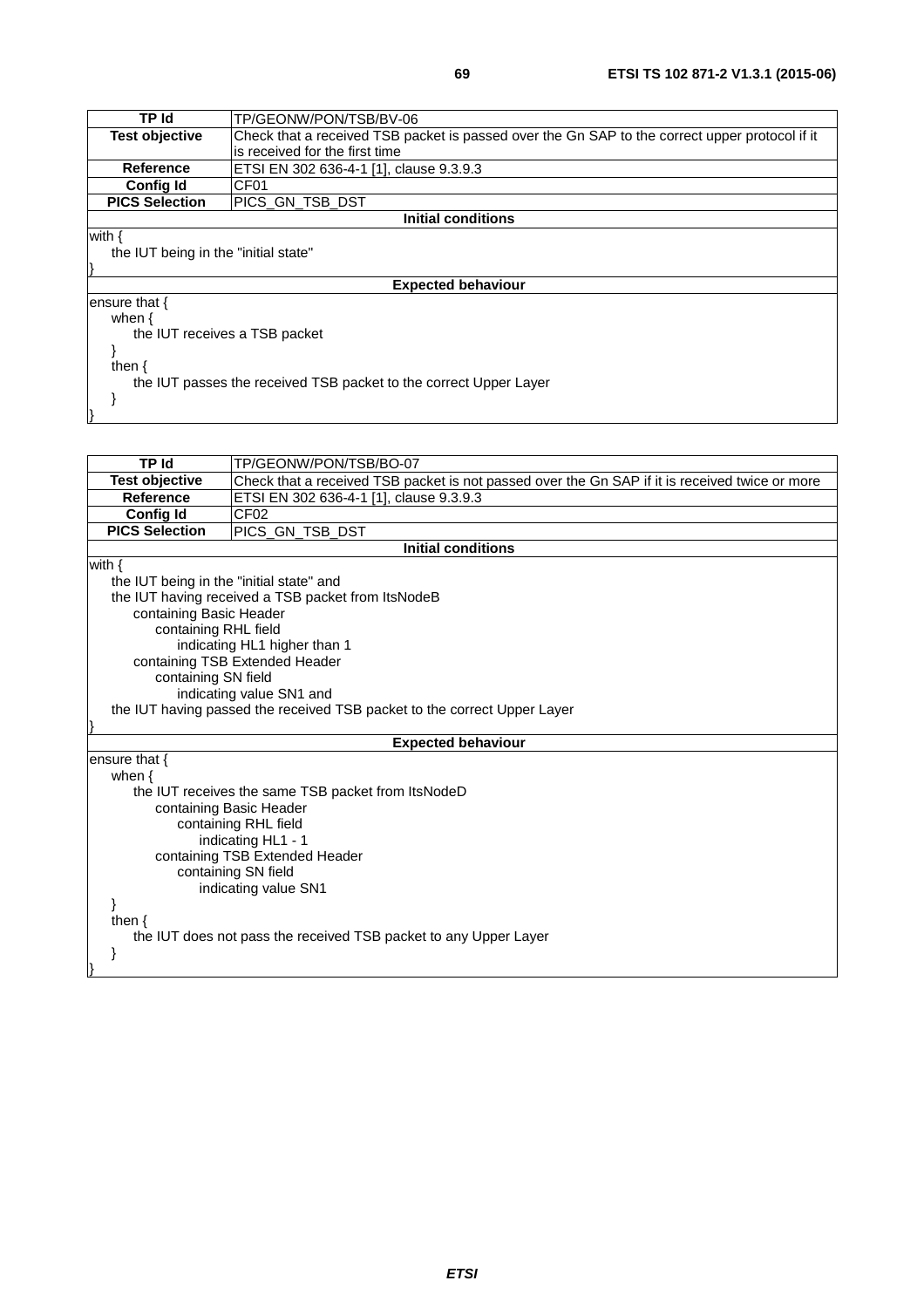| TP Id | TP/GEONW/PON/TSB/BV-06 |
|---|---|
| Test objective | Check that a received TSB packet is passed over the Gn SAP to the correct upper protocol if it is received for the first time |
| Reference | ETSI EN 302 636-4-1 [1], clause 9.3.9.3 |
| Config Id | CF01 |
| PICS Selection | PICS_GN_TSB_DST |
| **Initial conditions** | |
| with {<br>&nbsp;&nbsp;&nbsp;&nbsp;the IUT being in the "initial state"<br>} | |
| **Expected behaviour** | |
| ensure that {<br>&nbsp;&nbsp;&nbsp;&nbsp;when {<br>&nbsp;&nbsp;&nbsp;&nbsp;&nbsp;&nbsp;&nbsp;&nbsp;the IUT receives a TSB packet<br>&nbsp;&nbsp;&nbsp;&nbsp;}<br>&nbsp;&nbsp;&nbsp;&nbsp;then {<br>&nbsp;&nbsp;&nbsp;&nbsp;&nbsp;&nbsp;&nbsp;&nbsp;the IUT passes the received TSB packet to the correct Upper Layer<br>&nbsp;&nbsp;&nbsp;&nbsp;}<br>} | |

| TP Id | TP/GEONW/PON/TSB/BO-07 |
|---|---|
| Test objective | Check that a received TSB packet is not passed over the Gn SAP if it is received twice or more |
| Reference | ETSI EN 302 636-4-1 [1], clause 9.3.9.3 |
| Config Id | CF02 |
| PICS Selection | PICS_GN_TSB_DST |
| **Initial conditions** | |
| with {<br>&nbsp;&nbsp;&nbsp;&nbsp;the IUT being in the "initial state" and<br>&nbsp;&nbsp;&nbsp;&nbsp;the IUT having received a TSB packet from ItsNodeB<br>&nbsp;&nbsp;&nbsp;&nbsp;&nbsp;&nbsp;&nbsp;&nbsp;containing Basic Header<br>&nbsp;&nbsp;&nbsp;&nbsp;&nbsp;&nbsp;&nbsp;&nbsp;&nbsp;&nbsp;&nbsp;&nbsp;containing RHL field<br>&nbsp;&nbsp;&nbsp;&nbsp;&nbsp;&nbsp;&nbsp;&nbsp;&nbsp;&nbsp;&nbsp;&nbsp;&nbsp;&nbsp;&nbsp;&nbsp;indicating HL1 higher than 1<br>&nbsp;&nbsp;&nbsp;&nbsp;&nbsp;&nbsp;&nbsp;&nbsp;containing TSB Extended Header<br>&nbsp;&nbsp;&nbsp;&nbsp;&nbsp;&nbsp;&nbsp;&nbsp;&nbsp;&nbsp;&nbsp;&nbsp;containing SN field<br>&nbsp;&nbsp;&nbsp;&nbsp;&nbsp;&nbsp;&nbsp;&nbsp;&nbsp;&nbsp;&nbsp;&nbsp;&nbsp;&nbsp;&nbsp;&nbsp;indicating value SN1 and<br>&nbsp;&nbsp;&nbsp;&nbsp;the IUT having passed the received TSB packet to the correct Upper Layer<br>} | |
| **Expected behaviour** | |
| ensure that {<br>&nbsp;&nbsp;&nbsp;&nbsp;when {<br>&nbsp;&nbsp;&nbsp;&nbsp;&nbsp;&nbsp;&nbsp;&nbsp;the IUT receives the same TSB packet from ItsNodeD<br>&nbsp;&nbsp;&nbsp;&nbsp;&nbsp;&nbsp;&nbsp;&nbsp;&nbsp;&nbsp;&nbsp;&nbsp;containing Basic Header<br>&nbsp;&nbsp;&nbsp;&nbsp;&nbsp;&nbsp;&nbsp;&nbsp;&nbsp;&nbsp;&nbsp;&nbsp;&nbsp;&nbsp;&nbsp;&nbsp;containing RHL field<br>&nbsp;&nbsp;&nbsp;&nbsp;&nbsp;&nbsp;&nbsp;&nbsp;&nbsp;&nbsp;&nbsp;&nbsp;&nbsp;&nbsp;&nbsp;&nbsp;&nbsp;&nbsp;&nbsp;&nbsp;indicating HL1 - 1<br>&nbsp;&nbsp;&nbsp;&nbsp;&nbsp;&nbsp;&nbsp;&nbsp;&nbsp;&nbsp;&nbsp;&nbsp;containing TSB Extended Header<br>&nbsp;&nbsp;&nbsp;&nbsp;&nbsp;&nbsp;&nbsp;&nbsp;&nbsp;&nbsp;&nbsp;&nbsp;&nbsp;&nbsp;&nbsp;&nbsp;containing SN field<br>&nbsp;&nbsp;&nbsp;&nbsp;&nbsp;&nbsp;&nbsp;&nbsp;&nbsp;&nbsp;&nbsp;&nbsp;&nbsp;&nbsp;&nbsp;&nbsp;&nbsp;&nbsp;&nbsp;&nbsp;indicating value SN1<br>&nbsp;&nbsp;&nbsp;&nbsp;}<br>&nbsp;&nbsp;&nbsp;&nbsp;then {<br>&nbsp;&nbsp;&nbsp;&nbsp;&nbsp;&nbsp;&nbsp;&nbsp;the IUT does not pass the received TSB packet to any Upper Layer<br>&nbsp;&nbsp;&nbsp;&nbsp;}<br>} | |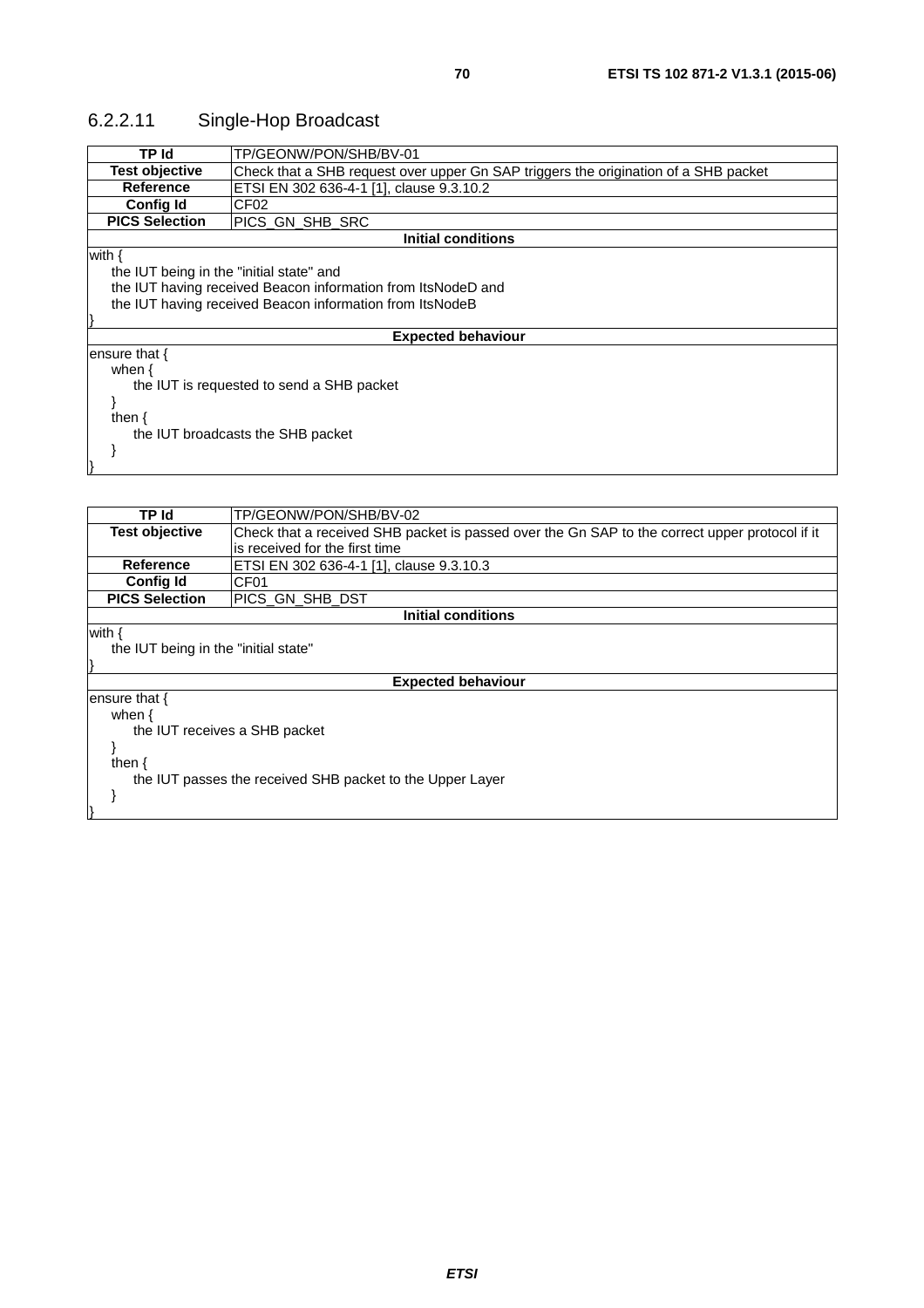### 6.2.2.11 Single-Hop Broadcast

| TP Id | TP/GEONW/PON/SHB/BV-01 |
|---|---|
| **Test objective** | Check that a SHB request over upper Gn SAP triggers the origination of a SHB packet |
| **Reference** | ETSI EN 302 636-4-1 [1], clause 9.3.10.2 |
| **Config Id** | CF02 |
| **PICS Selection** | PICS_GN_SHB_SRC |
| **Initial conditions** | |
| with {<br>the IUT being in the "initial state" and<br>the IUT having received Beacon information from ItsNodeD and<br>the IUT having received Beacon information from ItsNodeB<br>} | |
| **Expected behaviour** | |
| ensure that {<br>when {<br>the IUT is requested to send a SHB packet<br>}<br>then {<br>the IUT broadcasts the SHB packet<br>}<br>} | |

| TP Id | TP/GEONW/PON/SHB/BV-02 |
|---|---|
| **Test objective** | Check that a received SHB packet is passed over the Gn SAP to the correct upper protocol if it is received for the first time |
| **Reference** | ETSI EN 302 636-4-1 [1], clause 9.3.10.3 |
| **Config Id** | CF01 |
| **PICS Selection** | PICS_GN_SHB_DST |
| **Initial conditions** | |
| with {<br>the IUT being in the "initial state"<br>} | |
| **Expected behaviour** | |
| ensure that {<br>when {<br>the IUT receives a SHB packet<br>}<br>then {<br>the IUT passes the received SHB packet to the Upper Layer<br>}<br>} | |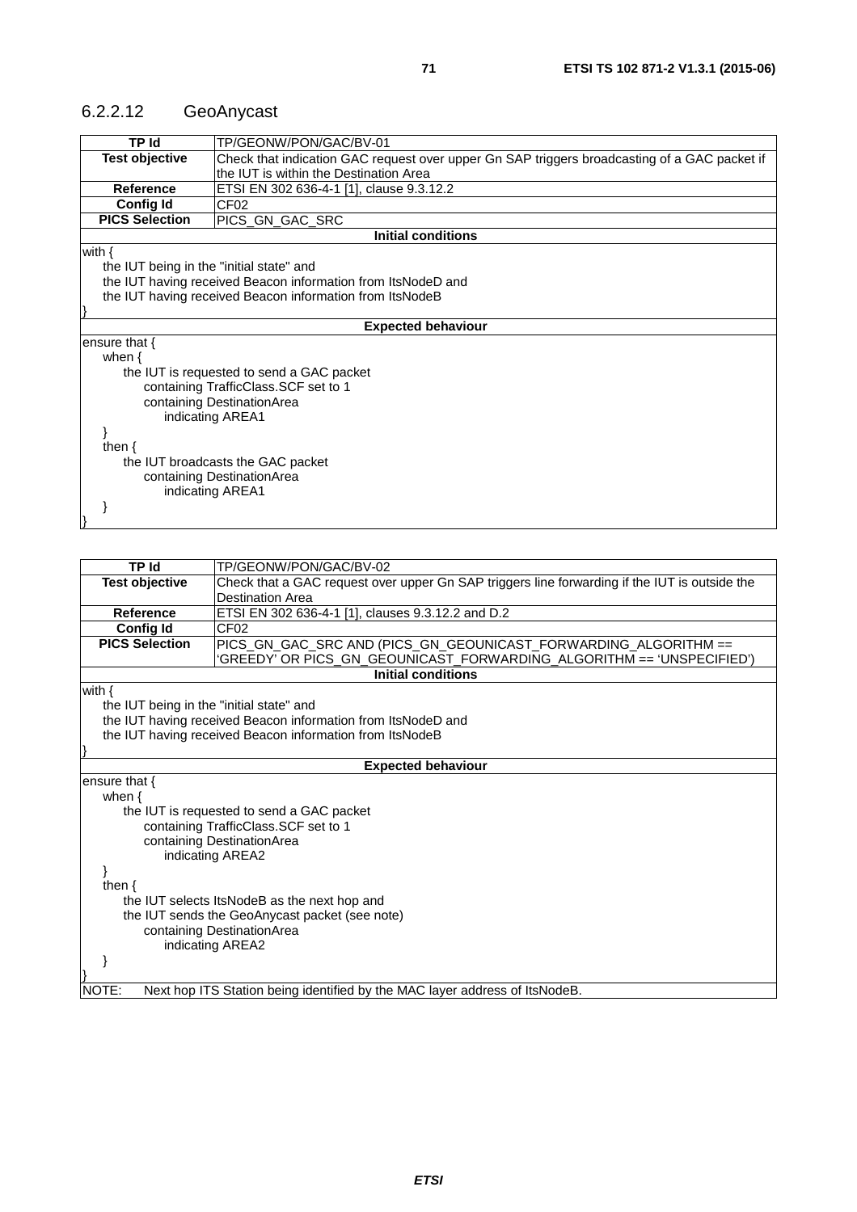### 6.2.2.12 GeoAnycast

| TP Id | TP/GEONW/PON/GAC/BV-01 |
|---|---|
| **Test objective** | Check that indication GAC request over upper Gn SAP triggers broadcasting of a GAC packet if the IUT is within the Destination Area |
| **Reference** | ETSI EN 302 636-4-1 [1], clause 9.3.12.2 |
| **Config Id** | CF02 |
| **PICS Selection** | PICS_GN_GAC_SRC |
| **Initial conditions** | |

```
with {
    the IUT being in the "initial state" and
    the IUT having received Beacon information from ItsNodeD and
    the IUT having received Beacon information from ItsNodeB
}
```

**Expected behaviour**

```
ensure that {
    when {
        the IUT is requested to send a GAC packet
            containing TrafficClass.SCF set to 1
            containing DestinationArea
                indicating AREA1
    }
    then {
        the IUT broadcasts the GAC packet
            containing DestinationArea
                indicating AREA1
    }
}
```

| TP Id | TP/GEONW/PON/GAC/BV-02 |
|---|---|
| **Test objective** | Check that a GAC request over upper Gn SAP triggers line forwarding if the IUT is outside the Destination Area |
| **Reference** | ETSI EN 302 636-4-1 [1], clauses 9.3.12.2 and D.2 |
| **Config Id** | CF02 |
| **PICS Selection** | PICS_GN_GAC_SRC AND (PICS_GN_GEOUNICAST_FORWARDING_ALGORITHM == 'GREEDY' OR PICS_GN_GEOUNICAST_FORWARDING_ALGORITHM == 'UNSPECIFIED') |
| **Initial conditions** | |

```
with {
    the IUT being in the "initial state" and
    the IUT having received Beacon information from ItsNodeD and
    the IUT having received Beacon information from ItsNodeB
}
```

**Expected behaviour**

```
ensure that {
    when {
        the IUT is requested to send a GAC packet
            containing TrafficClass.SCF set to 1
            containing DestinationArea
                indicating AREA2
    }
    then {
        the IUT selects ItsNodeB as the next hop and
        the IUT sends the GeoAnycast packet (see note)
            containing DestinationArea
                indicating AREA2
    }
}
```

NOTE: Next hop ITS Station being identified by the MAC layer address of ItsNodeB.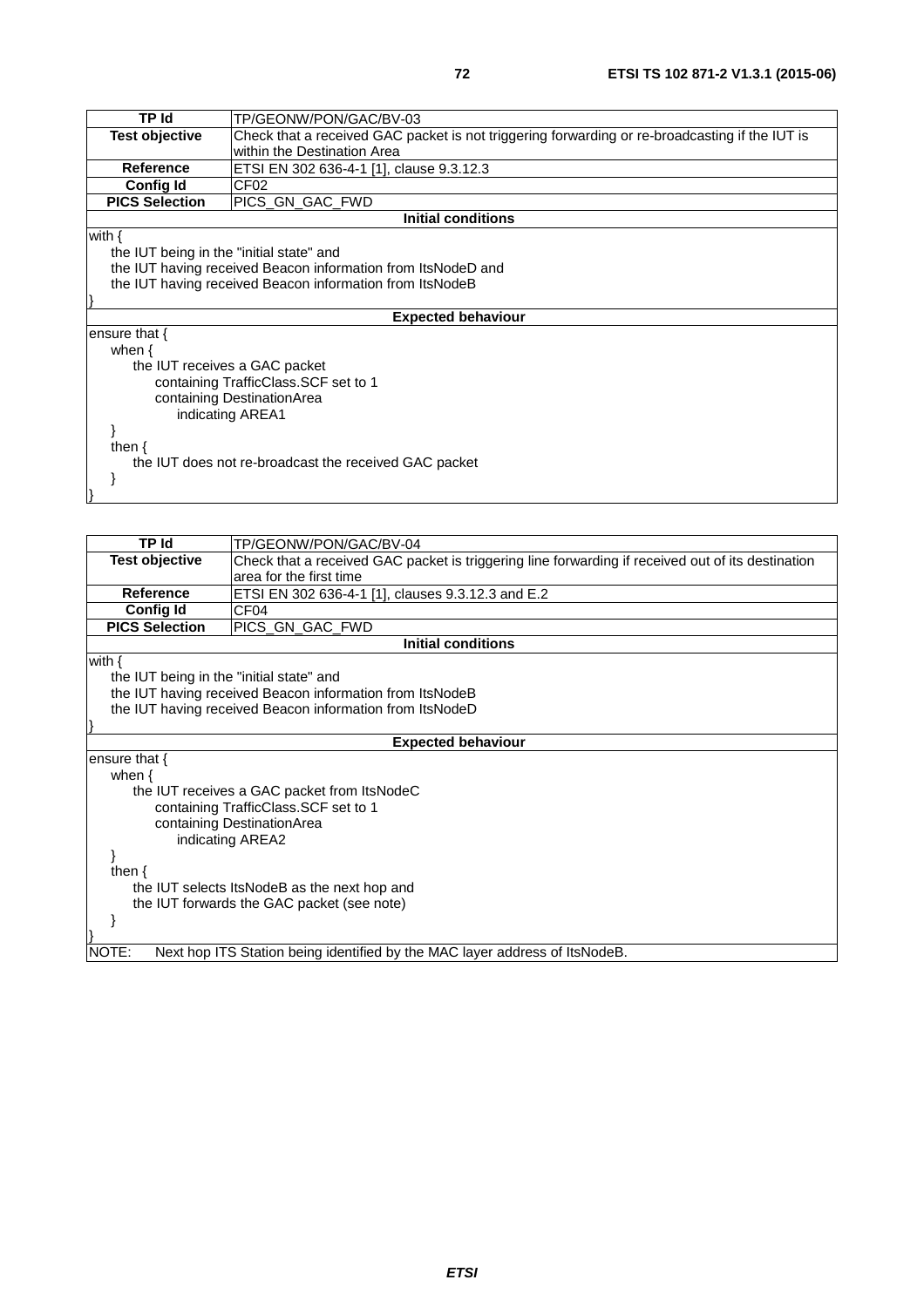| TP Id | TP/GEONW/PON/GAC/BV-03 |
|---|---|
| **Test objective** | Check that a received GAC packet is not triggering forwarding or re-broadcasting if the IUT is within the Destination Area |
| **Reference** | ETSI EN 302 636-4-1 [1], clause 9.3.12.3 |
| **Config Id** | CF02 |
| **PICS Selection** | PICS_GN_GAC_FWD |
| **Initial conditions** | |
| with {<br>    the IUT being in the "initial state" and<br>    the IUT having received Beacon information from ItsNodeD and<br>    the IUT having received Beacon information from ItsNodeB<br>} | |
| **Expected behaviour** | |
| ensure that {<br>    when {<br>        the IUT receives a GAC packet<br>            containing TrafficClass.SCF set to 1<br>            containing DestinationArea<br>                indicating AREA1<br>    }<br>    then {<br>        the IUT does not re-broadcast the received GAC packet<br>    }<br>} | |

| TP Id | TP/GEONW/PON/GAC/BV-04 |
|---|---|
| **Test objective** | Check that a received GAC packet is triggering line forwarding if received out of its destination area for the first time |
| **Reference** | ETSI EN 302 636-4-1 [1], clauses 9.3.12.3 and E.2 |
| **Config Id** | CF04 |
| **PICS Selection** | PICS_GN_GAC_FWD |
| **Initial conditions** | |
| with {<br>    the IUT being in the "initial state" and<br>    the IUT having received Beacon information from ItsNodeB<br>    the IUT having received Beacon information from ItsNodeD<br>} | |
| **Expected behaviour** | |
| ensure that {<br>    when {<br>        the IUT receives a GAC packet from ItsNodeC<br>            containing TrafficClass.SCF set to 1<br>            containing DestinationArea<br>                indicating AREA2<br>    }<br>    then {<br>        the IUT selects ItsNodeB as the next hop and<br>        the IUT forwards the GAC packet (see note)<br>    }<br>} | |
| NOTE: Next hop ITS Station being identified by the MAC layer address of ItsNodeB. | |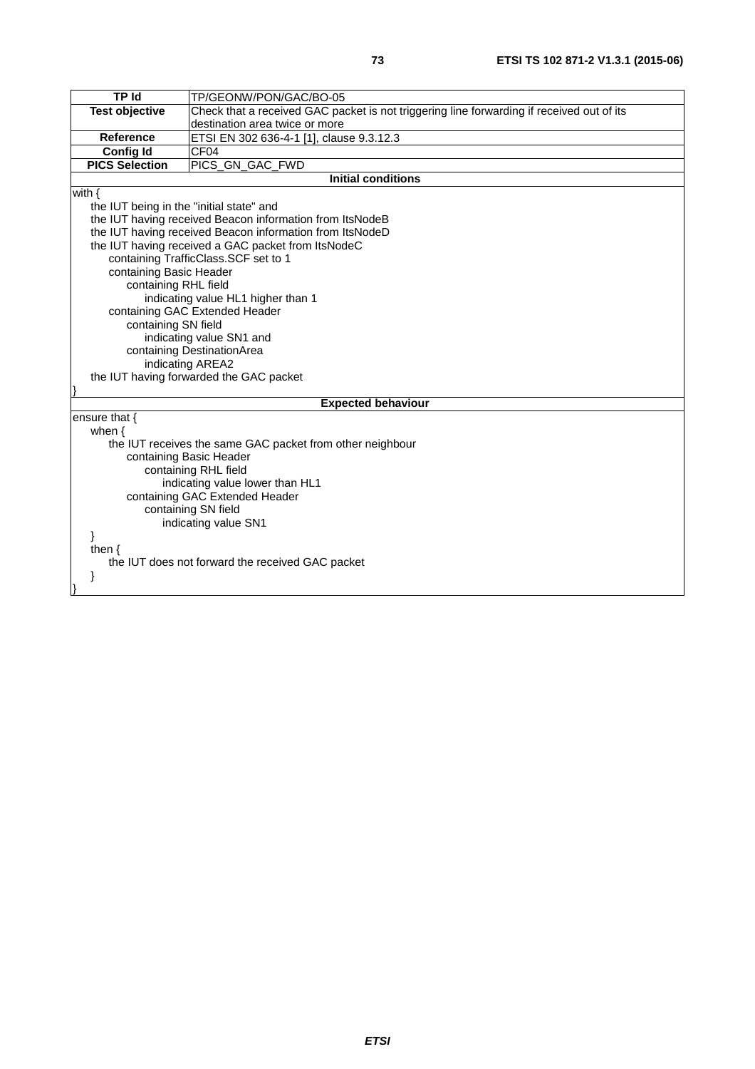| TP Id | TP/GEONW/PON/GAC/BO-05 |
|---|---|
| Test objective | Check that a received GAC packet is not triggering line forwarding if received out of its destination area twice or more |
| Reference | ETSI EN 302 636-4-1 [1], clause 9.3.12.3 |
| Config Id | CF04 |
| PICS Selection | PICS_GN_GAC_FWD |

**Initial conditions**

```
with {
    the IUT being in the "initial state" and
    the IUT having received Beacon information from ItsNodeB
    the IUT having received Beacon information from ItsNodeD
    the IUT having received a GAC packet from ItsNodeC
        containing TrafficClass.SCF set to 1
        containing Basic Header
            containing RHL field
                indicating value HL1 higher than 1
        containing GAC Extended Header
            containing SN field
                indicating value SN1 and
            containing DestinationArea
                indicating AREA2
    the IUT having forwarded the GAC packet
}
```

**Expected behaviour**

```
ensure that {
    when {
        the IUT receives the same GAC packet from other neighbour
            containing Basic Header
                containing RHL field
                    indicating value lower than HL1
            containing GAC Extended Header
                containing SN field
                    indicating value SN1
    }
    then {
        the IUT does not forward the received GAC packet
    }
}
```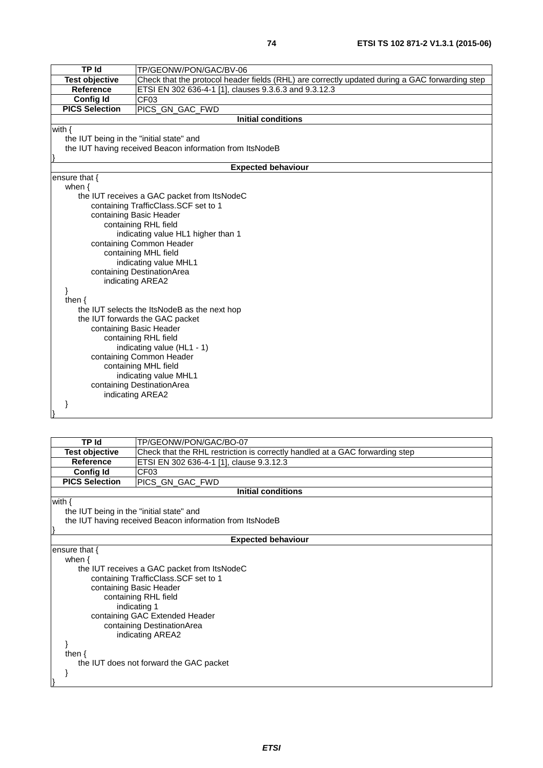| TP Id | TP/GEONW/PON/GAC/BV-06 |
|---|---|
| Test objective | Check that the protocol header fields (RHL) are correctly updated during a GAC forwarding step |
| Reference | ETSI EN 302 636-4-1 [1], clauses 9.3.6.3 and 9.3.12.3 |
| Config Id | CF03 |
| PICS Selection | PICS_GN_GAC_FWD |

**Initial conditions**

```
with {
    the IUT being in the "initial state" and
    the IUT having received Beacon information from ItsNodeB
}
```

**Expected behaviour**

```
ensure that {
    when {
        the IUT receives a GAC packet from ItsNodeC
            containing TrafficClass.SCF set to 1
            containing Basic Header
                containing RHL field
                    indicating value HL1 higher than 1
            containing Common Header
                containing MHL field
                    indicating value MHL1
            containing DestinationArea
                indicating AREA2
    }
    then {
        the IUT selects the ItsNodeB as the next hop
        the IUT forwards the GAC packet
            containing Basic Header
                containing RHL field
                    indicating value (HL1 - 1)
            containing Common Header
                containing MHL field
                    indicating value MHL1
            containing DestinationArea
                indicating AREA2
    }
}
```

| TP Id | TP/GEONW/PON/GAC/BO-07 |
|---|---|
| Test objective | Check that the RHL restriction is correctly handled at a GAC forwarding step |
| Reference | ETSI EN 302 636-4-1 [1], clause 9.3.12.3 |
| Config Id | CF03 |
| PICS Selection | PICS_GN_GAC_FWD |

**Initial conditions**

```
with {
    the IUT being in the "initial state" and
    the IUT having received Beacon information from ItsNodeB
}
```

**Expected behaviour**

```
ensure that {
    when {
        the IUT receives a GAC packet from ItsNodeC
            containing TrafficClass.SCF set to 1
            containing Basic Header
                containing RHL field
                    indicating 1
            containing GAC Extended Header
                containing DestinationArea
                    indicating AREA2
    }
    then {
        the IUT does not forward the GAC packet
    }
}
```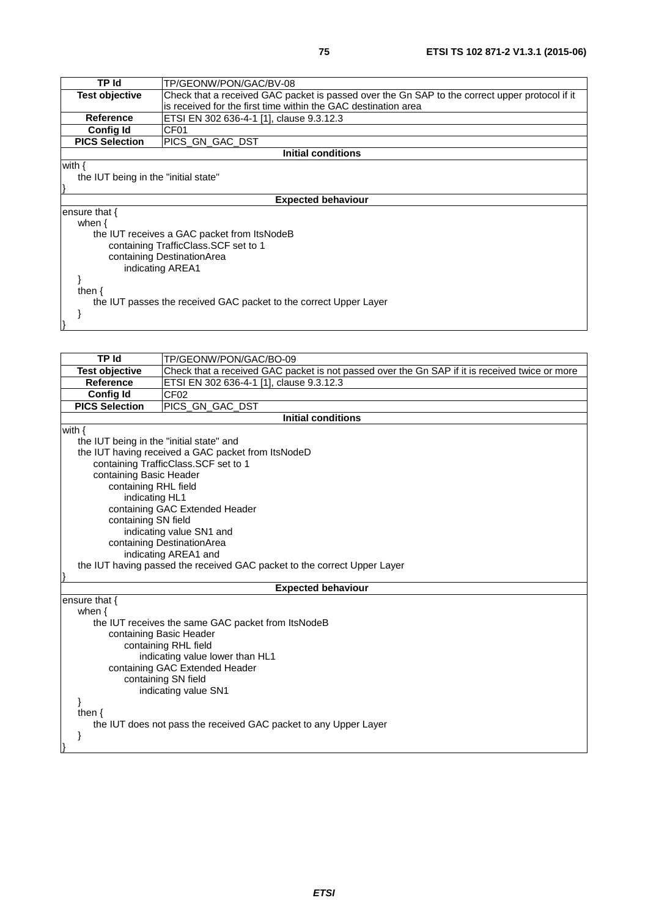| TP Id | TP/GEONW/PON/GAC/BV-08 |
|---|---|
| **Test objective** | Check that a received GAC packet is passed over the Gn SAP to the correct upper protocol if it is received for the first time within the GAC destination area |
| **Reference** | ETSI EN 302 636-4-1 [1], clause 9.3.12.3 |
| **Config Id** | CF01 |
| **PICS Selection** | PICS_GN_GAC_DST |
| **Initial conditions** | |
| with {<br>    the IUT being in the "initial state"<br>} | |
| **Expected behaviour** | |
| ensure that {<br>    when {<br>        the IUT receives a GAC packet from ItsNodeB<br>            containing TrafficClass.SCF set to 1<br>            containing DestinationArea<br>                indicating AREA1<br>    }<br>    then {<br>        the IUT passes the received GAC packet to the correct Upper Layer<br>    }<br>} | |

| TP Id | TP/GEONW/PON/GAC/BO-09 |
|---|---|
| **Test objective** | Check that a received GAC packet is not passed over the Gn SAP if it is received twice or more |
| **Reference** | ETSI EN 302 636-4-1 [1], clause 9.3.12.3 |
| **Config Id** | CF02 |
| **PICS Selection** | PICS_GN_GAC_DST |
| **Initial conditions** | |
| with {<br>    the IUT being in the "initial state" and<br>    the IUT having received a GAC packet from ItsNodeD<br>        containing TrafficClass.SCF set to 1<br>        containing Basic Header<br>            containing RHL field<br>                indicating HL1<br>            containing GAC Extended Header<br>            containing SN field<br>                indicating value SN1 and<br>            containing DestinationArea<br>                indicating AREA1 and<br>    the IUT having passed the received GAC packet to the correct Upper Layer<br>} | |
| **Expected behaviour** | |
| ensure that {<br>    when {<br>        the IUT receives the same GAC packet from ItsNodeB<br>            containing Basic Header<br>                containing RHL field<br>                    indicating value lower than HL1<br>            containing GAC Extended Header<br>                containing SN field<br>                    indicating value SN1<br>    }<br>    then {<br>        the IUT does not pass the received GAC packet to any Upper Layer<br>    }<br>} | |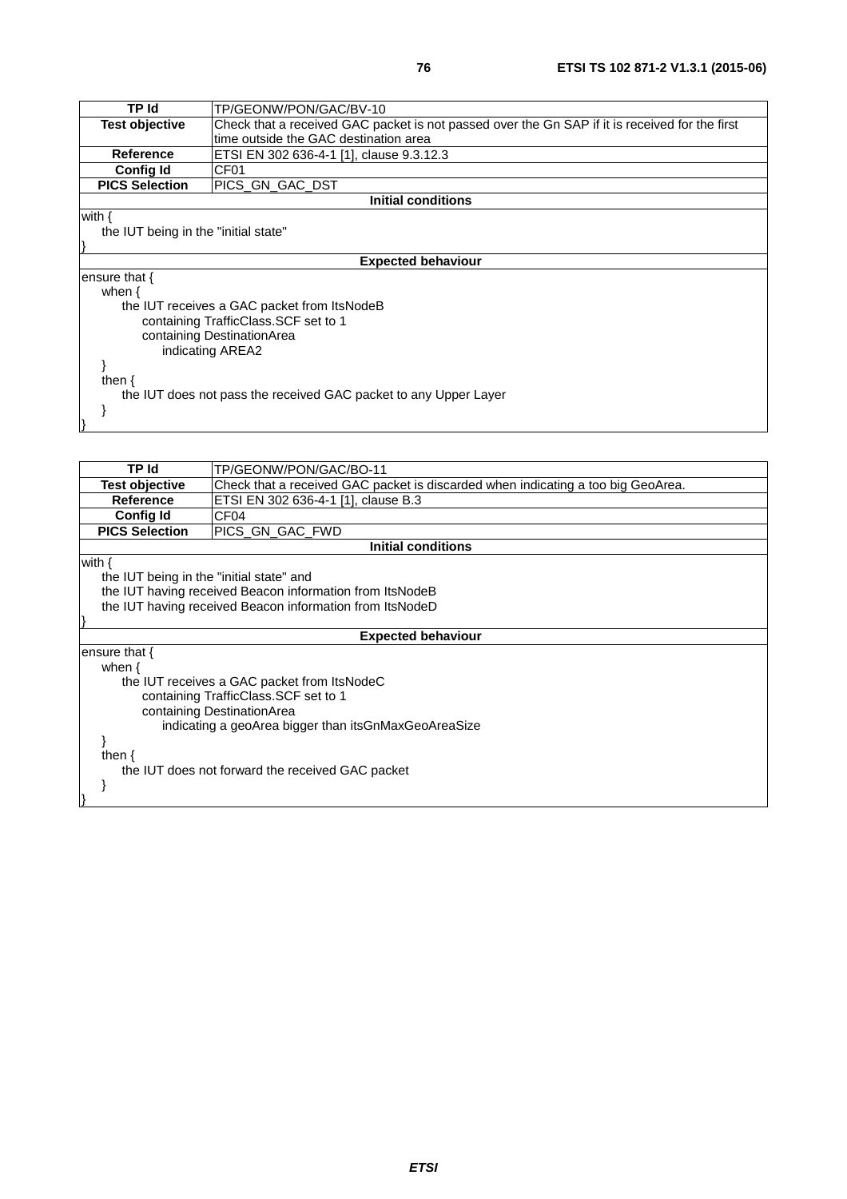| TP Id | TP/GEONW/PON/GAC/BV-10 |
|---|---|
| **Test objective** | Check that a received GAC packet is not passed over the Gn SAP if it is received for the first time outside the GAC destination area |
| **Reference** | ETSI EN 302 636-4-1 [1], clause 9.3.12.3 |
| **Config Id** | CF01 |
| **PICS Selection** | PICS_GN_GAC_DST |
| **Initial conditions** | |
| with {<br>  the IUT being in the "initial state"<br>} | |
| **Expected behaviour** | |
| ensure that {<br>  when {<br>    the IUT receives a GAC packet from ItsNodeB<br>      containing TrafficClass.SCF set to 1<br>      containing DestinationArea<br>        indicating AREA2<br>  }<br>  then {<br>    the IUT does not pass the received GAC packet to any Upper Layer<br>  }<br>} | |

| TP Id | TP/GEONW/PON/GAC/BO-11 |
|---|---|
| **Test objective** | Check that a received GAC packet is discarded when indicating a too big GeoArea. |
| **Reference** | ETSI EN 302 636-4-1 [1], clause B.3 |
| **Config Id** | CF04 |
| **PICS Selection** | PICS_GN_GAC_FWD |
| **Initial conditions** | |
| with {<br>  the IUT being in the "initial state" and<br>  the IUT having received Beacon information from ItsNodeB<br>  the IUT having received Beacon information from ItsNodeD<br>} | |
| **Expected behaviour** | |
| ensure that {<br>  when {<br>    the IUT receives a GAC packet from ItsNodeC<br>      containing TrafficClass.SCF set to 1<br>      containing DestinationArea<br>        indicating a geoArea bigger than itsGnMaxGeoAreaSize<br>  }<br>  then {<br>    the IUT does not forward the received GAC packet<br>  }<br>} | |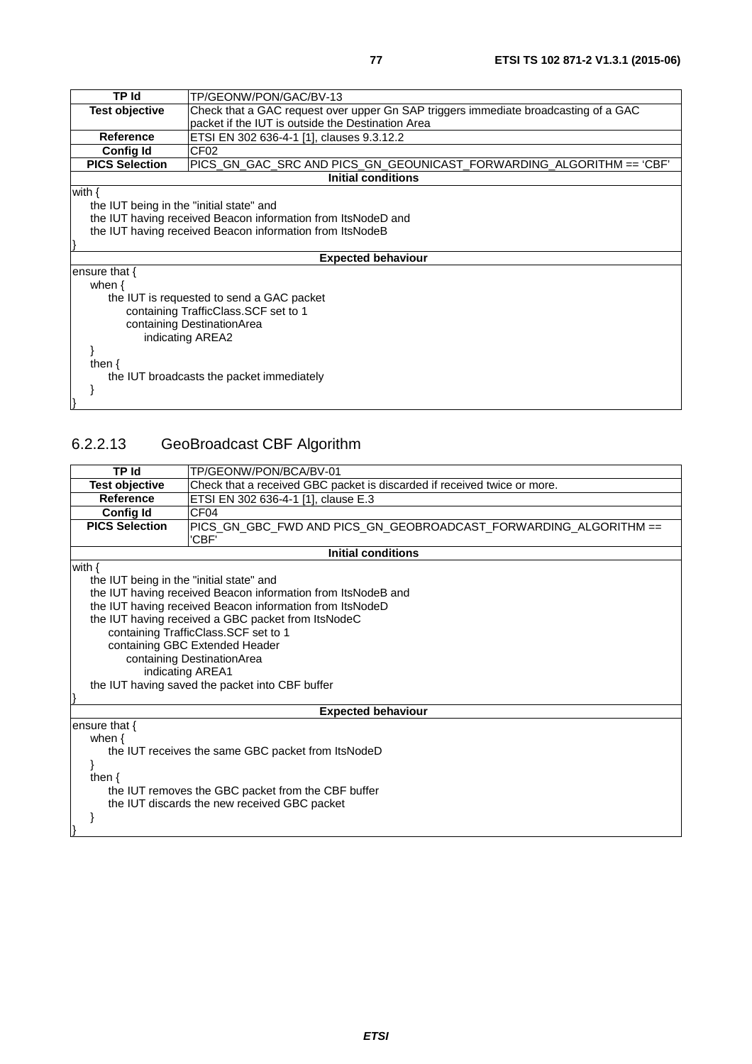| TP Id | TP/GEONW/PON/GAC/BV-13 |
| --- | --- |
| Test objective | Check that a GAC request over upper Gn SAP triggers immediate broadcasting of a GAC packet if the IUT is outside the Destination Area |
| Reference | ETSI EN 302 636-4-1 [1], clauses 9.3.12.2 |
| Config Id | CF02 |
| PICS Selection | PICS_GN_GAC_SRC AND PICS_GN_GEOUNICAST_FORWARDING_ALGORITHM == 'CBF' |
| **Initial conditions** | |
| with {<br>    the IUT being in the "initial state" and<br>    the IUT having received Beacon information from ItsNodeD and<br>    the IUT having received Beacon information from ItsNodeB<br>} | |
| **Expected behaviour** | |
| ensure that {<br>    when {<br>        the IUT is requested to send a GAC packet<br>            containing TrafficClass.SCF set to 1<br>            containing DestinationArea<br>                indicating AREA2<br>    }<br>    then {<br>        the IUT broadcasts the packet immediately<br>    }<br>} | |

### 6.2.2.13 GeoBroadcast CBF Algorithm

| TP Id | TP/GEONW/PON/BCA/BV-01 |
| --- | --- |
| Test objective | Check that a received GBC packet is discarded if received twice or more. |
| Reference | ETSI EN 302 636-4-1 [1], clause E.3 |
| Config Id | CF04 |
| PICS Selection | PICS_GN_GBC_FWD AND PICS_GN_GEOBROADCAST_FORWARDING_ALGORITHM == 'CBF' |
| **Initial conditions** | |
| with {<br>    the IUT being in the "initial state" and<br>    the IUT having received Beacon information from ItsNodeB and<br>    the IUT having received Beacon information from ItsNodeD<br>    the IUT having received a GBC packet from ItsNodeC<br>        containing TrafficClass.SCF set to 1<br>        containing GBC Extended Header<br>            containing DestinationArea<br>                indicating AREA1<br>    the IUT having saved the packet into CBF buffer<br>} | |
| **Expected behaviour** | |
| ensure that {<br>    when {<br>        the IUT receives the same GBC packet from ItsNodeD<br>    }<br>    then {<br>        the IUT removes the GBC packet from the CBF buffer<br>        the IUT discards the new received GBC packet<br>    }<br>} | |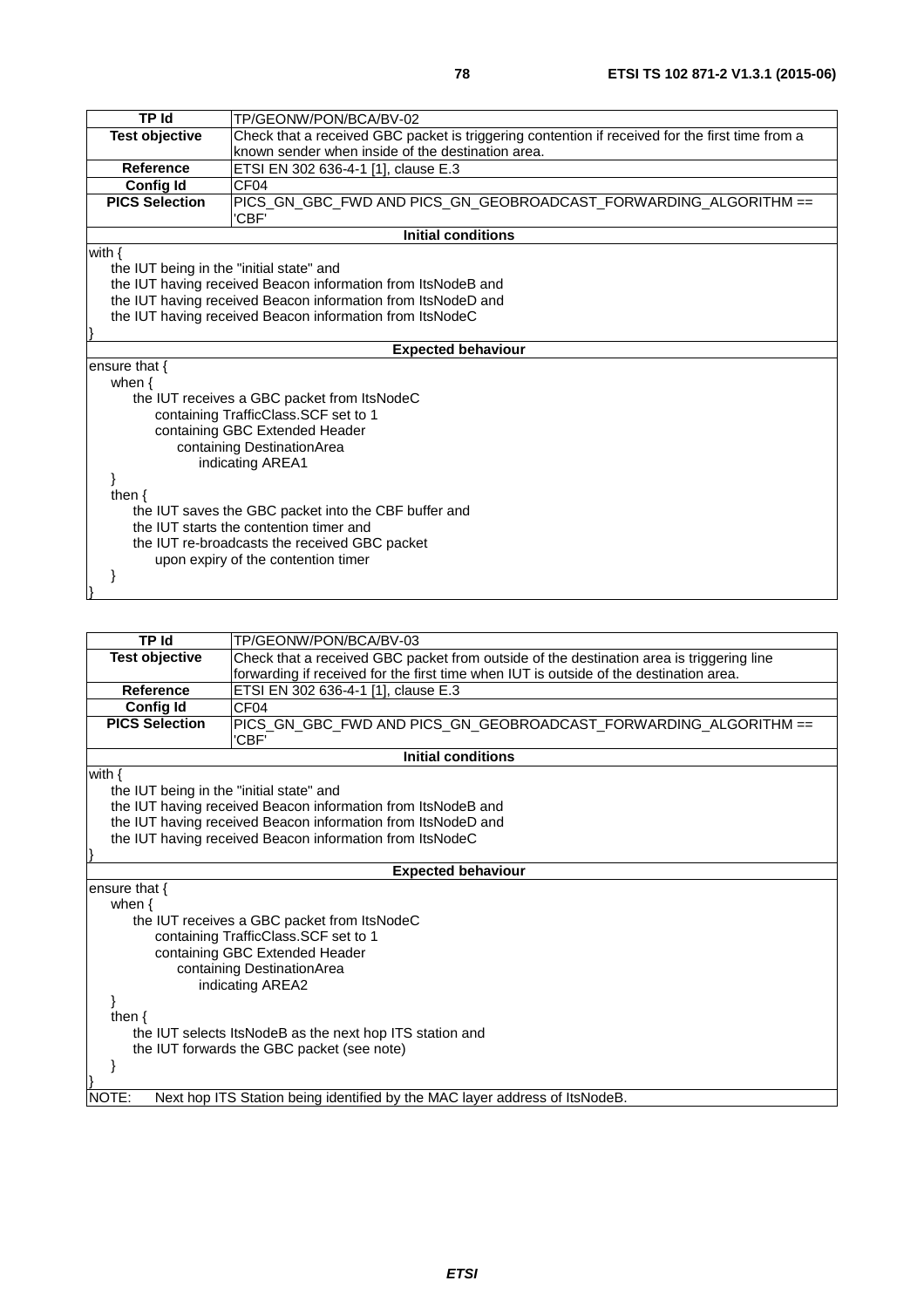| TP Id | TP/GEONW/PON/BCA/BV-02 |
|---|---|
| **Test objective** | Check that a received GBC packet is triggering contention if received for the first time from a known sender when inside of the destination area. |
| **Reference** | ETSI EN 302 636-4-1 [1], clause E.3 |
| **Config Id** | CF04 |
| **PICS Selection** | PICS_GN_GBC_FWD AND PICS_GN_GEOBROADCAST_FORWARDING_ALGORITHM == 'CBF' |
| **Initial conditions** | |
| with {<br>    the IUT being in the "initial state" and<br>    the IUT having received Beacon information from ItsNodeB and<br>    the IUT having received Beacon information from ItsNodeD and<br>    the IUT having received Beacon information from ItsNodeC<br>} | |
| **Expected behaviour** | |
| ensure that {<br>    when {<br>        the IUT receives a GBC packet from ItsNodeC<br>            containing TrafficClass.SCF set to 1<br>            containing GBC Extended Header<br>                containing DestinationArea<br>                    indicating AREA1<br>    }<br>    then {<br>        the IUT saves the GBC packet into the CBF buffer and<br>        the IUT starts the contention timer and<br>        the IUT re-broadcasts the received GBC packet<br>            upon expiry of the contention timer<br>    }<br>} | |

| TP Id | TP/GEONW/PON/BCA/BV-03 |
|---|---|
| **Test objective** | Check that a received GBC packet from outside of the destination area is triggering line forwarding if received for the first time when IUT is outside of the destination area. |
| **Reference** | ETSI EN 302 636-4-1 [1], clause E.3 |
| **Config Id** | CF04 |
| **PICS Selection** | PICS_GN_GBC_FWD AND PICS_GN_GEOBROADCAST_FORWARDING_ALGORITHM == 'CBF' |
| **Initial conditions** | |
| with {<br>    the IUT being in the "initial state" and<br>    the IUT having received Beacon information from ItsNodeB and<br>    the IUT having received Beacon information from ItsNodeD and<br>    the IUT having received Beacon information from ItsNodeC<br>} | |
| **Expected behaviour** | |
| ensure that {<br>    when {<br>        the IUT receives a GBC packet from ItsNodeC<br>            containing TrafficClass.SCF set to 1<br>            containing GBC Extended Header<br>                containing DestinationArea<br>                    indicating AREA2<br>    }<br>    then {<br>        the IUT selects ItsNodeB as the next hop ITS station and<br>        the IUT forwards the GBC packet (see note)<br>    }<br>} | |
| NOTE: Next hop ITS Station being identified by the MAC layer address of ItsNodeB. | |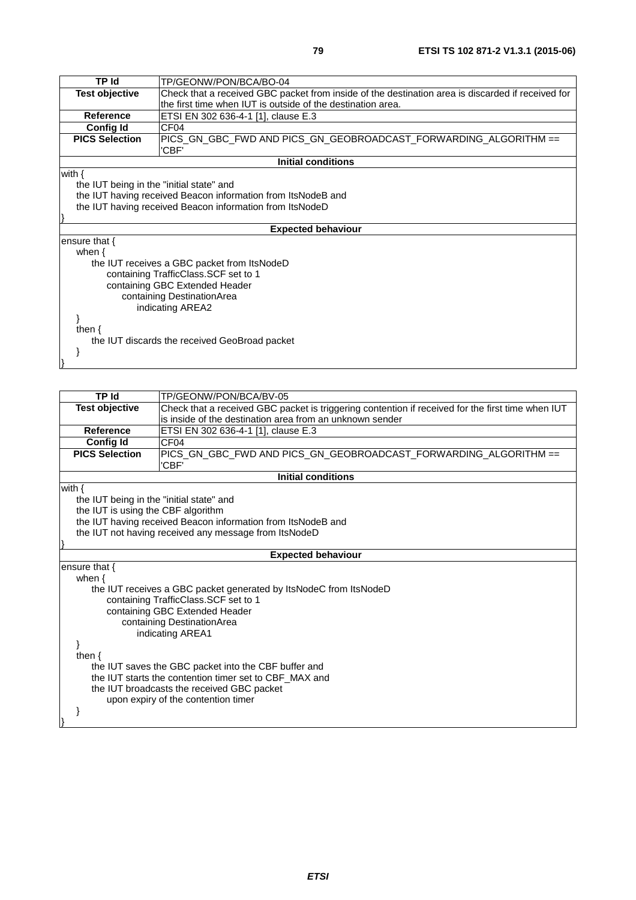| TP Id | TP/GEONW/PON/BCA/BO-04 |
|---|---|
| **Test objective** | Check that a received GBC packet from inside of the destination area is discarded if received for the first time when IUT is outside of the destination area. |
| **Reference** | ETSI EN 302 636-4-1 [1], clause E.3 |
| **Config Id** | CF04 |
| **PICS Selection** | PICS_GN_GBC_FWD AND PICS_GN_GEOBROADCAST_FORWARDING_ALGORITHM == 'CBF' |
| **Initial conditions** | |
| with {<br>&nbsp;&nbsp;&nbsp;&nbsp;the IUT being in the "initial state" and<br>&nbsp;&nbsp;&nbsp;&nbsp;the IUT having received Beacon information from ItsNodeB and<br>&nbsp;&nbsp;&nbsp;&nbsp;the IUT having received Beacon information from ItsNodeD<br>} | |
| **Expected behaviour** | |
| ensure that {<br>&nbsp;&nbsp;&nbsp;&nbsp;when {<br>&nbsp;&nbsp;&nbsp;&nbsp;&nbsp;&nbsp;&nbsp;&nbsp;the IUT receives a GBC packet from ItsNodeD<br>&nbsp;&nbsp;&nbsp;&nbsp;&nbsp;&nbsp;&nbsp;&nbsp;&nbsp;&nbsp;&nbsp;&nbsp;containing TrafficClass.SCF set to 1<br>&nbsp;&nbsp;&nbsp;&nbsp;&nbsp;&nbsp;&nbsp;&nbsp;&nbsp;&nbsp;&nbsp;&nbsp;containing GBC Extended Header<br>&nbsp;&nbsp;&nbsp;&nbsp;&nbsp;&nbsp;&nbsp;&nbsp;&nbsp;&nbsp;&nbsp;&nbsp;&nbsp;&nbsp;&nbsp;&nbsp;containing DestinationArea<br>&nbsp;&nbsp;&nbsp;&nbsp;&nbsp;&nbsp;&nbsp;&nbsp;&nbsp;&nbsp;&nbsp;&nbsp;&nbsp;&nbsp;&nbsp;&nbsp;&nbsp;&nbsp;&nbsp;&nbsp;indicating AREA2<br>&nbsp;&nbsp;&nbsp;&nbsp;}<br>&nbsp;&nbsp;&nbsp;&nbsp;then {<br>&nbsp;&nbsp;&nbsp;&nbsp;&nbsp;&nbsp;&nbsp;&nbsp;the IUT discards the received GeoBroad packet<br>&nbsp;&nbsp;&nbsp;&nbsp;}<br>} | |

| TP Id | TP/GEONW/PON/BCA/BV-05 |
|---|---|
| **Test objective** | Check that a received GBC packet is triggering contention if received for the first time when IUT is inside of the destination area from an unknown sender |
| **Reference** | ETSI EN 302 636-4-1 [1], clause E.3 |
| **Config Id** | CF04 |
| **PICS Selection** | PICS_GN_GBC_FWD AND PICS_GN_GEOBROADCAST_FORWARDING_ALGORITHM == 'CBF' |
| **Initial conditions** | |
| with {<br>&nbsp;&nbsp;&nbsp;&nbsp;the IUT being in the "initial state" and<br>&nbsp;&nbsp;&nbsp;&nbsp;the IUT is using the CBF algorithm<br>&nbsp;&nbsp;&nbsp;&nbsp;the IUT having received Beacon information from ItsNodeB and<br>&nbsp;&nbsp;&nbsp;&nbsp;the IUT not having received any message from ItsNodeD<br>} | |
| **Expected behaviour** | |
| ensure that {<br>&nbsp;&nbsp;&nbsp;&nbsp;when {<br>&nbsp;&nbsp;&nbsp;&nbsp;&nbsp;&nbsp;&nbsp;&nbsp;the IUT receives a GBC packet generated by ItsNodeC from ItsNodeD<br>&nbsp;&nbsp;&nbsp;&nbsp;&nbsp;&nbsp;&nbsp;&nbsp;&nbsp;&nbsp;&nbsp;&nbsp;containing TrafficClass.SCF set to 1<br>&nbsp;&nbsp;&nbsp;&nbsp;&nbsp;&nbsp;&nbsp;&nbsp;&nbsp;&nbsp;&nbsp;&nbsp;containing GBC Extended Header<br>&nbsp;&nbsp;&nbsp;&nbsp;&nbsp;&nbsp;&nbsp;&nbsp;&nbsp;&nbsp;&nbsp;&nbsp;&nbsp;&nbsp;&nbsp;&nbsp;containing DestinationArea<br>&nbsp;&nbsp;&nbsp;&nbsp;&nbsp;&nbsp;&nbsp;&nbsp;&nbsp;&nbsp;&nbsp;&nbsp;&nbsp;&nbsp;&nbsp;&nbsp;&nbsp;&nbsp;&nbsp;&nbsp;indicating AREA1<br>&nbsp;&nbsp;&nbsp;&nbsp;}<br>&nbsp;&nbsp;&nbsp;&nbsp;then {<br>&nbsp;&nbsp;&nbsp;&nbsp;&nbsp;&nbsp;&nbsp;&nbsp;the IUT saves the GBC packet into the CBF buffer and<br>&nbsp;&nbsp;&nbsp;&nbsp;&nbsp;&nbsp;&nbsp;&nbsp;the IUT starts the contention timer set to CBF_MAX and<br>&nbsp;&nbsp;&nbsp;&nbsp;&nbsp;&nbsp;&nbsp;&nbsp;the IUT broadcasts the received GBC packet<br>&nbsp;&nbsp;&nbsp;&nbsp;&nbsp;&nbsp;&nbsp;&nbsp;&nbsp;&nbsp;&nbsp;&nbsp;upon expiry of the contention timer<br>&nbsp;&nbsp;&nbsp;&nbsp;}<br>} | |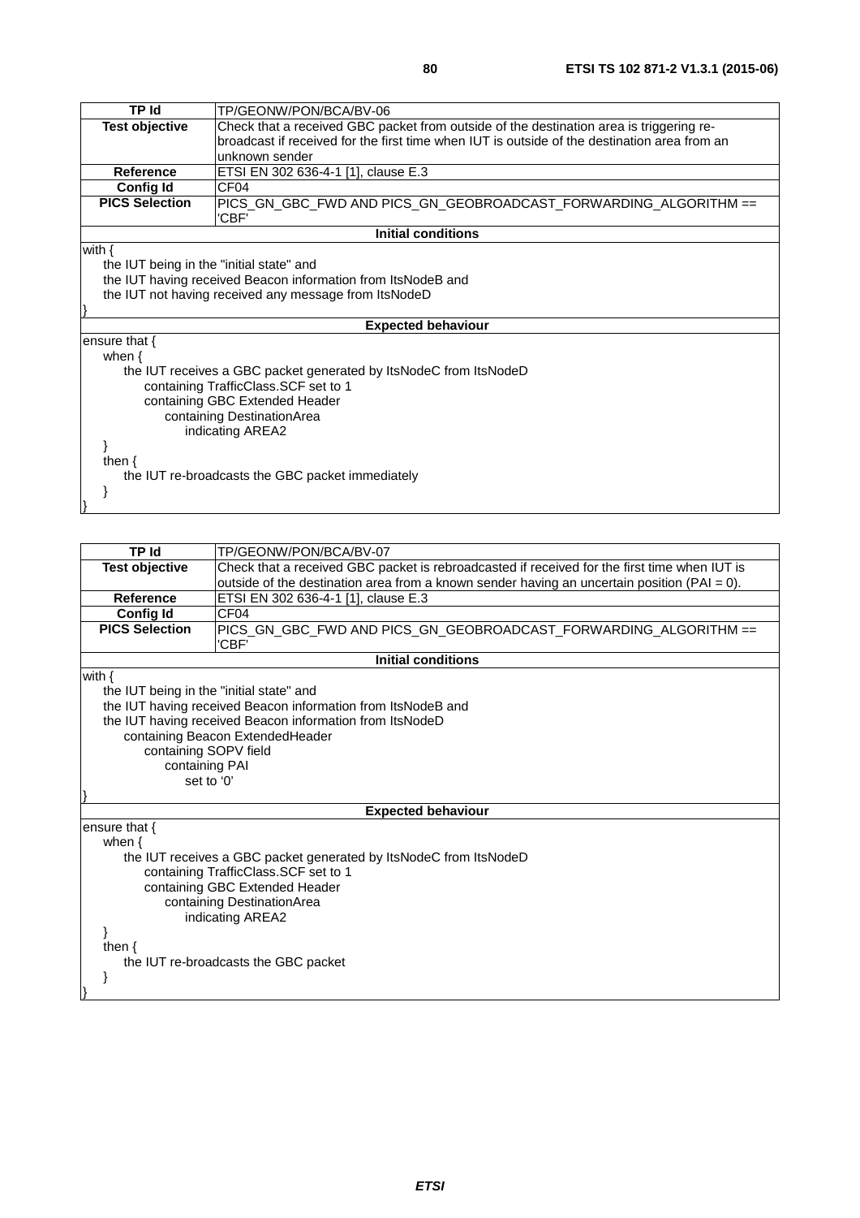| TP Id | TP/GEONW/PON/BCA/BV-06 |
| --- | --- |
| **Test objective** | Check that a received GBC packet from outside of the destination area is triggering re-broadcast if received for the first time when IUT is outside of the destination area from an unknown sender |
| **Reference** | ETSI EN 302 636-4-1 [1], clause E.3 |
| **Config Id** | CF04 |
| **PICS Selection** | PICS_GN_GBC_FWD AND PICS_GN_GEOBROADCAST_FORWARDING_ALGORITHM == 'CBF' |
| **Initial conditions** | |
| with {<br>    the IUT being in the "initial state" and<br>    the IUT having received Beacon information from ItsNodeB and<br>    the IUT not having received any message from ItsNodeD<br>} | |
| **Expected behaviour** | |
| ensure that {<br>    when {<br>        the IUT receives a GBC packet generated by ItsNodeC from ItsNodeD<br>            containing TrafficClass.SCF set to 1<br>            containing GBC Extended Header<br>                containing DestinationArea<br>                    indicating AREA2<br>    }<br>    then {<br>        the IUT re-broadcasts the GBC packet immediately<br>    }<br>} | |

| TP Id | TP/GEONW/PON/BCA/BV-07 |
| --- | --- |
| **Test objective** | Check that a received GBC packet is rebroadcasted if received for the first time when IUT is outside of the destination area from a known sender having an uncertain position (PAI = 0). |
| **Reference** | ETSI EN 302 636-4-1 [1], clause E.3 |
| **Config Id** | CF04 |
| **PICS Selection** | PICS_GN_GBC_FWD AND PICS_GN_GEOBROADCAST_FORWARDING_ALGORITHM == 'CBF' |
| **Initial conditions** | |
| with {<br>    the IUT being in the "initial state" and<br>    the IUT having received Beacon information from ItsNodeB and<br>    the IUT having received Beacon information from ItsNodeD<br>        containing Beacon ExtendedHeader<br>            containing SOPV field<br>                containing PAI<br>                    set to '0'<br>} | |
| **Expected behaviour** | |
| ensure that {<br>    when {<br>        the IUT receives a GBC packet generated by ItsNodeC from ItsNodeD<br>            containing TrafficClass.SCF set to 1<br>            containing GBC Extended Header<br>                containing DestinationArea<br>                    indicating AREA2<br>    }<br>    then {<br>        the IUT re-broadcasts the GBC packet<br>    }<br>} | |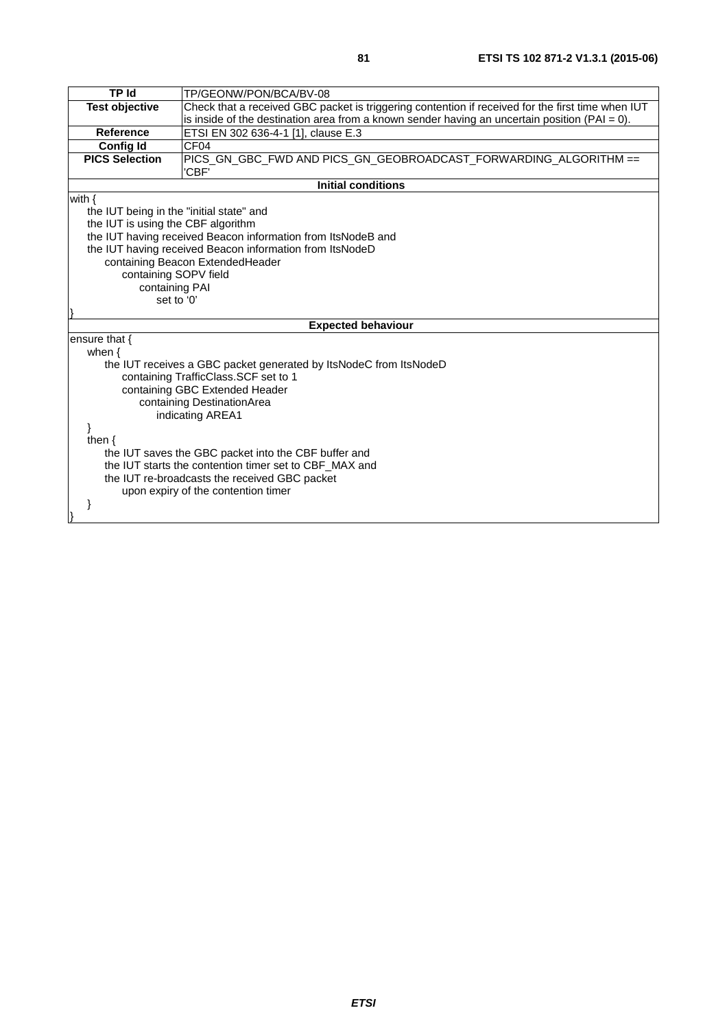| TP Id | TP/GEONW/PON/BCA/BV-08 |
|---|---|
| Test objective | Check that a received GBC packet is triggering contention if received for the first time when IUT is inside of the destination area from a known sender having an uncertain position (PAI = 0). |
| Reference | ETSI EN 302 636-4-1 [1], clause E.3 |
| Config Id | CF04 |
| PICS Selection | PICS_GN_GBC_FWD AND PICS_GN_GEOBROADCAST_FORWARDING_ALGORITHM == 'CBF' |
| **Initial conditions** | |
| with {<br>&nbsp;&nbsp;&nbsp;&nbsp;the IUT being in the "initial state" and<br>&nbsp;&nbsp;&nbsp;&nbsp;the IUT is using the CBF algorithm<br>&nbsp;&nbsp;&nbsp;&nbsp;the IUT having received Beacon information from ItsNodeB and<br>&nbsp;&nbsp;&nbsp;&nbsp;the IUT having received Beacon information from ItsNodeD<br>&nbsp;&nbsp;&nbsp;&nbsp;&nbsp;&nbsp;&nbsp;&nbsp;containing Beacon ExtendedHeader<br>&nbsp;&nbsp;&nbsp;&nbsp;&nbsp;&nbsp;&nbsp;&nbsp;&nbsp;&nbsp;&nbsp;&nbsp;containing SOPV field<br>&nbsp;&nbsp;&nbsp;&nbsp;&nbsp;&nbsp;&nbsp;&nbsp;&nbsp;&nbsp;&nbsp;&nbsp;&nbsp;&nbsp;&nbsp;&nbsp;containing PAI<br>&nbsp;&nbsp;&nbsp;&nbsp;&nbsp;&nbsp;&nbsp;&nbsp;&nbsp;&nbsp;&nbsp;&nbsp;&nbsp;&nbsp;&nbsp;&nbsp;&nbsp;&nbsp;&nbsp;&nbsp;set to '0'<br>} | |
| **Expected behaviour** | |
| ensure that {<br>&nbsp;&nbsp;&nbsp;&nbsp;when {<br>&nbsp;&nbsp;&nbsp;&nbsp;&nbsp;&nbsp;&nbsp;&nbsp;the IUT receives a GBC packet generated by ItsNodeC from ItsNodeD<br>&nbsp;&nbsp;&nbsp;&nbsp;&nbsp;&nbsp;&nbsp;&nbsp;&nbsp;&nbsp;&nbsp;&nbsp;containing TrafficClass.SCF set to 1<br>&nbsp;&nbsp;&nbsp;&nbsp;&nbsp;&nbsp;&nbsp;&nbsp;&nbsp;&nbsp;&nbsp;&nbsp;containing GBC Extended Header<br>&nbsp;&nbsp;&nbsp;&nbsp;&nbsp;&nbsp;&nbsp;&nbsp;&nbsp;&nbsp;&nbsp;&nbsp;&nbsp;&nbsp;&nbsp;&nbsp;containing DestinationArea<br>&nbsp;&nbsp;&nbsp;&nbsp;&nbsp;&nbsp;&nbsp;&nbsp;&nbsp;&nbsp;&nbsp;&nbsp;&nbsp;&nbsp;&nbsp;&nbsp;&nbsp;&nbsp;&nbsp;&nbsp;indicating AREA1<br>&nbsp;&nbsp;&nbsp;&nbsp;}<br>&nbsp;&nbsp;&nbsp;&nbsp;then {<br>&nbsp;&nbsp;&nbsp;&nbsp;&nbsp;&nbsp;&nbsp;&nbsp;the IUT saves the GBC packet into the CBF buffer and<br>&nbsp;&nbsp;&nbsp;&nbsp;&nbsp;&nbsp;&nbsp;&nbsp;the IUT starts the contention timer set to CBF_MAX and<br>&nbsp;&nbsp;&nbsp;&nbsp;&nbsp;&nbsp;&nbsp;&nbsp;the IUT re-broadcasts the received GBC packet<br>&nbsp;&nbsp;&nbsp;&nbsp;&nbsp;&nbsp;&nbsp;&nbsp;&nbsp;&nbsp;&nbsp;&nbsp;upon expiry of the contention timer<br>&nbsp;&nbsp;&nbsp;&nbsp;}<br>} | |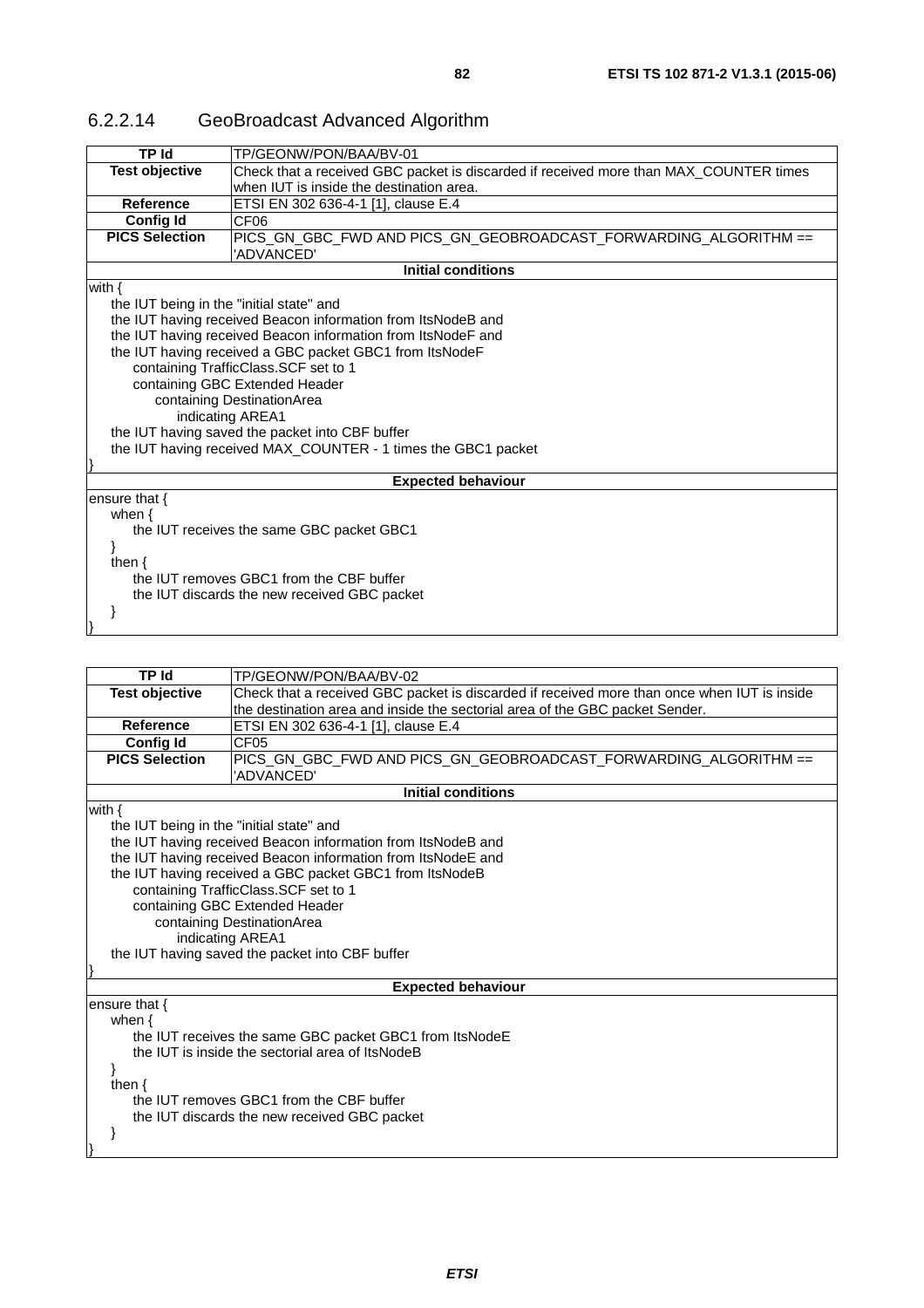### 6.2.2.14 GeoBroadcast Advanced Algorithm

| TP Id | TP/GEONW/PON/BAA/BV-01 |
|---|---|
| **Test objective** | Check that a received GBC packet is discarded if received more than MAX_COUNTER times when IUT is inside the destination area. |
| **Reference** | ETSI EN 302 636-4-1 [1], clause E.4 |
| **Config Id** | CF06 |
| **PICS Selection** | PICS_GN_GBC_FWD AND PICS_GN_GEOBROADCAST_FORWARDING_ALGORITHM == 'ADVANCED' |
| **Initial conditions** | |

```
with {
    the IUT being in the "initial state" and
    the IUT having received Beacon information from ItsNodeB and
    the IUT having received Beacon information from ItsNodeF and
    the IUT having received a GBC packet GBC1 from ItsNodeF
        containing TrafficClass.SCF set to 1
        containing GBC Extended Header
            containing DestinationArea
                indicating AREA1
    the IUT having saved the packet into CBF buffer
    the IUT having received MAX_COUNTER - 1 times the GBC1 packet
}
```

**Expected behaviour**

```
ensure that {
    when {
        the IUT receives the same GBC packet GBC1
    }
    then {
        the IUT removes GBC1 from the CBF buffer
        the IUT discards the new received GBC packet
    }
}
```

| TP Id | TP/GEONW/PON/BAA/BV-02 |
|---|---|
| **Test objective** | Check that a received GBC packet is discarded if received more than once when IUT is inside the destination area and inside the sectorial area of the GBC packet Sender. |
| **Reference** | ETSI EN 302 636-4-1 [1], clause E.4 |
| **Config Id** | CF05 |
| **PICS Selection** | PICS_GN_GBC_FWD AND PICS_GN_GEOBROADCAST_FORWARDING_ALGORITHM == 'ADVANCED' |
| **Initial conditions** | |

```
with {
    the IUT being in the "initial state" and
    the IUT having received Beacon information from ItsNodeB and
    the IUT having received Beacon information from ItsNodeE and
    the IUT having received a GBC packet GBC1 from ItsNodeB
        containing TrafficClass.SCF set to 1
        containing GBC Extended Header
            containing DestinationArea
                indicating AREA1
    the IUT having saved the packet into CBF buffer
}
```

**Expected behaviour**

```
ensure that {
    when {
        the IUT receives the same GBC packet GBC1 from ItsNodeE
        the IUT is inside the sectorial area of ItsNodeB
    }
    then {
        the IUT removes GBC1 from the CBF buffer
        the IUT discards the new received GBC packet
    }
}
```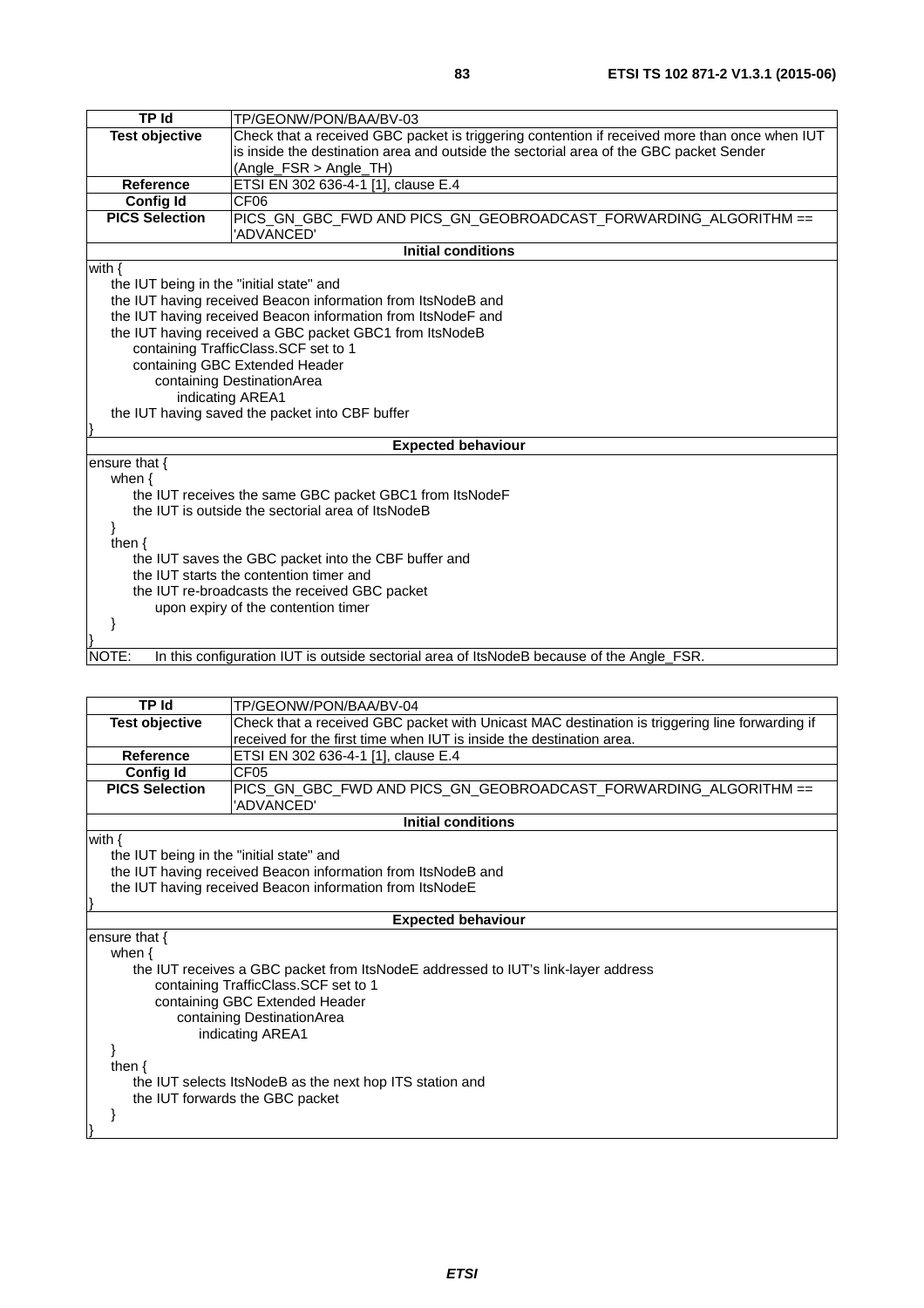| TP Id | TP/GEONW/PON/BAA/BV-03 |
| --- | --- |
| **Test objective** | Check that a received GBC packet is triggering contention if received more than once when IUT is inside the destination area and outside the sectorial area of the GBC packet Sender (Angle_FSR > Angle_TH) |
| **Reference** | ETSI EN 302 636-4-1 [1], clause E.4 |
| **Config Id** | CF06 |
| **PICS Selection** | PICS_GN_GBC_FWD AND PICS_GN_GEOBROADCAST_FORWARDING_ALGORITHM == 'ADVANCED' |
| **Initial conditions** | |
| with {<br>the IUT being in the "initial state" and<br>the IUT having received Beacon information from ItsNodeB and<br>the IUT having received Beacon information from ItsNodeF and<br>the IUT having received a GBC packet GBC1 from ItsNodeB<br>containing TrafficClass.SCF set to 1<br>containing GBC Extended Header<br>containing DestinationArea<br>indicating AREA1<br>the IUT having saved the packet into CBF buffer<br>} | |
| **Expected behaviour** | |
| ensure that {<br>when {<br>the IUT receives the same GBC packet GBC1 from ItsNodeF<br>the IUT is outside the sectorial area of ItsNodeB<br>}<br>then {<br>the IUT saves the GBC packet into the CBF buffer and<br>the IUT starts the contention timer and<br>the IUT re-broadcasts the received GBC packet<br>upon expiry of the contention timer<br>}<br>} | |
| NOTE: In this configuration IUT is outside sectorial area of ItsNodeB because of the Angle_FSR. | |

| TP Id | TP/GEONW/PON/BAA/BV-04 |
| --- | --- |
| **Test objective** | Check that a received GBC packet with Unicast MAC destination is triggering line forwarding if received for the first time when IUT is inside the destination area. |
| **Reference** | ETSI EN 302 636-4-1 [1], clause E.4 |
| **Config Id** | CF05 |
| **PICS Selection** | PICS_GN_GBC_FWD AND PICS_GN_GEOBROADCAST_FORWARDING_ALGORITHM == 'ADVANCED' |
| **Initial conditions** | |
| with {<br>the IUT being in the "initial state" and<br>the IUT having received Beacon information from ItsNodeB and<br>the IUT having received Beacon information from ItsNodeE<br>} | |
| **Expected behaviour** | |
| ensure that {<br>when {<br>the IUT receives a GBC packet from ItsNodeE addressed to IUT's link-layer address<br>containing TrafficClass.SCF set to 1<br>containing GBC Extended Header<br>containing DestinationArea<br>indicating AREA1<br>}<br>then {<br>the IUT selects ItsNodeB as the next hop ITS station and<br>the IUT forwards the GBC packet<br>}<br>} | |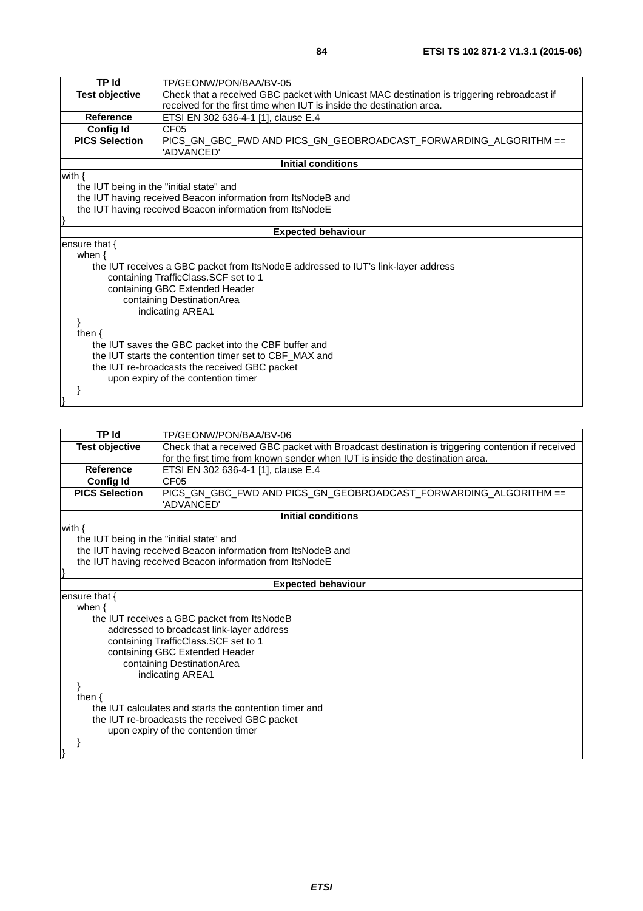| TP Id | TP/GEONW/PON/BAA/BV-05 |
|---|---|
| **Test objective** | Check that a received GBC packet with Unicast MAC destination is triggering rebroadcast if received for the first time when IUT is inside the destination area. |
| **Reference** | ETSI EN 302 636-4-1 [1], clause E.4 |
| **Config Id** | CF05 |
| **PICS Selection** | PICS_GN_GBC_FWD AND PICS_GN_GEOBROADCAST_FORWARDING_ALGORITHM == 'ADVANCED' |

**Initial conditions**

```
with {
    the IUT being in the "initial state" and
    the IUT having received Beacon information from ItsNodeB and
    the IUT having received Beacon information from ItsNodeE
}
```

**Expected behaviour**

```
ensure that {
    when {
        the IUT receives a GBC packet from ItsNodeE addressed to IUT's link-layer address
            containing TrafficClass.SCF set to 1
            containing GBC Extended Header
                containing DestinationArea
                    indicating AREA1
    }
    then {
        the IUT saves the GBC packet into the CBF buffer and
        the IUT starts the contention timer set to CBF_MAX and
        the IUT re-broadcasts the received GBC packet
            upon expiry of the contention timer
    }
}
```

| TP Id | TP/GEONW/PON/BAA/BV-06 |
|---|---|
| **Test objective** | Check that a received GBC packet with Broadcast destination is triggering contention if received for the first time from known sender when IUT is inside the destination area. |
| **Reference** | ETSI EN 302 636-4-1 [1], clause E.4 |
| **Config Id** | CF05 |
| **PICS Selection** | PICS_GN_GBC_FWD AND PICS_GN_GEOBROADCAST_FORWARDING_ALGORITHM == 'ADVANCED' |

**Initial conditions**

```
with {
    the IUT being in the "initial state" and
    the IUT having received Beacon information from ItsNodeB and
    the IUT having received Beacon information from ItsNodeE
}
```

**Expected behaviour**

```
ensure that {
    when {
        the IUT receives a GBC packet from ItsNodeB
            addressed to broadcast link-layer address
            containing TrafficClass.SCF set to 1
            containing GBC Extended Header
                containing DestinationArea
                    indicating AREA1
    }
    then {
        the IUT calculates and starts the contention timer and
        the IUT re-broadcasts the received GBC packet
            upon expiry of the contention timer
    }
}
```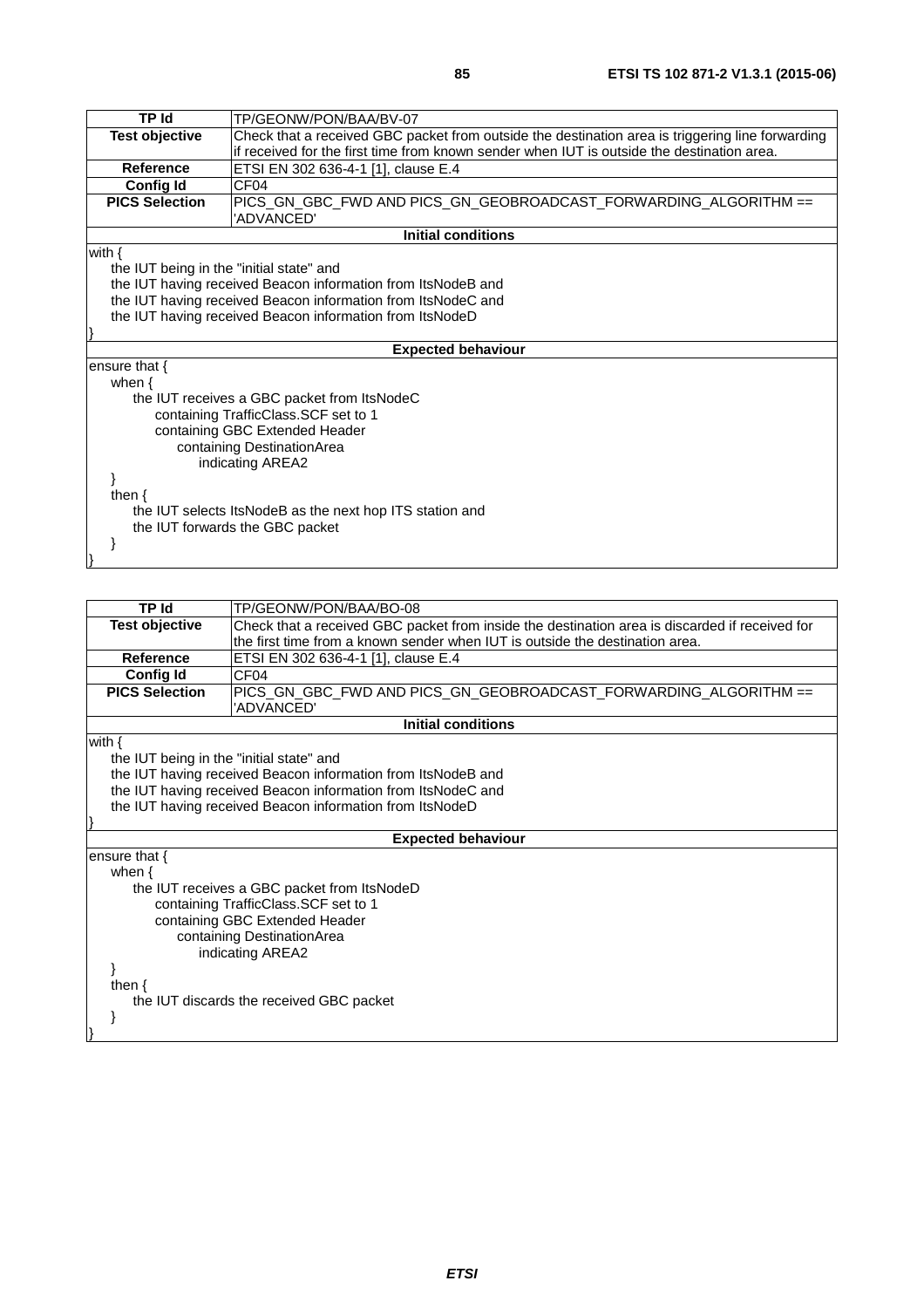| TP Id | TP/GEONW/PON/BAA/BV-07 |
| --- | --- |
| Test objective | Check that a received GBC packet from outside the destination area is triggering line forwarding if received for the first time from known sender when IUT is outside the destination area. |
| Reference | ETSI EN 302 636-4-1 [1], clause E.4 |
| Config Id | CF04 |
| PICS Selection | PICS_GN_GBC_FWD AND PICS_GN_GEOBROADCAST_FORWARDING_ALGORITHM == 'ADVANCED' |
| **Initial conditions** | |

```
with {
    the IUT being in the "initial state" and
    the IUT having received Beacon information from ItsNodeB and
    the IUT having received Beacon information from ItsNodeC and
    the IUT having received Beacon information from ItsNodeD
}
```

**Expected behaviour**

```
ensure that {
    when {
        the IUT receives a GBC packet from ItsNodeC
            containing TrafficClass.SCF set to 1
            containing GBC Extended Header
                containing DestinationArea
                    indicating AREA2
    }
    then {
        the IUT selects ItsNodeB as the next hop ITS station and
        the IUT forwards the GBC packet
    }
}
```

| TP Id | TP/GEONW/PON/BAA/BO-08 |
| --- | --- |
| Test objective | Check that a received GBC packet from inside the destination area is discarded if received for the first time from a known sender when IUT is outside the destination area. |
| Reference | ETSI EN 302 636-4-1 [1], clause E.4 |
| Config Id | CF04 |
| PICS Selection | PICS_GN_GBC_FWD AND PICS_GN_GEOBROADCAST_FORWARDING_ALGORITHM == 'ADVANCED' |
| **Initial conditions** | |

```
with {
    the IUT being in the "initial state" and
    the IUT having received Beacon information from ItsNodeB and
    the IUT having received Beacon information from ItsNodeC and
    the IUT having received Beacon information from ItsNodeD
}
```

**Expected behaviour**

```
ensure that {
    when {
        the IUT receives a GBC packet from ItsNodeD
            containing TrafficClass.SCF set to 1
            containing GBC Extended Header
                containing DestinationArea
                    indicating AREA2
    }
    then {
        the IUT discards the received GBC packet
    }
}
```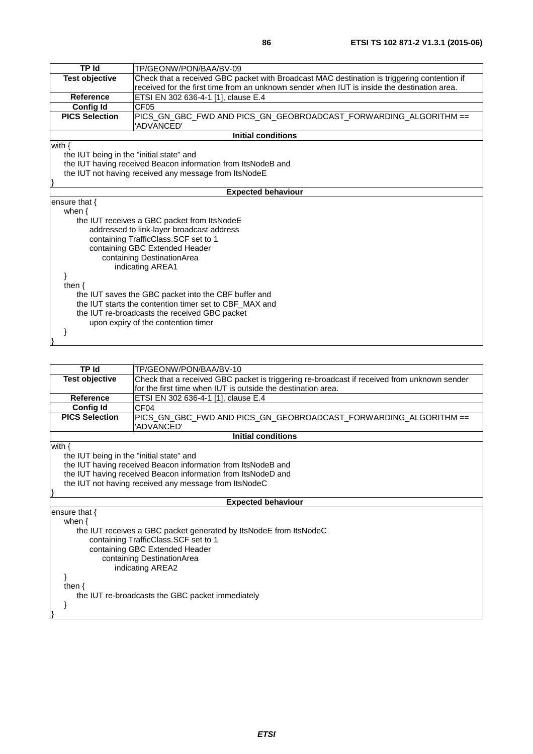| TP Id | TP/GEONW/PON/BAA/BV-09 |
|---|---|
| **Test objective** | Check that a received GBC packet with Broadcast MAC destination is triggering contention if received for the first time from an unknown sender when IUT is inside the destination area. |
| **Reference** | ETSI EN 302 636-4-1 [1], clause E.4 |
| **Config Id** | CF05 |
| **PICS Selection** | PICS_GN_GBC_FWD AND PICS_GN_GEOBROADCAST_FORWARDING_ALGORITHM == 'ADVANCED' |

**Initial conditions**

```
with {
    the IUT being in the "initial state" and
    the IUT having received Beacon information from ItsNodeB and
    the IUT not having received any message from ItsNodeE
}
```

**Expected behaviour**

```
ensure that {
    when {
        the IUT receives a GBC packet from ItsNodeE
            addressed to link-layer broadcast address
            containing TrafficClass.SCF set to 1
            containing GBC Extended Header
                containing DestinationArea
                    indicating AREA1
    }
    then {
        the IUT saves the GBC packet into the CBF buffer and
        the IUT starts the contention timer set to CBF_MAX and
        the IUT re-broadcasts the received GBC packet
            upon expiry of the contention timer
    }
}
```

| TP Id | TP/GEONW/PON/BAA/BV-10 |
|---|---|
| **Test objective** | Check that a received GBC packet is triggering re-broadcast if received from unknown sender for the first time when IUT is outside the destination area. |
| **Reference** | ETSI EN 302 636-4-1 [1], clause E.4 |
| **Config Id** | CF04 |
| **PICS Selection** | PICS_GN_GBC_FWD AND PICS_GN_GEOBROADCAST_FORWARDING_ALGORITHM == 'ADVANCED' |

**Initial conditions**

```
with {
    the IUT being in the "initial state" and
    the IUT having received Beacon information from ItsNodeB and
    the IUT having received Beacon information from ItsNodeD and
    the IUT not having received any message from ItsNodeC
}
```

**Expected behaviour**

```
ensure that {
    when {
        the IUT receives a GBC packet generated by ItsNodeE from ItsNodeC
            containing TrafficClass.SCF set to 1
            containing GBC Extended Header
                containing DestinationArea
                    indicating AREA2
    }
    then {
        the IUT re-broadcasts the GBC packet immediately
    }
}
```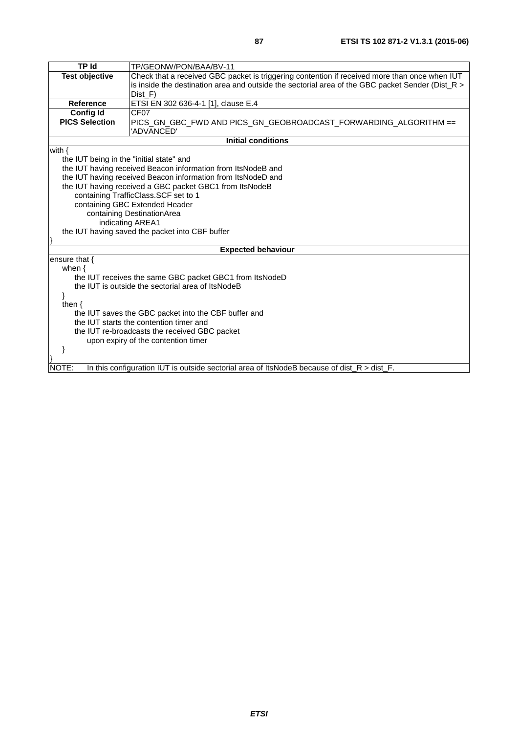| TP Id | TP/GEONW/PON/BAA/BV-11 |
|---|---|
| **Test objective** | Check that a received GBC packet is triggering contention if received more than once when IUT is inside the destination area and outside the sectorial area of the GBC packet Sender (Dist_R > Dist_F) |
| **Reference** | ETSI EN 302 636-4-1 [1], clause E.4 |
| **Config Id** | CF07 |
| **PICS Selection** | PICS_GN_GBC_FWD AND PICS_GN_GEOBROADCAST_FORWARDING_ALGORITHM == 'ADVANCED' |
| **Initial conditions** | |
| with {<br>&nbsp;&nbsp;&nbsp;&nbsp;the IUT being in the "initial state" and<br>&nbsp;&nbsp;&nbsp;&nbsp;the IUT having received Beacon information from ItsNodeB and<br>&nbsp;&nbsp;&nbsp;&nbsp;the IUT having received Beacon information from ItsNodeD and<br>&nbsp;&nbsp;&nbsp;&nbsp;the IUT having received a GBC packet GBC1 from ItsNodeB<br>&nbsp;&nbsp;&nbsp;&nbsp;&nbsp;&nbsp;&nbsp;&nbsp;containing TrafficClass.SCF set to 1<br>&nbsp;&nbsp;&nbsp;&nbsp;&nbsp;&nbsp;&nbsp;&nbsp;containing GBC Extended Header<br>&nbsp;&nbsp;&nbsp;&nbsp;&nbsp;&nbsp;&nbsp;&nbsp;&nbsp;&nbsp;&nbsp;&nbsp;containing DestinationArea<br>&nbsp;&nbsp;&nbsp;&nbsp;&nbsp;&nbsp;&nbsp;&nbsp;&nbsp;&nbsp;&nbsp;&nbsp;&nbsp;&nbsp;&nbsp;&nbsp;indicating AREA1<br>&nbsp;&nbsp;&nbsp;&nbsp;the IUT having saved the packet into CBF buffer<br>} | |
| **Expected behaviour** | |
| ensure that {<br>&nbsp;&nbsp;&nbsp;&nbsp;when {<br>&nbsp;&nbsp;&nbsp;&nbsp;&nbsp;&nbsp;&nbsp;&nbsp;the IUT receives the same GBC packet GBC1 from ItsNodeD<br>&nbsp;&nbsp;&nbsp;&nbsp;&nbsp;&nbsp;&nbsp;&nbsp;the IUT is outside the sectorial area of ItsNodeB<br>&nbsp;&nbsp;&nbsp;&nbsp;}<br>&nbsp;&nbsp;&nbsp;&nbsp;then {<br>&nbsp;&nbsp;&nbsp;&nbsp;&nbsp;&nbsp;&nbsp;&nbsp;the IUT saves the GBC packet into the CBF buffer and<br>&nbsp;&nbsp;&nbsp;&nbsp;&nbsp;&nbsp;&nbsp;&nbsp;the IUT starts the contention timer and<br>&nbsp;&nbsp;&nbsp;&nbsp;&nbsp;&nbsp;&nbsp;&nbsp;the IUT re-broadcasts the received GBC packet<br>&nbsp;&nbsp;&nbsp;&nbsp;&nbsp;&nbsp;&nbsp;&nbsp;&nbsp;&nbsp;&nbsp;&nbsp;upon expiry of the contention timer<br>&nbsp;&nbsp;&nbsp;&nbsp;}<br>} | |
| NOTE: In this configuration IUT is outside sectorial area of ItsNodeB because of dist_R > dist_F. | |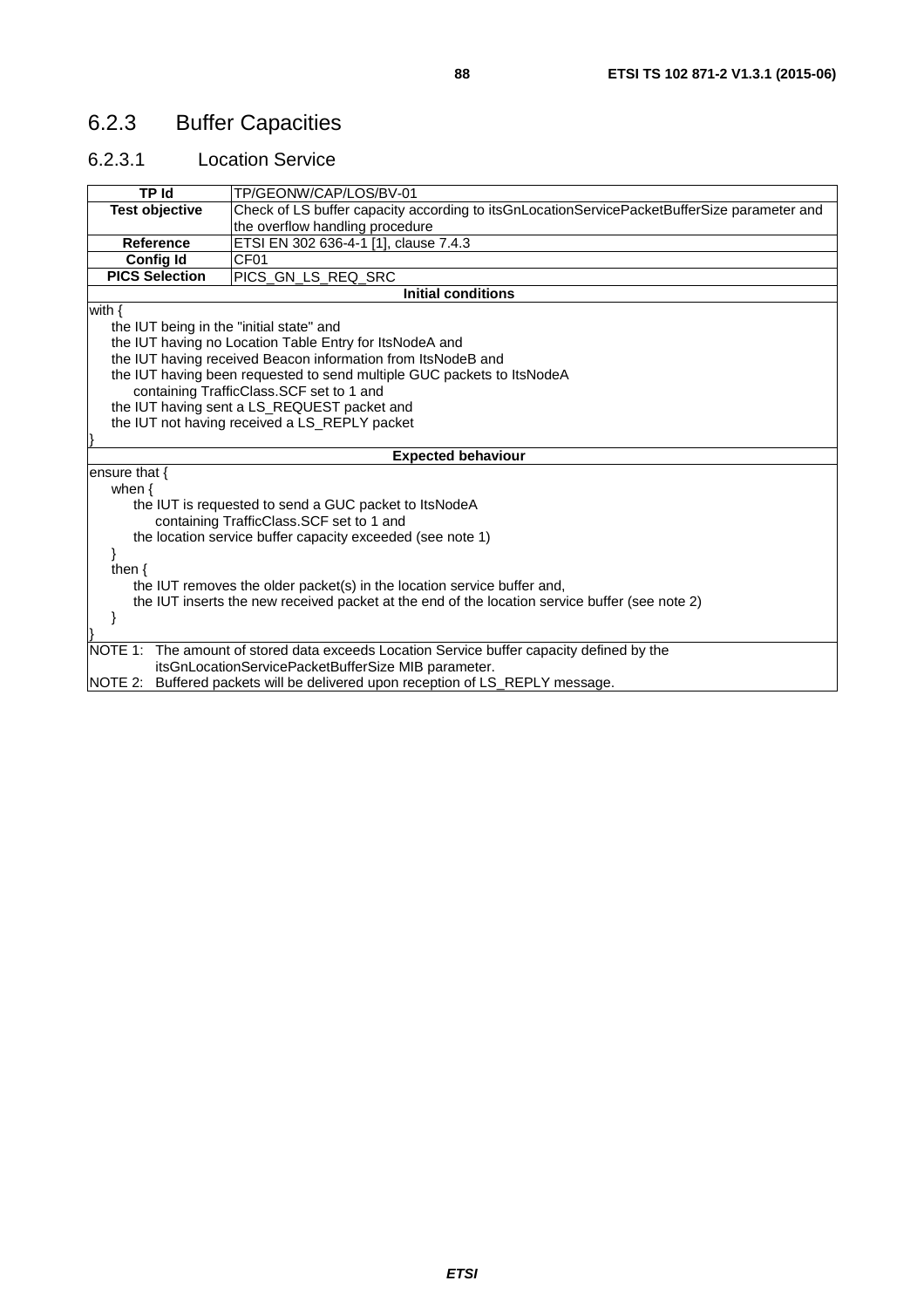### 6.2.3 Buffer Capacities

#### 6.2.3.1 Location Service

| **TP Id** | TP/GEONW/CAP/LOS/BV-01 |
|---|---|
| **Test objective** | Check of LS buffer capacity according to itsGnLocationServicePacketBufferSize parameter and the overflow handling procedure |
| **Reference** | ETSI EN 302 636-4-1 [1], clause 7.4.3 |
| **Config Id** | CF01 |
| **PICS Selection** | PICS_GN_LS_REQ_SRC |
| **Initial conditions** | |
| with {<br>&nbsp;&nbsp;&nbsp;&nbsp;the IUT being in the "initial state" and<br>&nbsp;&nbsp;&nbsp;&nbsp;the IUT having no Location Table Entry for ItsNodeA and<br>&nbsp;&nbsp;&nbsp;&nbsp;the IUT having received Beacon information from ItsNodeB and<br>&nbsp;&nbsp;&nbsp;&nbsp;the IUT having been requested to send multiple GUC packets to ItsNodeA<br>&nbsp;&nbsp;&nbsp;&nbsp;&nbsp;&nbsp;&nbsp;&nbsp;containing TrafficClass.SCF set to 1 and<br>&nbsp;&nbsp;&nbsp;&nbsp;the IUT having sent a LS_REQUEST packet and<br>&nbsp;&nbsp;&nbsp;&nbsp;the IUT not having received a LS_REPLY packet<br>} | |
| **Expected behaviour** | |
| ensure that {<br>&nbsp;&nbsp;&nbsp;&nbsp;when {<br>&nbsp;&nbsp;&nbsp;&nbsp;&nbsp;&nbsp;&nbsp;&nbsp;the IUT is requested to send a GUC packet to ItsNodeA<br>&nbsp;&nbsp;&nbsp;&nbsp;&nbsp;&nbsp;&nbsp;&nbsp;&nbsp;&nbsp;&nbsp;&nbsp;containing TrafficClass.SCF set to 1 and<br>&nbsp;&nbsp;&nbsp;&nbsp;&nbsp;&nbsp;&nbsp;&nbsp;the location service buffer capacity exceeded (see note 1)<br>&nbsp;&nbsp;&nbsp;&nbsp;}<br>&nbsp;&nbsp;&nbsp;&nbsp;then {<br>&nbsp;&nbsp;&nbsp;&nbsp;&nbsp;&nbsp;&nbsp;&nbsp;the IUT removes the older packet(s) in the location service buffer and,<br>&nbsp;&nbsp;&nbsp;&nbsp;&nbsp;&nbsp;&nbsp;&nbsp;the IUT inserts the new received packet at the end of the location service buffer (see note 2)<br>&nbsp;&nbsp;&nbsp;&nbsp;}<br>} | |
| NOTE 1: The amount of stored data exceeds Location Service buffer capacity defined by the itsGnLocationServicePacketBufferSize MIB parameter.<br>NOTE 2: Buffered packets will be delivered upon reception of LS_REPLY message. | |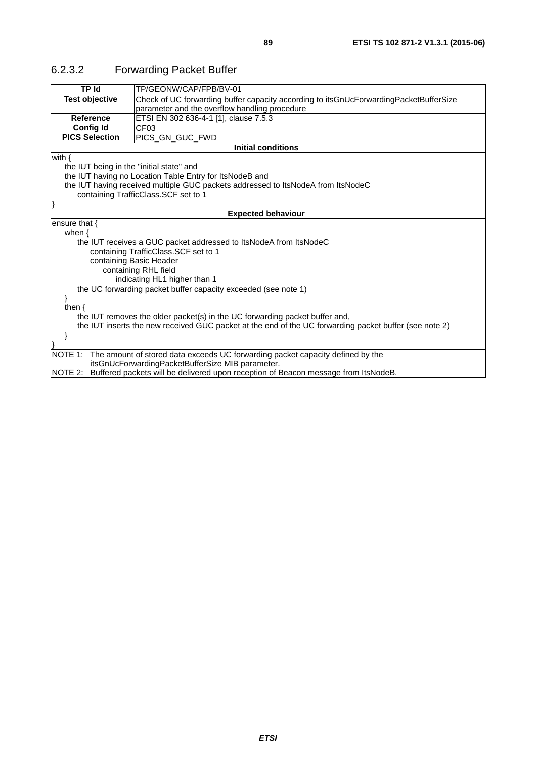### 6.2.3.2 Forwarding Packet Buffer

| TP Id | TP/GEONW/CAP/FPB/BV-01 |
|---|---|
| **Test objective** | Check of UC forwarding buffer capacity according to itsGnUcForwardingPacketBufferSize parameter and the overflow handling procedure |
| **Reference** | ETSI EN 302 636-4-1 [1], clause 7.5.3 |
| **Config Id** | CF03 |
| **PICS Selection** | PICS_GN_GUC_FWD |
| **Initial conditions** | |
| with {<br>the IUT being in the "initial state" and<br>the IUT having no Location Table Entry for ItsNodeB and<br>the IUT having received multiple GUC packets addressed to ItsNodeA from ItsNodeC<br>containing TrafficClass.SCF set to 1<br>} | |
| **Expected behaviour** | |
| ensure that {<br>when {<br>the IUT receives a GUC packet addressed to ItsNodeA from ItsNodeC<br>containing TrafficClass.SCF set to 1<br>containing Basic Header<br>containing RHL field<br>indicating HL1 higher than 1<br>the UC forwarding packet buffer capacity exceeded (see note 1)<br>}<br>then {<br>the IUT removes the older packet(s) in the UC forwarding packet buffer and,<br>the IUT inserts the new received GUC packet at the end of the UC forwarding packet buffer (see note 2)<br>}<br>} | |
| NOTE 1: The amount of stored data exceeds UC forwarding packet capacity defined by the itsGnUcForwardingPacketBufferSize MIB parameter.<br>NOTE 2: Buffered packets will be delivered upon reception of Beacon message from ItsNodeB. | |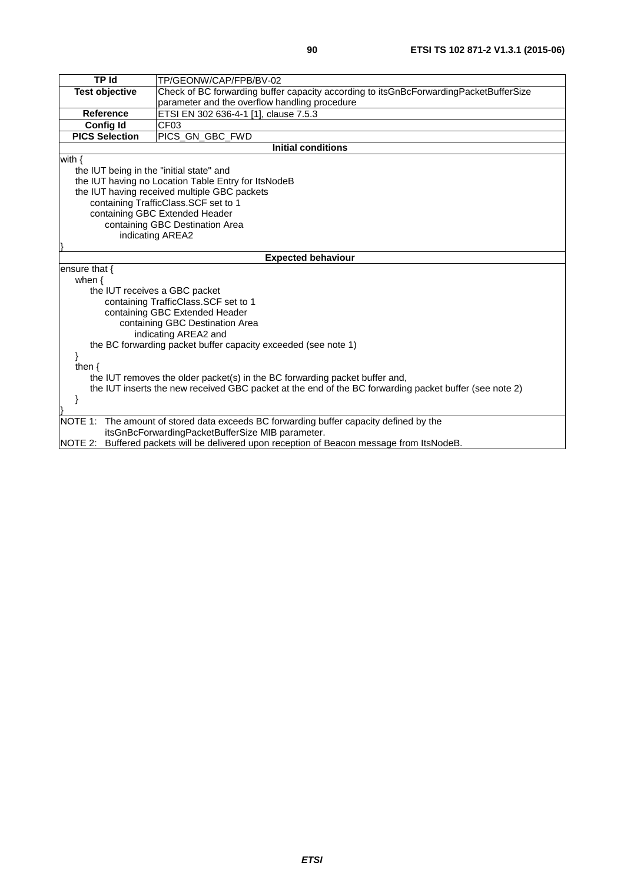| TP Id | TP/GEONW/CAP/FPB/BV-02 |
|---|---|
| **Test objective** | Check of BC forwarding buffer capacity according to itsGnBcForwardingPacketBufferSize parameter and the overflow handling procedure |
| **Reference** | ETSI EN 302 636-4-1 [1], clause 7.5.3 |
| **Config Id** | CF03 |
| **PICS Selection** | PICS_GN_GBC_FWD |
| **Initial conditions** | |
| with {<br>&nbsp;&nbsp;&nbsp;&nbsp;the IUT being in the "initial state" and<br>&nbsp;&nbsp;&nbsp;&nbsp;the IUT having no Location Table Entry for ItsNodeB<br>&nbsp;&nbsp;&nbsp;&nbsp;the IUT having received multiple GBC packets<br>&nbsp;&nbsp;&nbsp;&nbsp;&nbsp;&nbsp;&nbsp;&nbsp;containing TrafficClass.SCF set to 1<br>&nbsp;&nbsp;&nbsp;&nbsp;&nbsp;&nbsp;&nbsp;&nbsp;containing GBC Extended Header<br>&nbsp;&nbsp;&nbsp;&nbsp;&nbsp;&nbsp;&nbsp;&nbsp;&nbsp;&nbsp;&nbsp;&nbsp;containing GBC Destination Area<br>&nbsp;&nbsp;&nbsp;&nbsp;&nbsp;&nbsp;&nbsp;&nbsp;&nbsp;&nbsp;&nbsp;&nbsp;&nbsp;&nbsp;&nbsp;&nbsp;indicating AREA2<br>} | |
| **Expected behaviour** | |
| ensure that {<br>&nbsp;&nbsp;&nbsp;&nbsp;when {<br>&nbsp;&nbsp;&nbsp;&nbsp;&nbsp;&nbsp;&nbsp;&nbsp;the IUT receives a GBC packet<br>&nbsp;&nbsp;&nbsp;&nbsp;&nbsp;&nbsp;&nbsp;&nbsp;&nbsp;&nbsp;&nbsp;&nbsp;containing TrafficClass.SCF set to 1<br>&nbsp;&nbsp;&nbsp;&nbsp;&nbsp;&nbsp;&nbsp;&nbsp;&nbsp;&nbsp;&nbsp;&nbsp;containing GBC Extended Header<br>&nbsp;&nbsp;&nbsp;&nbsp;&nbsp;&nbsp;&nbsp;&nbsp;&nbsp;&nbsp;&nbsp;&nbsp;&nbsp;&nbsp;&nbsp;&nbsp;containing GBC Destination Area<br>&nbsp;&nbsp;&nbsp;&nbsp;&nbsp;&nbsp;&nbsp;&nbsp;&nbsp;&nbsp;&nbsp;&nbsp;&nbsp;&nbsp;&nbsp;&nbsp;&nbsp;&nbsp;&nbsp;&nbsp;indicating AREA2 and<br>&nbsp;&nbsp;&nbsp;&nbsp;&nbsp;&nbsp;&nbsp;&nbsp;the BC forwarding packet buffer capacity exceeded (see note 1)<br>&nbsp;&nbsp;&nbsp;&nbsp;}<br>&nbsp;&nbsp;&nbsp;&nbsp;then {<br>&nbsp;&nbsp;&nbsp;&nbsp;&nbsp;&nbsp;&nbsp;&nbsp;the IUT removes the older packet(s) in the BC forwarding packet buffer and,<br>&nbsp;&nbsp;&nbsp;&nbsp;&nbsp;&nbsp;&nbsp;&nbsp;the IUT inserts the new received GBC packet at the end of the BC forwarding packet buffer (see note 2)<br>&nbsp;&nbsp;&nbsp;&nbsp;}<br>} | |
| NOTE 1: The amount of stored data exceeds BC forwarding buffer capacity defined by the itsGnBcForwardingPacketBufferSize MIB parameter.<br>NOTE 2: Buffered packets will be delivered upon reception of Beacon message from ItsNodeB. | |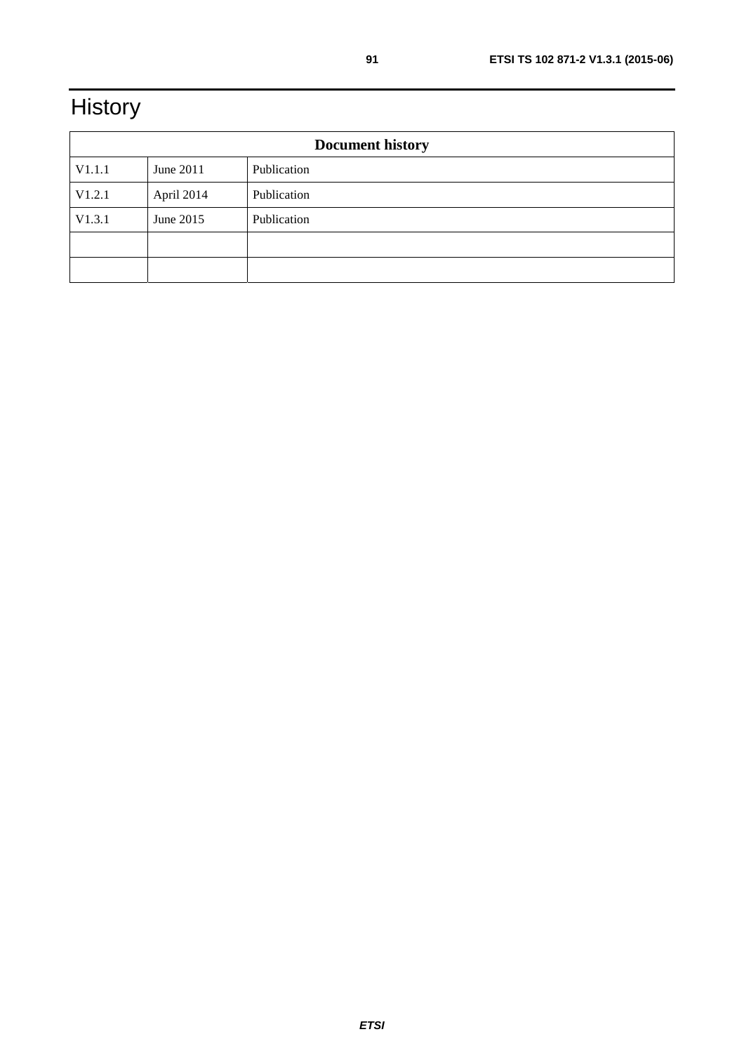# History

| Document history | | |
|---|---|---|
| V1.1.1 | June 2011 | Publication |
| V1.2.1 | April 2014 | Publication |
| V1.3.1 | June 2015 | Publication |
| | | |
| | | |